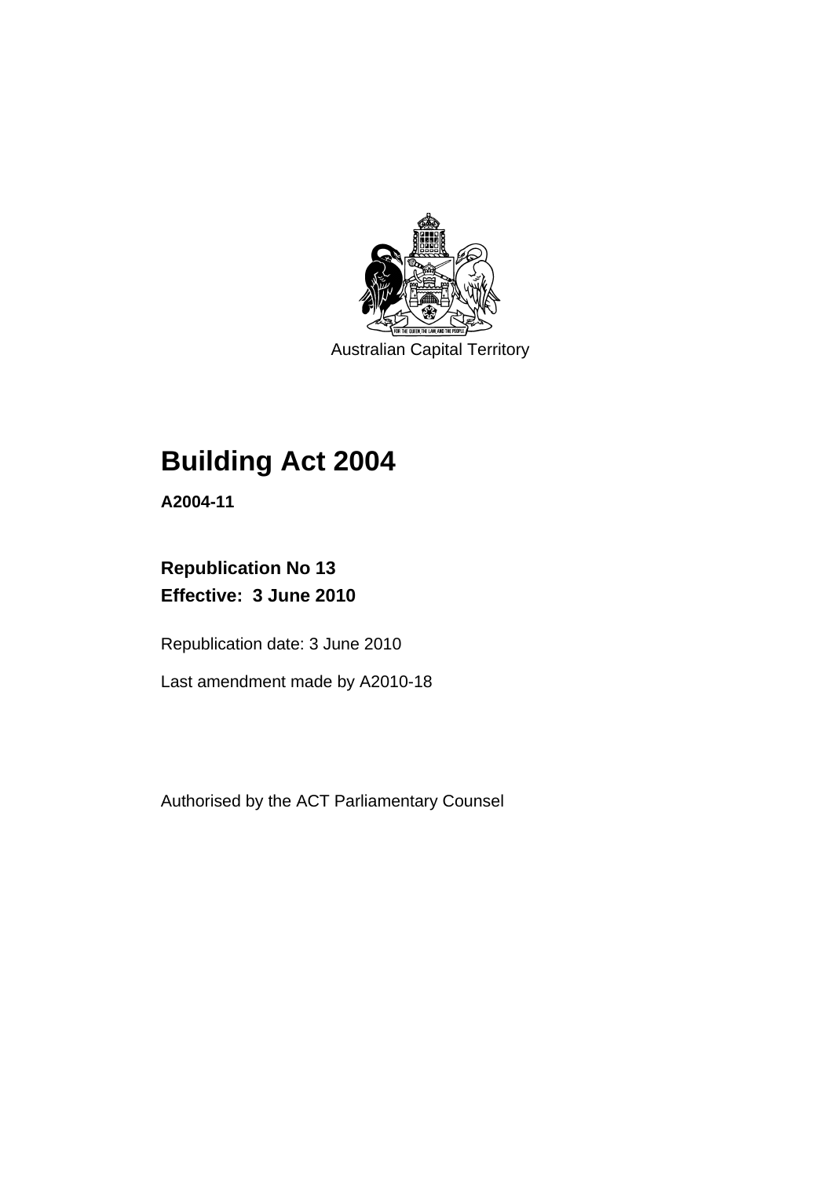Australian Capital Territory

# Building Act 2004

**A2004-11**

## Republication No 13
## Effective: 3 June 2010

Republication date: 3 June 2010

Last amendment made by A2010-18

Authorised by the ACT Parliamentary Counsel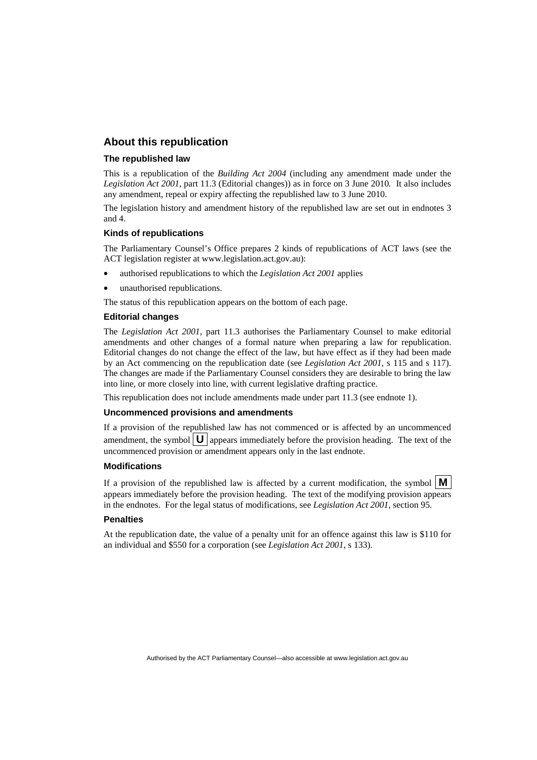## About this republication

### The republished law

This is a republication of the *Building Act 2004* (including any amendment made under the *Legislation Act 2001*, part 11.3 (Editorial changes)) as in force on 3 June 2010*.* It also includes any amendment, repeal or expiry affecting the republished law to 3 June 2010.

The legislation history and amendment history of the republished law are set out in endnotes 3 and 4.

### Kinds of republications

The Parliamentary Counsel's Office prepares 2 kinds of republications of ACT laws (see the ACT legislation register at www.legislation.act.gov.au):

- authorised republications to which the *Legislation Act 2001* applies
- unauthorised republications.

The status of this republication appears on the bottom of each page.

### Editorial changes

The *Legislation Act 2001*, part 11.3 authorises the Parliamentary Counsel to make editorial amendments and other changes of a formal nature when preparing a law for republication. Editorial changes do not change the effect of the law, but have effect as if they had been made by an Act commencing on the republication date (see *Legislation Act 2001*, s 115 and s 117). The changes are made if the Parliamentary Counsel considers they are desirable to bring the law into line, or more closely into line, with current legislative drafting practice.

This republication does not include amendments made under part 11.3 (see endnote 1).

### Uncommenced provisions and amendments

If a provision of the republished law has not commenced or is affected by an uncommenced amendment, the symbol **U** appears immediately before the provision heading. The text of the uncommenced provision or amendment appears only in the last endnote.

### Modifications

If a provision of the republished law is affected by a current modification, the symbol **M** appears immediately before the provision heading. The text of the modifying provision appears in the endnotes. For the legal status of modifications, see *Legislation Act 2001*, section 95.

### Penalties

At the republication date, the value of a penalty unit for an offence against this law is $110 for an individual and $550 for a corporation (see *Legislation Act 2001*, s 133).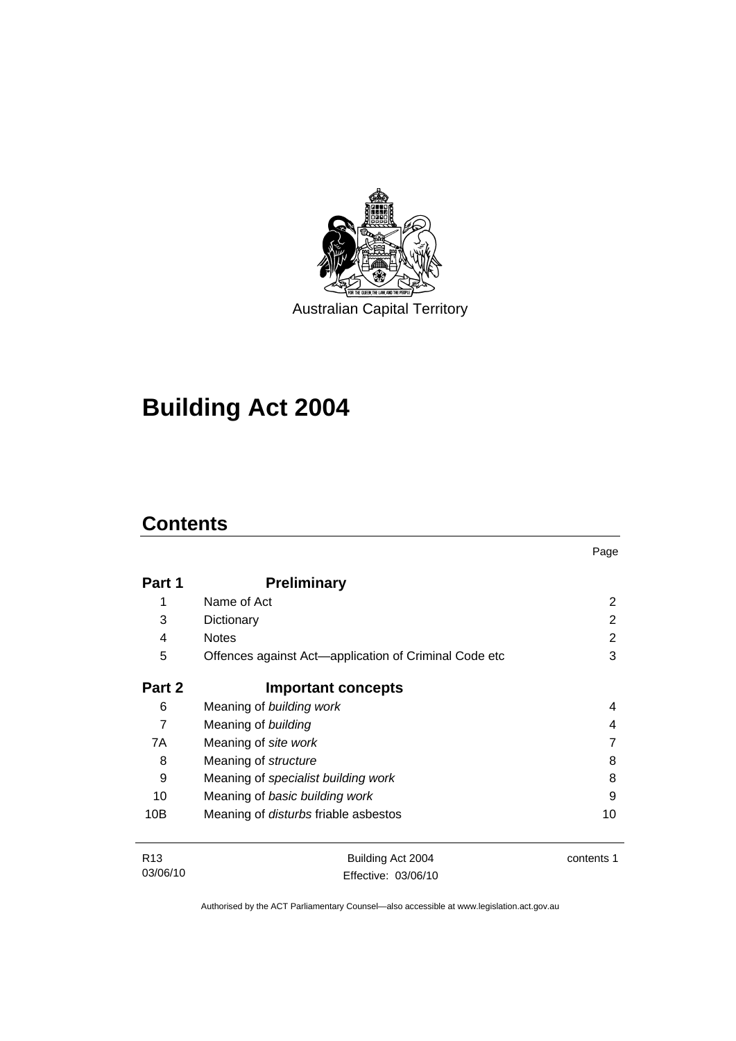Australian Capital Territory

# Building Act 2004

## Contents

| | | Page |
|---|---|---|
| **Part 1** | **Preliminary** | |
| 1 | Name of Act | 2 |
| 3 | Dictionary | 2 |
| 4 | Notes | 2 |
| 5 | Offences against Act—application of Criminal Code etc | 3 |
| **Part 2** | **Important concepts** | |
| 6 | Meaning of *building work* | 4 |
| 7 | Meaning of *building* | 4 |
| 7A | Meaning of *site work* | 7 |
| 8 | Meaning of *structure* | 8 |
| 9 | Meaning of *specialist building work* | 8 |
| 10 | Meaning of *basic building work* | 9 |
| 10B | Meaning of *disturbs* friable asbestos | 10 |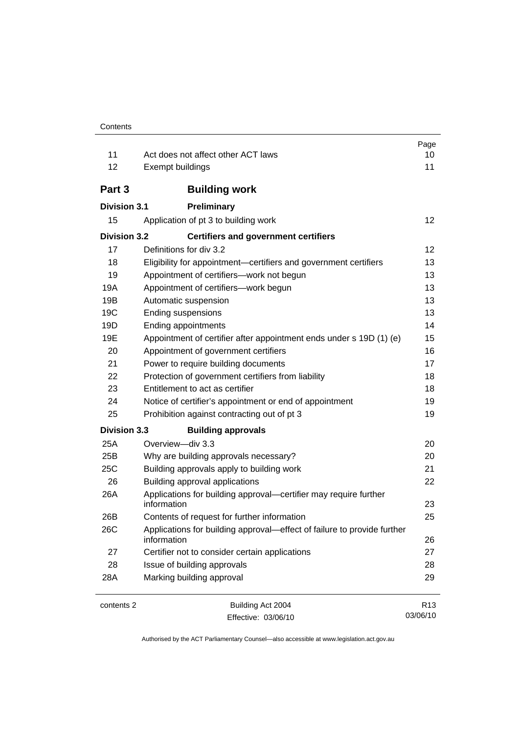| | | Page |
|---|---|---|
| 11 | Act does not affect other ACT laws | 10 |
| 12 | Exempt buildings | 11 |
| **Part 3** | **Building work** | |
| **Division 3.1** | **Preliminary** | |
| 15 | Application of pt 3 to building work | 12 |
| **Division 3.2** | **Certifiers and government certifiers** | |
| 17 | Definitions for div 3.2 | 12 |
| 18 | Eligibility for appointment—certifiers and government certifiers | 13 |
| 19 | Appointment of certifiers—work not begun | 13 |
| 19A | Appointment of certifiers—work begun | 13 |
| 19B | Automatic suspension | 13 |
| 19C | Ending suspensions | 13 |
| 19D | Ending appointments | 14 |
| 19E | Appointment of certifier after appointment ends under s 19D (1) (e) | 15 |
| 20 | Appointment of government certifiers | 16 |
| 21 | Power to require building documents | 17 |
| 22 | Protection of government certifiers from liability | 18 |
| 23 | Entitlement to act as certifier | 18 |
| 24 | Notice of certifier's appointment or end of appointment | 19 |
| 25 | Prohibition against contracting out of pt 3 | 19 |
| **Division 3.3** | **Building approvals** | |
| 25A | Overview—div 3.3 | 20 |
| 25B | Why are building approvals necessary? | 20 |
| 25C | Building approvals apply to building work | 21 |
| 26 | Building approval applications | 22 |
| 26A | Applications for building approval—certifier may require further information | 23 |
| 26B | Contents of request for further information | 25 |
| 26C | Applications for building approval—effect of failure to provide further information | 26 |
| 27 | Certifier not to consider certain applications | 27 |
| 28 | Issue of building approvals | 28 |
| 28A | Marking building approval | 29 |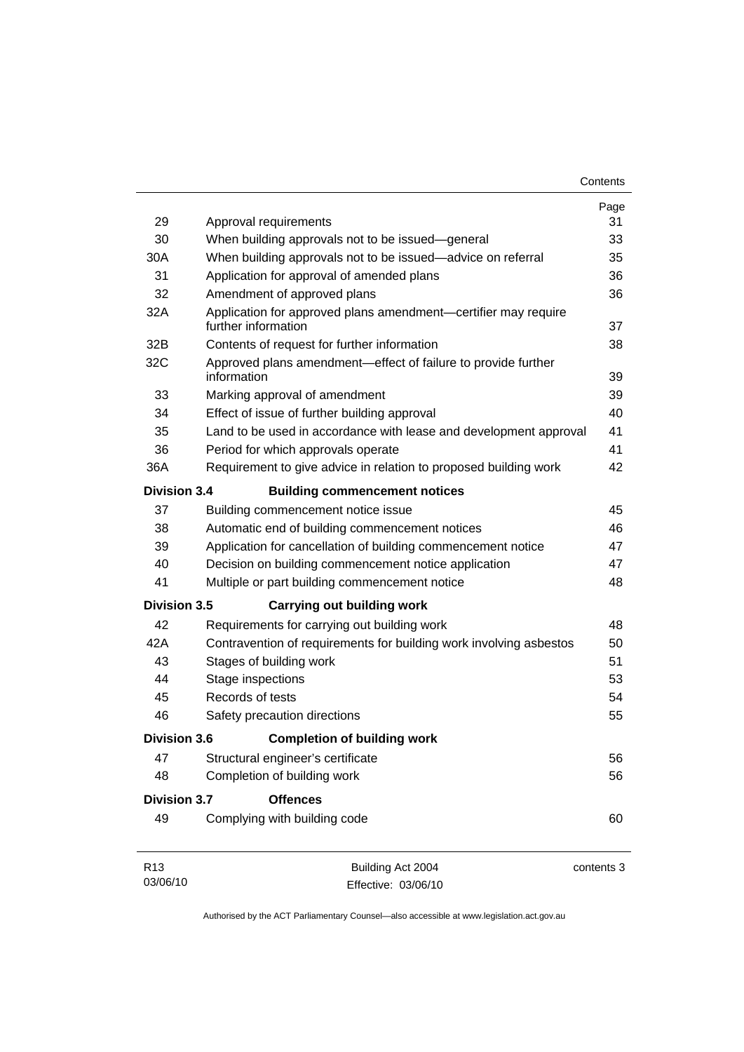| | | Page |
|---|---|---|
| 29 | Approval requirements | 31 |
| 30 | When building approvals not to be issued—general | 33 |
| 30A | When building approvals not to be issued—advice on referral | 35 |
| 31 | Application for approval of amended plans | 36 |
| 32 | Amendment of approved plans | 36 |
| 32A | Application for approved plans amendment—certifier may require further information | 37 |
| 32B | Contents of request for further information | 38 |
| 32C | Approved plans amendment—effect of failure to provide further information | 39 |
| 33 | Marking approval of amendment | 39 |
| 34 | Effect of issue of further building approval | 40 |
| 35 | Land to be used in accordance with lease and development approval | 41 |
| 36 | Period for which approvals operate | 41 |
| 36A | Requirement to give advice in relation to proposed building work | 42 |
| **Division 3.4** | **Building commencement notices** | |
| 37 | Building commencement notice issue | 45 |
| 38 | Automatic end of building commencement notices | 46 |
| 39 | Application for cancellation of building commencement notice | 47 |
| 40 | Decision on building commencement notice application | 47 |
| 41 | Multiple or part building commencement notice | 48 |
| **Division 3.5** | **Carrying out building work** | |
| 42 | Requirements for carrying out building work | 48 |
| 42A | Contravention of requirements for building work involving asbestos | 50 |
| 43 | Stages of building work | 51 |
| 44 | Stage inspections | 53 |
| 45 | Records of tests | 54 |
| 46 | Safety precaution directions | 55 |
| **Division 3.6** | **Completion of building work** | |
| 47 | Structural engineer's certificate | 56 |
| 48 | Completion of building work | 56 |
| **Division 3.7** | **Offences** | |
| 49 | Complying with building code | 60 |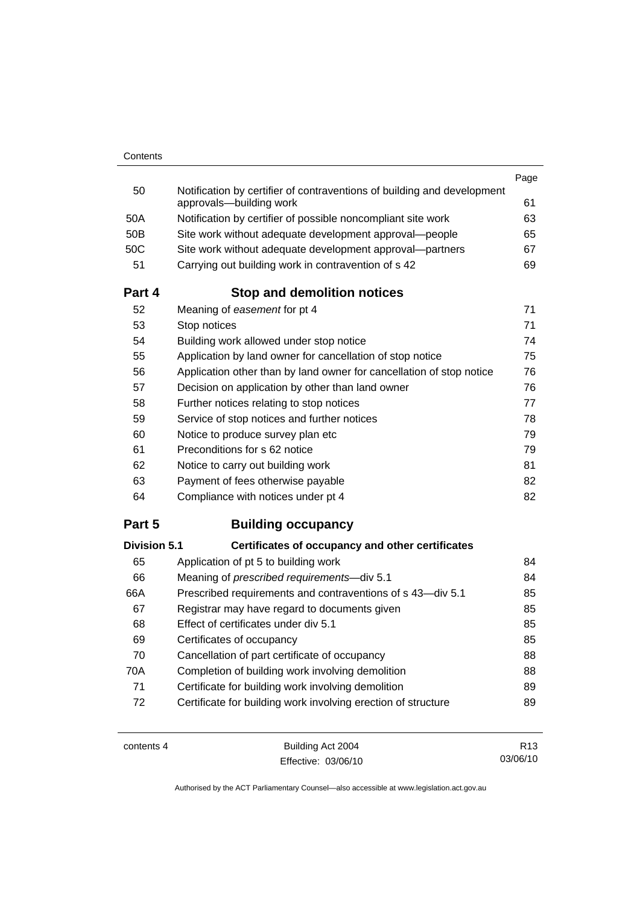| | | Page |
|---|---|---|
| 50 | Notification by certifier of contraventions of building and development approvals—building work | 61 |
| 50A | Notification by certifier of possible noncompliant site work | 63 |
| 50B | Site work without adequate development approval—people | 65 |
| 50C | Site work without adequate development approval—partners | 67 |
| 51 | Carrying out building work in contravention of s 42 | 69 |

## Part 4 Stop and demolition notices

| | | |
|---|---|---|
| 52 | Meaning of *easement* for pt 4 | 71 |
| 53 | Stop notices | 71 |
| 54 | Building work allowed under stop notice | 74 |
| 55 | Application by land owner for cancellation of stop notice | 75 |
| 56 | Application other than by land owner for cancellation of stop notice | 76 |
| 57 | Decision on application by other than land owner | 76 |
| 58 | Further notices relating to stop notices | 77 |
| 59 | Service of stop notices and further notices | 78 |
| 60 | Notice to produce survey plan etc | 79 |
| 61 | Preconditions for s 62 notice | 79 |
| 62 | Notice to carry out building work | 81 |
| 63 | Payment of fees otherwise payable | 82 |
| 64 | Compliance with notices under pt 4 | 82 |

## Part 5 Building occupancy

### Division 5.1 Certificates of occupancy and other certificates

| | | |
|---|---|---|
| 65 | Application of pt 5 to building work | 84 |
| 66 | Meaning of *prescribed requirements*—div 5.1 | 84 |
| 66A | Prescribed requirements and contraventions of s 43—div 5.1 | 85 |
| 67 | Registrar may have regard to documents given | 85 |
| 68 | Effect of certificates under div 5.1 | 85 |
| 69 | Certificates of occupancy | 85 |
| 70 | Cancellation of part certificate of occupancy | 88 |
| 70A | Completion of building work involving demolition | 88 |
| 71 | Certificate for building work involving demolition | 89 |
| 72 | Certificate for building work involving erection of structure | 89 |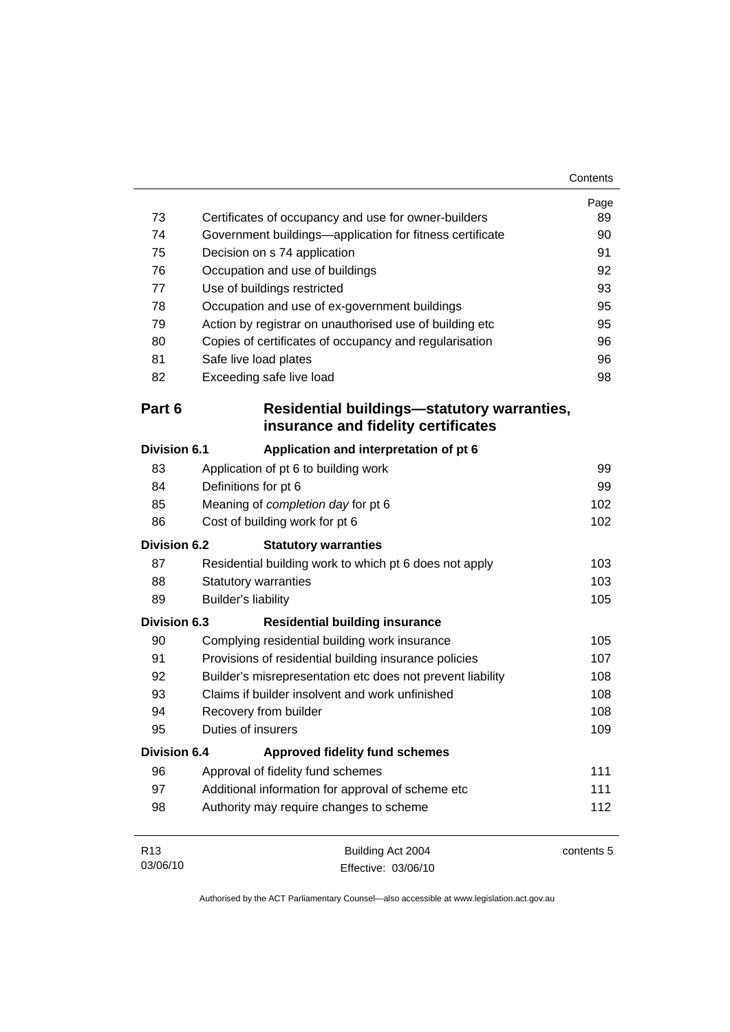| | | Page |
|---|---|---|
| 73 | Certificates of occupancy and use for owner-builders | 89 |
| 74 | Government buildings—application for fitness certificate | 90 |
| 75 | Decision on s 74 application | 91 |
| 76 | Occupation and use of buildings | 92 |
| 77 | Use of buildings restricted | 93 |
| 78 | Occupation and use of ex-government buildings | 95 |
| 79 | Action by registrar on unauthorised use of building etc | 95 |
| 80 | Copies of certificates of occupancy and regularisation | 96 |
| 81 | Safe live load plates | 96 |
| 82 | Exceeding safe live load | 98 |

## Part 6 Residential buildings—statutory warranties, insurance and fidelity certificates

### Division 6.1 Application and interpretation of pt 6

| | | |
|---|---|---|
| 83 | Application of pt 6 to building work | 99 |
| 84 | Definitions for pt 6 | 99 |
| 85 | Meaning of *completion day* for pt 6 | 102 |
| 86 | Cost of building work for pt 6 | 102 |

### Division 6.2 Statutory warranties

| | | |
|---|---|---|
| 87 | Residential building work to which pt 6 does not apply | 103 |
| 88 | Statutory warranties | 103 |
| 89 | Builder's liability | 105 |

### Division 6.3 Residential building insurance

| | | |
|---|---|---|
| 90 | Complying residential building work insurance | 105 |
| 91 | Provisions of residential building insurance policies | 107 |
| 92 | Builder's misrepresentation etc does not prevent liability | 108 |
| 93 | Claims if builder insolvent and work unfinished | 108 |
| 94 | Recovery from builder | 108 |
| 95 | Duties of insurers | 109 |

### Division 6.4 Approved fidelity fund schemes

| | | |
|---|---|---|
| 96 | Approval of fidelity fund schemes | 111 |
| 97 | Additional information for approval of scheme etc | 111 |
| 98 | Authority may require changes to scheme | 112 |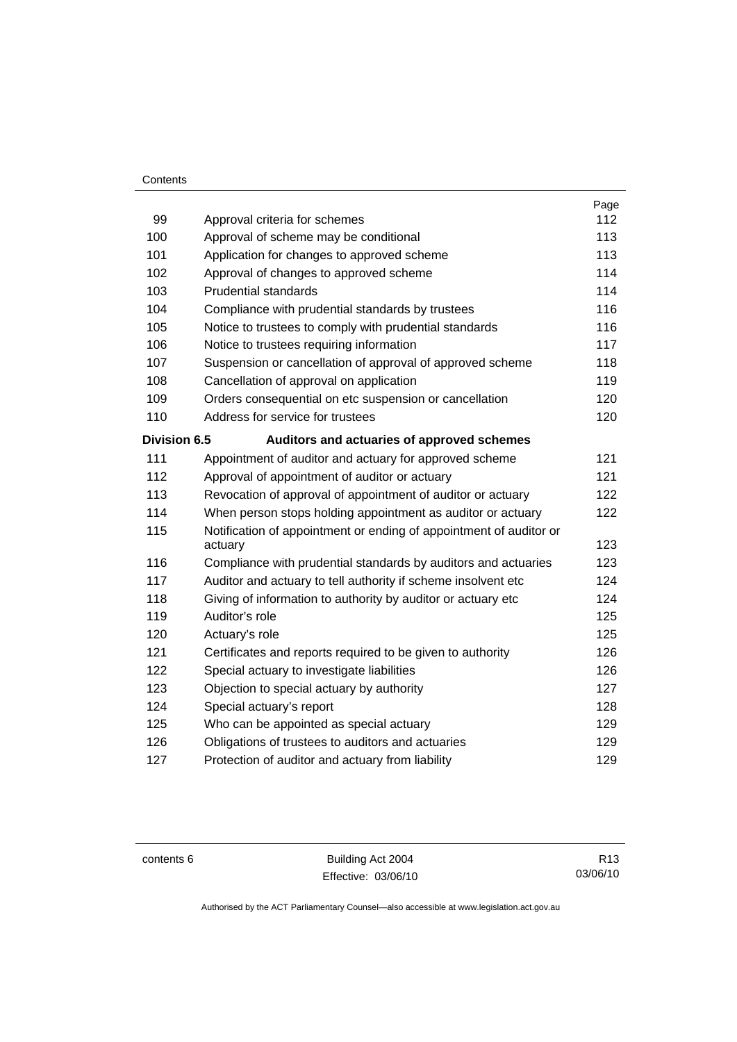| | | Page |
|---|---|---|
| 99 | Approval criteria for schemes | 112 |
| 100 | Approval of scheme may be conditional | 113 |
| 101 | Application for changes to approved scheme | 113 |
| 102 | Approval of changes to approved scheme | 114 |
| 103 | Prudential standards | 114 |
| 104 | Compliance with prudential standards by trustees | 116 |
| 105 | Notice to trustees to comply with prudential standards | 116 |
| 106 | Notice to trustees requiring information | 117 |
| 107 | Suspension or cancellation of approval of approved scheme | 118 |
| 108 | Cancellation of approval on application | 119 |
| 109 | Orders consequential on etc suspension or cancellation | 120 |
| 110 | Address for service for trustees | 120 |
| **Division 6.5** | **Auditors and actuaries of approved schemes** | |
| 111 | Appointment of auditor and actuary for approved scheme | 121 |
| 112 | Approval of appointment of auditor or actuary | 121 |
| 113 | Revocation of approval of appointment of auditor or actuary | 122 |
| 114 | When person stops holding appointment as auditor or actuary | 122 |
| 115 | Notification of appointment or ending of appointment of auditor or actuary | 123 |
| 116 | Compliance with prudential standards by auditors and actuaries | 123 |
| 117 | Auditor and actuary to tell authority if scheme insolvent etc | 124 |
| 118 | Giving of information to authority by auditor or actuary etc | 124 |
| 119 | Auditor's role | 125 |
| 120 | Actuary's role | 125 |
| 121 | Certificates and reports required to be given to authority | 126 |
| 122 | Special actuary to investigate liabilities | 126 |
| 123 | Objection to special actuary by authority | 127 |
| 124 | Special actuary's report | 128 |
| 125 | Who can be appointed as special actuary | 129 |
| 126 | Obligations of trustees to auditors and actuaries | 129 |
| 127 | Protection of auditor and actuary from liability | 129 |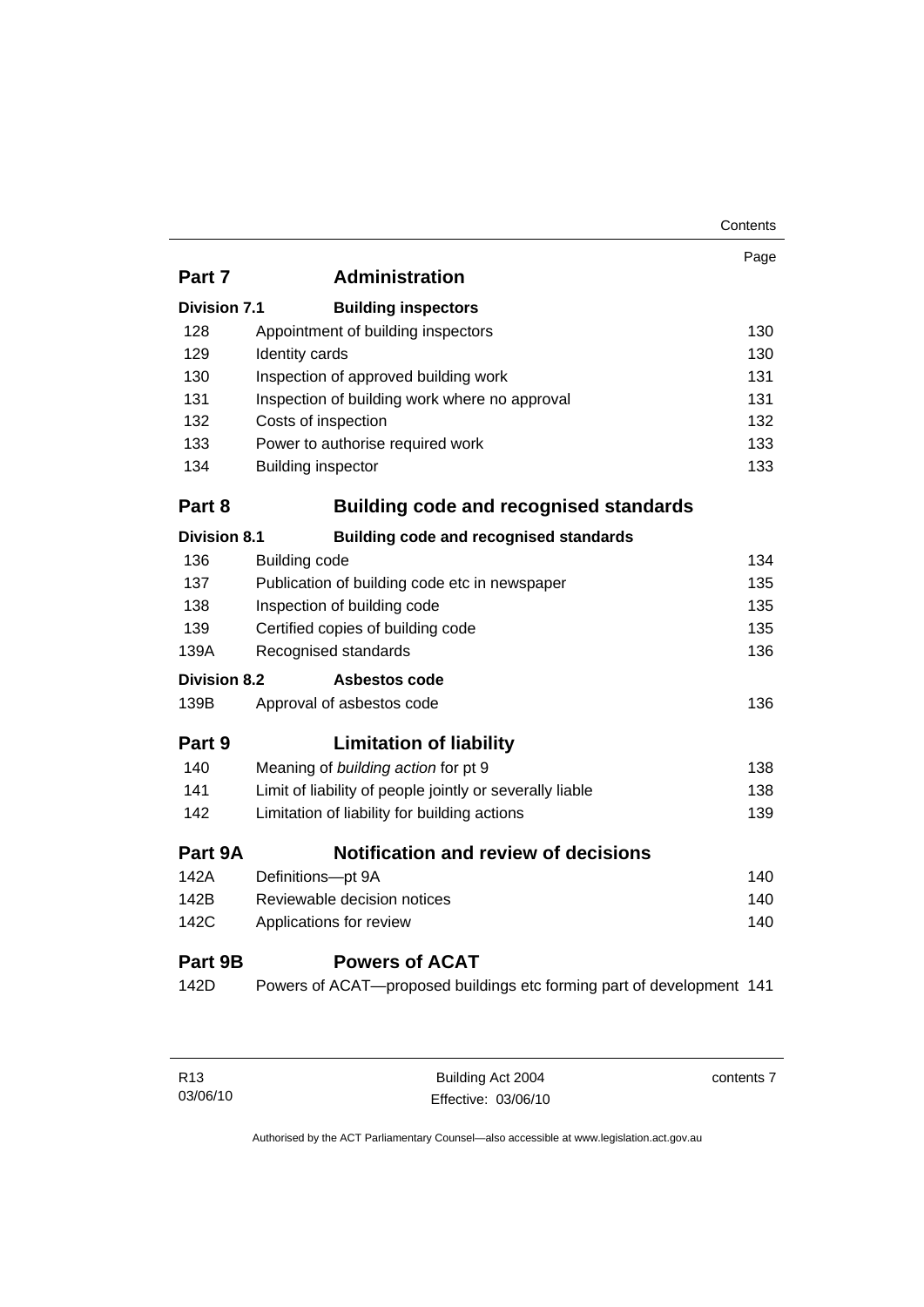| | | Page |
|---|---|---|
| **Part 7** | **Administration** | |
| **Division 7.1** | **Building inspectors** | |
| 128 | Appointment of building inspectors | 130 |
| 129 | Identity cards | 130 |
| 130 | Inspection of approved building work | 131 |
| 131 | Inspection of building work where no approval | 131 |
| 132 | Costs of inspection | 132 |
| 133 | Power to authorise required work | 133 |
| 134 | Building inspector | 133 |
| **Part 8** | **Building code and recognised standards** | |
| **Division 8.1** | **Building code and recognised standards** | |
| 136 | Building code | 134 |
| 137 | Publication of building code etc in newspaper | 135 |
| 138 | Inspection of building code | 135 |
| 139 | Certified copies of building code | 135 |
| 139A | Recognised standards | 136 |
| **Division 8.2** | **Asbestos code** | |
| 139B | Approval of asbestos code | 136 |
| **Part 9** | **Limitation of liability** | |
| 140 | Meaning of *building action* for pt 9 | 138 |
| 141 | Limit of liability of people jointly or severally liable | 138 |
| 142 | Limitation of liability for building actions | 139 |
| **Part 9A** | **Notification and review of decisions** | |
| 142A | Definitions—pt 9A | 140 |
| 142B | Reviewable decision notices | 140 |
| 142C | Applications for review | 140 |
| **Part 9B** | **Powers of ACAT** | |
| 142D | Powers of ACAT—proposed buildings etc forming part of development | 141 |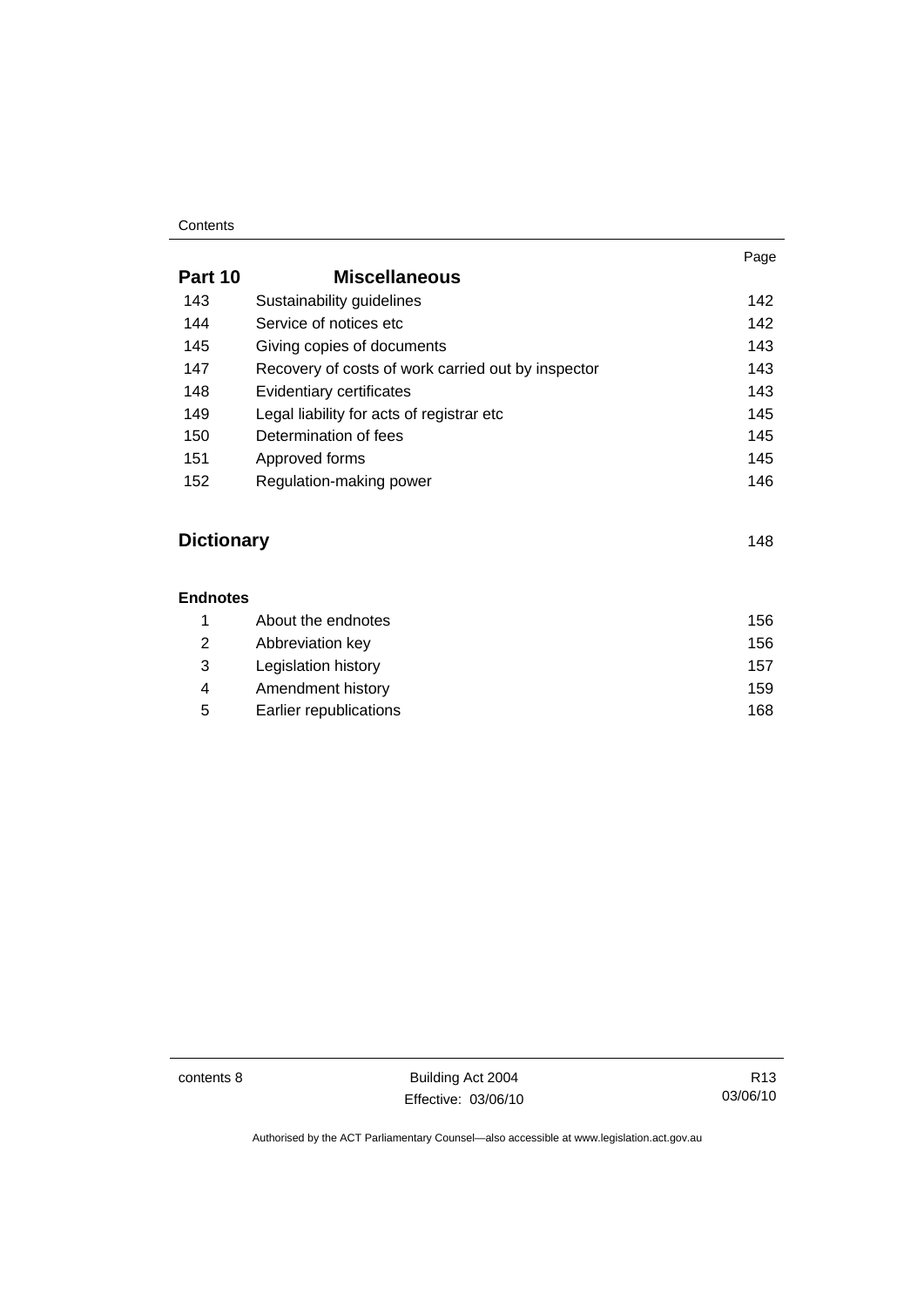| | | Page |
|---|---|---|
| **Part 10** | **Miscellaneous** | |
| 143 | Sustainability guidelines | 142 |
| 144 | Service of notices etc | 142 |
| 145 | Giving copies of documents | 143 |
| 147 | Recovery of costs of work carried out by inspector | 143 |
| 148 | Evidentiary certificates | 143 |
| 149 | Legal liability for acts of registrar etc | 145 |
| 150 | Determination of fees | 145 |
| 151 | Approved forms | 145 |
| 152 | Regulation-making power | 146 |

**Dictionary** 148

**Endnotes**

| | | |
|---|---|---|
| 1 | About the endnotes | 156 |
| 2 | Abbreviation key | 156 |
| 3 | Legislation history | 157 |
| 4 | Amendment history | 159 |
| 5 | Earlier republications | 168 |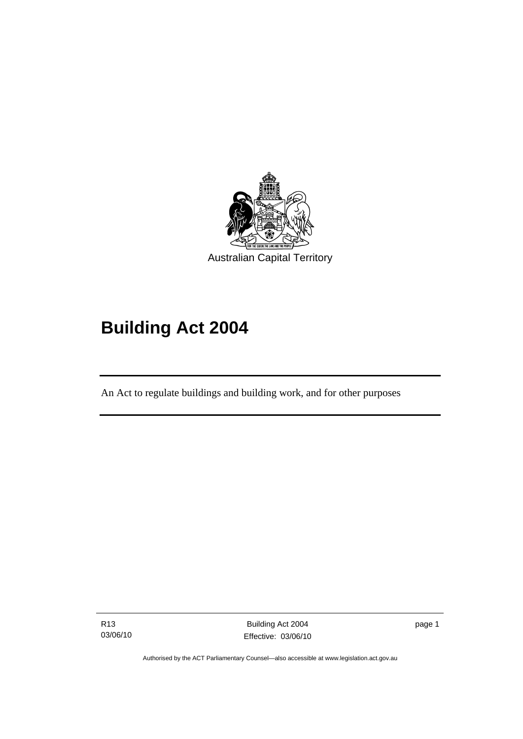Australian Capital Territory

# Building Act 2004

An Act to regulate buildings and building work, and for other purposes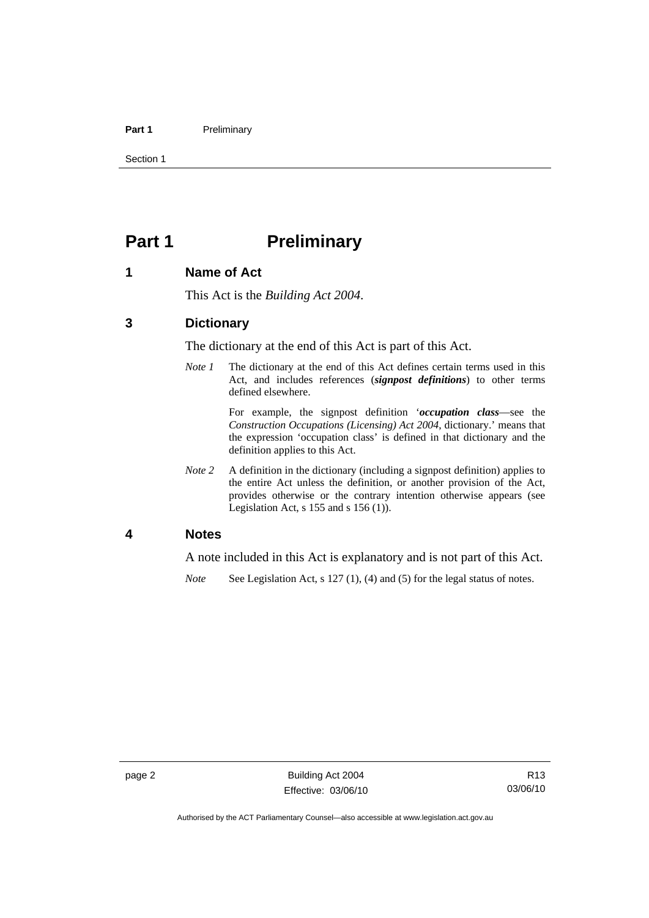# Part 1 Preliminary

## 1 Name of Act

This Act is the *Building Act 2004*.

## 3 Dictionary

The dictionary at the end of this Act is part of this Act.

*Note 1* The dictionary at the end of this Act defines certain terms used in this Act, and includes references (***signpost definitions***) to other terms defined elsewhere.

For example, the signpost definition '***occupation class***—see the *Construction Occupations (Licensing) Act 2004*, dictionary.' means that the expression 'occupation class' is defined in that dictionary and the definition applies to this Act.

*Note 2* A definition in the dictionary (including a signpost definition) applies to the entire Act unless the definition, or another provision of the Act, provides otherwise or the contrary intention otherwise appears (see Legislation Act, s 155 and s 156 (1)).

## 4 Notes

A note included in this Act is explanatory and is not part of this Act.

*Note* See Legislation Act, s 127 (1), (4) and (5) for the legal status of notes.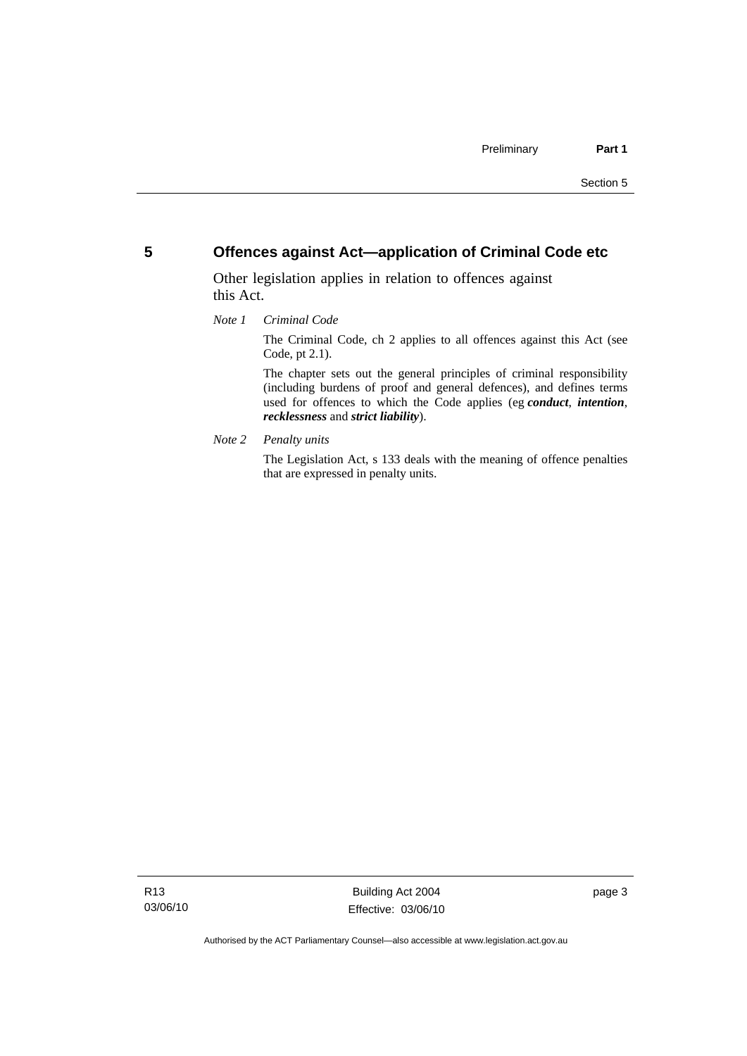## 5 Offences against Act—application of Criminal Code etc

Other legislation applies in relation to offences against this Act.

*Note 1 Criminal Code*

The Criminal Code, ch 2 applies to all offences against this Act (see Code, pt 2.1).

The chapter sets out the general principles of criminal responsibility (including burdens of proof and general defences), and defines terms used for offences to which the Code applies (eg ***conduct***, ***intention***, ***recklessness*** and ***strict liability***).

*Note 2 Penalty units*

The Legislation Act, s 133 deals with the meaning of offence penalties that are expressed in penalty units.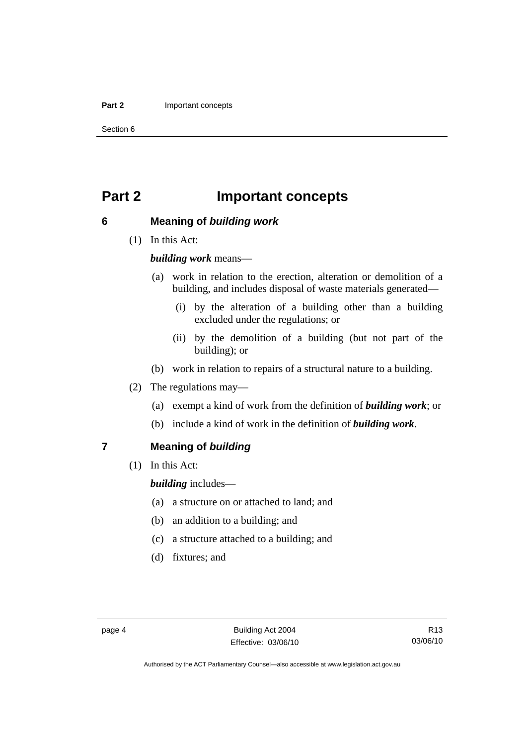# Part 2 Important concepts

## 6 Meaning of *building work*

(1) In this Act:

***building work*** means—

(a) work in relation to the erection, alteration or demolition of a building, and includes disposal of waste materials generated—

(i) by the alteration of a building other than a building excluded under the regulations; or

(ii) by the demolition of a building (but not part of the building); or

(b) work in relation to repairs of a structural nature to a building.

(2) The regulations may—

(a) exempt a kind of work from the definition of ***building work***; or

(b) include a kind of work in the definition of ***building work***.

## 7 Meaning of *building*

(1) In this Act:

***building*** includes—

(a) a structure on or attached to land; and

(b) an addition to a building; and

(c) a structure attached to a building; and

(d) fixtures; and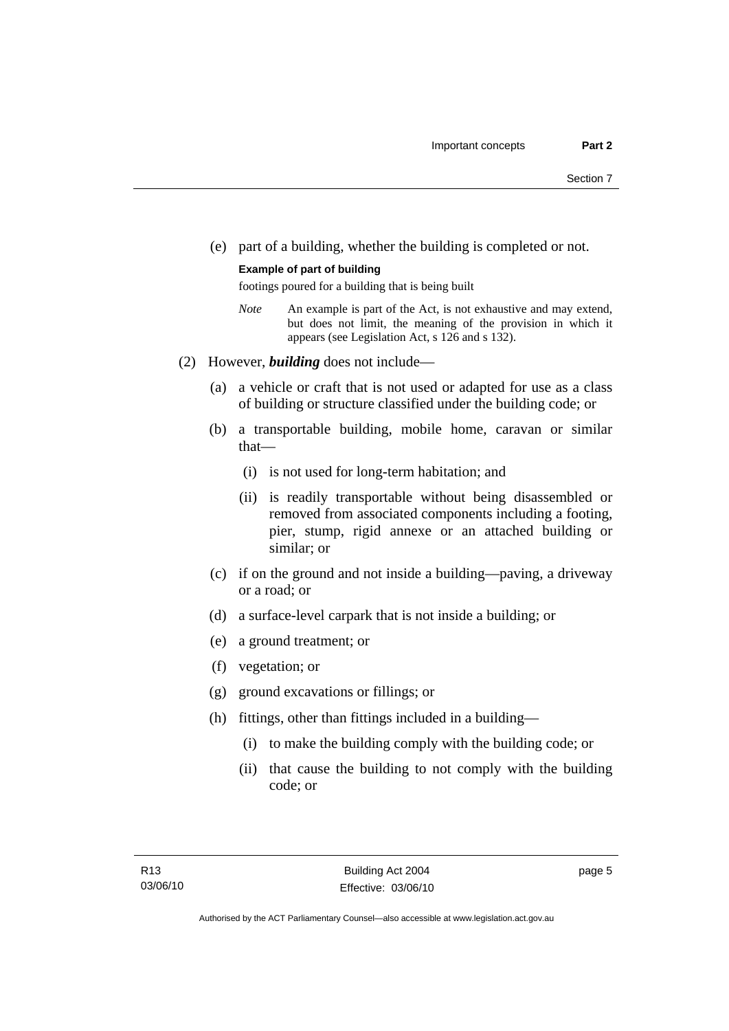(e) part of a building, whether the building is completed or not.

**Example of part of building**

footings poured for a building that is being built

*Note* An example is part of the Act, is not exhaustive and may extend, but does not limit, the meaning of the provision in which it appears (see Legislation Act, s 126 and s 132).

(2) However, ***building*** does not include—

(a) a vehicle or craft that is not used or adapted for use as a class of building or structure classified under the building code; or

(b) a transportable building, mobile home, caravan or similar that—

(i) is not used for long-term habitation; and

(ii) is readily transportable without being disassembled or removed from associated components including a footing, pier, stump, rigid annexe or an attached building or similar; or

(c) if on the ground and not inside a building—paving, a driveway or a road; or

(d) a surface-level carpark that is not inside a building; or

(e) a ground treatment; or

(f) vegetation; or

(g) ground excavations or fillings; or

(h) fittings, other than fittings included in a building—

(i) to make the building comply with the building code; or

(ii) that cause the building to not comply with the building code; or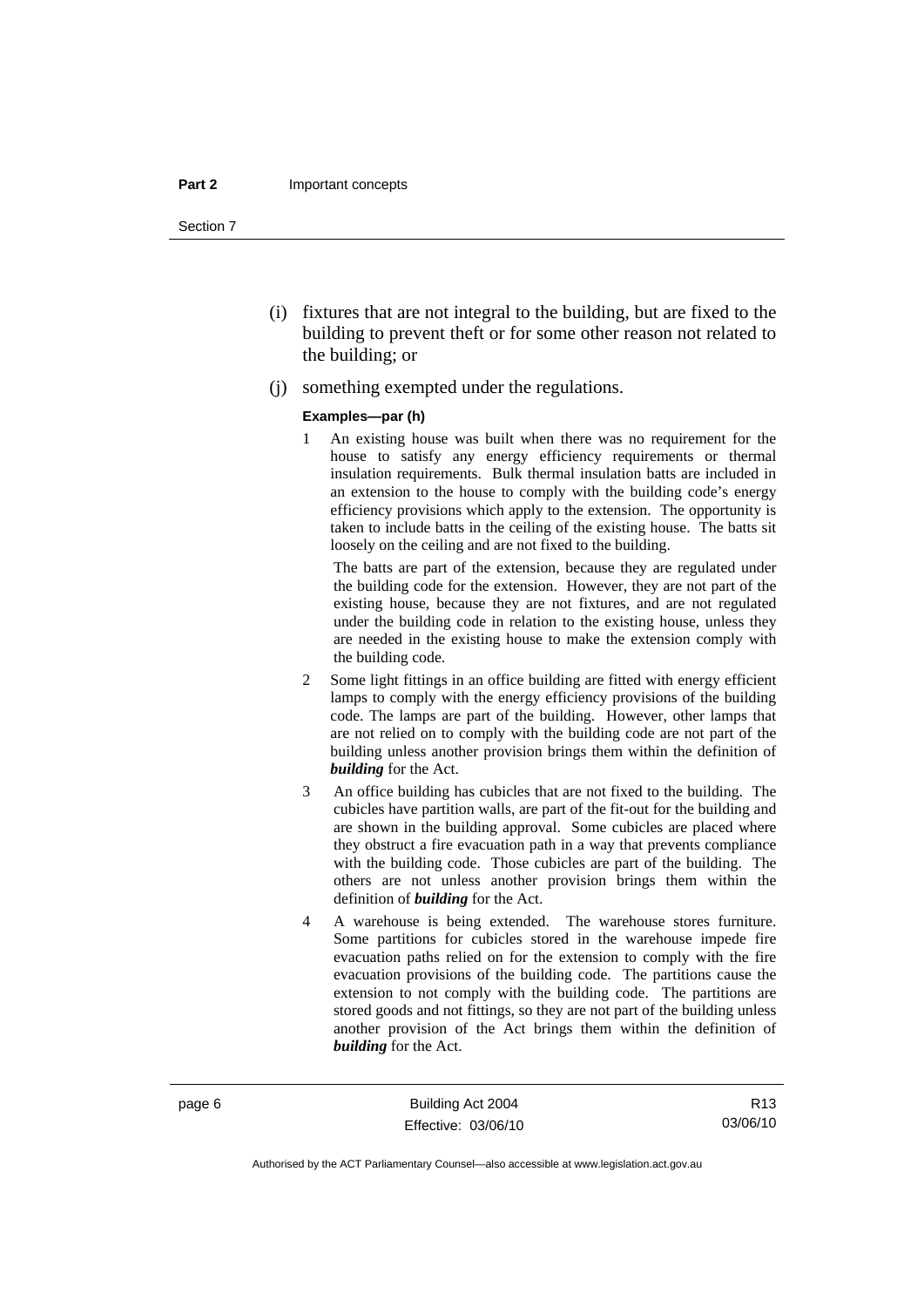(i) fixtures that are not integral to the building, but are fixed to the building to prevent theft or for some other reason not related to the building; or

(j) something exempted under the regulations.

**Examples—par (h)**

1 An existing house was built when there was no requirement for the house to satisfy any energy efficiency requirements or thermal insulation requirements. Bulk thermal insulation batts are included in an extension to the house to comply with the building code's energy efficiency provisions which apply to the extension. The opportunity is taken to include batts in the ceiling of the existing house. The batts sit loosely on the ceiling and are not fixed to the building.

The batts are part of the extension, because they are regulated under the building code for the extension. However, they are not part of the existing house, because they are not fixtures, and are not regulated under the building code in relation to the existing house, unless they are needed in the existing house to make the extension comply with the building code.

2 Some light fittings in an office building are fitted with energy efficient lamps to comply with the energy efficiency provisions of the building code. The lamps are part of the building. However, other lamps that are not relied on to comply with the building code are not part of the building unless another provision brings them within the definition of ***building*** for the Act.

3 An office building has cubicles that are not fixed to the building. The cubicles have partition walls, are part of the fit-out for the building and are shown in the building approval. Some cubicles are placed where they obstruct a fire evacuation path in a way that prevents compliance with the building code. Those cubicles are part of the building. The others are not unless another provision brings them within the definition of ***building*** for the Act.

4 A warehouse is being extended. The warehouse stores furniture. Some partitions for cubicles stored in the warehouse impede fire evacuation paths relied on for the extension to comply with the fire evacuation provisions of the building code. The partitions cause the extension to not comply with the building code. The partitions are stored goods and not fittings, so they are not part of the building unless another provision of the Act brings them within the definition of ***building*** for the Act.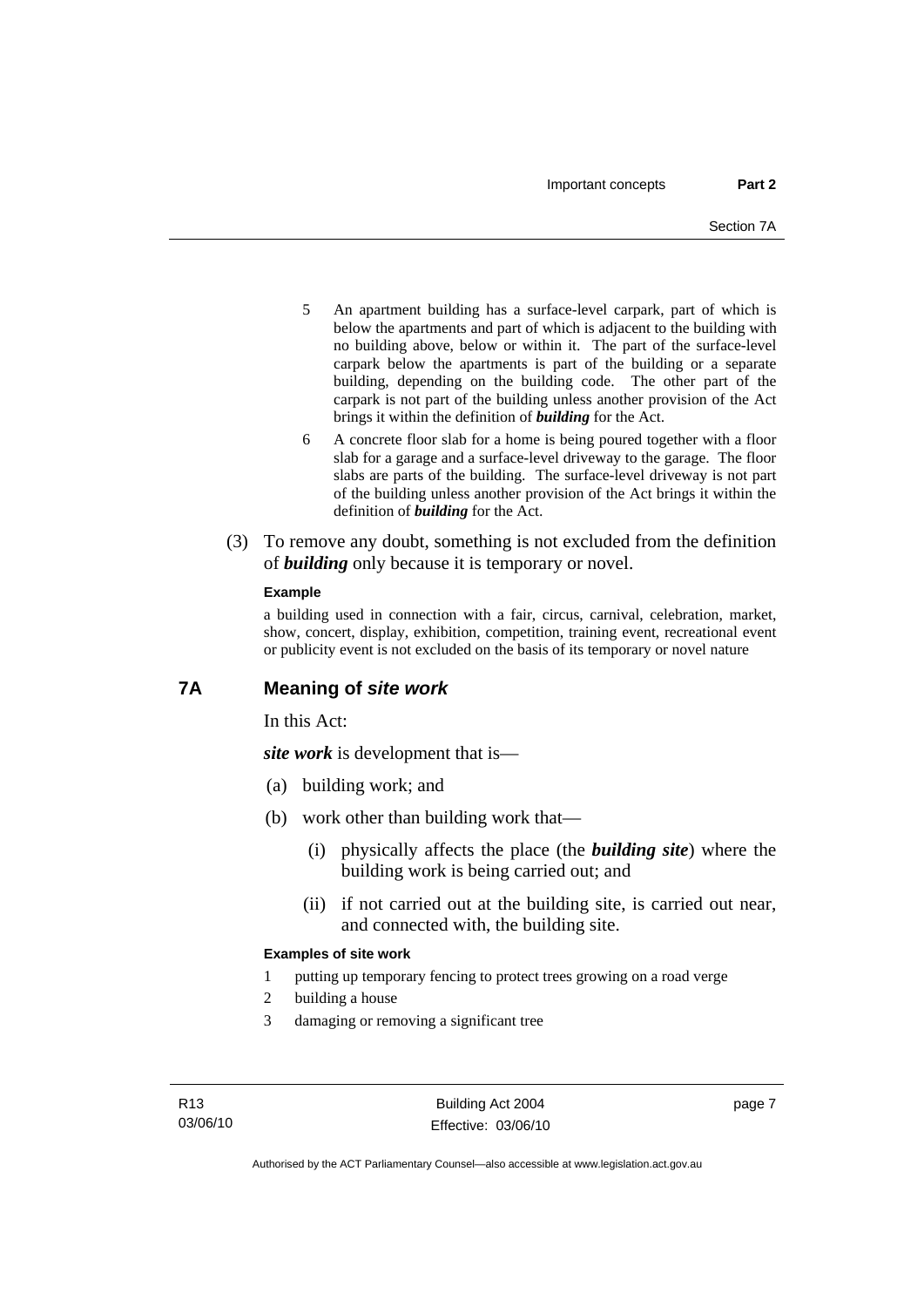5 An apartment building has a surface-level carpark, part of which is below the apartments and part of which is adjacent to the building with no building above, below or within it. The part of the surface-level carpark below the apartments is part of the building or a separate building, depending on the building code. The other part of the carpark is not part of the building unless another provision of the Act brings it within the definition of ***building*** for the Act.

6 A concrete floor slab for a home is being poured together with a floor slab for a garage and a surface-level driveway to the garage. The floor slabs are parts of the building. The surface-level driveway is not part of the building unless another provision of the Act brings it within the definition of ***building*** for the Act.

(3) To remove any doubt, something is not excluded from the definition of ***building*** only because it is temporary or novel.

**Example**

a building used in connection with a fair, circus, carnival, celebration, market, show, concert, display, exhibition, competition, training event, recreational event or publicity event is not excluded on the basis of its temporary or novel nature

## 7A Meaning of *site work*

In this Act:

***site work*** is development that is—

(a) building work; and

(b) work other than building work that—

(i) physically affects the place (the ***building site***) where the building work is being carried out; and

(ii) if not carried out at the building site, is carried out near, and connected with, the building site.

**Examples of site work**

1 putting up temporary fencing to protect trees growing on a road verge
2 building a house
3 damaging or removing a significant tree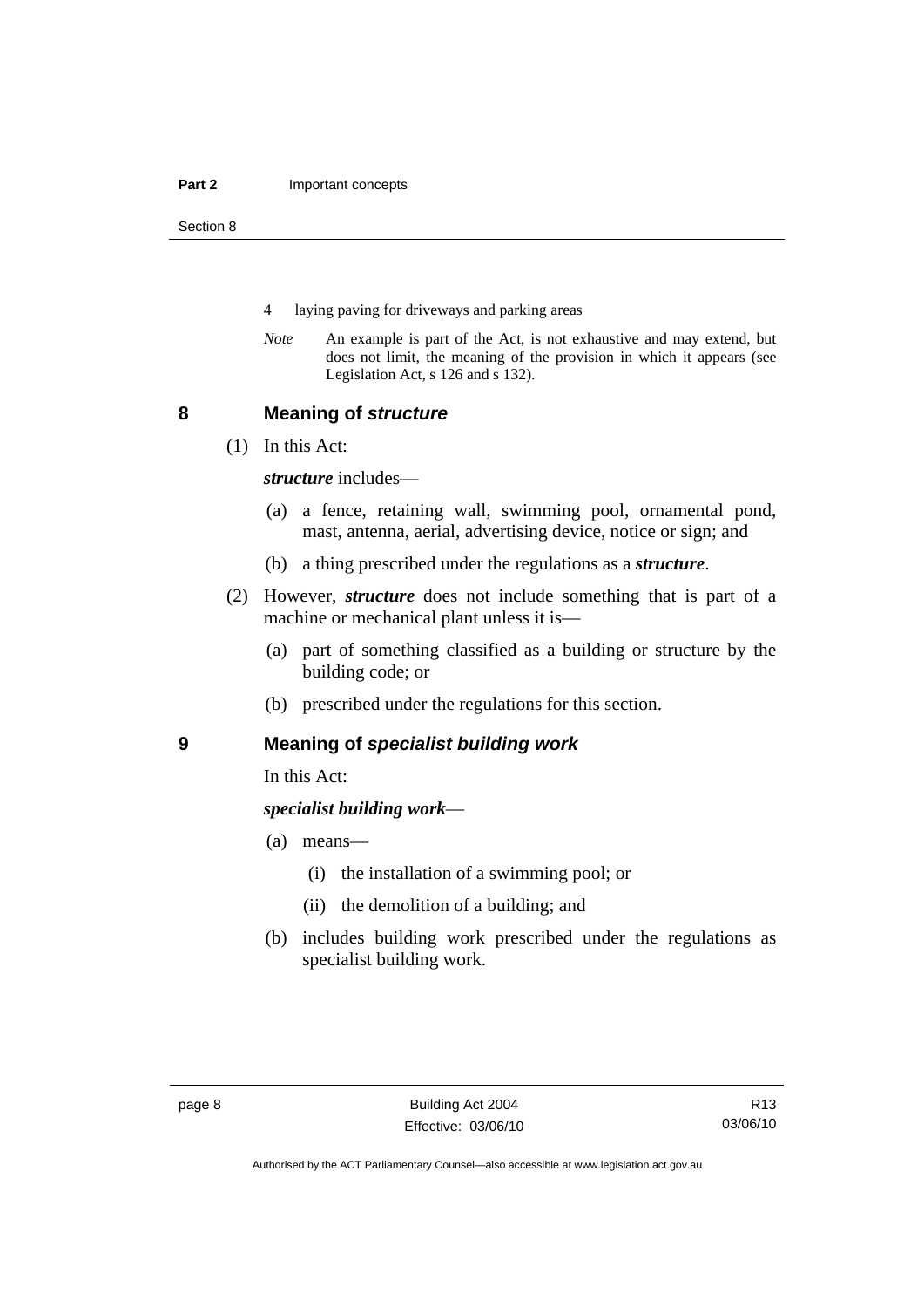4 laying paving for driveways and parking areas

*Note* An example is part of the Act, is not exhaustive and may extend, but does not limit, the meaning of the provision in which it appears (see Legislation Act, s 126 and s 132).

## 8 Meaning of *structure*

(1) In this Act:

***structure*** includes—

(a) a fence, retaining wall, swimming pool, ornamental pond, mast, antenna, aerial, advertising device, notice or sign; and

(b) a thing prescribed under the regulations as a ***structure***.

(2) However, ***structure*** does not include something that is part of a machine or mechanical plant unless it is—

(a) part of something classified as a building or structure by the building code; or

(b) prescribed under the regulations for this section.

## 9 Meaning of *specialist building work*

In this Act:

***specialist building work***—

(a) means—

(i) the installation of a swimming pool; or

(ii) the demolition of a building; and

(b) includes building work prescribed under the regulations as specialist building work.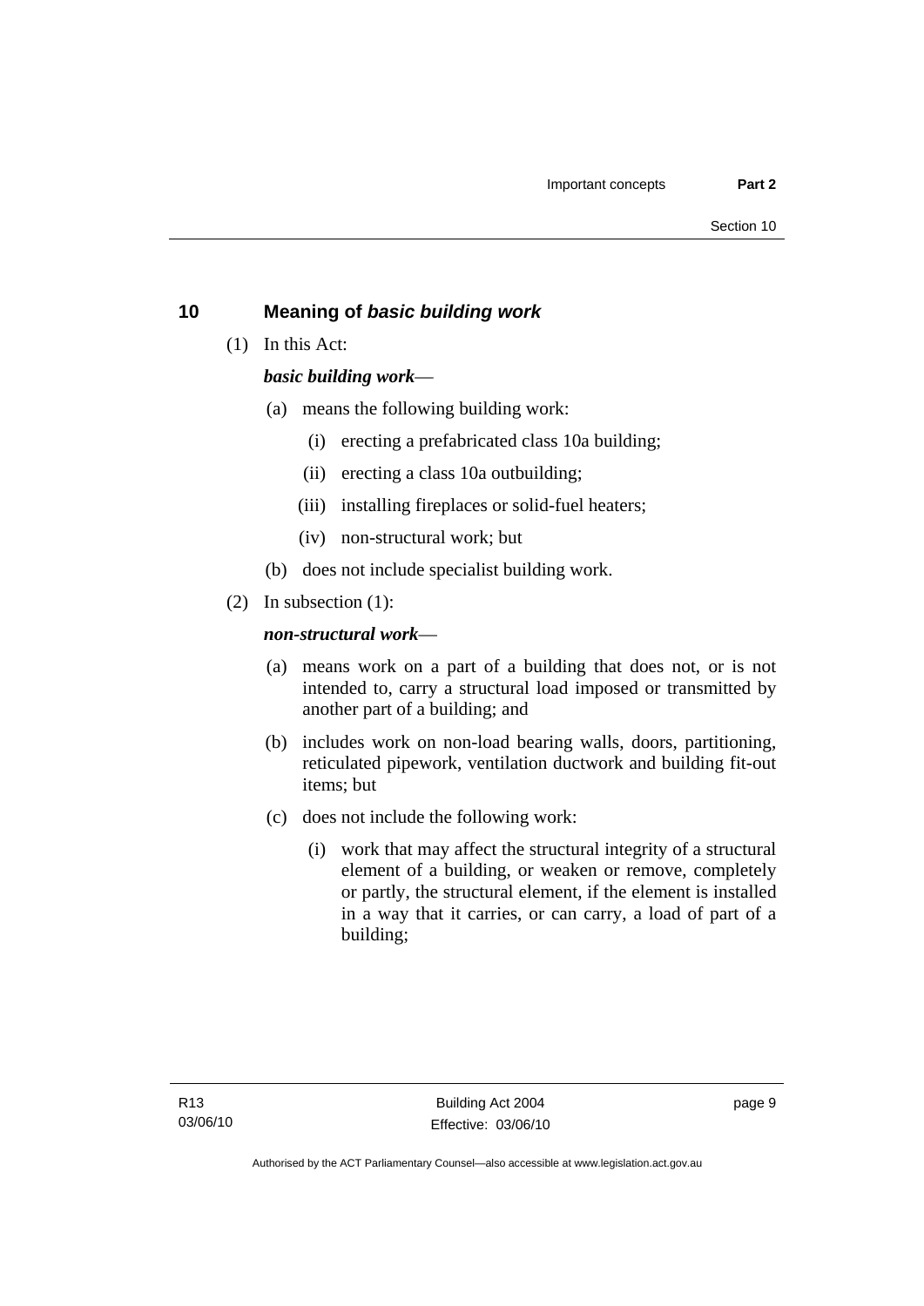## 10 Meaning of *basic building work*

(1) In this Act:

***basic building work***—

(a) means the following building work:

(i) erecting a prefabricated class 10a building;

(ii) erecting a class 10a outbuilding;

(iii) installing fireplaces or solid-fuel heaters;

(iv) non-structural work; but

(b) does not include specialist building work.

(2) In subsection (1):

***non-structural work***—

(a) means work on a part of a building that does not, or is not intended to, carry a structural load imposed or transmitted by another part of a building; and

(b) includes work on non-load bearing walls, doors, partitioning, reticulated pipework, ventilation ductwork and building fit-out items; but

(c) does not include the following work:

(i) work that may affect the structural integrity of a structural element of a building, or weaken or remove, completely or partly, the structural element, if the element is installed in a way that it carries, or can carry, a load of part of a building;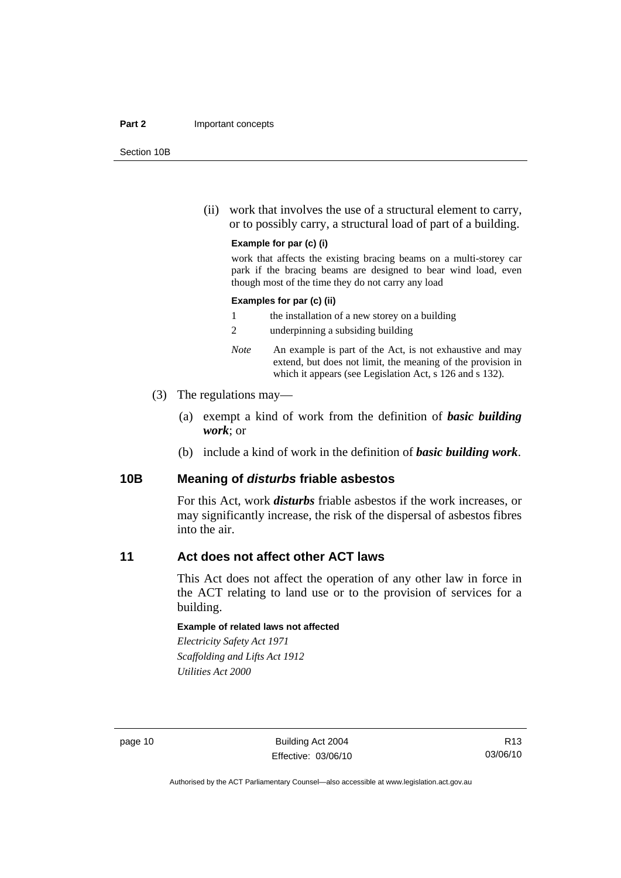(ii) work that involves the use of a structural element to carry, or to possibly carry, a structural load of part of a building.

**Example for par (c) (i)**

work that affects the existing bracing beams on a multi-storey car park if the bracing beams are designed to bear wind load, even though most of the time they do not carry any load

**Examples for par (c) (ii)**

1 the installation of a new storey on a building

2 underpinning a subsiding building

*Note* An example is part of the Act, is not exhaustive and may extend, but does not limit, the meaning of the provision in which it appears (see Legislation Act, s 126 and s 132).

(3) The regulations may—

(a) exempt a kind of work from the definition of ***basic building work***; or

(b) include a kind of work in the definition of ***basic building work***.

## 10B Meaning of *disturbs* friable asbestos

For this Act, work ***disturbs*** friable asbestos if the work increases, or may significantly increase, the risk of the dispersal of asbestos fibres into the air.

## 11 Act does not affect other ACT laws

This Act does not affect the operation of any other law in force in the ACT relating to land use or to the provision of services for a building.

**Example of related laws not affected**

*Electricity Safety Act 1971*
*Scaffolding and Lifts Act 1912*
*Utilities Act 2000*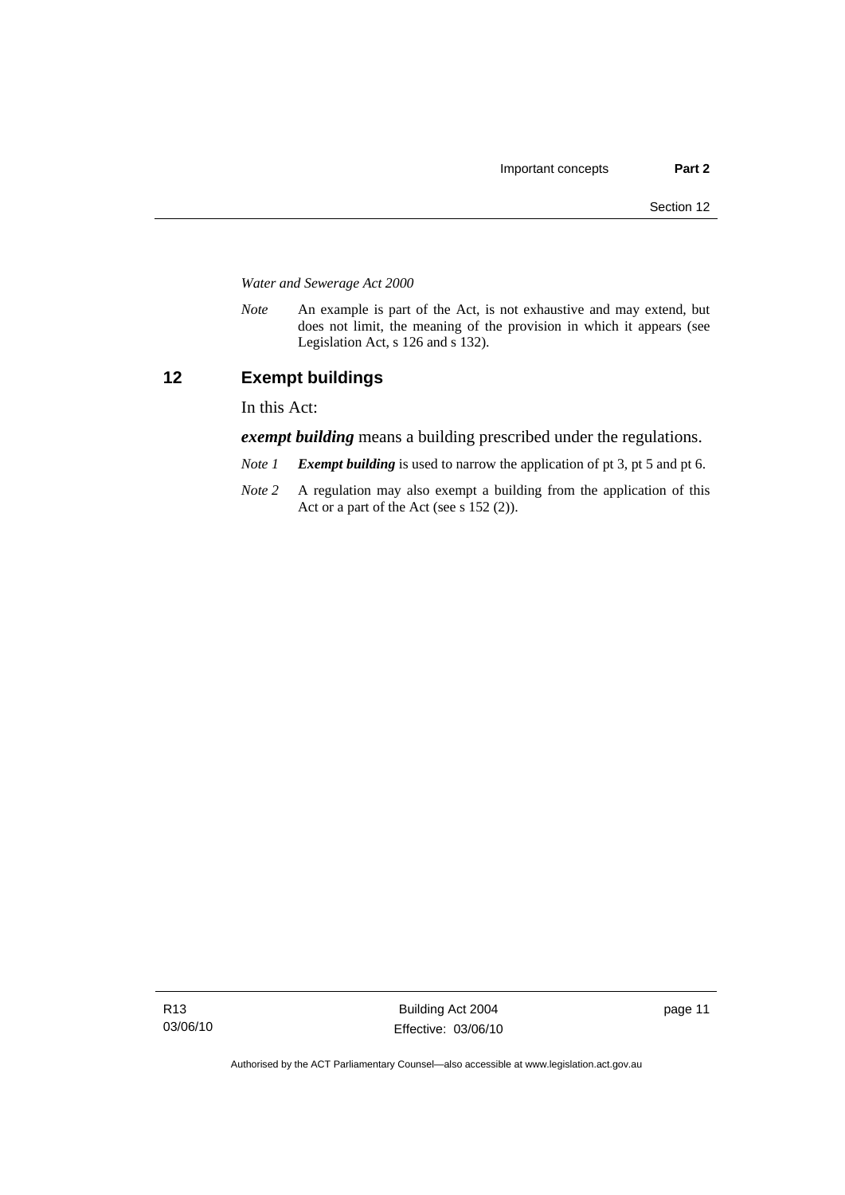*Water and Sewerage Act 2000*

*Note* An example is part of the Act, is not exhaustive and may extend, but does not limit, the meaning of the provision in which it appears (see Legislation Act, s 126 and s 132).

## 12 Exempt buildings

In this Act:

***exempt building*** means a building prescribed under the regulations.

*Note 1* ***Exempt building*** is used to narrow the application of pt 3, pt 5 and pt 6.

*Note 2* A regulation may also exempt a building from the application of this Act or a part of the Act (see s 152 (2)).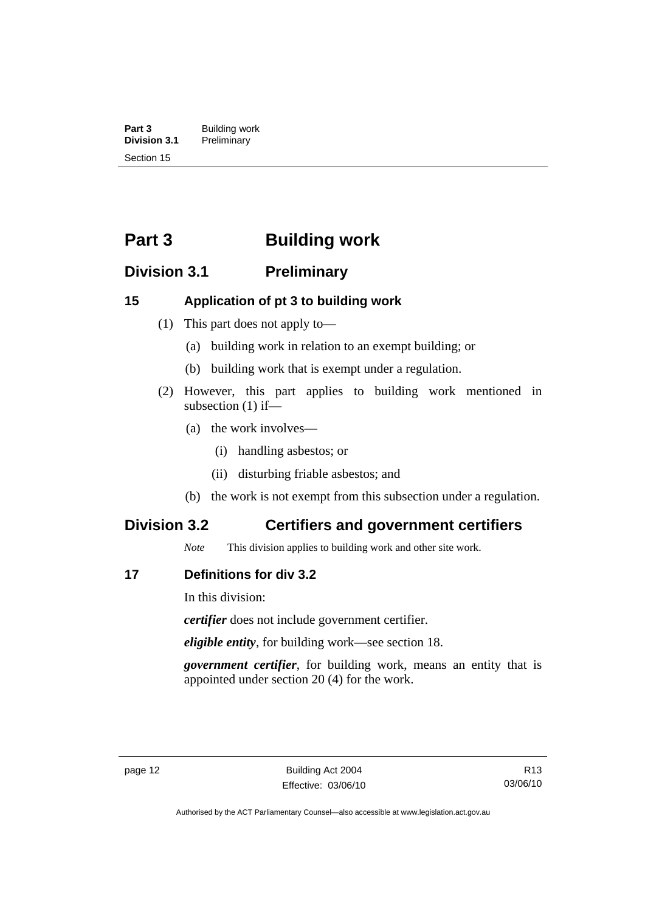# Part 3 Building work

## Division 3.1 Preliminary

### 15 Application of pt 3 to building work

(1) This part does not apply to—

(a) building work in relation to an exempt building; or

(b) building work that is exempt under a regulation.

(2) However, this part applies to building work mentioned in subsection (1) if—

(a) the work involves—

(i) handling asbestos; or

(ii) disturbing friable asbestos; and

(b) the work is not exempt from this subsection under a regulation.

## Division 3.2 Certifiers and government certifiers

*Note* This division applies to building work and other site work.

### 17 Definitions for div 3.2

In this division:

***certifier*** does not include government certifier.

***eligible entity***, for building work—see section 18.

***government certifier***, for building work, means an entity that is appointed under section 20 (4) for the work.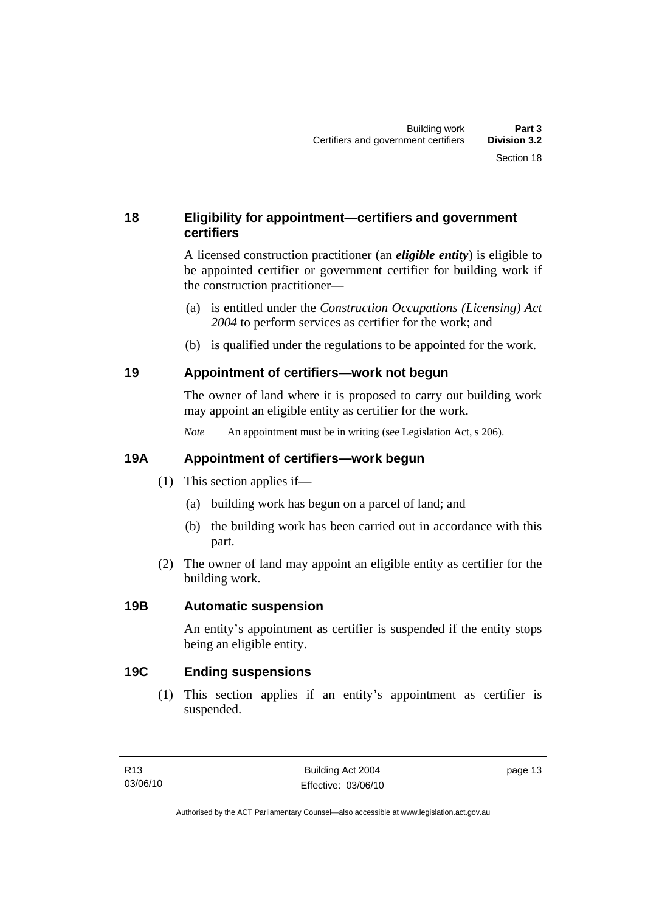## 18 Eligibility for appointment—certifiers and government certifiers

A licensed construction practitioner (an ***eligible entity***) is eligible to be appointed certifier or government certifier for building work if the construction practitioner—

(a) is entitled under the *Construction Occupations (Licensing) Act 2004* to perform services as certifier for the work; and

(b) is qualified under the regulations to be appointed for the work.

## 19 Appointment of certifiers—work not begun

The owner of land where it is proposed to carry out building work may appoint an eligible entity as certifier for the work.

*Note* An appointment must be in writing (see Legislation Act, s 206).

## 19A Appointment of certifiers—work begun

(1) This section applies if—

(a) building work has begun on a parcel of land; and

(b) the building work has been carried out in accordance with this part.

(2) The owner of land may appoint an eligible entity as certifier for the building work.

## 19B Automatic suspension

An entity's appointment as certifier is suspended if the entity stops being an eligible entity.

## 19C Ending suspensions

(1) This section applies if an entity's appointment as certifier is suspended.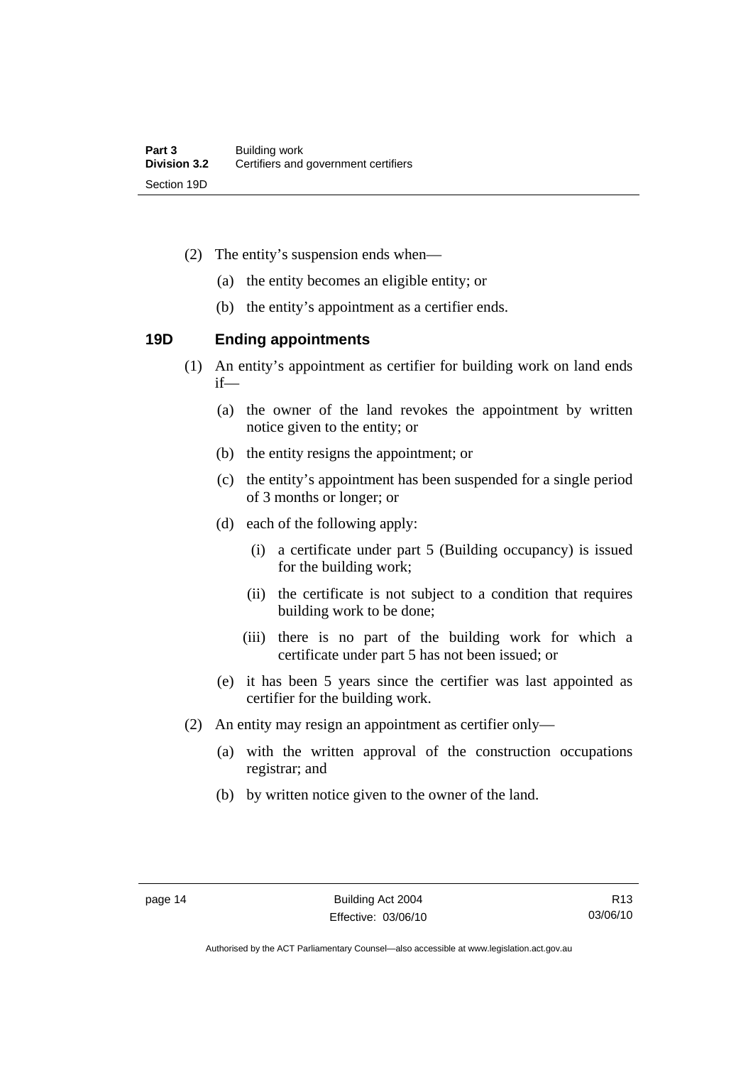(2) The entity's suspension ends when—

(a) the entity becomes an eligible entity; or

(b) the entity's appointment as a certifier ends.

### 19D Ending appointments

(1) An entity's appointment as certifier for building work on land ends if—

(a) the owner of the land revokes the appointment by written notice given to the entity; or

(b) the entity resigns the appointment; or

(c) the entity's appointment has been suspended for a single period of 3 months or longer; or

(d) each of the following apply:

(i) a certificate under part 5 (Building occupancy) is issued for the building work;

(ii) the certificate is not subject to a condition that requires building work to be done;

(iii) there is no part of the building work for which a certificate under part 5 has not been issued; or

(e) it has been 5 years since the certifier was last appointed as certifier for the building work.

(2) An entity may resign an appointment as certifier only—

(a) with the written approval of the construction occupations registrar; and

(b) by written notice given to the owner of the land.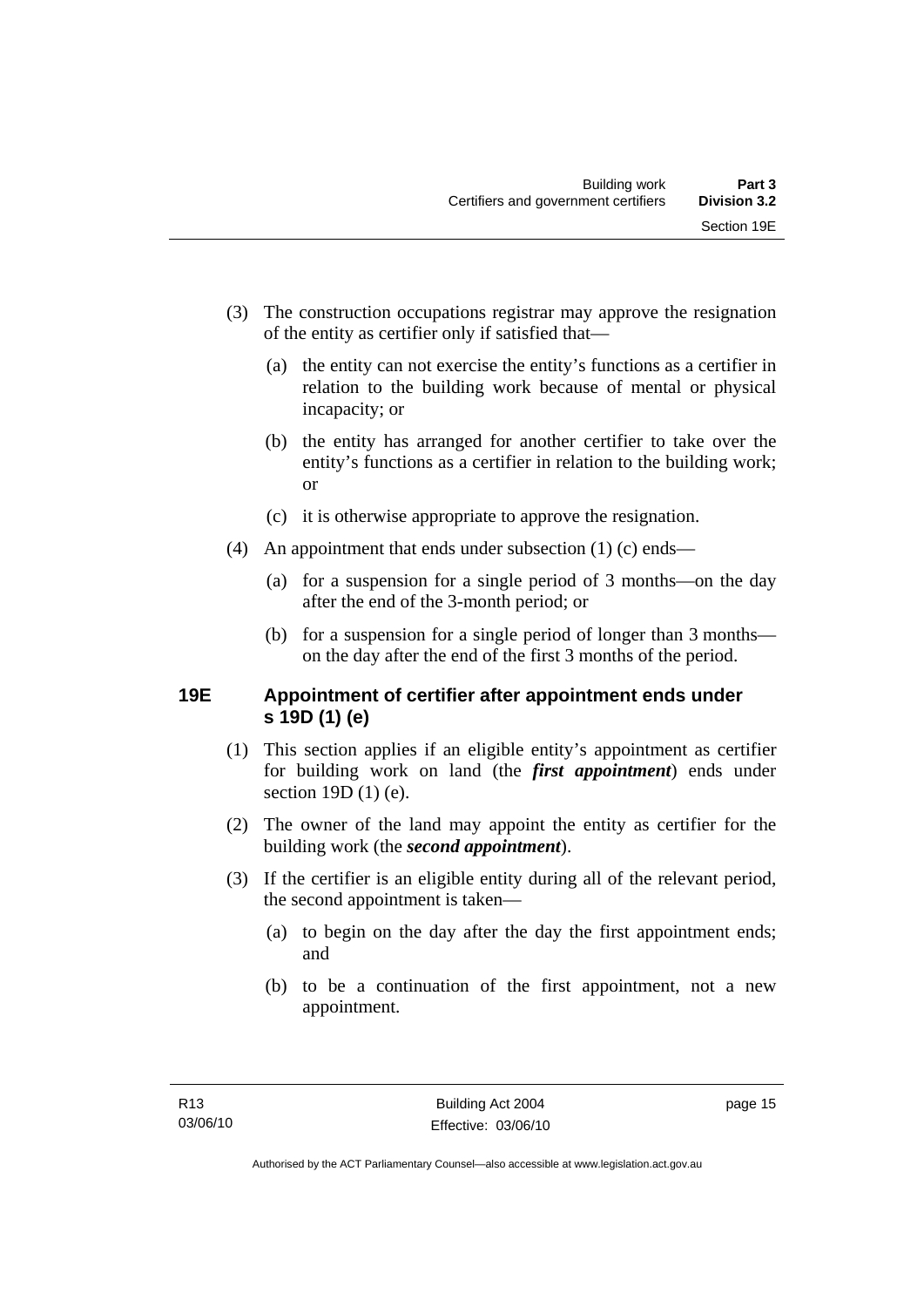(3) The construction occupations registrar may approve the resignation of the entity as certifier only if satisfied that—

(a) the entity can not exercise the entity's functions as a certifier in relation to the building work because of mental or physical incapacity; or

(b) the entity has arranged for another certifier to take over the entity's functions as a certifier in relation to the building work; or

(c) it is otherwise appropriate to approve the resignation.

(4) An appointment that ends under subsection (1) (c) ends—

(a) for a suspension for a single period of 3 months—on the day after the end of the 3-month period; or

(b) for a suspension for a single period of longer than 3 months—on the day after the end of the first 3 months of the period.

### 19E Appointment of certifier after appointment ends under s 19D (1) (e)

(1) This section applies if an eligible entity's appointment as certifier for building work on land (the ***first appointment***) ends under section 19D (1) (e).

(2) The owner of the land may appoint the entity as certifier for the building work (the ***second appointment***).

(3) If the certifier is an eligible entity during all of the relevant period, the second appointment is taken—

(a) to begin on the day after the day the first appointment ends; and

(b) to be a continuation of the first appointment, not a new appointment.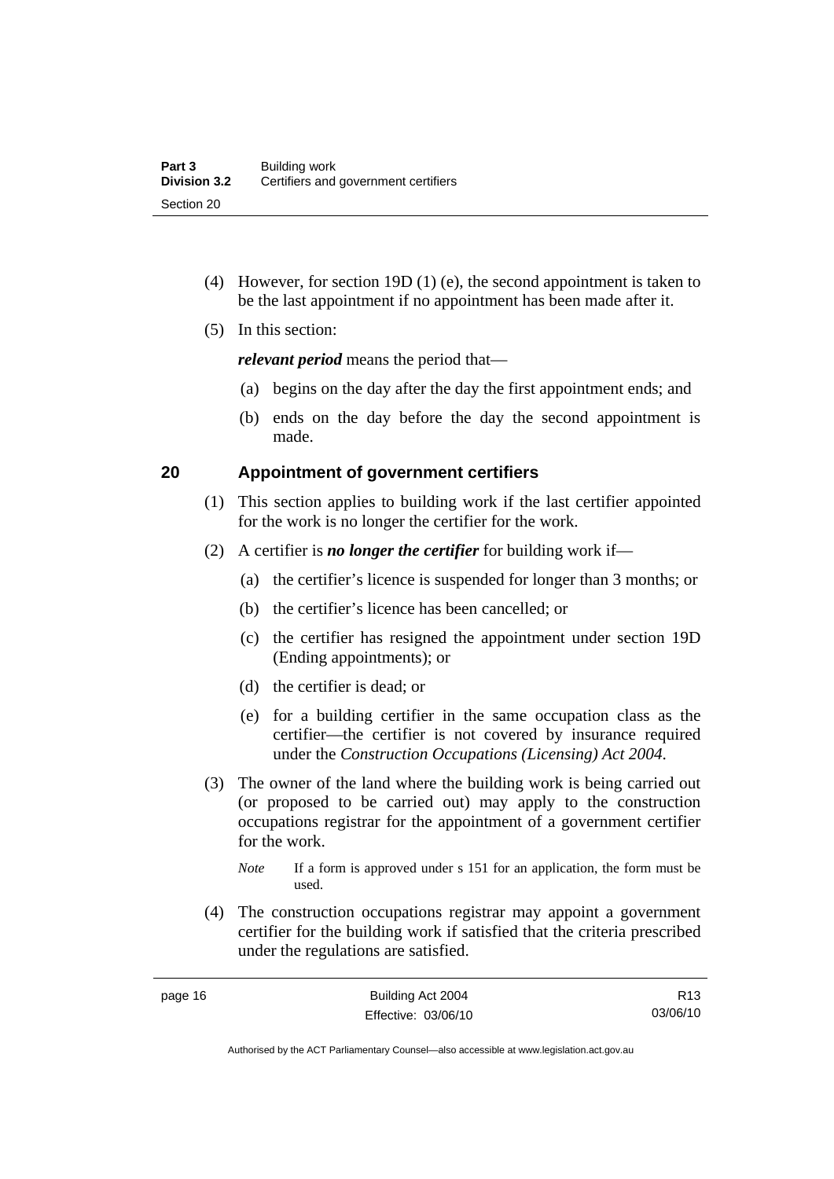(4) However, for section 19D (1) (e), the second appointment is taken to be the last appointment if no appointment has been made after it.

(5) In this section:

***relevant period*** means the period that—

(a) begins on the day after the day the first appointment ends; and

(b) ends on the day before the day the second appointment is made.

## 20 Appointment of government certifiers

(1) This section applies to building work if the last certifier appointed for the work is no longer the certifier for the work.

(2) A certifier is ***no longer the certifier*** for building work if—

(a) the certifier's licence is suspended for longer than 3 months; or

(b) the certifier's licence has been cancelled; or

(c) the certifier has resigned the appointment under section 19D (Ending appointments); or

(d) the certifier is dead; or

(e) for a building certifier in the same occupation class as the certifier—the certifier is not covered by insurance required under the *Construction Occupations (Licensing) Act 2004*.

(3) The owner of the land where the building work is being carried out (or proposed to be carried out) may apply to the construction occupations registrar for the appointment of a government certifier for the work.

*Note* If a form is approved under s 151 for an application, the form must be used.

(4) The construction occupations registrar may appoint a government certifier for the building work if satisfied that the criteria prescribed under the regulations are satisfied.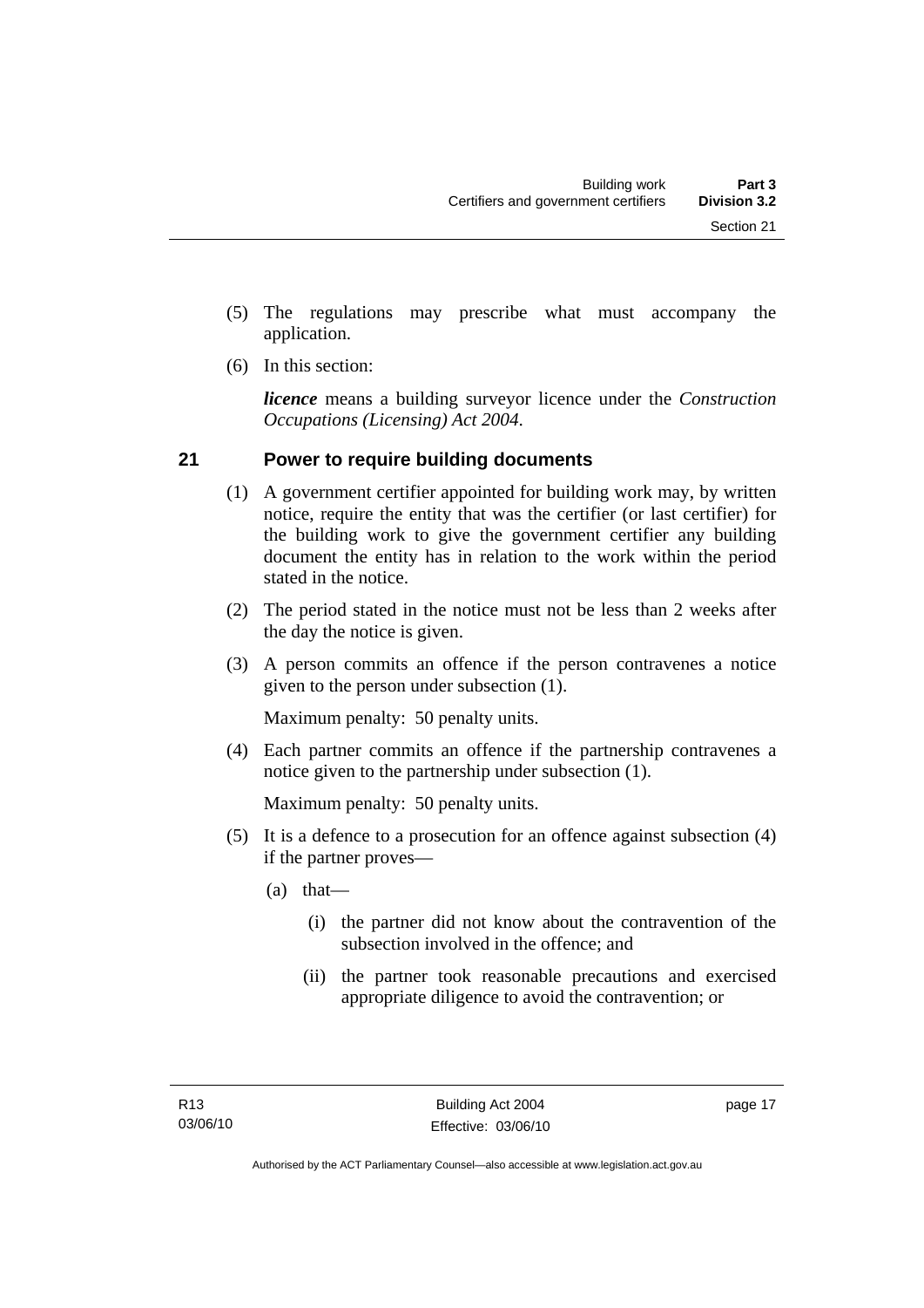(5) The regulations may prescribe what must accompany the application.

(6) In this section:

***licence*** means a building surveyor licence under the *Construction Occupations (Licensing) Act 2004*.

## 21 Power to require building documents

(1) A government certifier appointed for building work may, by written notice, require the entity that was the certifier (or last certifier) for the building work to give the government certifier any building document the entity has in relation to the work within the period stated in the notice.

(2) The period stated in the notice must not be less than 2 weeks after the day the notice is given.

(3) A person commits an offence if the person contravenes a notice given to the person under subsection (1).

Maximum penalty: 50 penalty units.

(4) Each partner commits an offence if the partnership contravenes a notice given to the partnership under subsection (1).

Maximum penalty: 50 penalty units.

(5) It is a defence to a prosecution for an offence against subsection (4) if the partner proves—

(a) that—

(i) the partner did not know about the contravention of the subsection involved in the offence; and

(ii) the partner took reasonable precautions and exercised appropriate diligence to avoid the contravention; or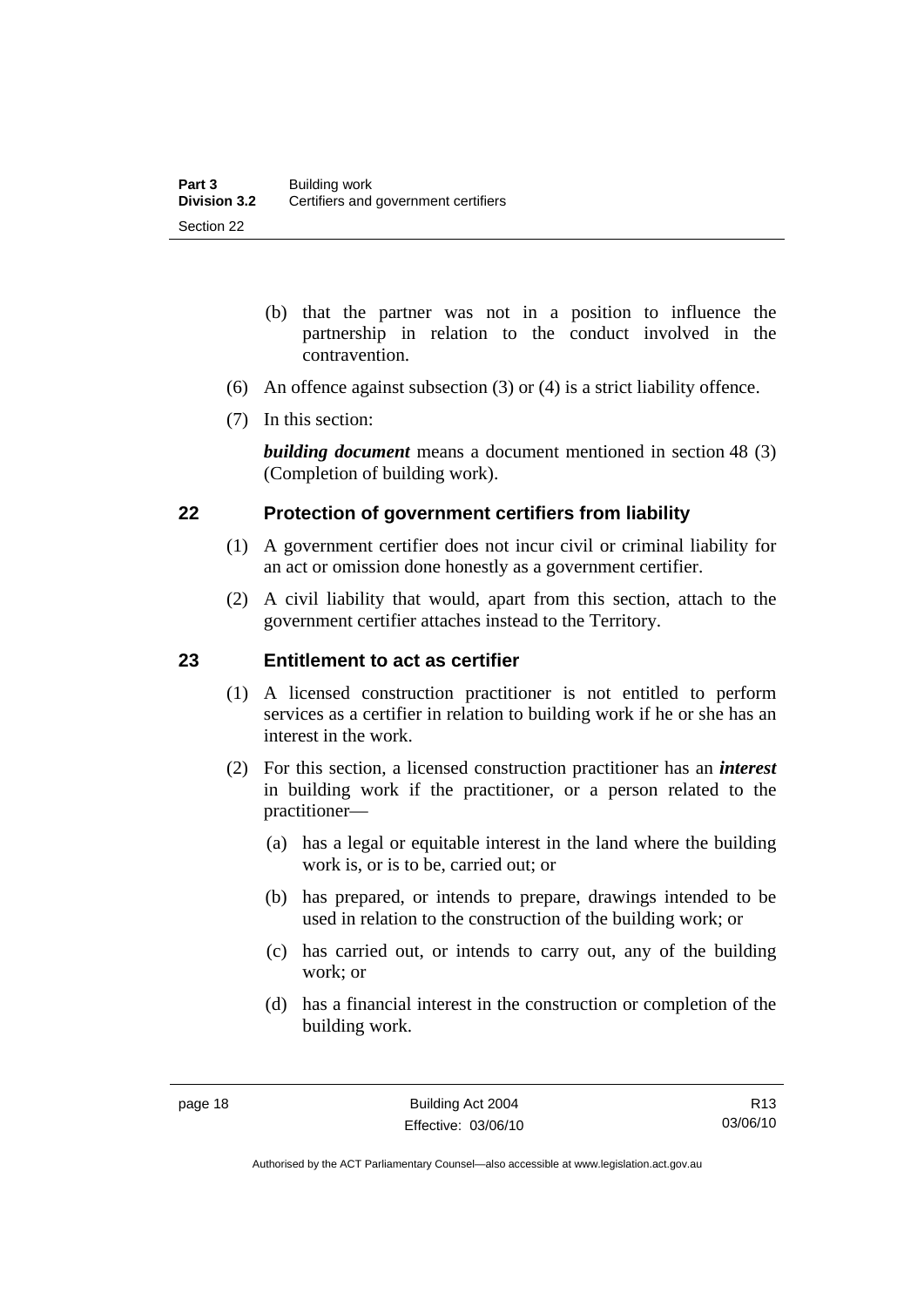(b) that the partner was not in a position to influence the partnership in relation to the conduct involved in the contravention.

(6) An offence against subsection (3) or (4) is a strict liability offence.

(7) In this section:

***building document*** means a document mentioned in section 48 (3) (Completion of building work).

## 22 Protection of government certifiers from liability

(1) A government certifier does not incur civil or criminal liability for an act or omission done honestly as a government certifier.

(2) A civil liability that would, apart from this section, attach to the government certifier attaches instead to the Territory.

## 23 Entitlement to act as certifier

(1) A licensed construction practitioner is not entitled to perform services as a certifier in relation to building work if he or she has an interest in the work.

(2) For this section, a licensed construction practitioner has an ***interest*** in building work if the practitioner, or a person related to the practitioner—

(a) has a legal or equitable interest in the land where the building work is, or is to be, carried out; or

(b) has prepared, or intends to prepare, drawings intended to be used in relation to the construction of the building work; or

(c) has carried out, or intends to carry out, any of the building work; or

(d) has a financial interest in the construction or completion of the building work.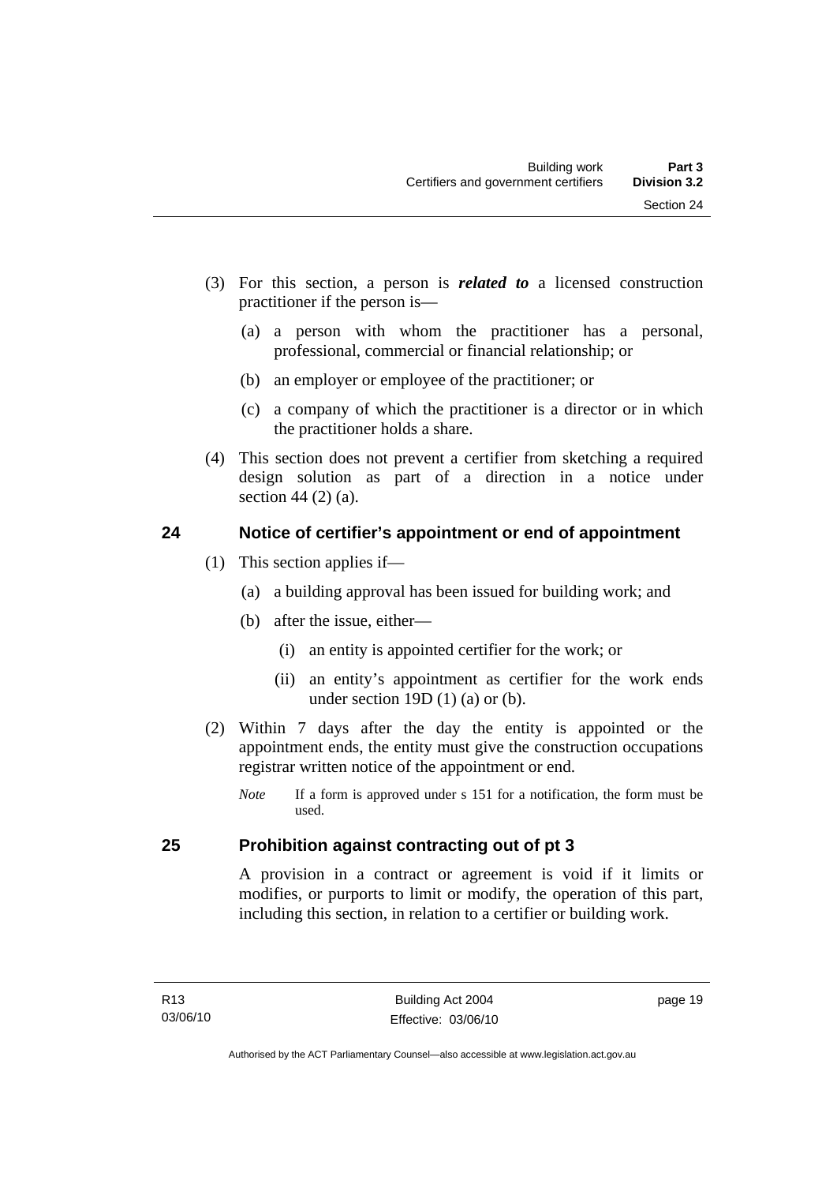(3) For this section, a person is ***related to*** a licensed construction practitioner if the person is—

  (a) a person with whom the practitioner has a personal, professional, commercial or financial relationship; or

  (b) an employer or employee of the practitioner; or

  (c) a company of which the practitioner is a director or in which the practitioner holds a share.

(4) This section does not prevent a certifier from sketching a required design solution as part of a direction in a notice under section 44 (2) (a).

## 24 Notice of certifier's appointment or end of appointment

(1) This section applies if—

  (a) a building approval has been issued for building work; and

  (b) after the issue, either—

    (i) an entity is appointed certifier for the work; or

    (ii) an entity's appointment as certifier for the work ends under section 19D (1) (a) or (b).

(2) Within 7 days after the day the entity is appointed or the appointment ends, the entity must give the construction occupations registrar written notice of the appointment or end.

*Note* If a form is approved under s 151 for a notification, the form must be used.

## 25 Prohibition against contracting out of pt 3

A provision in a contract or agreement is void if it limits or modifies, or purports to limit or modify, the operation of this part, including this section, in relation to a certifier or building work.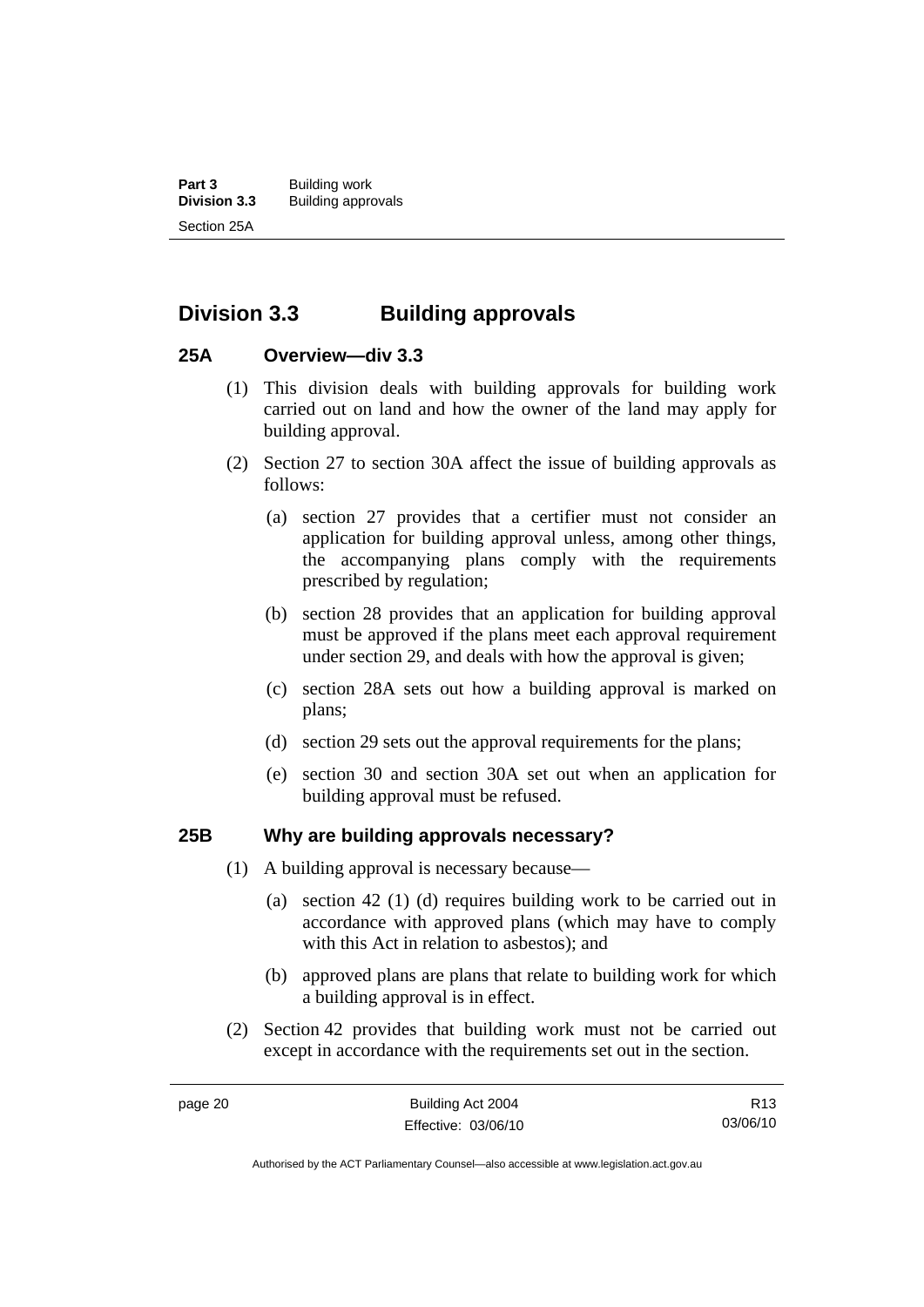## Division 3.3 Building approvals

### 25A Overview—div 3.3

(1) This division deals with building approvals for building work carried out on land and how the owner of the land may apply for building approval.

(2) Section 27 to section 30A affect the issue of building approvals as follows:

(a) section 27 provides that a certifier must not consider an application for building approval unless, among other things, the accompanying plans comply with the requirements prescribed by regulation;

(b) section 28 provides that an application for building approval must be approved if the plans meet each approval requirement under section 29, and deals with how the approval is given;

(c) section 28A sets out how a building approval is marked on plans;

(d) section 29 sets out the approval requirements for the plans;

(e) section 30 and section 30A set out when an application for building approval must be refused.

### 25B Why are building approvals necessary?

(1) A building approval is necessary because—

(a) section 42 (1) (d) requires building work to be carried out in accordance with approved plans (which may have to comply with this Act in relation to asbestos); and

(b) approved plans are plans that relate to building work for which a building approval is in effect.

(2) Section 42 provides that building work must not be carried out except in accordance with the requirements set out in the section.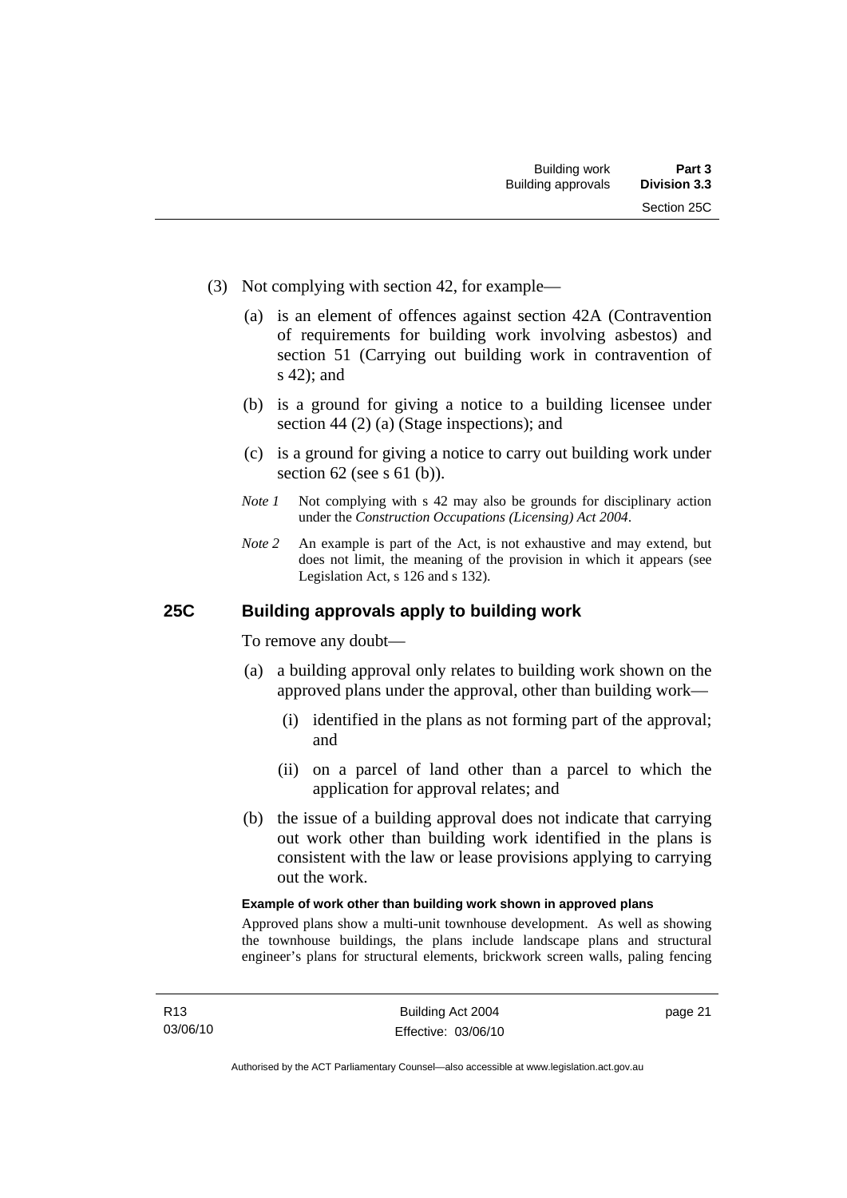(3) Not complying with section 42, for example—

(a) is an element of offences against section 42A (Contravention of requirements for building work involving asbestos) and section 51 (Carrying out building work in contravention of s 42); and

(b) is a ground for giving a notice to a building licensee under section 44 (2) (a) (Stage inspections); and

(c) is a ground for giving a notice to carry out building work under section 62 (see s 61 (b)).

*Note 1* Not complying with s 42 may also be grounds for disciplinary action under the *Construction Occupations (Licensing) Act 2004*.

*Note 2* An example is part of the Act, is not exhaustive and may extend, but does not limit, the meaning of the provision in which it appears (see Legislation Act, s 126 and s 132).

## 25C Building approvals apply to building work

To remove any doubt—

(a) a building approval only relates to building work shown on the approved plans under the approval, other than building work—

(i) identified in the plans as not forming part of the approval; and

(ii) on a parcel of land other than a parcel to which the application for approval relates; and

(b) the issue of a building approval does not indicate that carrying out work other than building work identified in the plans is consistent with the law or lease provisions applying to carrying out the work.

**Example of work other than building work shown in approved plans**

Approved plans show a multi-unit townhouse development. As well as showing the townhouse buildings, the plans include landscape plans and structural engineer's plans for structural elements, brickwork screen walls, paling fencing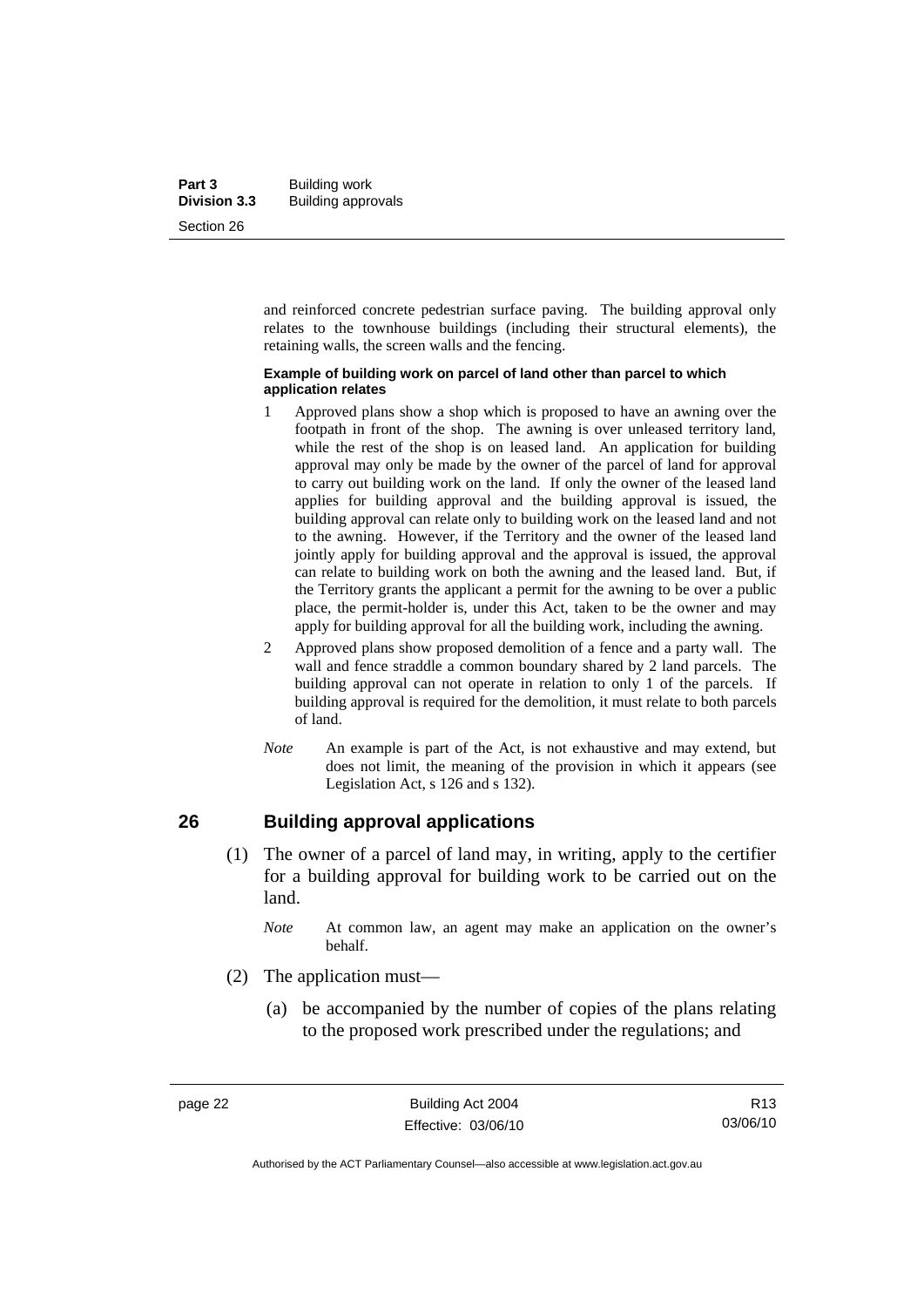and reinforced concrete pedestrian surface paving. The building approval only relates to the townhouse buildings (including their structural elements), the retaining walls, the screen walls and the fencing.

**Example of building work on parcel of land other than parcel to which application relates**

1 Approved plans show a shop which is proposed to have an awning over the footpath in front of the shop. The awning is over unleased territory land, while the rest of the shop is on leased land. An application for building approval may only be made by the owner of the parcel of land for approval to carry out building work on the land. If only the owner of the leased land applies for building approval and the building approval is issued, the building approval can relate only to building work on the leased land and not to the awning. However, if the Territory and the owner of the leased land jointly apply for building approval and the approval is issued, the approval can relate to building work on both the awning and the leased land. But, if the Territory grants the applicant a permit for the awning to be over a public place, the permit-holder is, under this Act, taken to be the owner and may apply for building approval for all the building work, including the awning.

2 Approved plans show proposed demolition of a fence and a party wall. The wall and fence straddle a common boundary shared by 2 land parcels. The building approval can not operate in relation to only 1 of the parcels. If building approval is required for the demolition, it must relate to both parcels of land.

*Note* An example is part of the Act, is not exhaustive and may extend, but does not limit, the meaning of the provision in which it appears (see Legislation Act, s 126 and s 132).

## 26 Building approval applications

(1) The owner of a parcel of land may, in writing, apply to the certifier for a building approval for building work to be carried out on the land.

*Note* At common law, an agent may make an application on the owner's behalf.

(2) The application must—

(a) be accompanied by the number of copies of the plans relating to the proposed work prescribed under the regulations; and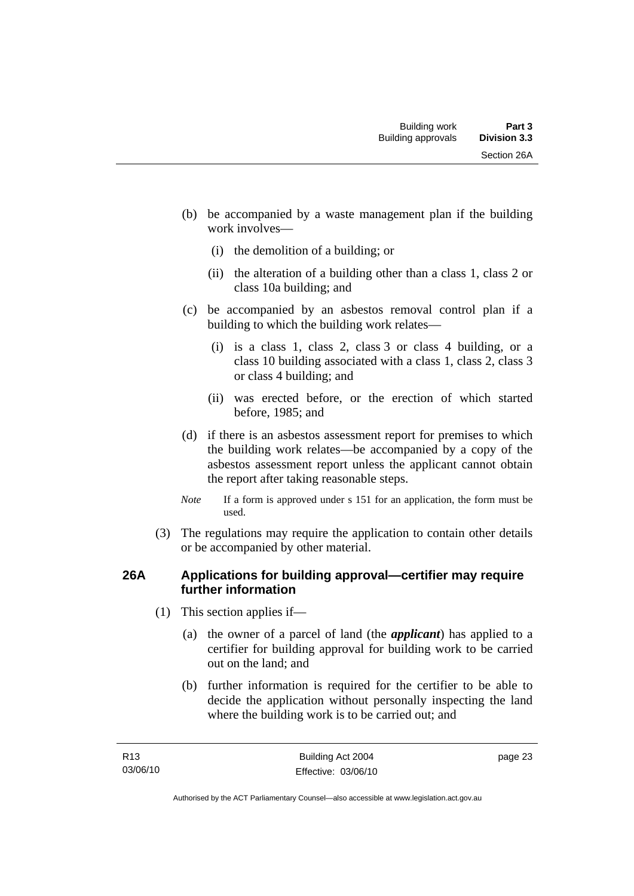(b) be accompanied by a waste management plan if the building work involves—

   (i) the demolition of a building; or

   (ii) the alteration of a building other than a class 1, class 2 or class 10a building; and

(c) be accompanied by an asbestos removal control plan if a building to which the building work relates—

   (i) is a class 1, class 2, class 3 or class 4 building, or a class 10 building associated with a class 1, class 2, class 3 or class 4 building; and

   (ii) was erected before, or the erection of which started before, 1985; and

(d) if there is an asbestos assessment report for premises to which the building work relates—be accompanied by a copy of the asbestos assessment report unless the applicant cannot obtain the report after taking reasonable steps.

*Note* If a form is approved under s 151 for an application, the form must be used.

(3) The regulations may require the application to contain other details or be accompanied by other material.

### 26A Applications for building approval—certifier may require further information

(1) This section applies if—

   (a) the owner of a parcel of land (the ***applicant***) has applied to a certifier for building approval for building work to be carried out on the land; and

   (b) further information is required for the certifier to be able to decide the application without personally inspecting the land where the building work is to be carried out; and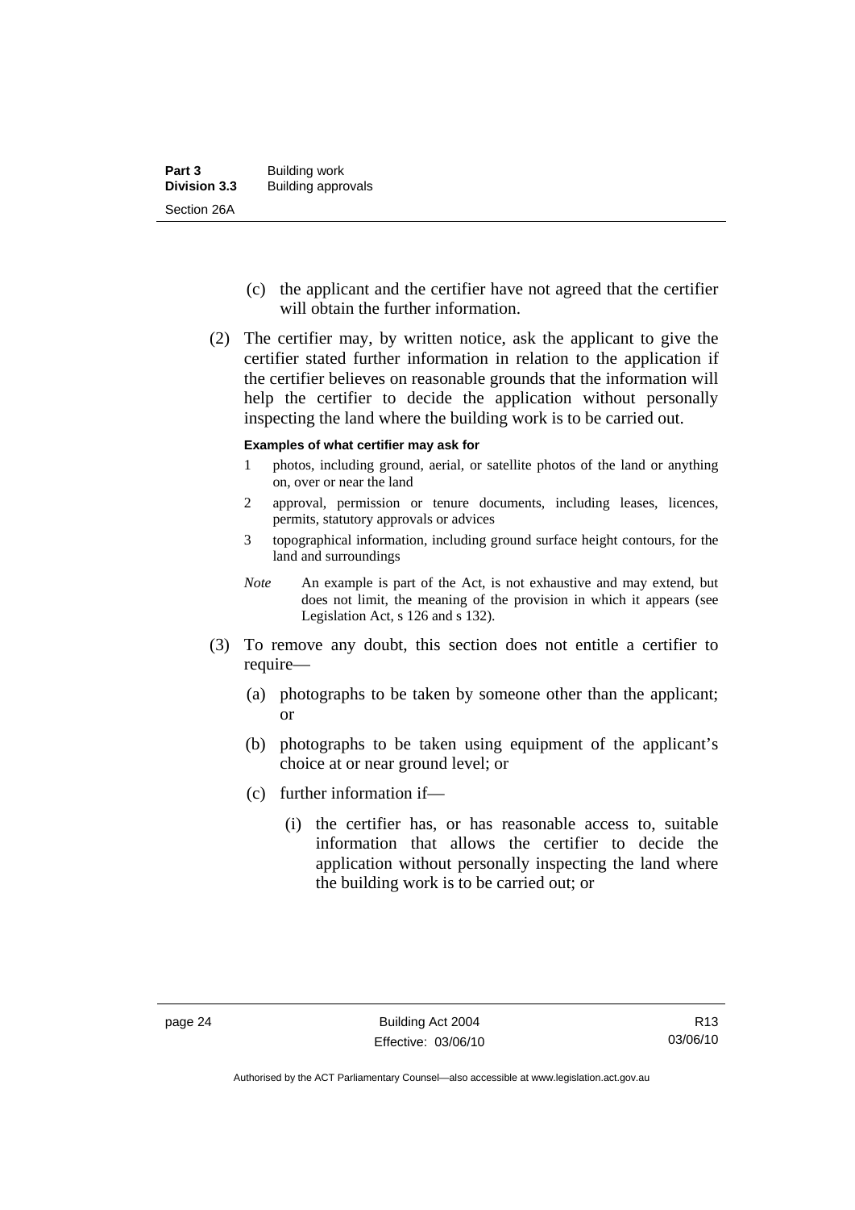(c) the applicant and the certifier have not agreed that the certifier will obtain the further information.

(2) The certifier may, by written notice, ask the applicant to give the certifier stated further information in relation to the application if the certifier believes on reasonable grounds that the information will help the certifier to decide the application without personally inspecting the land where the building work is to be carried out.

**Examples of what certifier may ask for**

1 photos, including ground, aerial, or satellite photos of the land or anything on, over or near the land

2 approval, permission or tenure documents, including leases, licences, permits, statutory approvals or advices

3 topographical information, including ground surface height contours, for the land and surroundings

*Note* An example is part of the Act, is not exhaustive and may extend, but does not limit, the meaning of the provision in which it appears (see Legislation Act, s 126 and s 132).

(3) To remove any doubt, this section does not entitle a certifier to require—

(a) photographs to be taken by someone other than the applicant; or

(b) photographs to be taken using equipment of the applicant's choice at or near ground level; or

(c) further information if—

(i) the certifier has, or has reasonable access to, suitable information that allows the certifier to decide the application without personally inspecting the land where the building work is to be carried out; or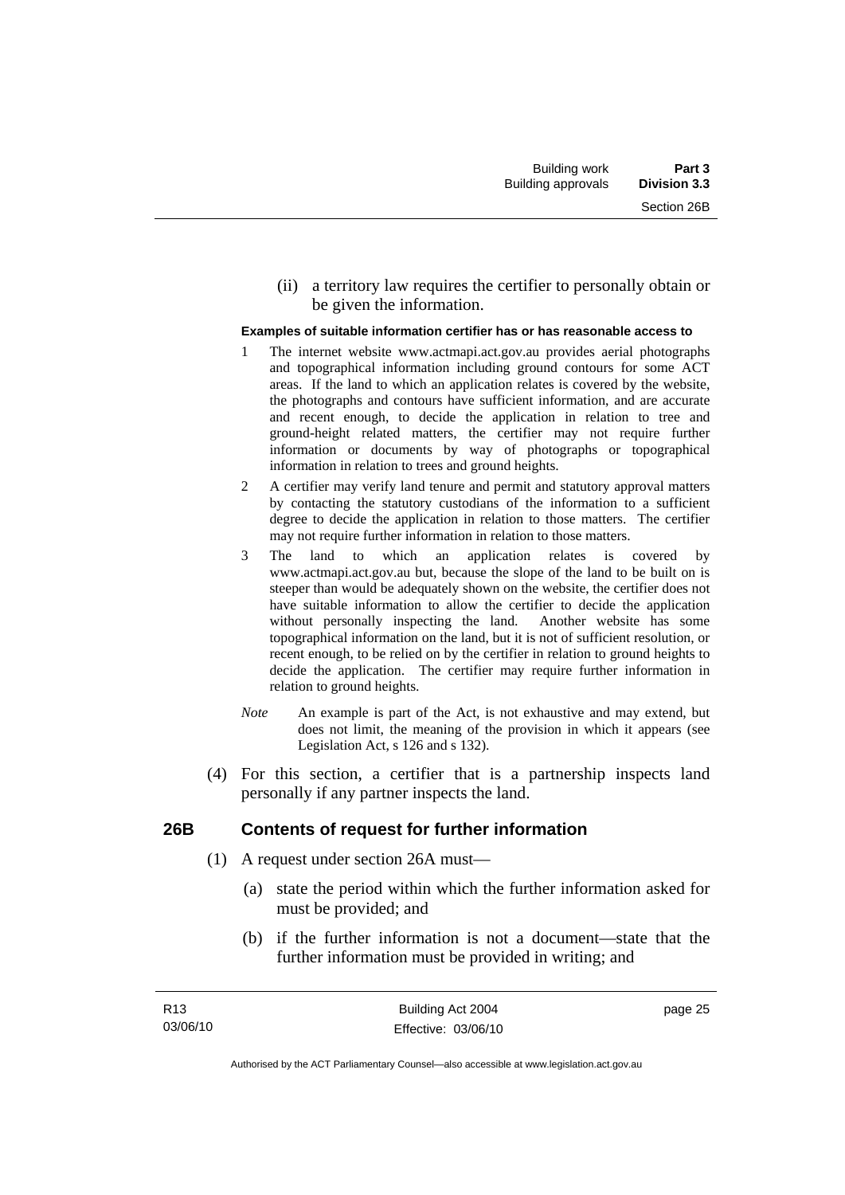(ii) a territory law requires the certifier to personally obtain or be given the information.

**Examples of suitable information certifier has or has reasonable access to**

1. The internet website www.actmapi.act.gov.au provides aerial photographs and topographical information including ground contours for some ACT areas. If the land to which an application relates is covered by the website, the photographs and contours have sufficient information, and are accurate and recent enough, to decide the application in relation to tree and ground-height related matters, the certifier may not require further information or documents by way of photographs or topographical information in relation to trees and ground heights.
2. A certifier may verify land tenure and permit and statutory approval matters by contacting the statutory custodians of the information to a sufficient degree to decide the application in relation to those matters. The certifier may not require further information in relation to those matters.
3. The land to which an application relates is covered by www.actmapi.act.gov.au but, because the slope of the land to be built on is steeper than would be adequately shown on the website, the certifier does not have suitable information to allow the certifier to decide the application without personally inspecting the land. Another website has some topographical information on the land, but it is not of sufficient resolution, or recent enough, to be relied on by the certifier in relation to ground heights to decide the application. The certifier may require further information in relation to ground heights.

*Note* An example is part of the Act, is not exhaustive and may extend, but does not limit, the meaning of the provision in which it appears (see Legislation Act, s 126 and s 132).

(4) For this section, a certifier that is a partnership inspects land personally if any partner inspects the land.

## 26B Contents of request for further information

(1) A request under section 26A must—

(a) state the period within which the further information asked for must be provided; and

(b) if the further information is not a document—state that the further information must be provided in writing; and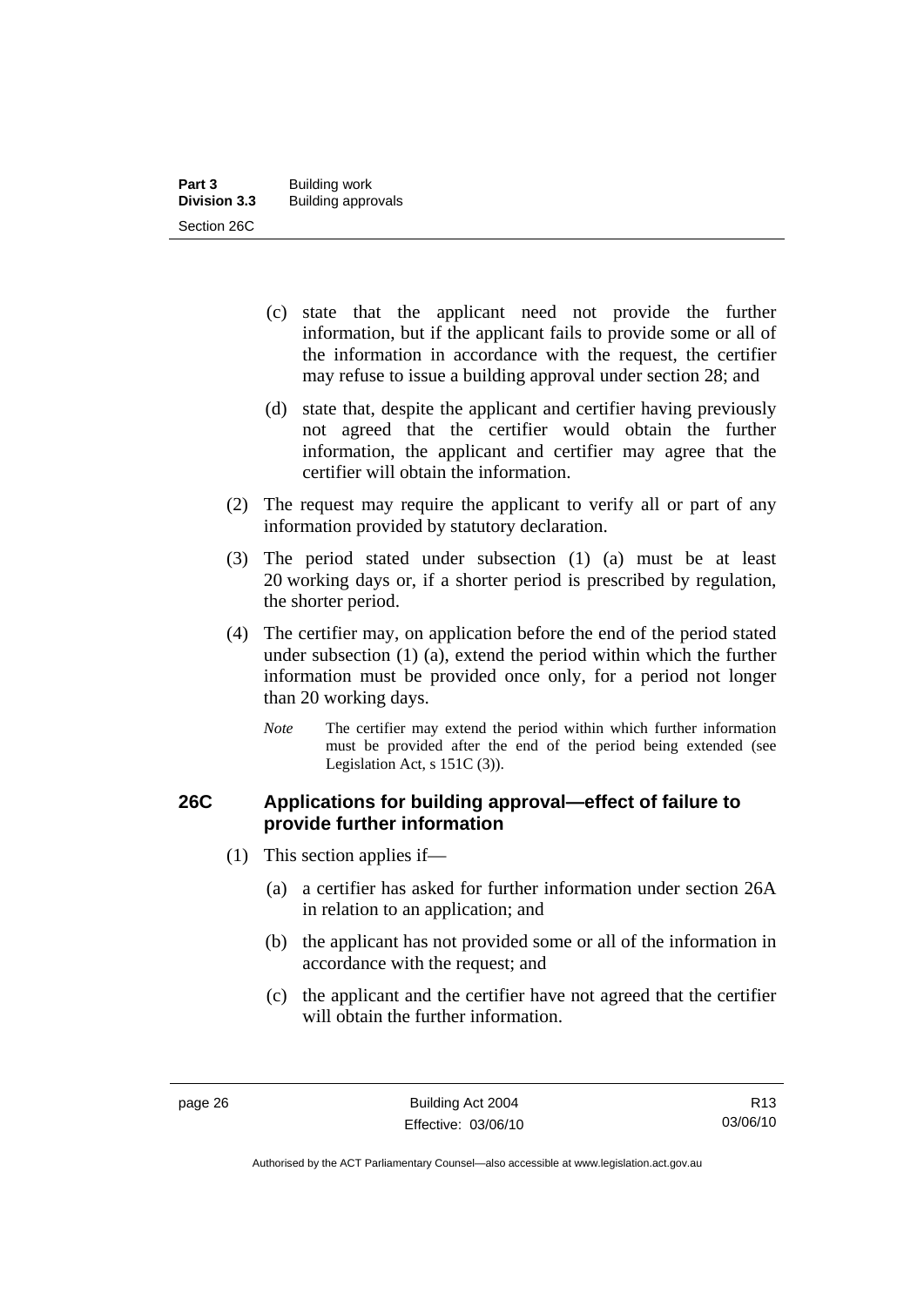(c) state that the applicant need not provide the further information, but if the applicant fails to provide some or all of the information in accordance with the request, the certifier may refuse to issue a building approval under section 28; and

(d) state that, despite the applicant and certifier having previously not agreed that the certifier would obtain the further information, the applicant and certifier may agree that the certifier will obtain the information.

(2) The request may require the applicant to verify all or part of any information provided by statutory declaration.

(3) The period stated under subsection (1) (a) must be at least 20 working days or, if a shorter period is prescribed by regulation, the shorter period.

(4) The certifier may, on application before the end of the period stated under subsection (1) (a), extend the period within which the further information must be provided once only, for a period not longer than 20 working days.

*Note* The certifier may extend the period within which further information must be provided after the end of the period being extended (see Legislation Act, s 151C (3)).

### 26C Applications for building approval—effect of failure to provide further information

(1) This section applies if—

(a) a certifier has asked for further information under section 26A in relation to an application; and

(b) the applicant has not provided some or all of the information in accordance with the request; and

(c) the applicant and the certifier have not agreed that the certifier will obtain the further information.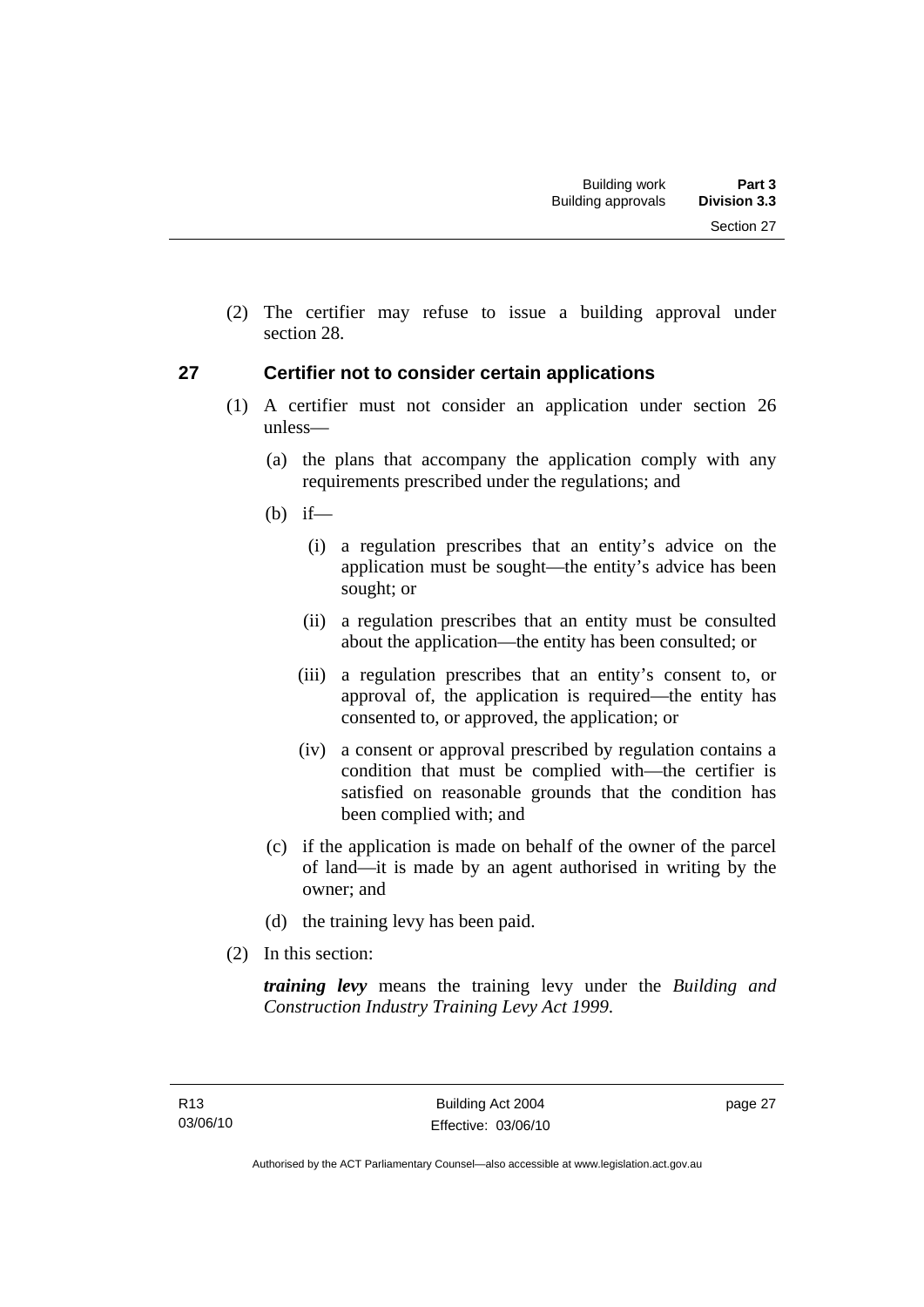(2) The certifier may refuse to issue a building approval under section 28.

## 27 Certifier not to consider certain applications

(1) A certifier must not consider an application under section 26 unless—

(a) the plans that accompany the application comply with any requirements prescribed under the regulations; and

(b) if—

(i) a regulation prescribes that an entity's advice on the application must be sought—the entity's advice has been sought; or

(ii) a regulation prescribes that an entity must be consulted about the application—the entity has been consulted; or

(iii) a regulation prescribes that an entity's consent to, or approval of, the application is required—the entity has consented to, or approved, the application; or

(iv) a consent or approval prescribed by regulation contains a condition that must be complied with—the certifier is satisfied on reasonable grounds that the condition has been complied with; and

(c) if the application is made on behalf of the owner of the parcel of land—it is made by an agent authorised in writing by the owner; and

(d) the training levy has been paid.

(2) In this section:

***training levy*** means the training levy under the *Building and Construction Industry Training Levy Act 1999*.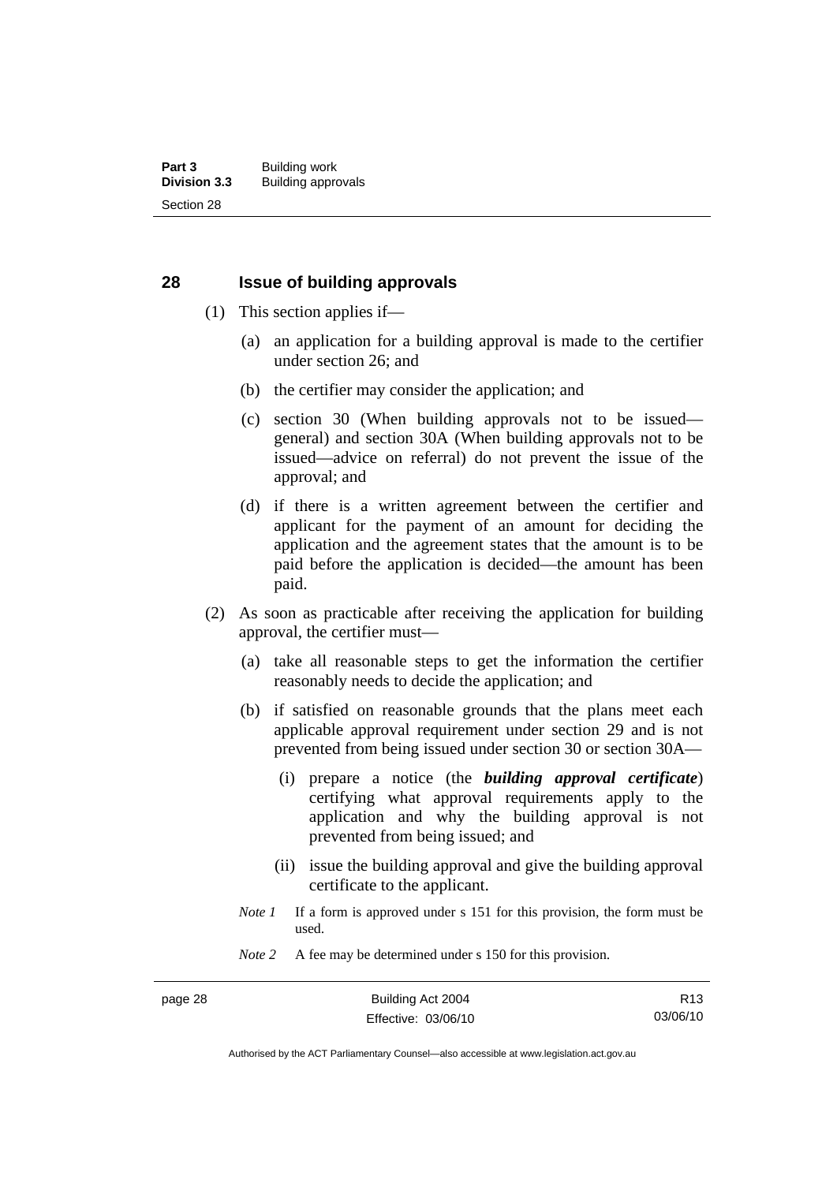## 28 Issue of building approvals

(1) This section applies if—

(a) an application for a building approval is made to the certifier under section 26; and

(b) the certifier may consider the application; and

(c) section 30 (When building approvals not to be issued—general) and section 30A (When building approvals not to be issued—advice on referral) do not prevent the issue of the approval; and

(d) if there is a written agreement between the certifier and applicant for the payment of an amount for deciding the application and the agreement states that the amount is to be paid before the application is decided—the amount has been paid.

(2) As soon as practicable after receiving the application for building approval, the certifier must—

(a) take all reasonable steps to get the information the certifier reasonably needs to decide the application; and

(b) if satisfied on reasonable grounds that the plans meet each applicable approval requirement under section 29 and is not prevented from being issued under section 30 or section 30A—

(i) prepare a notice (the ***building approval certificate***) certifying what approval requirements apply to the application and why the building approval is not prevented from being issued; and

(ii) issue the building approval and give the building approval certificate to the applicant.

*Note 1* If a form is approved under s 151 for this provision, the form must be used.

*Note 2* A fee may be determined under s 150 for this provision.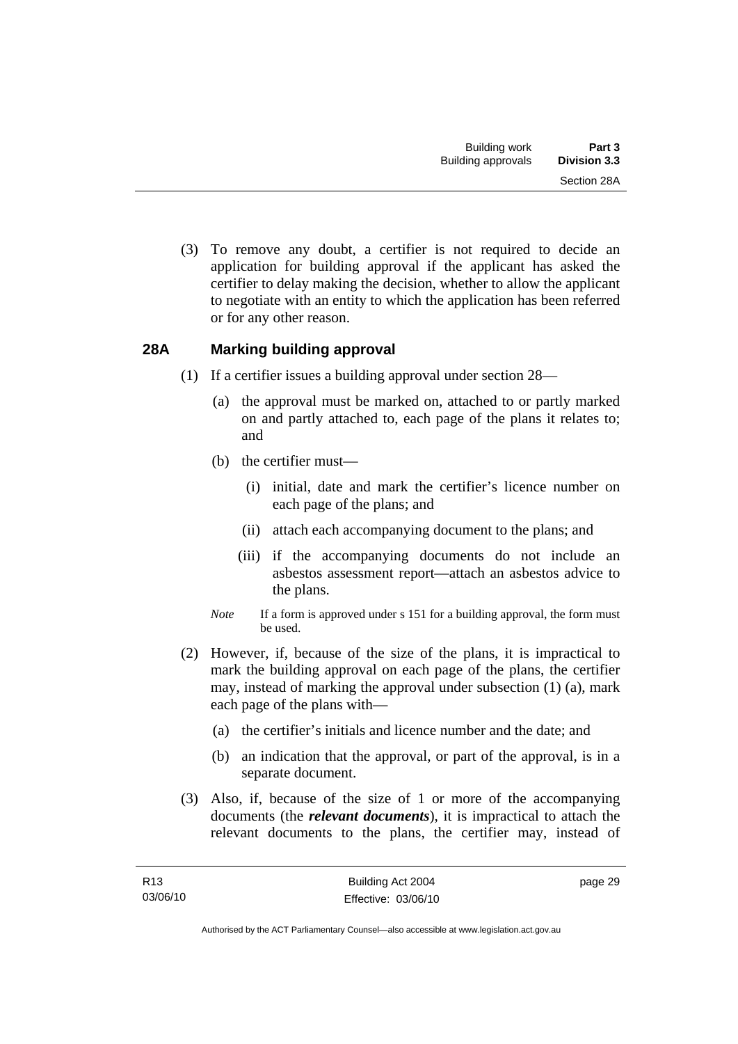(3) To remove any doubt, a certifier is not required to decide an application for building approval if the applicant has asked the certifier to delay making the decision, whether to allow the applicant to negotiate with an entity to which the application has been referred or for any other reason.

## 28A Marking building approval

(1) If a certifier issues a building approval under section 28—

(a) the approval must be marked on, attached to or partly marked on and partly attached to, each page of the plans it relates to; and

(b) the certifier must—

(i) initial, date and mark the certifier's licence number on each page of the plans; and

(ii) attach each accompanying document to the plans; and

(iii) if the accompanying documents do not include an asbestos assessment report—attach an asbestos advice to the plans.

*Note* If a form is approved under s 151 for a building approval, the form must be used.

(2) However, if, because of the size of the plans, it is impractical to mark the building approval on each page of the plans, the certifier may, instead of marking the approval under subsection (1) (a), mark each page of the plans with—

(a) the certifier's initials and licence number and the date; and

(b) an indication that the approval, or part of the approval, is in a separate document.

(3) Also, if, because of the size of 1 or more of the accompanying documents (the ***relevant documents***), it is impractical to attach the relevant documents to the plans, the certifier may, instead of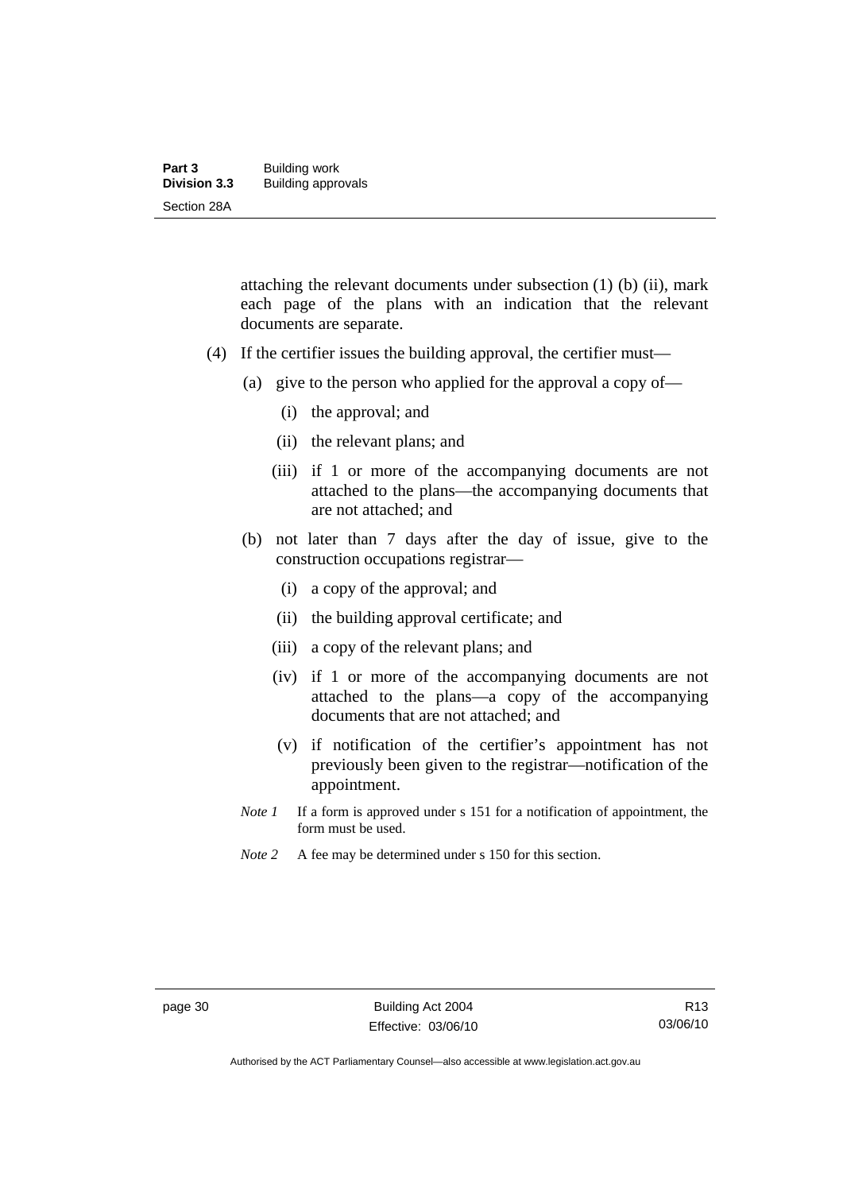attaching the relevant documents under subsection (1) (b) (ii), mark each page of the plans with an indication that the relevant documents are separate.

(4) If the certifier issues the building approval, the certifier must—

(a) give to the person who applied for the approval a copy of—

(i) the approval; and

(ii) the relevant plans; and

(iii) if 1 or more of the accompanying documents are not attached to the plans—the accompanying documents that are not attached; and

(b) not later than 7 days after the day of issue, give to the construction occupations registrar—

(i) a copy of the approval; and

(ii) the building approval certificate; and

(iii) a copy of the relevant plans; and

(iv) if 1 or more of the accompanying documents are not attached to the plans—a copy of the accompanying documents that are not attached; and

(v) if notification of the certifier's appointment has not previously been given to the registrar—notification of the appointment.

*Note 1* If a form is approved under s 151 for a notification of appointment, the form must be used.

*Note 2* A fee may be determined under s 150 for this section.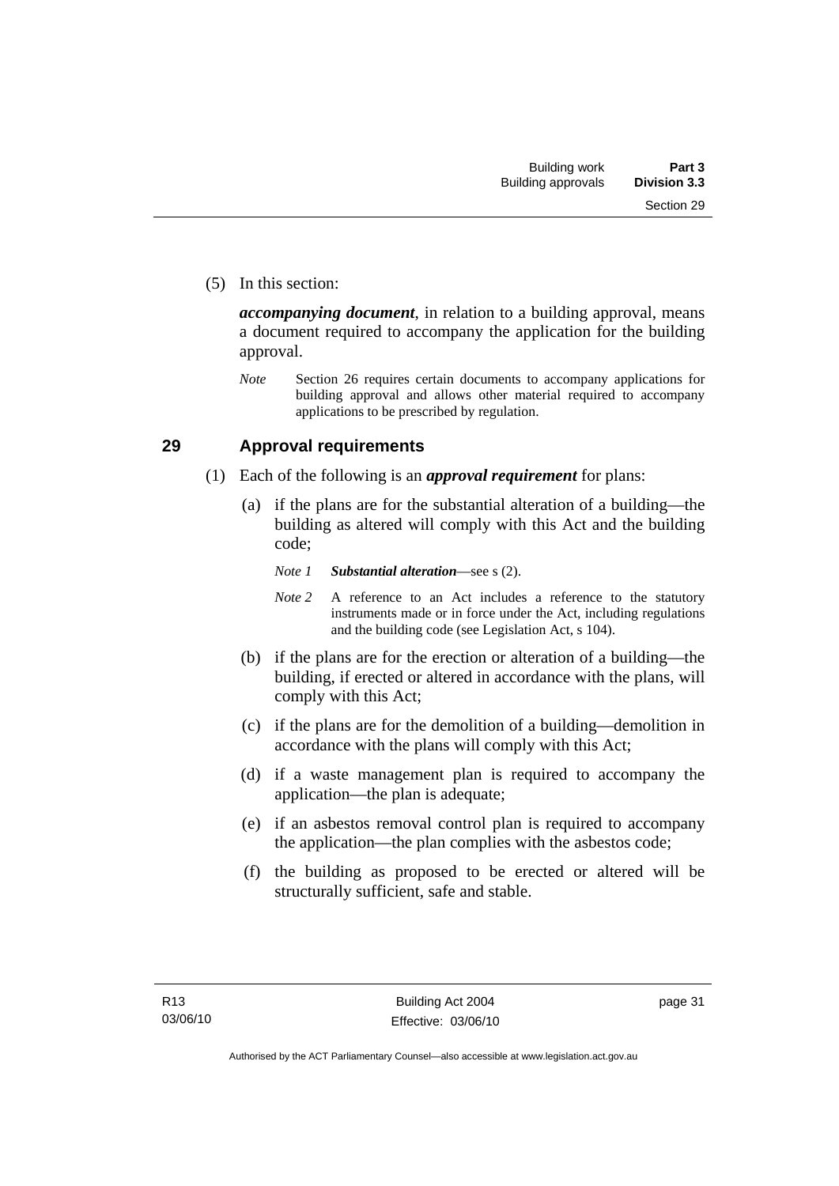(5) In this section:

***accompanying document***, in relation to a building approval, means a document required to accompany the application for the building approval.

*Note* Section 26 requires certain documents to accompany applications for building approval and allows other material required to accompany applications to be prescribed by regulation.

## 29 Approval requirements

(1) Each of the following is an ***approval requirement*** for plans:

(a) if the plans are for the substantial alteration of a building—the building as altered will comply with this Act and the building code;

*Note 1* ***Substantial alteration***—see s (2).

*Note 2* A reference to an Act includes a reference to the statutory instruments made or in force under the Act, including regulations and the building code (see Legislation Act, s 104).

(b) if the plans are for the erection or alteration of a building—the building, if erected or altered in accordance with the plans, will comply with this Act;

(c) if the plans are for the demolition of a building—demolition in accordance with the plans will comply with this Act;

(d) if a waste management plan is required to accompany the application—the plan is adequate;

(e) if an asbestos removal control plan is required to accompany the application—the plan complies with the asbestos code;

(f) the building as proposed to be erected or altered will be structurally sufficient, safe and stable.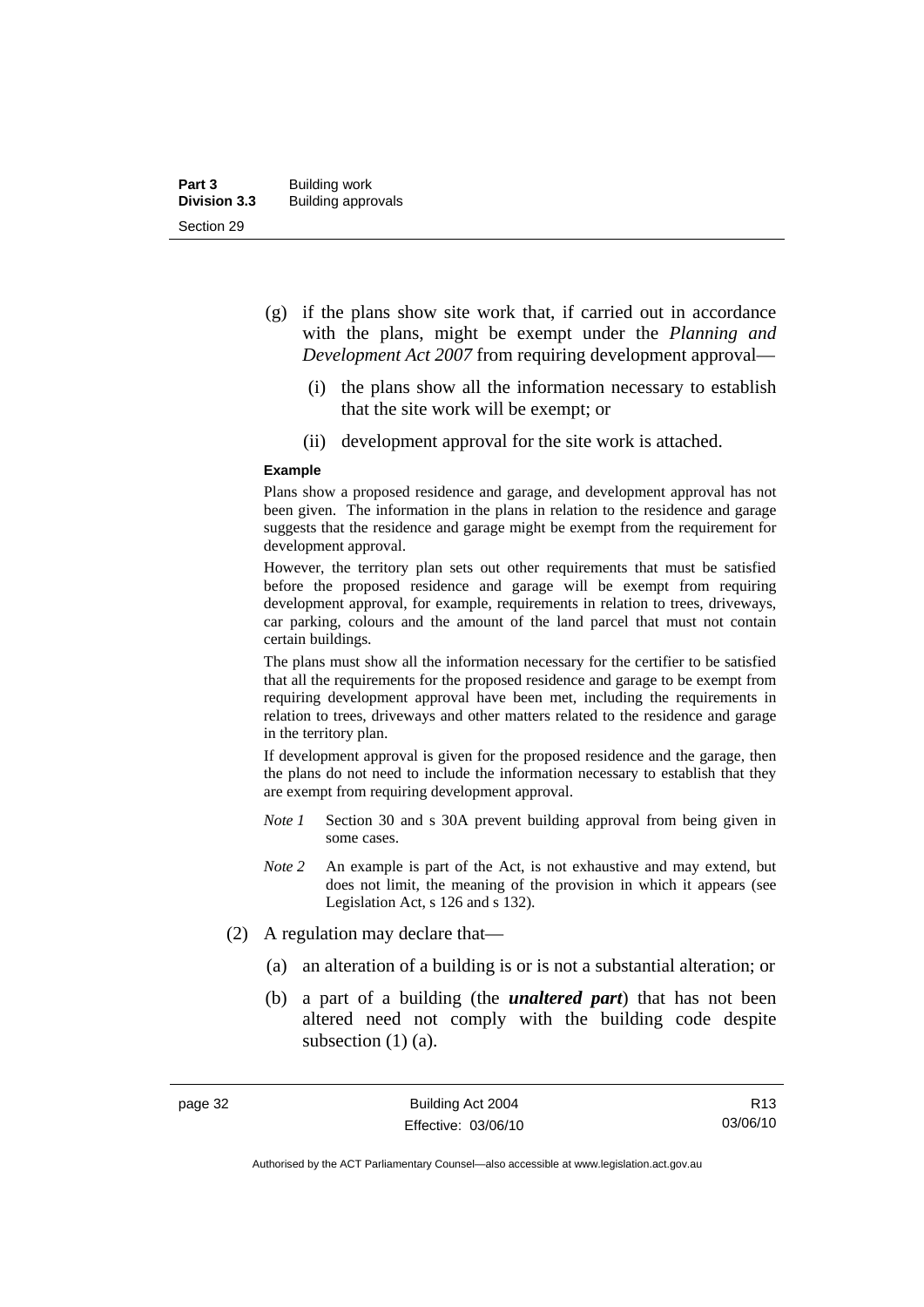(g) if the plans show site work that, if carried out in accordance with the plans, might be exempt under the *Planning and Development Act 2007* from requiring development approval—

  (i) the plans show all the information necessary to establish that the site work will be exempt; or

  (ii) development approval for the site work is attached.

**Example**

Plans show a proposed residence and garage, and development approval has not been given. The information in the plans in relation to the residence and garage suggests that the residence and garage might be exempt from the requirement for development approval.

However, the territory plan sets out other requirements that must be satisfied before the proposed residence and garage will be exempt from requiring development approval, for example, requirements in relation to trees, driveways, car parking, colours and the amount of the land parcel that must not contain certain buildings.

The plans must show all the information necessary for the certifier to be satisfied that all the requirements for the proposed residence and garage to be exempt from requiring development approval have been met, including the requirements in relation to trees, driveways and other matters related to the residence and garage in the territory plan.

If development approval is given for the proposed residence and the garage, then the plans do not need to include the information necessary to establish that they are exempt from requiring development approval.

*Note 1* Section 30 and s 30A prevent building approval from being given in some cases.

*Note 2* An example is part of the Act, is not exhaustive and may extend, but does not limit, the meaning of the provision in which it appears (see Legislation Act, s 126 and s 132).

(2) A regulation may declare that—

  (a) an alteration of a building is or is not a substantial alteration; or

  (b) a part of a building (the ***unaltered part***) that has not been altered need not comply with the building code despite subsection (1) (a).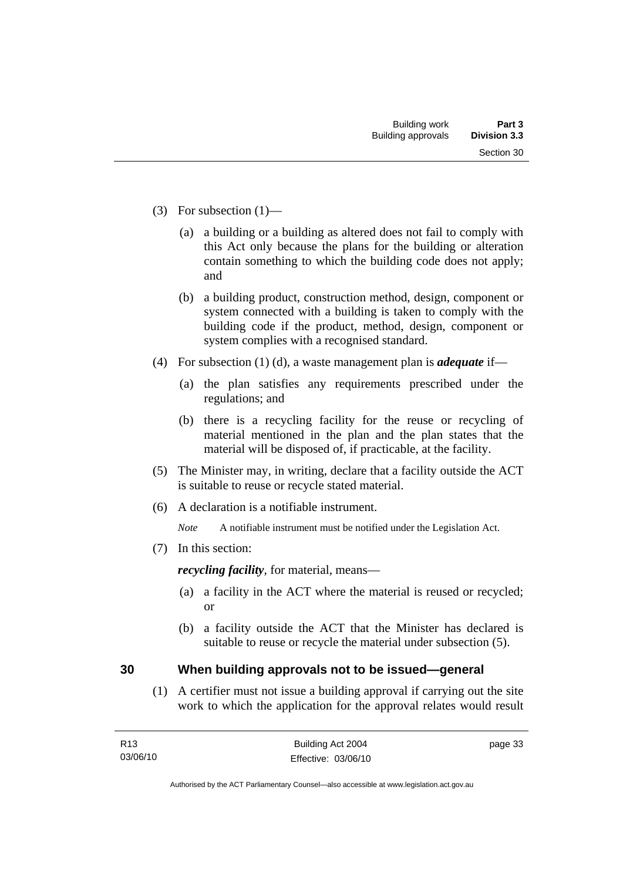(3) For subsection (1)—

(a) a building or a building as altered does not fail to comply with this Act only because the plans for the building or alteration contain something to which the building code does not apply; and

(b) a building product, construction method, design, component or system connected with a building is taken to comply with the building code if the product, method, design, component or system complies with a recognised standard.

(4) For subsection (1) (d), a waste management plan is ***adequate*** if—

(a) the plan satisfies any requirements prescribed under the regulations; and

(b) there is a recycling facility for the reuse or recycling of material mentioned in the plan and the plan states that the material will be disposed of, if practicable, at the facility.

(5) The Minister may, in writing, declare that a facility outside the ACT is suitable to reuse or recycle stated material.

(6) A declaration is a notifiable instrument.

*Note* A notifiable instrument must be notified under the Legislation Act.

(7) In this section:

***recycling facility***, for material, means—

(a) a facility in the ACT where the material is reused or recycled; or

(b) a facility outside the ACT that the Minister has declared is suitable to reuse or recycle the material under subsection (5).

## 30 When building approvals not to be issued—general

(1) A certifier must not issue a building approval if carrying out the site work to which the application for the approval relates would result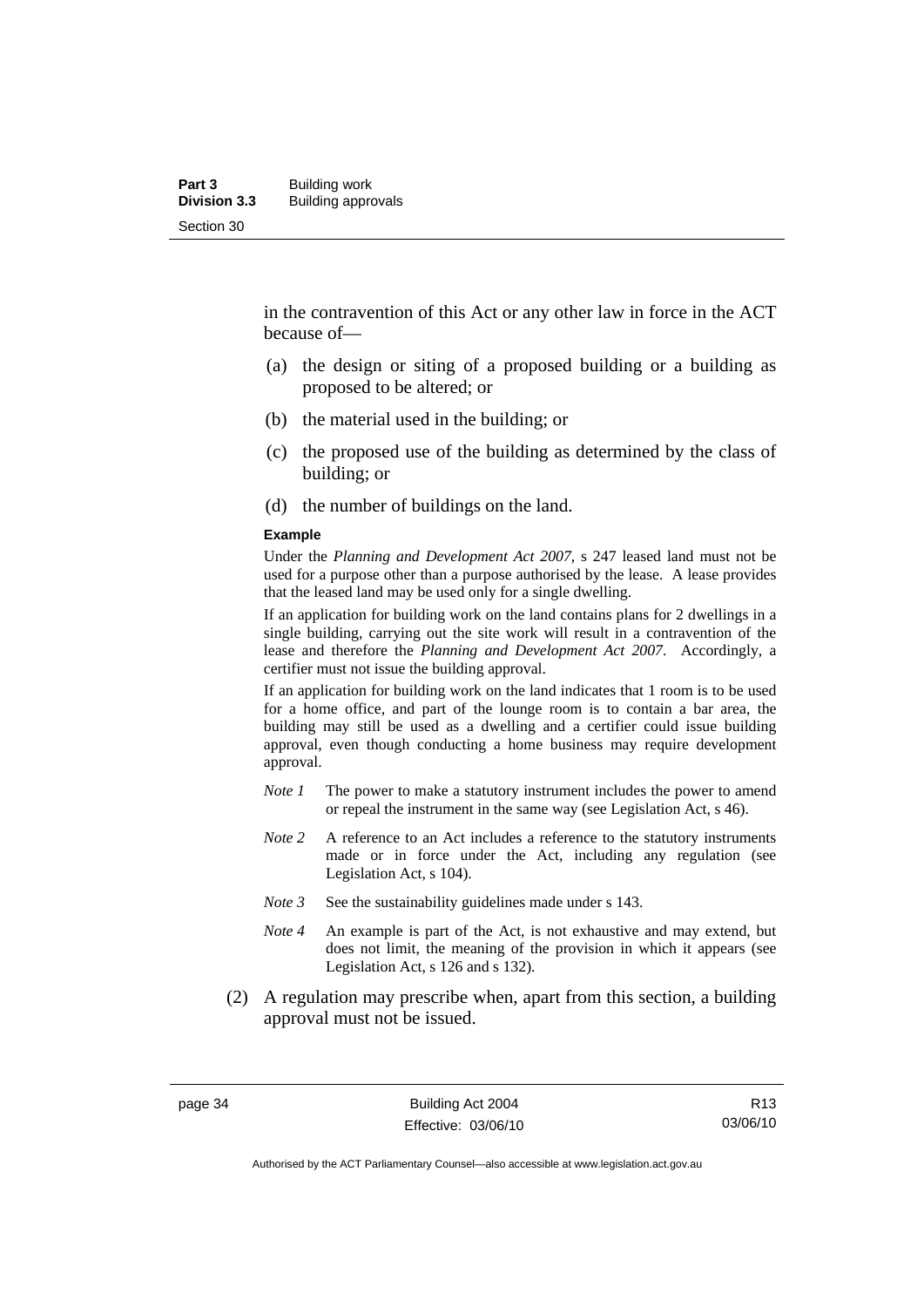in the contravention of this Act or any other law in force in the ACT because of—

(a) the design or siting of a proposed building or a building as proposed to be altered; or

(b) the material used in the building; or

(c) the proposed use of the building as determined by the class of building; or

(d) the number of buildings on the land.

**Example**

Under the *Planning and Development Act 2007*, s 247 leased land must not be used for a purpose other than a purpose authorised by the lease. A lease provides that the leased land may be used only for a single dwelling.

If an application for building work on the land contains plans for 2 dwellings in a single building, carrying out the site work will result in a contravention of the lease and therefore the *Planning and Development Act 2007*. Accordingly, a certifier must not issue the building approval.

If an application for building work on the land indicates that 1 room is to be used for a home office, and part of the lounge room is to contain a bar area, the building may still be used as a dwelling and a certifier could issue building approval, even though conducting a home business may require development approval.

*Note 1* The power to make a statutory instrument includes the power to amend or repeal the instrument in the same way (see Legislation Act, s 46).

*Note 2* A reference to an Act includes a reference to the statutory instruments made or in force under the Act, including any regulation (see Legislation Act, s 104).

*Note 3* See the sustainability guidelines made under s 143.

*Note 4* An example is part of the Act, is not exhaustive and may extend, but does not limit, the meaning of the provision in which it appears (see Legislation Act, s 126 and s 132).

(2) A regulation may prescribe when, apart from this section, a building approval must not be issued.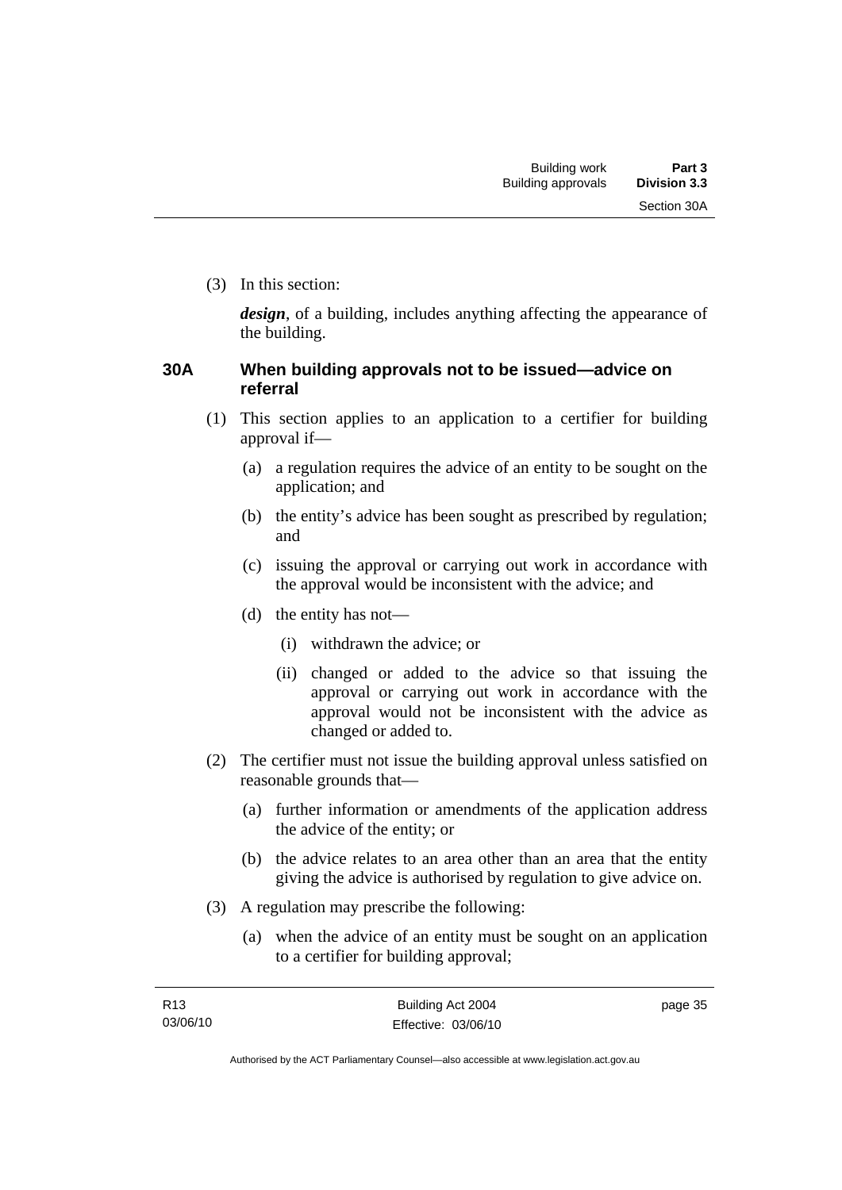(3) In this section:

***design***, of a building, includes anything affecting the appearance of the building.

### 30A When building approvals not to be issued—advice on referral

(1) This section applies to an application to a certifier for building approval if—

(a) a regulation requires the advice of an entity to be sought on the application; and

(b) the entity's advice has been sought as prescribed by regulation; and

(c) issuing the approval or carrying out work in accordance with the approval would be inconsistent with the advice; and

(d) the entity has not—

(i) withdrawn the advice; or

(ii) changed or added to the advice so that issuing the approval or carrying out work in accordance with the approval would not be inconsistent with the advice as changed or added to.

(2) The certifier must not issue the building approval unless satisfied on reasonable grounds that—

(a) further information or amendments of the application address the advice of the entity; or

(b) the advice relates to an area other than an area that the entity giving the advice is authorised by regulation to give advice on.

(3) A regulation may prescribe the following:

(a) when the advice of an entity must be sought on an application to a certifier for building approval;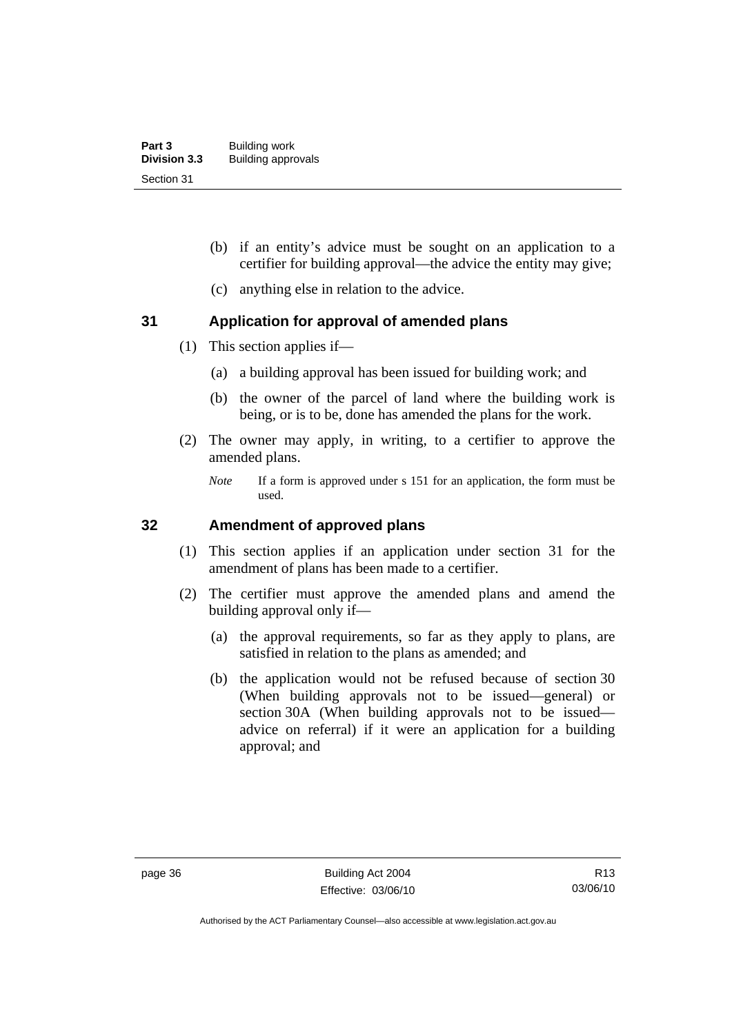(b) if an entity's advice must be sought on an application to a certifier for building approval—the advice the entity may give;

(c) anything else in relation to the advice.

## 31 Application for approval of amended plans

(1) This section applies if—

(a) a building approval has been issued for building work; and

(b) the owner of the parcel of land where the building work is being, or is to be, done has amended the plans for the work.

(2) The owner may apply, in writing, to a certifier to approve the amended plans.

*Note* If a form is approved under s 151 for an application, the form must be used.

## 32 Amendment of approved plans

(1) This section applies if an application under section 31 for the amendment of plans has been made to a certifier.

(2) The certifier must approve the amended plans and amend the building approval only if—

(a) the approval requirements, so far as they apply to plans, are satisfied in relation to the plans as amended; and

(b) the application would not be refused because of section 30 (When building approvals not to be issued—general) or section 30A (When building approvals not to be issued—advice on referral) if it were an application for a building approval; and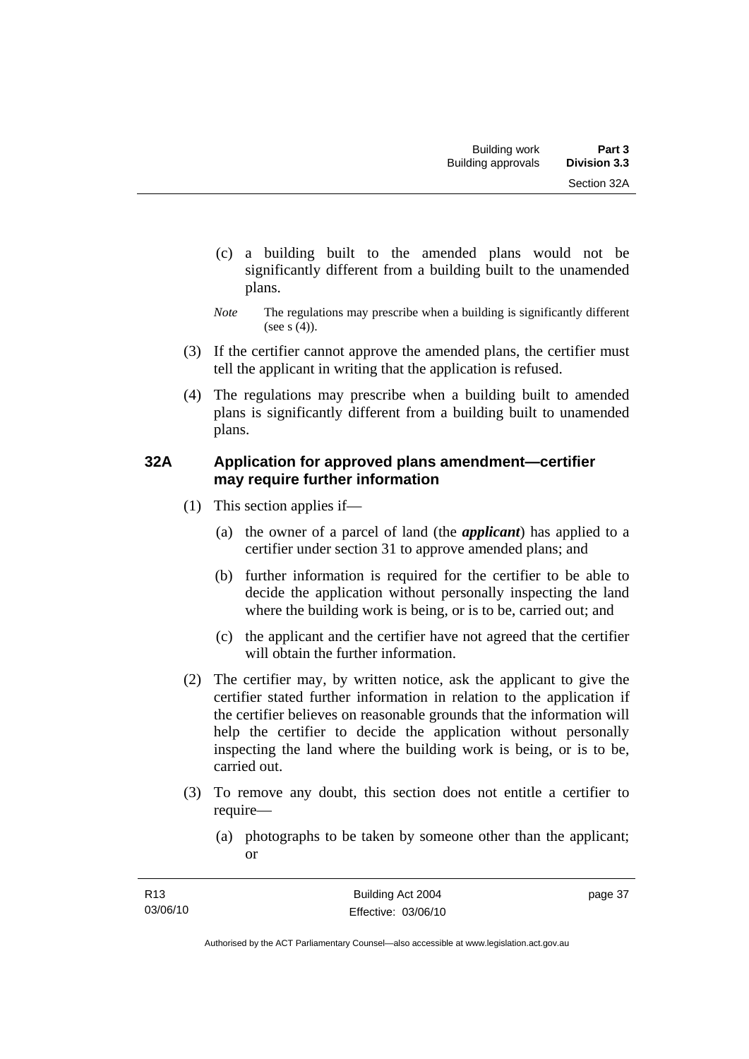(c) a building built to the amended plans would not be significantly different from a building built to the unamended plans.

*Note* The regulations may prescribe when a building is significantly different (see s (4)).

(3) If the certifier cannot approve the amended plans, the certifier must tell the applicant in writing that the application is refused.

(4) The regulations may prescribe when a building built to amended plans is significantly different from a building built to unamended plans.

### 32A Application for approved plans amendment—certifier may require further information

(1) This section applies if—

(a) the owner of a parcel of land (the ***applicant***) has applied to a certifier under section 31 to approve amended plans; and

(b) further information is required for the certifier to be able to decide the application without personally inspecting the land where the building work is being, or is to be, carried out; and

(c) the applicant and the certifier have not agreed that the certifier will obtain the further information.

(2) The certifier may, by written notice, ask the applicant to give the certifier stated further information in relation to the application if the certifier believes on reasonable grounds that the information will help the certifier to decide the application without personally inspecting the land where the building work is being, or is to be, carried out.

(3) To remove any doubt, this section does not entitle a certifier to require—

(a) photographs to be taken by someone other than the applicant; or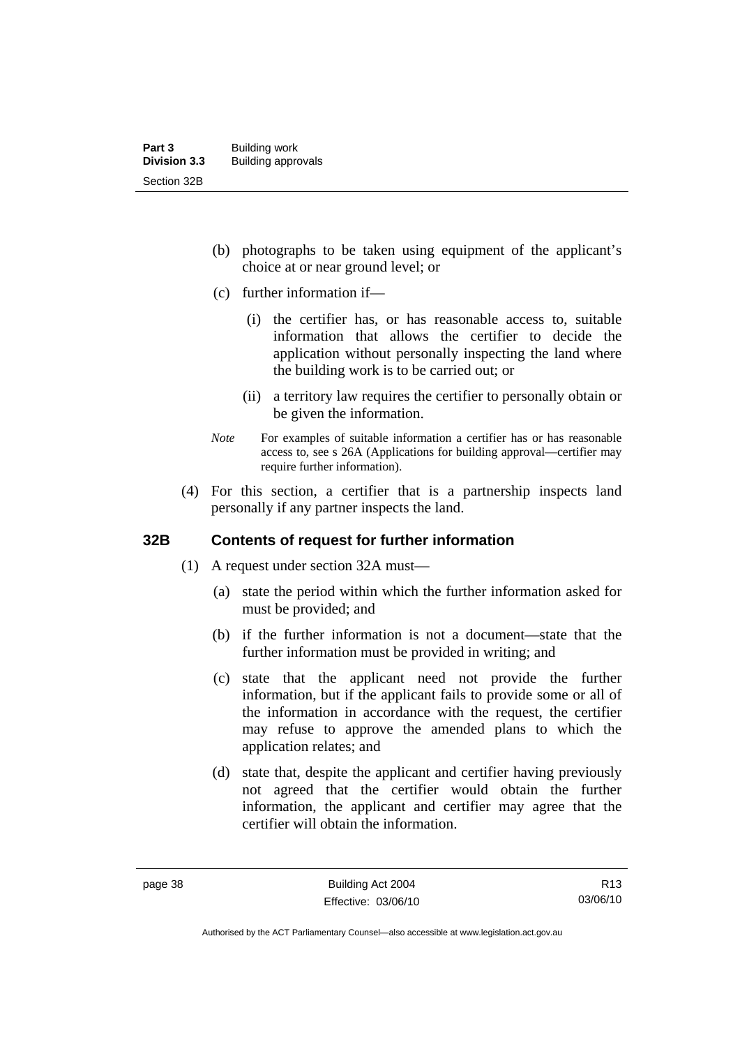(b) photographs to be taken using equipment of the applicant's choice at or near ground level; or

(c) further information if—

(i) the certifier has, or has reasonable access to, suitable information that allows the certifier to decide the application without personally inspecting the land where the building work is to be carried out; or

(ii) a territory law requires the certifier to personally obtain or be given the information.

*Note* For examples of suitable information a certifier has or has reasonable access to, see s 26A (Applications for building approval—certifier may require further information).

(4) For this section, a certifier that is a partnership inspects land personally if any partner inspects the land.

### 32B Contents of request for further information

(1) A request under section 32A must—

(a) state the period within which the further information asked for must be provided; and

(b) if the further information is not a document—state that the further information must be provided in writing; and

(c) state that the applicant need not provide the further information, but if the applicant fails to provide some or all of the information in accordance with the request, the certifier may refuse to approve the amended plans to which the application relates; and

(d) state that, despite the applicant and certifier having previously not agreed that the certifier would obtain the further information, the applicant and certifier may agree that the certifier will obtain the information.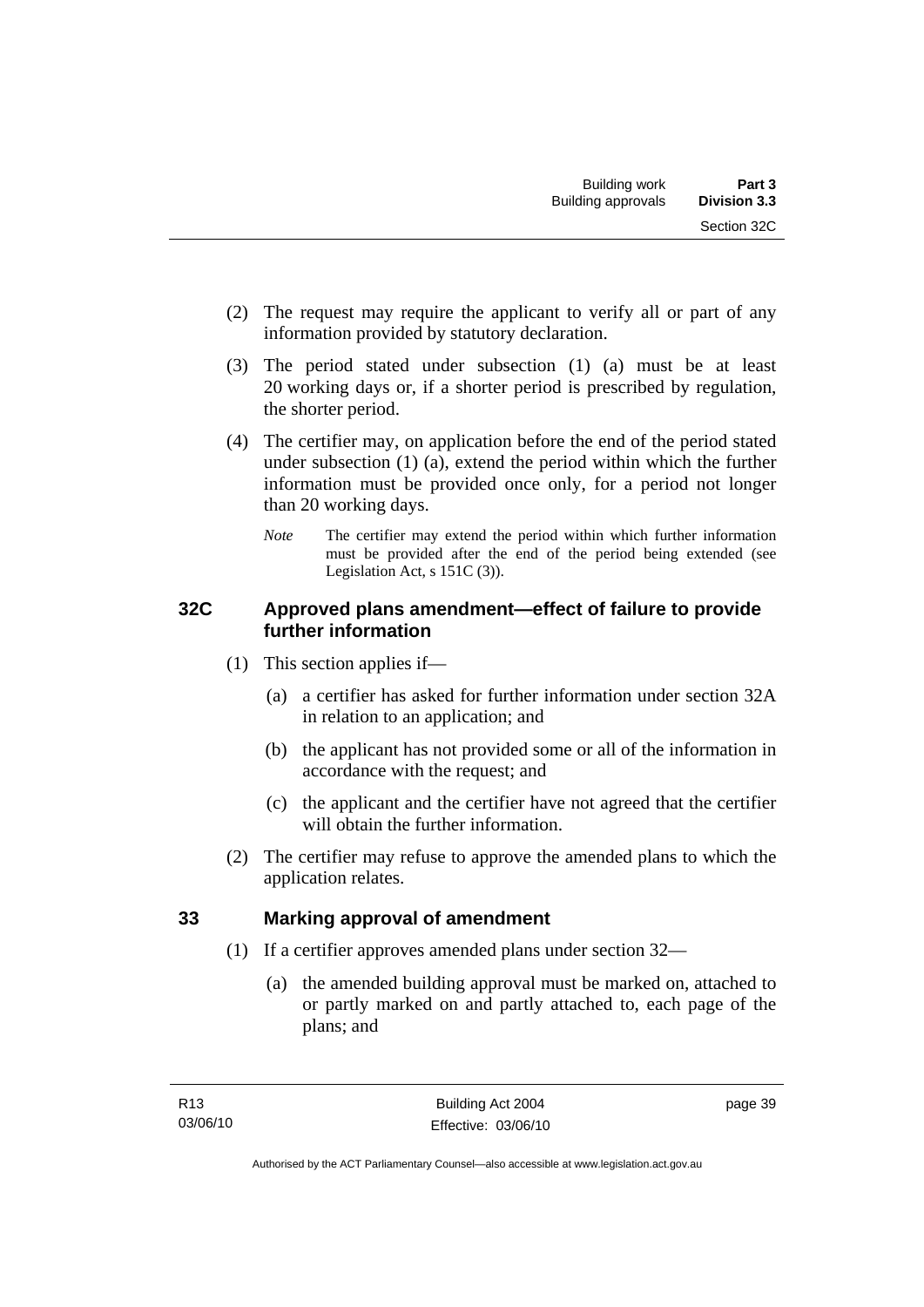(2) The request may require the applicant to verify all or part of any information provided by statutory declaration.

(3) The period stated under subsection (1) (a) must be at least 20 working days or, if a shorter period is prescribed by regulation, the shorter period.

(4) The certifier may, on application before the end of the period stated under subsection (1) (a), extend the period within which the further information must be provided once only, for a period not longer than 20 working days.

*Note* The certifier may extend the period within which further information must be provided after the end of the period being extended (see Legislation Act, s 151C (3)).

### 32C Approved plans amendment—effect of failure to provide further information

(1) This section applies if—

(a) a certifier has asked for further information under section 32A in relation to an application; and

(b) the applicant has not provided some or all of the information in accordance with the request; and

(c) the applicant and the certifier have not agreed that the certifier will obtain the further information.

(2) The certifier may refuse to approve the amended plans to which the application relates.

### 33 Marking approval of amendment

(1) If a certifier approves amended plans under section 32—

(a) the amended building approval must be marked on, attached to or partly marked on and partly attached to, each page of the plans; and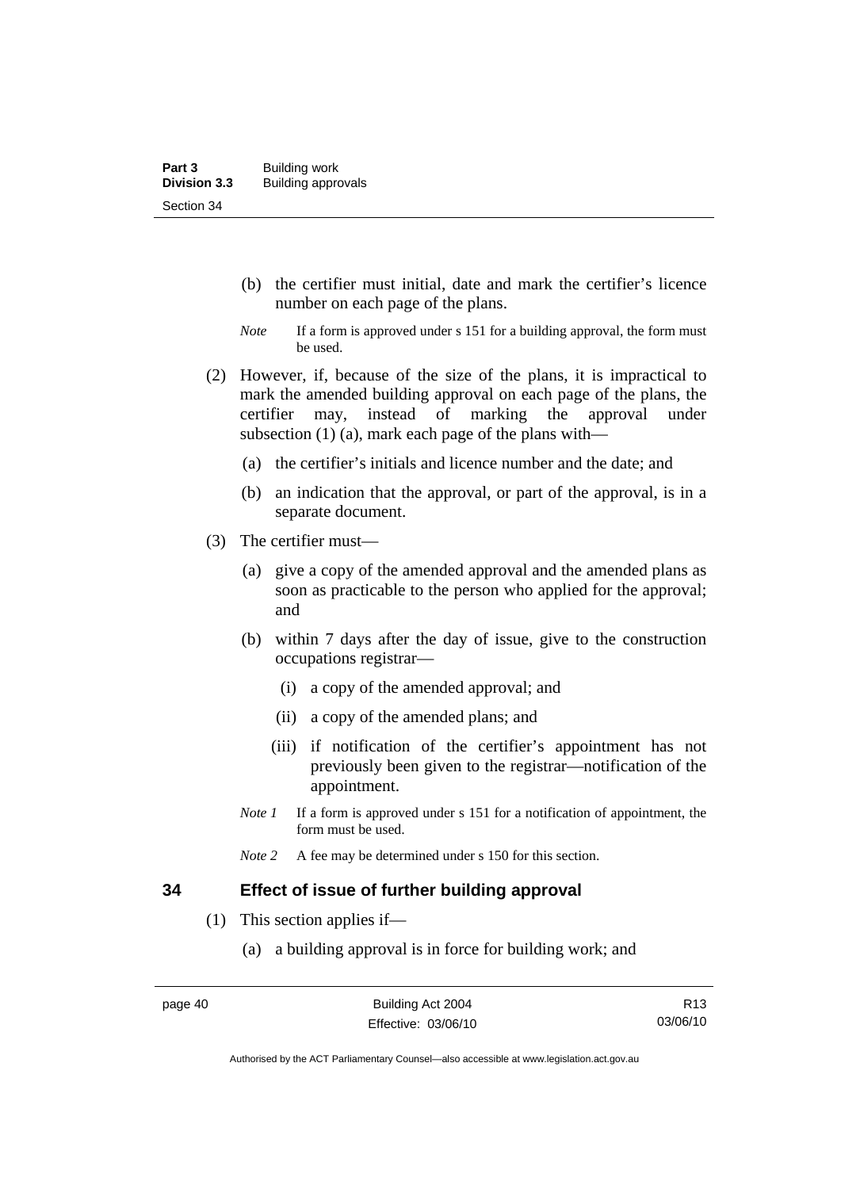(b) the certifier must initial, date and mark the certifier's licence number on each page of the plans.

*Note* If a form is approved under s 151 for a building approval, the form must be used.

(2) However, if, because of the size of the plans, it is impractical to mark the amended building approval on each page of the plans, the certifier may, instead of marking the approval under subsection (1) (a), mark each page of the plans with—

(a) the certifier's initials and licence number and the date; and

(b) an indication that the approval, or part of the approval, is in a separate document.

(3) The certifier must—

(a) give a copy of the amended approval and the amended plans as soon as practicable to the person who applied for the approval; and

(b) within 7 days after the day of issue, give to the construction occupations registrar—

(i) a copy of the amended approval; and

(ii) a copy of the amended plans; and

(iii) if notification of the certifier's appointment has not previously been given to the registrar—notification of the appointment.

*Note 1* If a form is approved under s 151 for a notification of appointment, the form must be used.

*Note 2* A fee may be determined under s 150 for this section.

## 34 Effect of issue of further building approval

(1) This section applies if—

(a) a building approval is in force for building work; and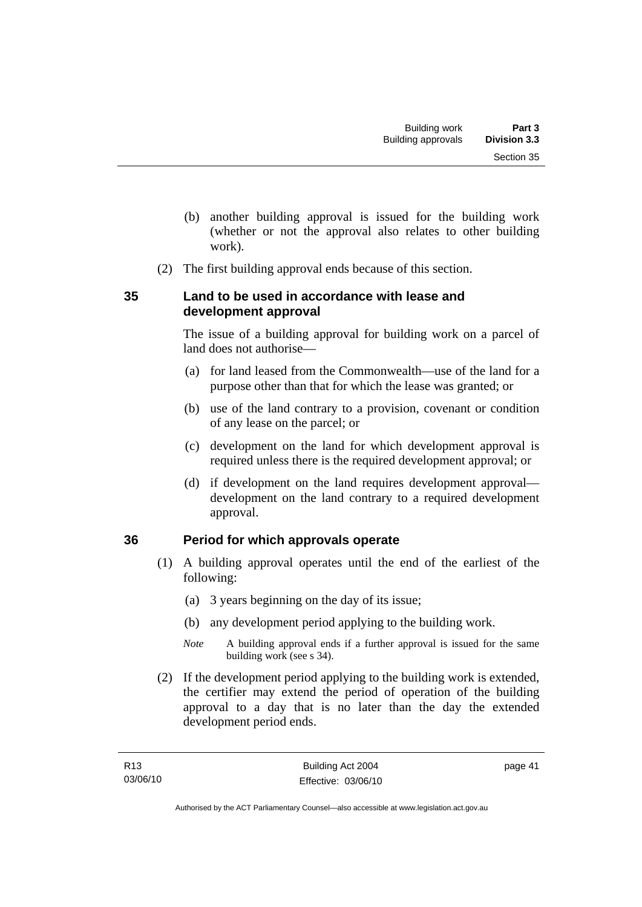(b) another building approval is issued for the building work (whether or not the approval also relates to other building work).

(2) The first building approval ends because of this section.

## 35 Land to be used in accordance with lease and development approval

The issue of a building approval for building work on a parcel of land does not authorise—

(a) for land leased from the Commonwealth—use of the land for a purpose other than that for which the lease was granted; or

(b) use of the land contrary to a provision, covenant or condition of any lease on the parcel; or

(c) development on the land for which development approval is required unless there is the required development approval; or

(d) if development on the land requires development approval—development on the land contrary to a required development approval.

## 36 Period for which approvals operate

(1) A building approval operates until the end of the earliest of the following:

(a) 3 years beginning on the day of its issue;

(b) any development period applying to the building work.

*Note* A building approval ends if a further approval is issued for the same building work (see s 34).

(2) If the development period applying to the building work is extended, the certifier may extend the period of operation of the building approval to a day that is no later than the day the extended development period ends.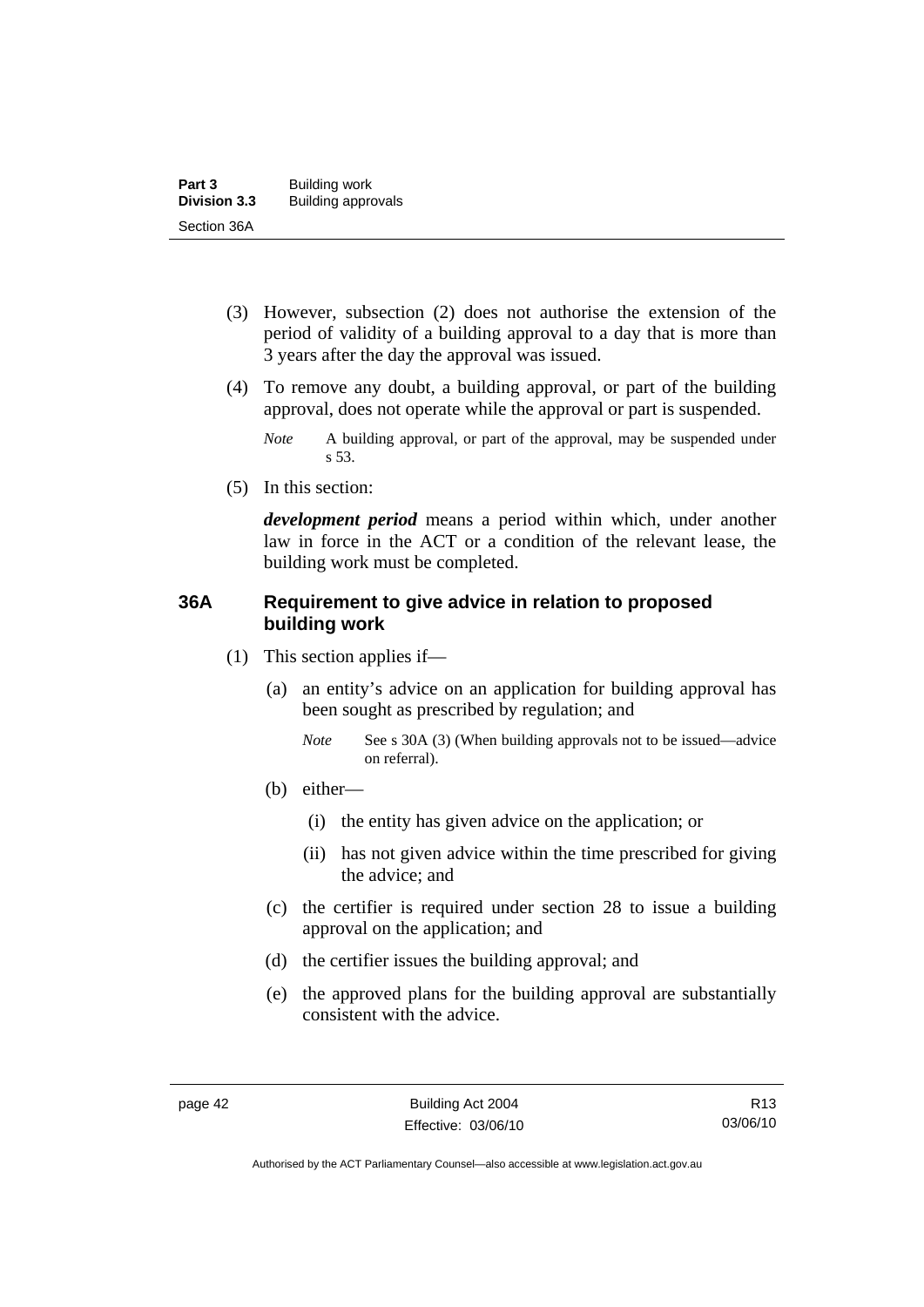(3) However, subsection (2) does not authorise the extension of the period of validity of a building approval to a day that is more than 3 years after the day the approval was issued.

(4) To remove any doubt, a building approval, or part of the building approval, does not operate while the approval or part is suspended.

*Note* A building approval, or part of the approval, may be suspended under s 53.

(5) In this section:

***development period*** means a period within which, under another law in force in the ACT or a condition of the relevant lease, the building work must be completed.

### 36A Requirement to give advice in relation to proposed building work

(1) This section applies if—

(a) an entity's advice on an application for building approval has been sought as prescribed by regulation; and

*Note* See s 30A (3) (When building approvals not to be issued—advice on referral).

(b) either—

(i) the entity has given advice on the application; or

(ii) has not given advice within the time prescribed for giving the advice; and

(c) the certifier is required under section 28 to issue a building approval on the application; and

(d) the certifier issues the building approval; and

(e) the approved plans for the building approval are substantially consistent with the advice.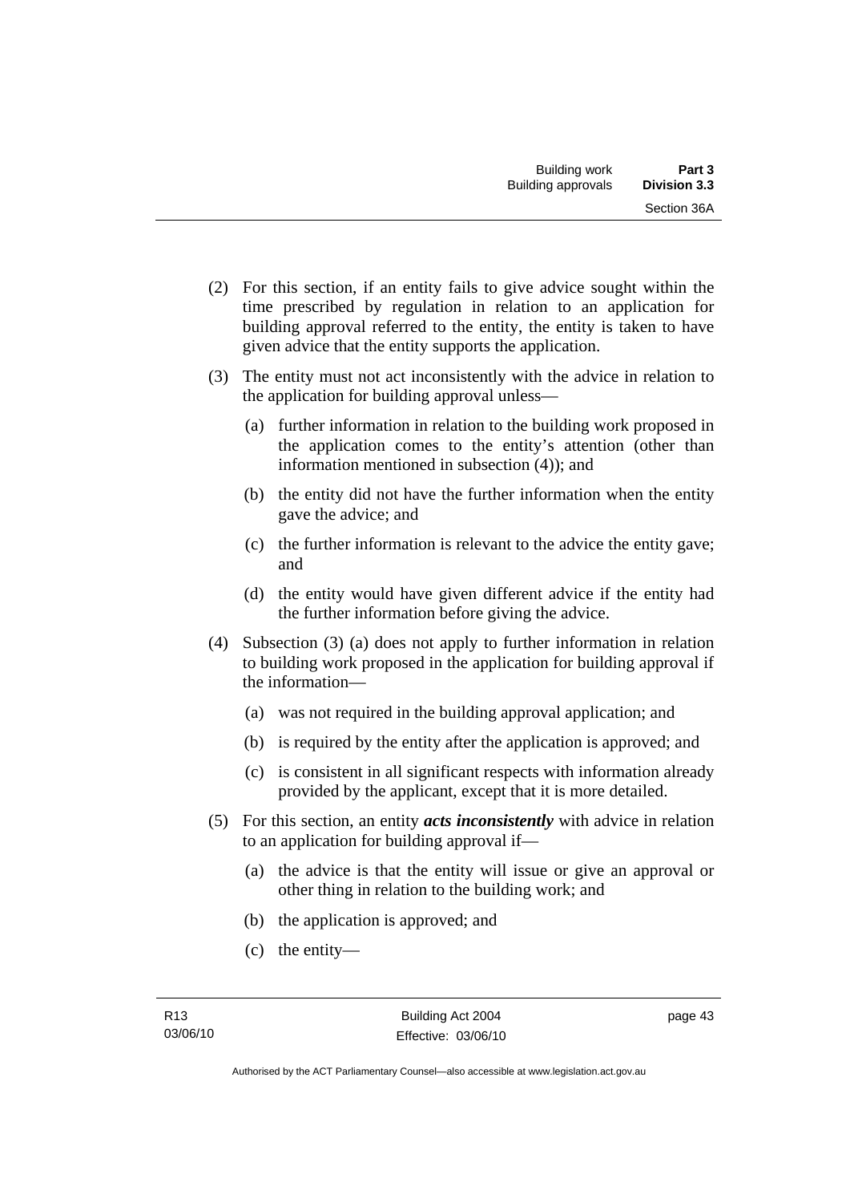(2) For this section, if an entity fails to give advice sought within the time prescribed by regulation in relation to an application for building approval referred to the entity, the entity is taken to have given advice that the entity supports the application.

(3) The entity must not act inconsistently with the advice in relation to the application for building approval unless—

  (a) further information in relation to the building work proposed in the application comes to the entity's attention (other than information mentioned in subsection (4)); and

  (b) the entity did not have the further information when the entity gave the advice; and

  (c) the further information is relevant to the advice the entity gave; and

  (d) the entity would have given different advice if the entity had the further information before giving the advice.

(4) Subsection (3) (a) does not apply to further information in relation to building work proposed in the application for building approval if the information—

  (a) was not required in the building approval application; and

  (b) is required by the entity after the application is approved; and

  (c) is consistent in all significant respects with information already provided by the applicant, except that it is more detailed.

(5) For this section, an entity ***acts inconsistently*** with advice in relation to an application for building approval if—

  (a) the advice is that the entity will issue or give an approval or other thing in relation to the building work; and

  (b) the application is approved; and

  (c) the entity—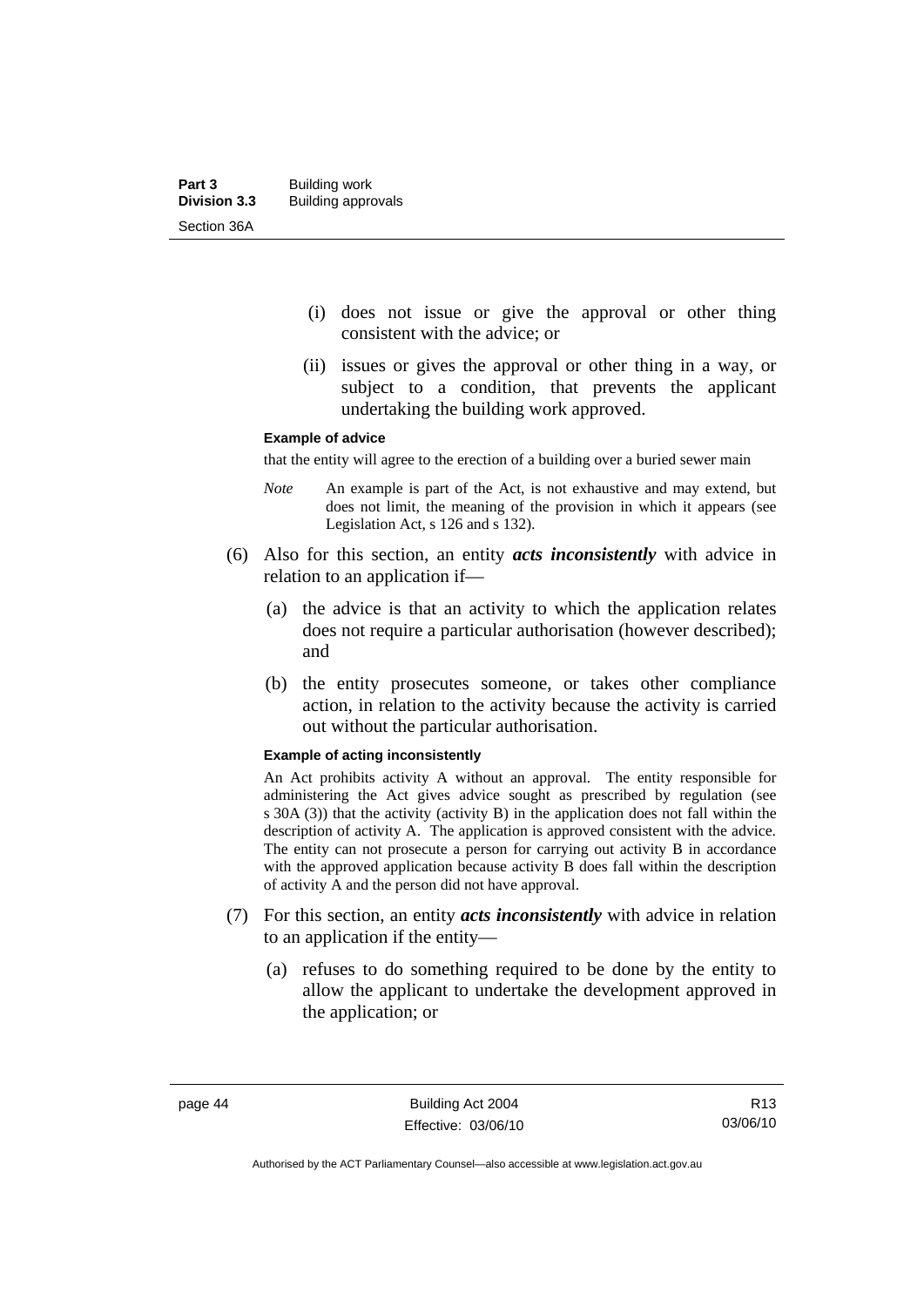(i) does not issue or give the approval or other thing consistent with the advice; or

(ii) issues or gives the approval or other thing in a way, or subject to a condition, that prevents the applicant undertaking the building work approved.

**Example of advice**

that the entity will agree to the erection of a building over a buried sewer main

*Note* An example is part of the Act, is not exhaustive and may extend, but does not limit, the meaning of the provision in which it appears (see Legislation Act, s 126 and s 132).

(6) Also for this section, an entity ***acts inconsistently*** with advice in relation to an application if—

(a) the advice is that an activity to which the application relates does not require a particular authorisation (however described); and

(b) the entity prosecutes someone, or takes other compliance action, in relation to the activity because the activity is carried out without the particular authorisation.

**Example of acting inconsistently**

An Act prohibits activity A without an approval. The entity responsible for administering the Act gives advice sought as prescribed by regulation (see s 30A (3)) that the activity (activity B) in the application does not fall within the description of activity A. The application is approved consistent with the advice. The entity can not prosecute a person for carrying out activity B in accordance with the approved application because activity B does fall within the description of activity A and the person did not have approval.

(7) For this section, an entity ***acts inconsistently*** with advice in relation to an application if the entity—

(a) refuses to do something required to be done by the entity to allow the applicant to undertake the development approved in the application; or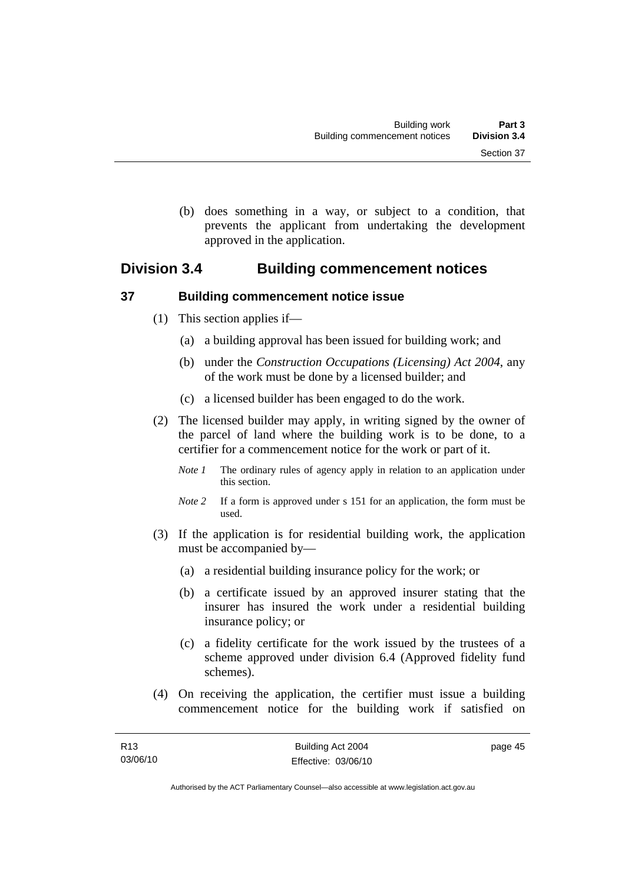(b) does something in a way, or subject to a condition, that prevents the applicant from undertaking the development approved in the application.

## Division 3.4 Building commencement notices

### 37 Building commencement notice issue

(1) This section applies if—

(a) a building approval has been issued for building work; and

(b) under the *Construction Occupations (Licensing) Act 2004*, any of the work must be done by a licensed builder; and

(c) a licensed builder has been engaged to do the work.

(2) The licensed builder may apply, in writing signed by the owner of the parcel of land where the building work is to be done, to a certifier for a commencement notice for the work or part of it.

*Note 1* The ordinary rules of agency apply in relation to an application under this section.

*Note 2* If a form is approved under s 151 for an application, the form must be used.

(3) If the application is for residential building work, the application must be accompanied by—

(a) a residential building insurance policy for the work; or

(b) a certificate issued by an approved insurer stating that the insurer has insured the work under a residential building insurance policy; or

(c) a fidelity certificate for the work issued by the trustees of a scheme approved under division 6.4 (Approved fidelity fund schemes).

(4) On receiving the application, the certifier must issue a building commencement notice for the building work if satisfied on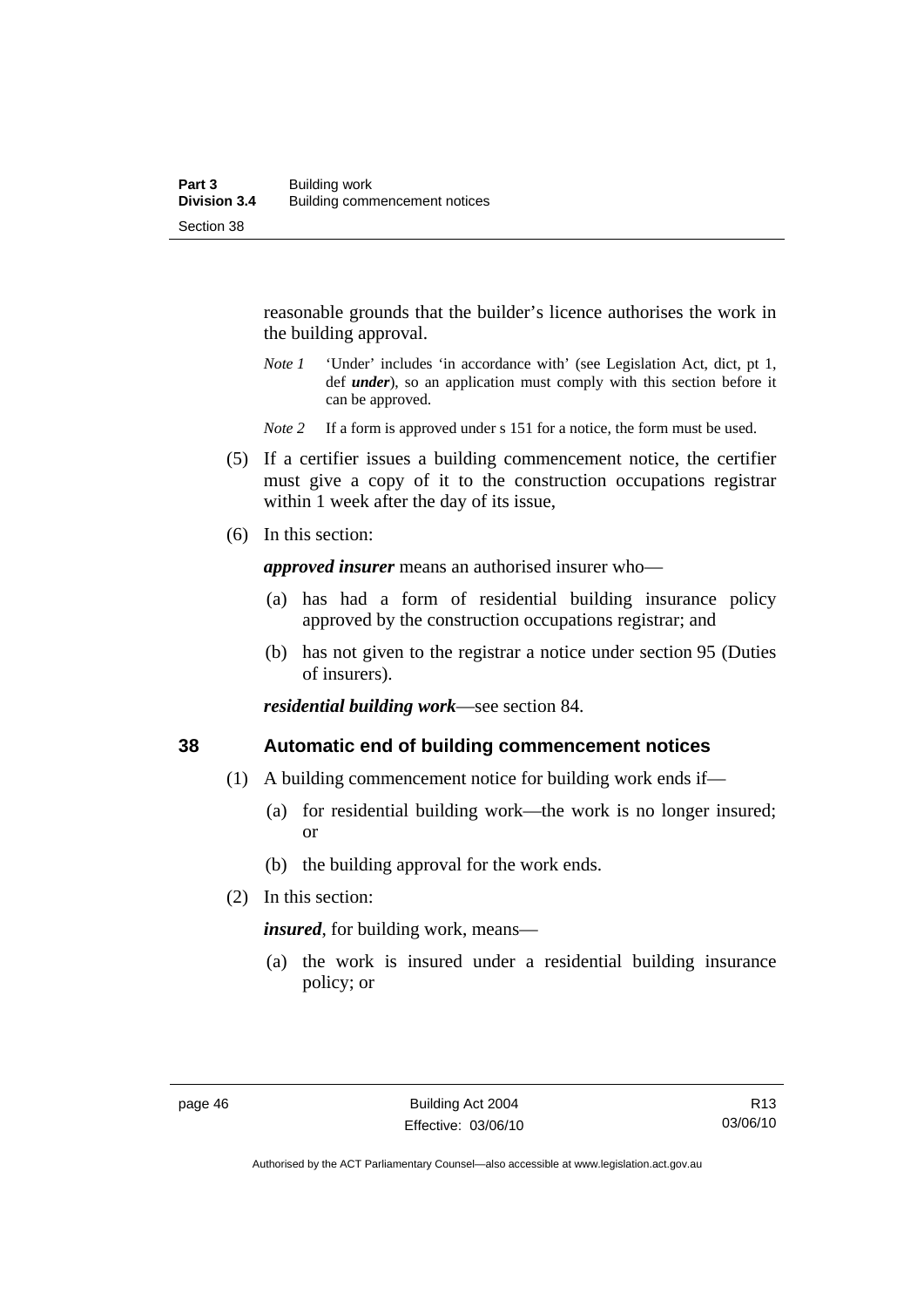reasonable grounds that the builder's licence authorises the work in the building approval.

*Note 1* 'Under' includes 'in accordance with' (see Legislation Act, dict, pt 1, def ***under***), so an application must comply with this section before it can be approved.

*Note 2* If a form is approved under s 151 for a notice, the form must be used.

(5) If a certifier issues a building commencement notice, the certifier must give a copy of it to the construction occupations registrar within 1 week after the day of its issue,

(6) In this section:

***approved insurer*** means an authorised insurer who—

(a) has had a form of residential building insurance policy approved by the construction occupations registrar; and

(b) has not given to the registrar a notice under section 95 (Duties of insurers).

***residential building work***—see section 84.

## 38 Automatic end of building commencement notices

(1) A building commencement notice for building work ends if—

(a) for residential building work—the work is no longer insured; or

(b) the building approval for the work ends.

(2) In this section:

***insured***, for building work, means—

(a) the work is insured under a residential building insurance policy; or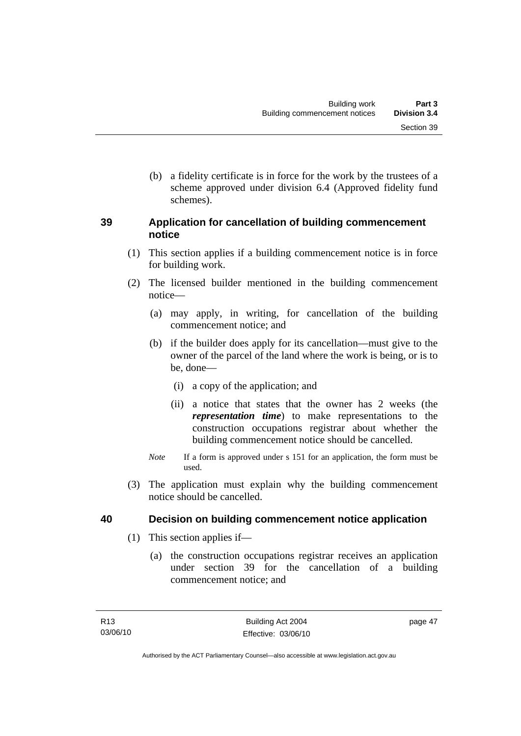(b) a fidelity certificate is in force for the work by the trustees of a scheme approved under division 6.4 (Approved fidelity fund schemes).

## 39 Application for cancellation of building commencement notice

(1) This section applies if a building commencement notice is in force for building work.

(2) The licensed builder mentioned in the building commencement notice—

(a) may apply, in writing, for cancellation of the building commencement notice; and

(b) if the builder does apply for its cancellation—must give to the owner of the parcel of the land where the work is being, or is to be, done—

(i) a copy of the application; and

(ii) a notice that states that the owner has 2 weeks (the ***representation time***) to make representations to the construction occupations registrar about whether the building commencement notice should be cancelled.

*Note* If a form is approved under s 151 for an application, the form must be used.

(3) The application must explain why the building commencement notice should be cancelled.

## 40 Decision on building commencement notice application

(1) This section applies if—

(a) the construction occupations registrar receives an application under section 39 for the cancellation of a building commencement notice; and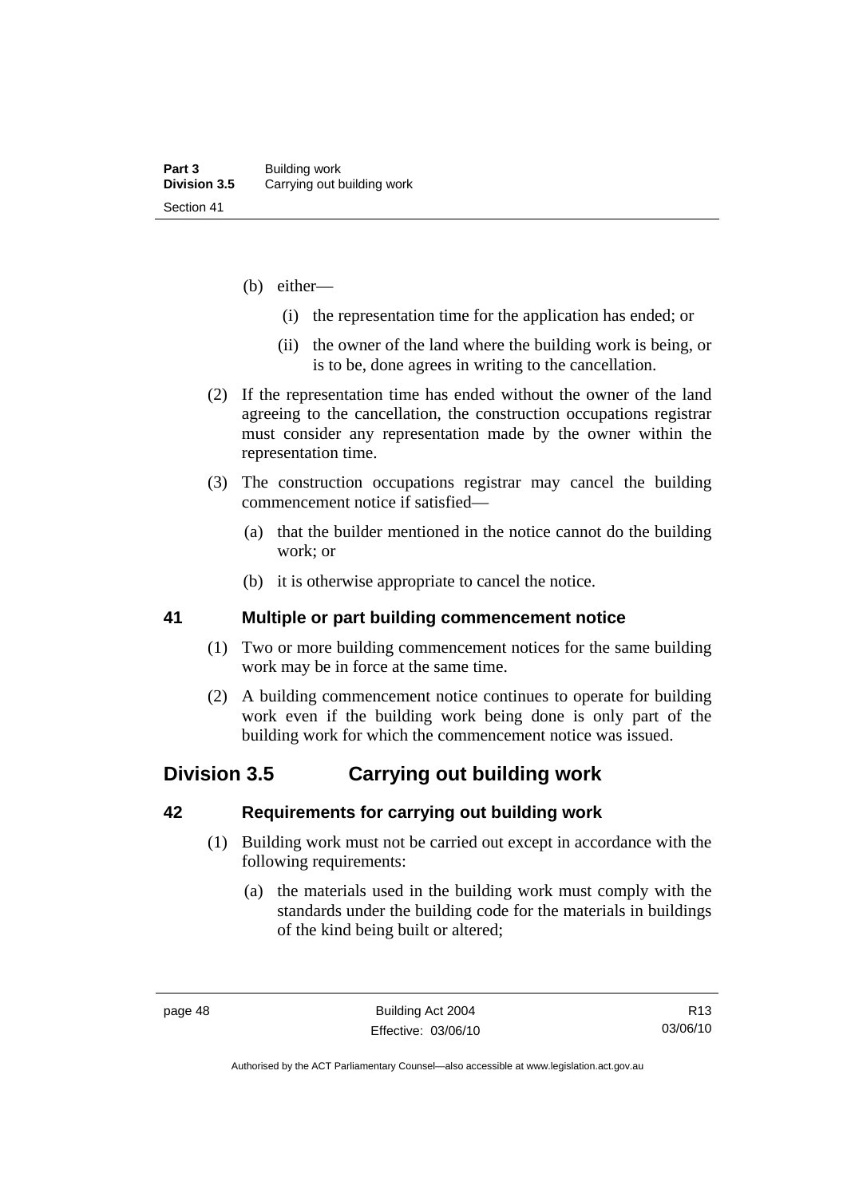(b) either—

   (i) the representation time for the application has ended; or

   (ii) the owner of the land where the building work is being, or is to be, done agrees in writing to the cancellation.

(2) If the representation time has ended without the owner of the land agreeing to the cancellation, the construction occupations registrar must consider any representation made by the owner within the representation time.

(3) The construction occupations registrar may cancel the building commencement notice if satisfied—

   (a) that the builder mentioned in the notice cannot do the building work; or

   (b) it is otherwise appropriate to cancel the notice.

### 41 Multiple or part building commencement notice

(1) Two or more building commencement notices for the same building work may be in force at the same time.

(2) A building commencement notice continues to operate for building work even if the building work being done is only part of the building work for which the commencement notice was issued.

## Division 3.5 Carrying out building work

### 42 Requirements for carrying out building work

(1) Building work must not be carried out except in accordance with the following requirements:

   (a) the materials used in the building work must comply with the standards under the building code for the materials in buildings of the kind being built or altered;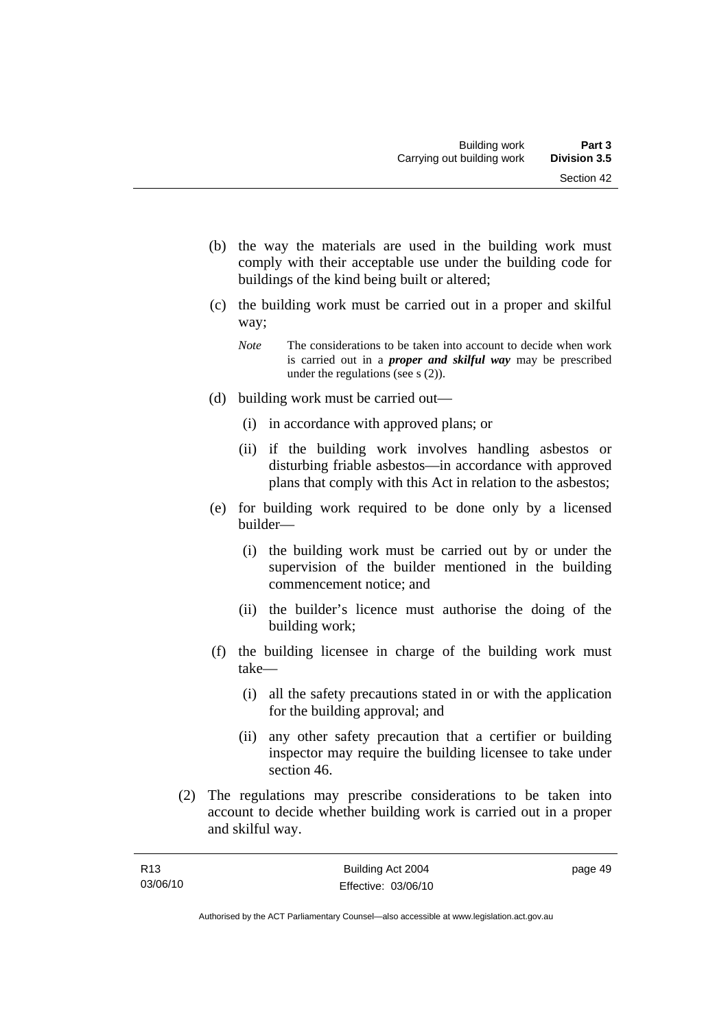(b) the way the materials are used in the building work must comply with their acceptable use under the building code for buildings of the kind being built or altered;

(c) the building work must be carried out in a proper and skilful way;

*Note* The considerations to be taken into account to decide when work is carried out in a ***proper and skilful way*** may be prescribed under the regulations (see s (2)).

(d) building work must be carried out—

(i) in accordance with approved plans; or

(ii) if the building work involves handling asbestos or disturbing friable asbestos—in accordance with approved plans that comply with this Act in relation to the asbestos;

(e) for building work required to be done only by a licensed builder—

(i) the building work must be carried out by or under the supervision of the builder mentioned in the building commencement notice; and

(ii) the builder's licence must authorise the doing of the building work;

(f) the building licensee in charge of the building work must take—

(i) all the safety precautions stated in or with the application for the building approval; and

(ii) any other safety precaution that a certifier or building inspector may require the building licensee to take under section 46.

(2) The regulations may prescribe considerations to be taken into account to decide whether building work is carried out in a proper and skilful way.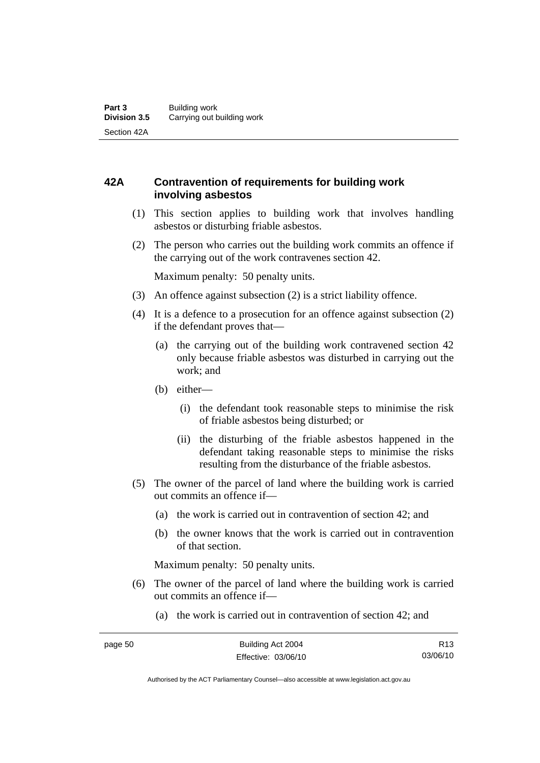## 42A Contravention of requirements for building work involving asbestos

(1) This section applies to building work that involves handling asbestos or disturbing friable asbestos.

(2) The person who carries out the building work commits an offence if the carrying out of the work contravenes section 42.

Maximum penalty: 50 penalty units.

(3) An offence against subsection (2) is a strict liability offence.

(4) It is a defence to a prosecution for an offence against subsection (2) if the defendant proves that—

(a) the carrying out of the building work contravened section 42 only because friable asbestos was disturbed in carrying out the work; and

(b) either—

(i) the defendant took reasonable steps to minimise the risk of friable asbestos being disturbed; or

(ii) the disturbing of the friable asbestos happened in the defendant taking reasonable steps to minimise the risks resulting from the disturbance of the friable asbestos.

(5) The owner of the parcel of land where the building work is carried out commits an offence if—

(a) the work is carried out in contravention of section 42; and

(b) the owner knows that the work is carried out in contravention of that section.

Maximum penalty: 50 penalty units.

(6) The owner of the parcel of land where the building work is carried out commits an offence if—

(a) the work is carried out in contravention of section 42; and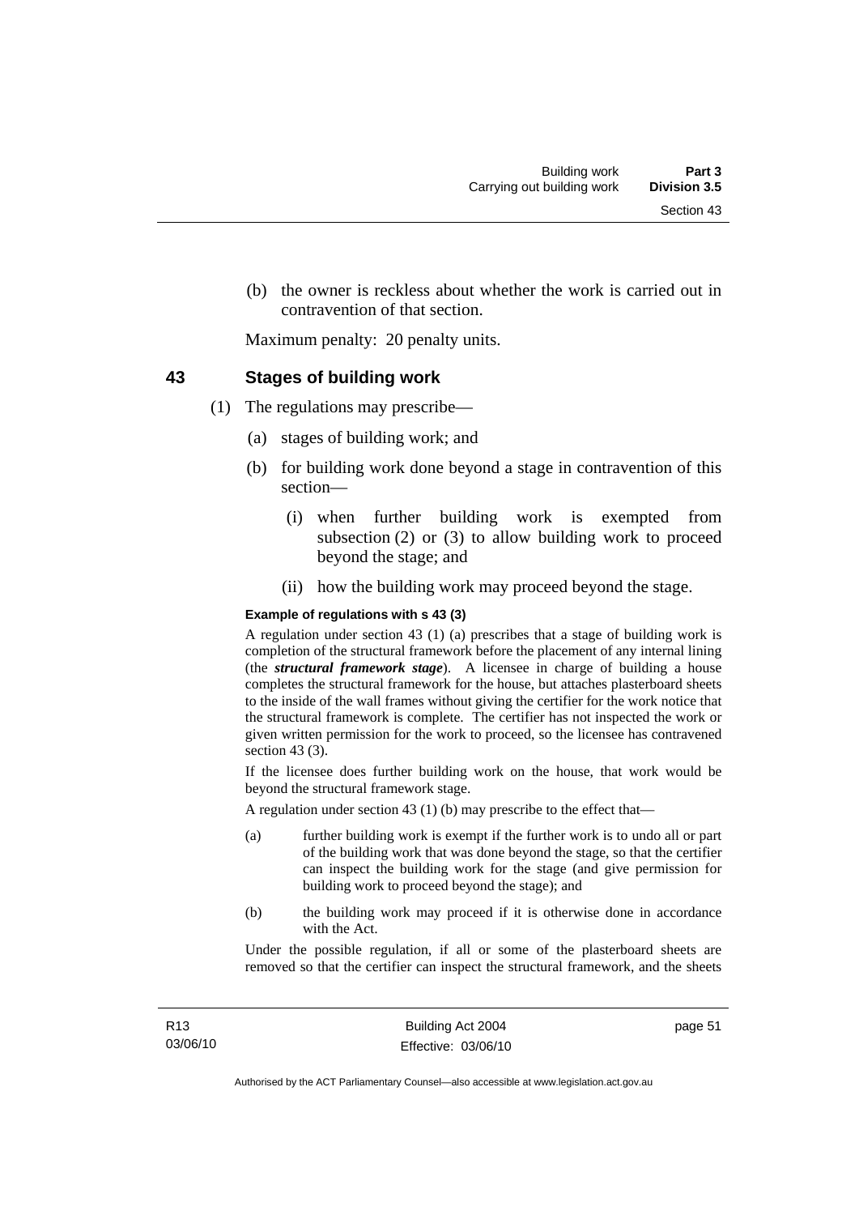(b) the owner is reckless about whether the work is carried out in contravention of that section.

Maximum penalty: 20 penalty units.

## 43 Stages of building work

(1) The regulations may prescribe—

(a) stages of building work; and

(b) for building work done beyond a stage in contravention of this section—

(i) when further building work is exempted from subsection (2) or (3) to allow building work to proceed beyond the stage; and

(ii) how the building work may proceed beyond the stage.

**Example of regulations with s 43 (3)**

A regulation under section 43 (1) (a) prescribes that a stage of building work is completion of the structural framework before the placement of any internal lining (the ***structural framework stage***). A licensee in charge of building a house completes the structural framework for the house, but attaches plasterboard sheets to the inside of the wall frames without giving the certifier for the work notice that the structural framework is complete. The certifier has not inspected the work or given written permission for the work to proceed, so the licensee has contravened section 43 (3).

If the licensee does further building work on the house, that work would be beyond the structural framework stage.

A regulation under section 43 (1) (b) may prescribe to the effect that—

(a) further building work is exempt if the further work is to undo all or part of the building work that was done beyond the stage, so that the certifier can inspect the building work for the stage (and give permission for building work to proceed beyond the stage); and

(b) the building work may proceed if it is otherwise done in accordance with the Act.

Under the possible regulation, if all or some of the plasterboard sheets are removed so that the certifier can inspect the structural framework, and the sheets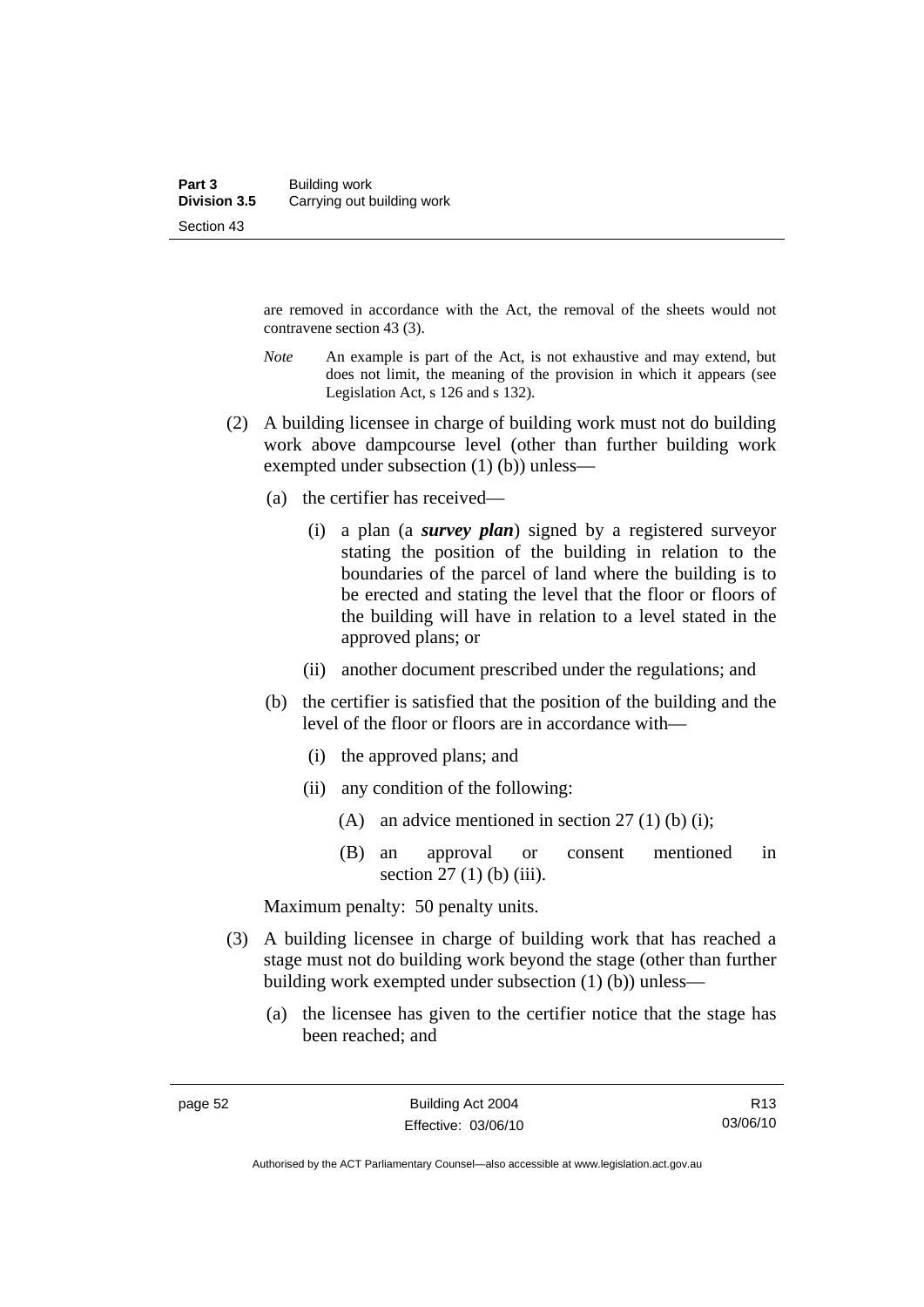are removed in accordance with the Act, the removal of the sheets would not contravene section 43 (3).

*Note* An example is part of the Act, is not exhaustive and may extend, but does not limit, the meaning of the provision in which it appears (see Legislation Act, s 126 and s 132).

(2) A building licensee in charge of building work must not do building work above dampcourse level (other than further building work exempted under subsection (1) (b)) unless—

(a) the certifier has received—

(i) a plan (a ***survey plan***) signed by a registered surveyor stating the position of the building in relation to the boundaries of the parcel of land where the building is to be erected and stating the level that the floor or floors of the building will have in relation to a level stated in the approved plans; or

(ii) another document prescribed under the regulations; and

(b) the certifier is satisfied that the position of the building and the level of the floor or floors are in accordance with—

(i) the approved plans; and

(ii) any condition of the following:

(A) an advice mentioned in section 27 (1) (b) (i);

(B) an approval or consent mentioned in section 27 (1) (b) (iii).

Maximum penalty: 50 penalty units.

(3) A building licensee in charge of building work that has reached a stage must not do building work beyond the stage (other than further building work exempted under subsection (1) (b)) unless—

(a) the licensee has given to the certifier notice that the stage has been reached; and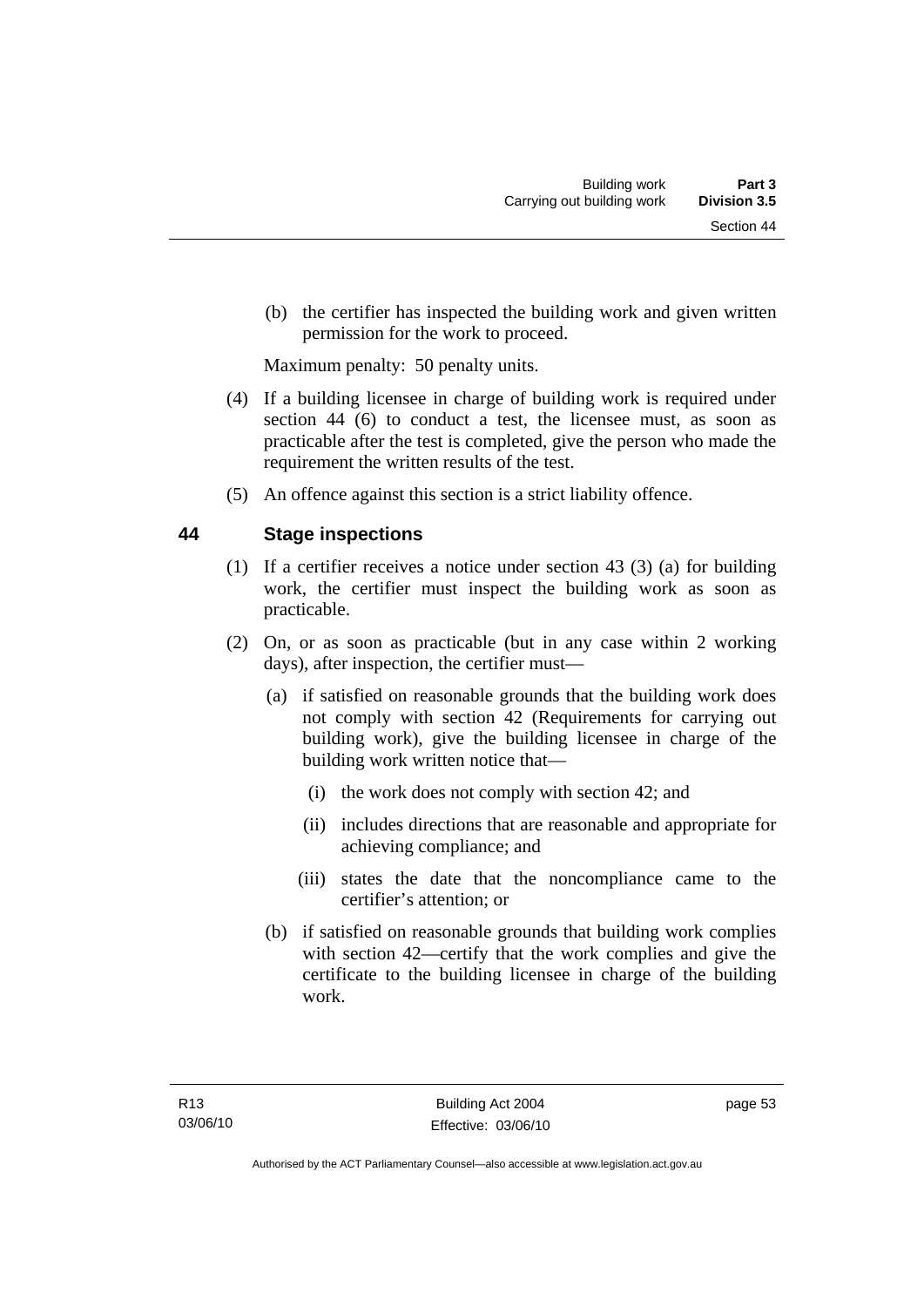(b) the certifier has inspected the building work and given written permission for the work to proceed.

Maximum penalty: 50 penalty units.

(4) If a building licensee in charge of building work is required under section 44 (6) to conduct a test, the licensee must, as soon as practicable after the test is completed, give the person who made the requirement the written results of the test.

(5) An offence against this section is a strict liability offence.

## 44 Stage inspections

(1) If a certifier receives a notice under section 43 (3) (a) for building work, the certifier must inspect the building work as soon as practicable.

(2) On, or as soon as practicable (but in any case within 2 working days), after inspection, the certifier must—

(a) if satisfied on reasonable grounds that the building work does not comply with section 42 (Requirements for carrying out building work), give the building licensee in charge of the building work written notice that—

(i) the work does not comply with section 42; and

(ii) includes directions that are reasonable and appropriate for achieving compliance; and

(iii) states the date that the noncompliance came to the certifier's attention; or

(b) if satisfied on reasonable grounds that building work complies with section 42—certify that the work complies and give the certificate to the building licensee in charge of the building work.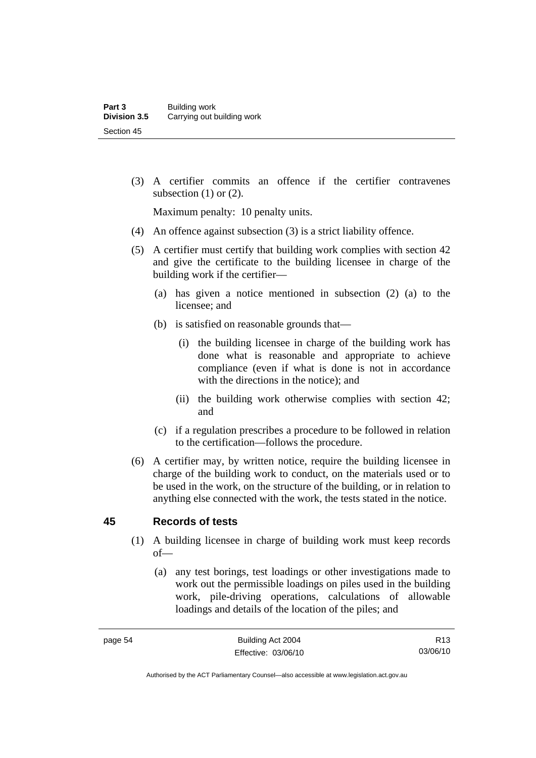(3) A certifier commits an offence if the certifier contravenes subsection (1) or (2).

Maximum penalty: 10 penalty units.

(4) An offence against subsection (3) is a strict liability offence.

(5) A certifier must certify that building work complies with section 42 and give the certificate to the building licensee in charge of the building work if the certifier—

(a) has given a notice mentioned in subsection (2) (a) to the licensee; and

(b) is satisfied on reasonable grounds that—

(i) the building licensee in charge of the building work has done what is reasonable and appropriate to achieve compliance (even if what is done is not in accordance with the directions in the notice); and

(ii) the building work otherwise complies with section 42; and

(c) if a regulation prescribes a procedure to be followed in relation to the certification—follows the procedure.

(6) A certifier may, by written notice, require the building licensee in charge of the building work to conduct, on the materials used or to be used in the work, on the structure of the building, or in relation to anything else connected with the work, the tests stated in the notice.

## 45 Records of tests

(1) A building licensee in charge of building work must keep records of—

(a) any test borings, test loadings or other investigations made to work out the permissible loadings on piles used in the building work, pile-driving operations, calculations of allowable loadings and details of the location of the piles; and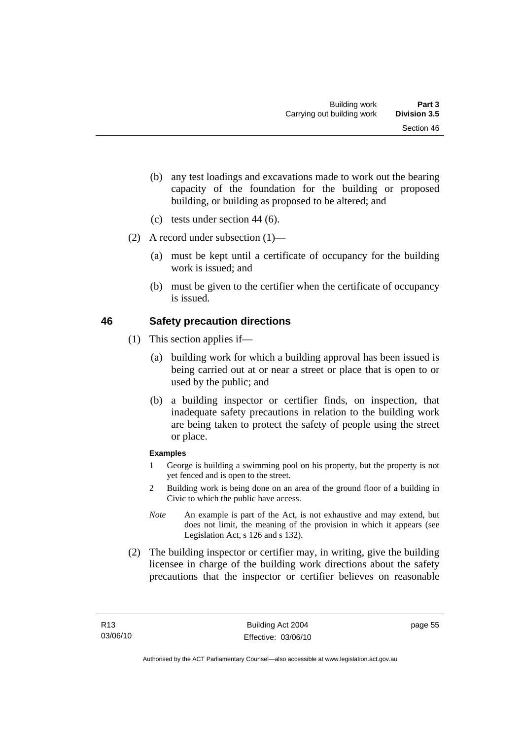(b) any test loadings and excavations made to work out the bearing capacity of the foundation for the building or proposed building, or building as proposed to be altered; and

(c) tests under section 44 (6).

(2) A record under subsection (1)—

(a) must be kept until a certificate of occupancy for the building work is issued; and

(b) must be given to the certifier when the certificate of occupancy is issued.

## 46 Safety precaution directions

(1) This section applies if—

(a) building work for which a building approval has been issued is being carried out at or near a street or place that is open to or used by the public; and

(b) a building inspector or certifier finds, on inspection, that inadequate safety precautions in relation to the building work are being taken to protect the safety of people using the street or place.

**Examples**

1 George is building a swimming pool on his property, but the property is not yet fenced and is open to the street.

2 Building work is being done on an area of the ground floor of a building in Civic to which the public have access.

*Note* An example is part of the Act, is not exhaustive and may extend, but does not limit, the meaning of the provision in which it appears (see Legislation Act, s 126 and s 132).

(2) The building inspector or certifier may, in writing, give the building licensee in charge of the building work directions about the safety precautions that the inspector or certifier believes on reasonable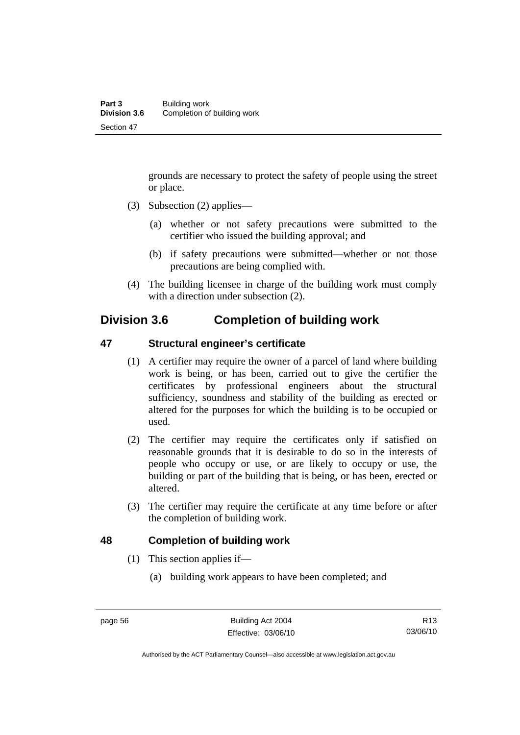grounds are necessary to protect the safety of people using the street or place.

(3) Subsection (2) applies—

(a) whether or not safety precautions were submitted to the certifier who issued the building approval; and

(b) if safety precautions were submitted—whether or not those precautions are being complied with.

(4) The building licensee in charge of the building work must comply with a direction under subsection (2).

## Division 3.6 Completion of building work

### 47 Structural engineer's certificate

(1) A certifier may require the owner of a parcel of land where building work is being, or has been, carried out to give the certifier the certificates by professional engineers about the structural sufficiency, soundness and stability of the building as erected or altered for the purposes for which the building is to be occupied or used.

(2) The certifier may require the certificates only if satisfied on reasonable grounds that it is desirable to do so in the interests of people who occupy or use, or are likely to occupy or use, the building or part of the building that is being, or has been, erected or altered.

(3) The certifier may require the certificate at any time before or after the completion of building work.

### 48 Completion of building work

(1) This section applies if—

(a) building work appears to have been completed; and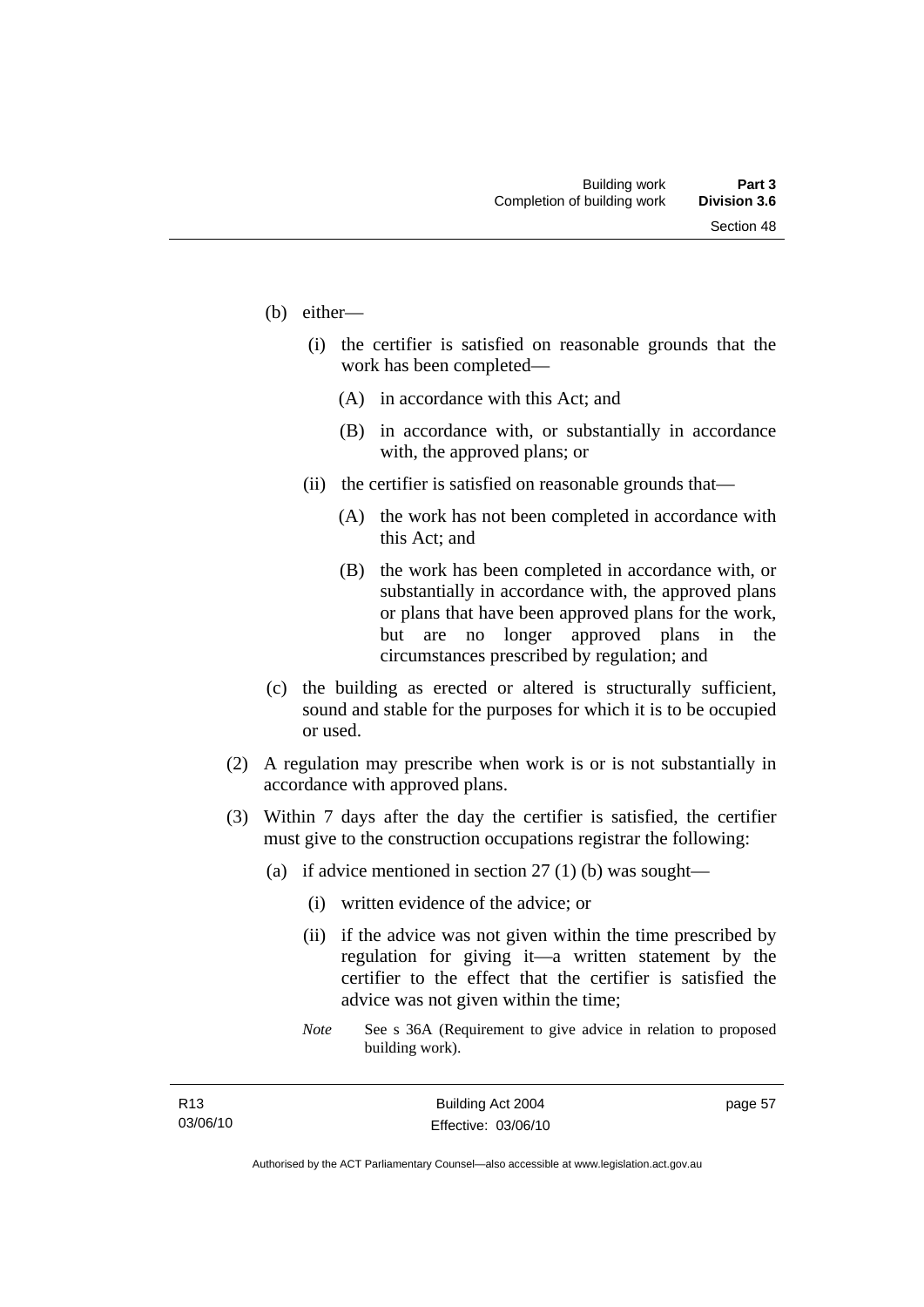(b) either—

   (i) the certifier is satisfied on reasonable grounds that the work has been completed—

      (A) in accordance with this Act; and

      (B) in accordance with, or substantially in accordance with, the approved plans; or

   (ii) the certifier is satisfied on reasonable grounds that—

      (A) the work has not been completed in accordance with this Act; and

      (B) the work has been completed in accordance with, or substantially in accordance with, the approved plans or plans that have been approved plans for the work, but are no longer approved plans in the circumstances prescribed by regulation; and

(c) the building as erected or altered is structurally sufficient, sound and stable for the purposes for which it is to be occupied or used.

(2) A regulation may prescribe when work is or is not substantially in accordance with approved plans.

(3) Within 7 days after the day the certifier is satisfied, the certifier must give to the construction occupations registrar the following:

   (a) if advice mentioned in section 27 (1) (b) was sought—

      (i) written evidence of the advice; or

      (ii) if the advice was not given within the time prescribed by regulation for giving it—a written statement by the certifier to the effect that the certifier is satisfied the advice was not given within the time;

      *Note* See s 36A (Requirement to give advice in relation to proposed building work).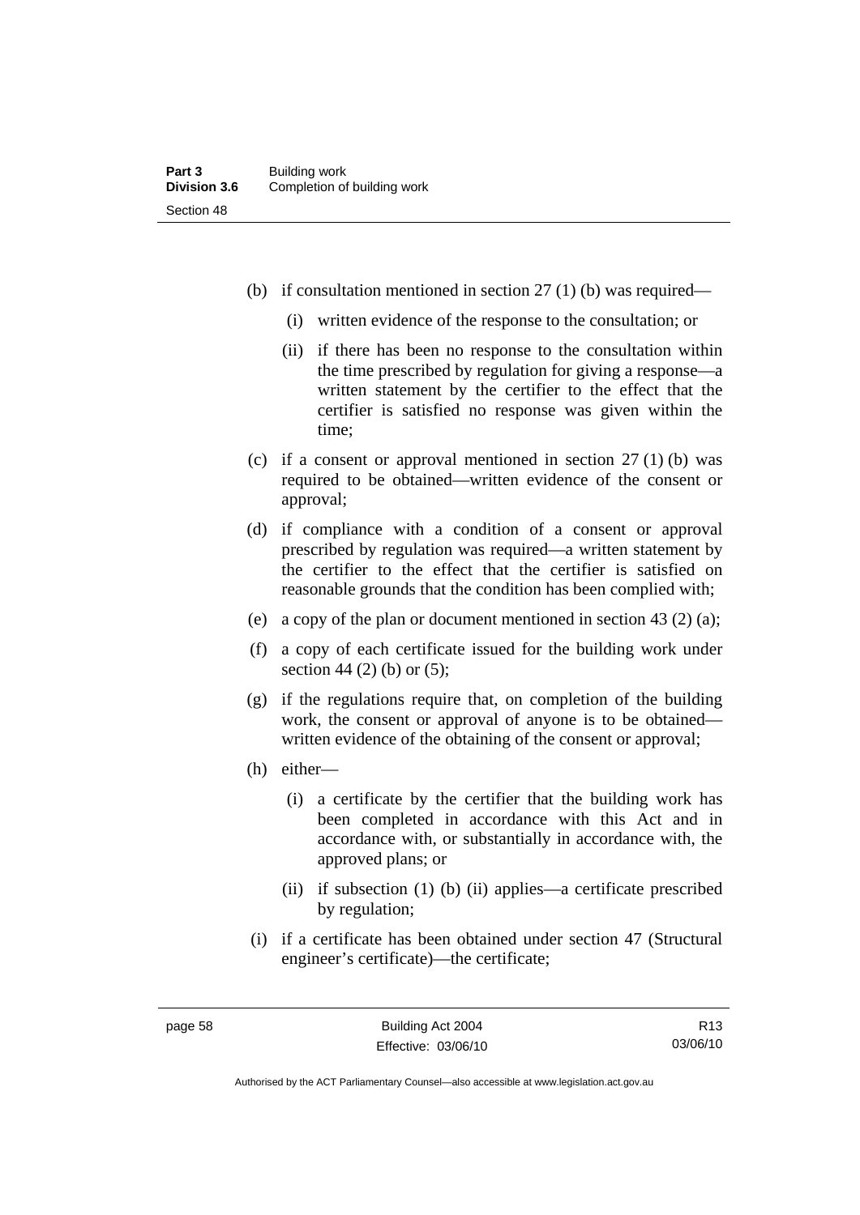(b) if consultation mentioned in section 27 (1) (b) was required—

(i) written evidence of the response to the consultation; or

(ii) if there has been no response to the consultation within the time prescribed by regulation for giving a response—a written statement by the certifier to the effect that the certifier is satisfied no response was given within the time;

(c) if a consent or approval mentioned in section 27 (1) (b) was required to be obtained—written evidence of the consent or approval;

(d) if compliance with a condition of a consent or approval prescribed by regulation was required—a written statement by the certifier to the effect that the certifier is satisfied on reasonable grounds that the condition has been complied with;

(e) a copy of the plan or document mentioned in section 43 (2) (a);

(f) a copy of each certificate issued for the building work under section 44 (2) (b) or (5);

(g) if the regulations require that, on completion of the building work, the consent or approval of anyone is to be obtained—written evidence of the obtaining of the consent or approval;

(h) either—

(i) a certificate by the certifier that the building work has been completed in accordance with this Act and in accordance with, or substantially in accordance with, the approved plans; or

(ii) if subsection (1) (b) (ii) applies—a certificate prescribed by regulation;

(i) if a certificate has been obtained under section 47 (Structural engineer's certificate)—the certificate;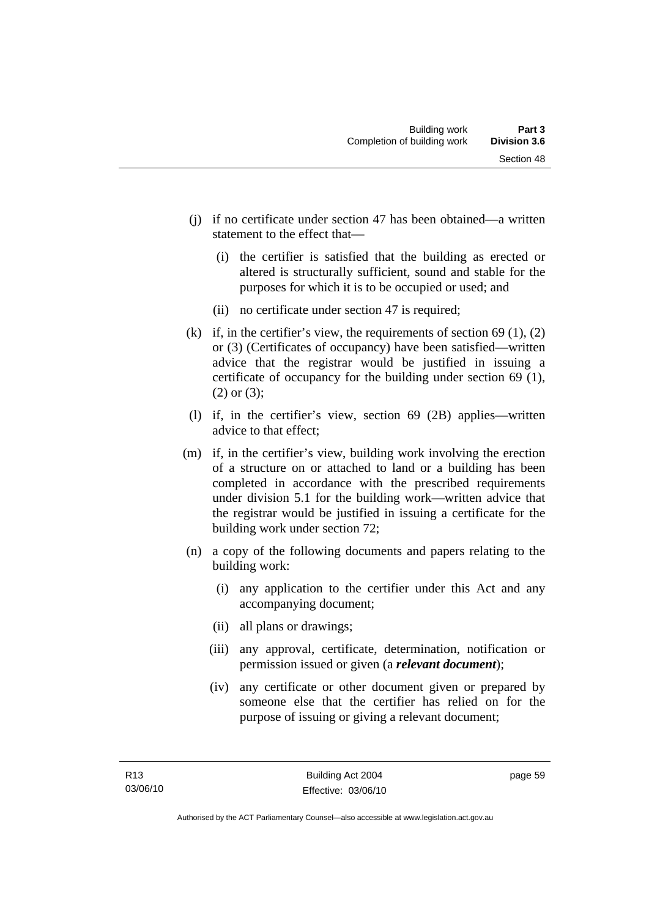(j) if no certificate under section 47 has been obtained—a written statement to the effect that—

   (i) the certifier is satisfied that the building as erected or altered is structurally sufficient, sound and stable for the purposes for which it is to be occupied or used; and

   (ii) no certificate under section 47 is required;

(k) if, in the certifier's view, the requirements of section 69 (1), (2) or (3) (Certificates of occupancy) have been satisfied—written advice that the registrar would be justified in issuing a certificate of occupancy for the building under section 69 (1), (2) or (3);

(l) if, in the certifier's view, section 69 (2B) applies—written advice to that effect;

(m) if, in the certifier's view, building work involving the erection of a structure on or attached to land or a building has been completed in accordance with the prescribed requirements under division 5.1 for the building work—written advice that the registrar would be justified in issuing a certificate for the building work under section 72;

(n) a copy of the following documents and papers relating to the building work:

   (i) any application to the certifier under this Act and any accompanying document;

   (ii) all plans or drawings;

   (iii) any approval, certificate, determination, notification or permission issued or given (a ***relevant document***);

   (iv) any certificate or other document given or prepared by someone else that the certifier has relied on for the purpose of issuing or giving a relevant document;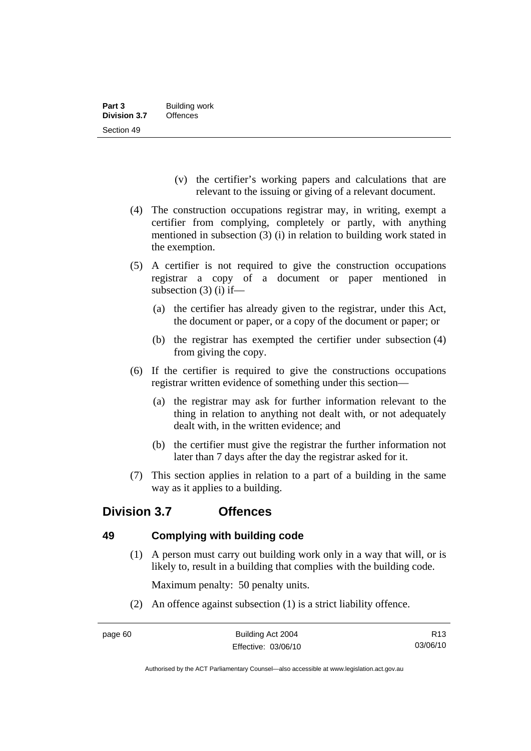(v) the certifier's working papers and calculations that are relevant to the issuing or giving of a relevant document.

(4) The construction occupations registrar may, in writing, exempt a certifier from complying, completely or partly, with anything mentioned in subsection (3) (i) in relation to building work stated in the exemption.

(5) A certifier is not required to give the construction occupations registrar a copy of a document or paper mentioned in subsection (3) (i) if—

(a) the certifier has already given to the registrar, under this Act, the document or paper, or a copy of the document or paper; or

(b) the registrar has exempted the certifier under subsection (4) from giving the copy.

(6) If the certifier is required to give the constructions occupations registrar written evidence of something under this section—

(a) the registrar may ask for further information relevant to the thing in relation to anything not dealt with, or not adequately dealt with, in the written evidence; and

(b) the certifier must give the registrar the further information not later than 7 days after the day the registrar asked for it.

(7) This section applies in relation to a part of a building in the same way as it applies to a building.

## Division 3.7 Offences

### 49 Complying with building code

(1) A person must carry out building work only in a way that will, or is likely to, result in a building that complies with the building code.

Maximum penalty: 50 penalty units.

(2) An offence against subsection (1) is a strict liability offence.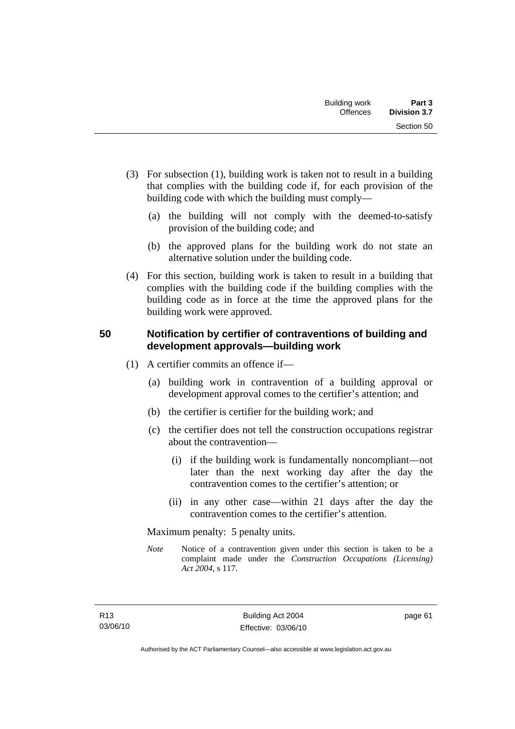(3) For subsection (1), building work is taken not to result in a building that complies with the building code if, for each provision of the building code with which the building must comply—

(a) the building will not comply with the deemed-to-satisfy provision of the building code; and

(b) the approved plans for the building work do not state an alternative solution under the building code.

(4) For this section, building work is taken to result in a building that complies with the building code if the building complies with the building code as in force at the time the approved plans for the building work were approved.

## 50 Notification by certifier of contraventions of building and development approvals—building work

(1) A certifier commits an offence if—

(a) building work in contravention of a building approval or development approval comes to the certifier's attention; and

(b) the certifier is certifier for the building work; and

(c) the certifier does not tell the construction occupations registrar about the contravention—

(i) if the building work is fundamentally noncompliant—not later than the next working day after the day the contravention comes to the certifier's attention; or

(ii) in any other case—within 21 days after the day the contravention comes to the certifier's attention.

Maximum penalty: 5 penalty units.

*Note* Notice of a contravention given under this section is taken to be a complaint made under the *Construction Occupations (Licensing) Act 2004*, s 117.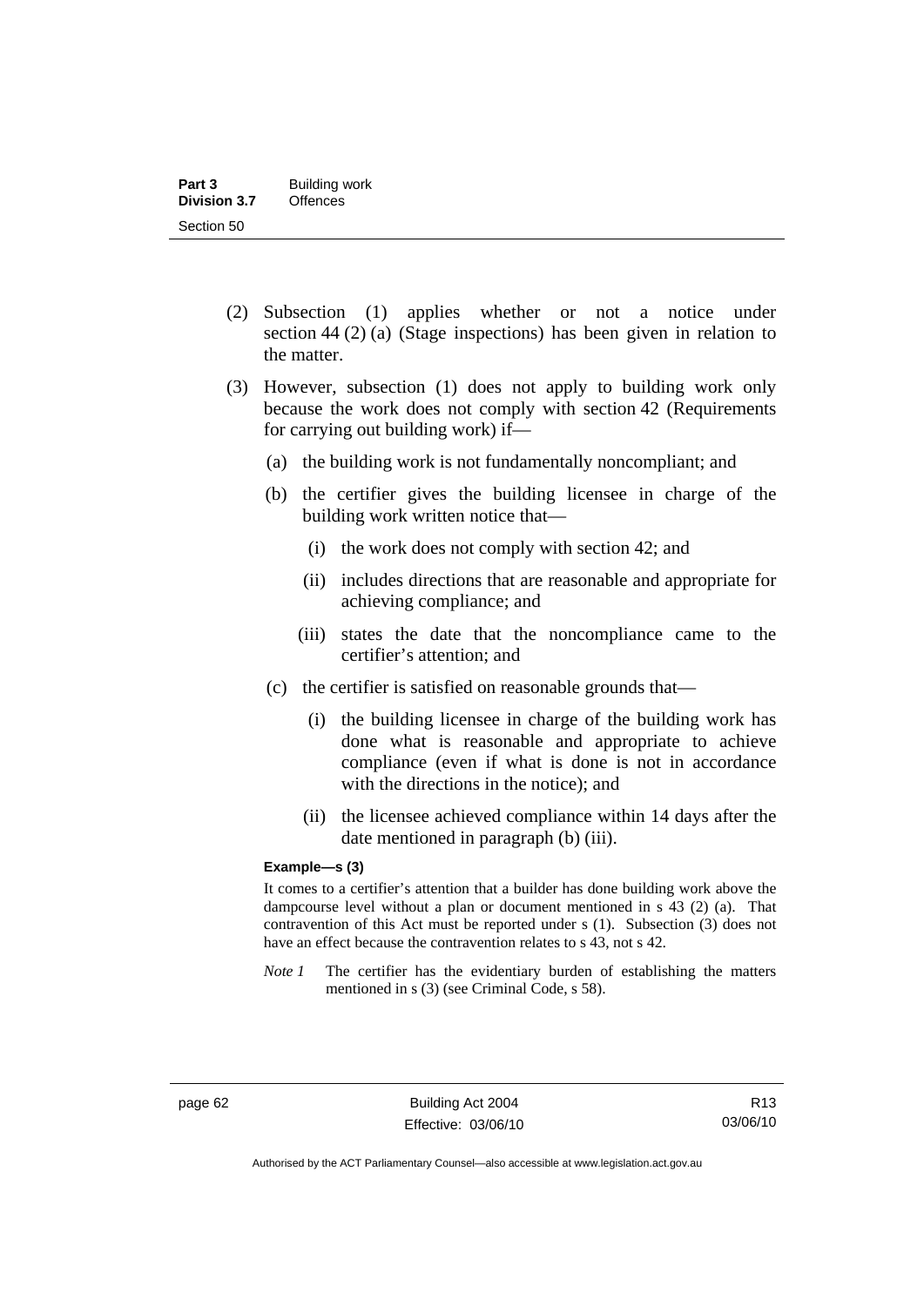(2) Subsection (1) applies whether or not a notice under section 44 (2) (a) (Stage inspections) has been given in relation to the matter.

(3) However, subsection (1) does not apply to building work only because the work does not comply with section 42 (Requirements for carrying out building work) if—

- (a) the building work is not fundamentally noncompliant; and
- (b) the certifier gives the building licensee in charge of the building work written notice that—
  - (i) the work does not comply with section 42; and
  - (ii) includes directions that are reasonable and appropriate for achieving compliance; and
  - (iii) states the date that the noncompliance came to the certifier's attention; and
- (c) the certifier is satisfied on reasonable grounds that—
  - (i) the building licensee in charge of the building work has done what is reasonable and appropriate to achieve compliance (even if what is done is not in accordance with the directions in the notice); and
  - (ii) the licensee achieved compliance within 14 days after the date mentioned in paragraph (b) (iii).

**Example—s (3)**

It comes to a certifier's attention that a builder has done building work above the dampcourse level without a plan or document mentioned in s 43 (2) (a). That contravention of this Act must be reported under s (1). Subsection (3) does not have an effect because the contravention relates to s 43, not s 42.

*Note 1* The certifier has the evidentiary burden of establishing the matters mentioned in s (3) (see Criminal Code, s 58).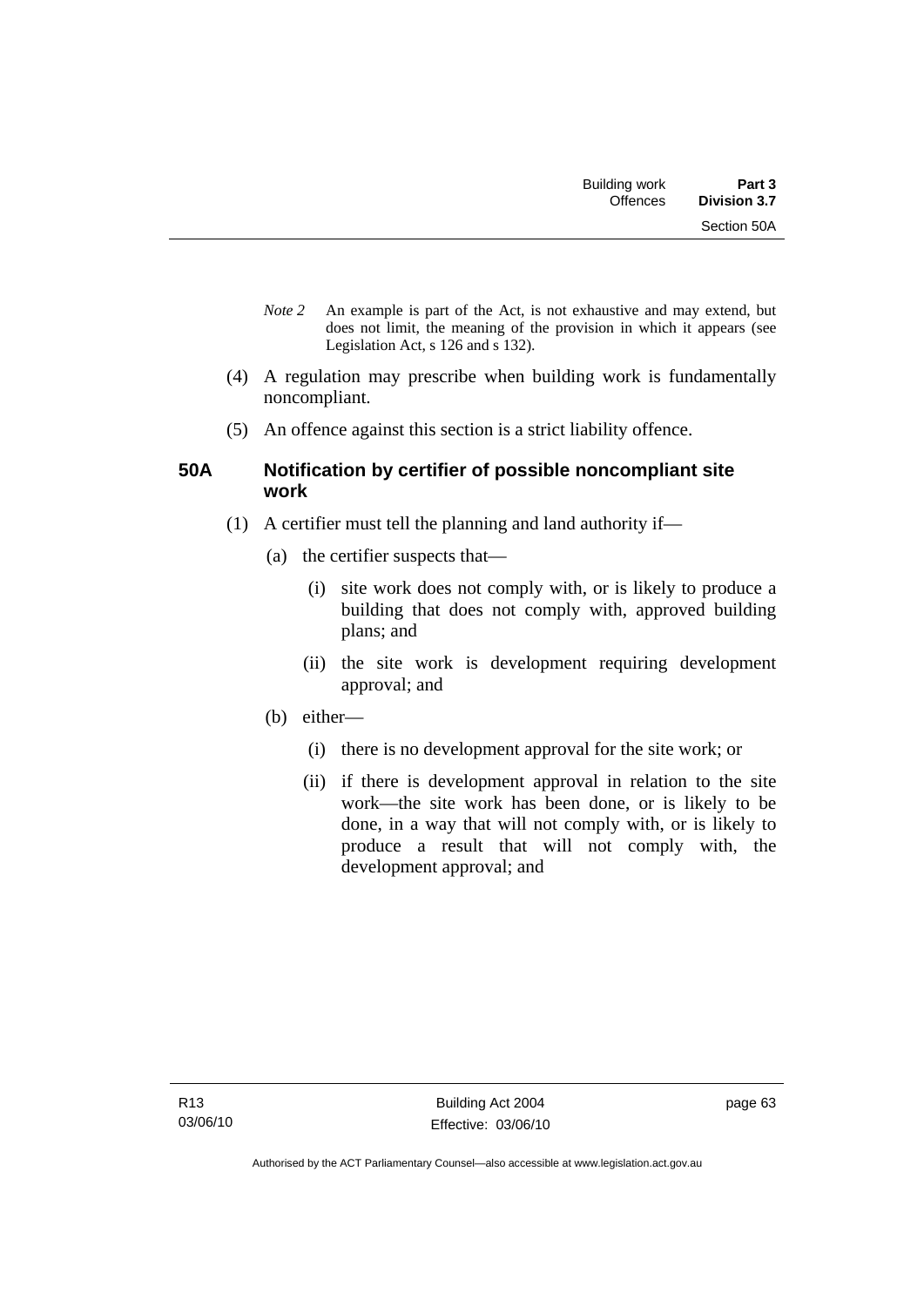*Note 2* An example is part of the Act, is not exhaustive and may extend, but does not limit, the meaning of the provision in which it appears (see Legislation Act, s 126 and s 132).

(4) A regulation may prescribe when building work is fundamentally noncompliant.

(5) An offence against this section is a strict liability offence.

### 50A Notification by certifier of possible noncompliant site work

(1) A certifier must tell the planning and land authority if—

(a) the certifier suspects that—

(i) site work does not comply with, or is likely to produce a building that does not comply with, approved building plans; and

(ii) the site work is development requiring development approval; and

(b) either—

(i) there is no development approval for the site work; or

(ii) if there is development approval in relation to the site work—the site work has been done, or is likely to be done, in a way that will not comply with, or is likely to produce a result that will not comply with, the development approval; and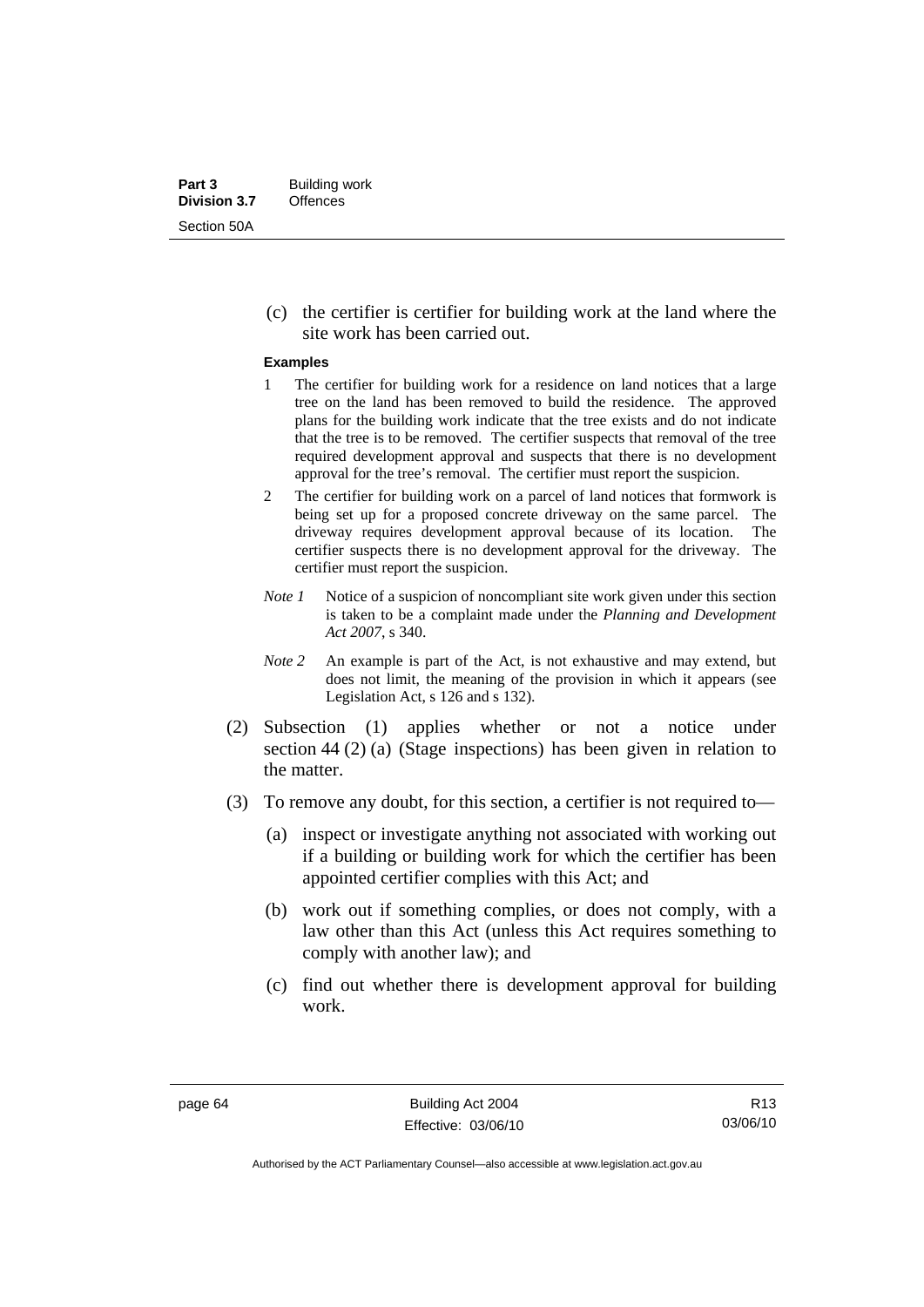(c) the certifier is certifier for building work at the land where the site work has been carried out.

**Examples**

1 The certifier for building work for a residence on land notices that a large tree on the land has been removed to build the residence. The approved plans for the building work indicate that the tree exists and do not indicate that the tree is to be removed. The certifier suspects that removal of the tree required development approval and suspects that there is no development approval for the tree's removal. The certifier must report the suspicion.

2 The certifier for building work on a parcel of land notices that formwork is being set up for a proposed concrete driveway on the same parcel. The driveway requires development approval because of its location. The certifier suspects there is no development approval for the driveway. The certifier must report the suspicion.

*Note 1* Notice of a suspicion of noncompliant site work given under this section is taken to be a complaint made under the *Planning and Development Act 2007*, s 340.

*Note 2* An example is part of the Act, is not exhaustive and may extend, but does not limit, the meaning of the provision in which it appears (see Legislation Act, s 126 and s 132).

(2) Subsection (1) applies whether or not a notice under section 44 (2) (a) (Stage inspections) has been given in relation to the matter.

(3) To remove any doubt, for this section, a certifier is not required to—

(a) inspect or investigate anything not associated with working out if a building or building work for which the certifier has been appointed certifier complies with this Act; and

(b) work out if something complies, or does not comply, with a law other than this Act (unless this Act requires something to comply with another law); and

(c) find out whether there is development approval for building work.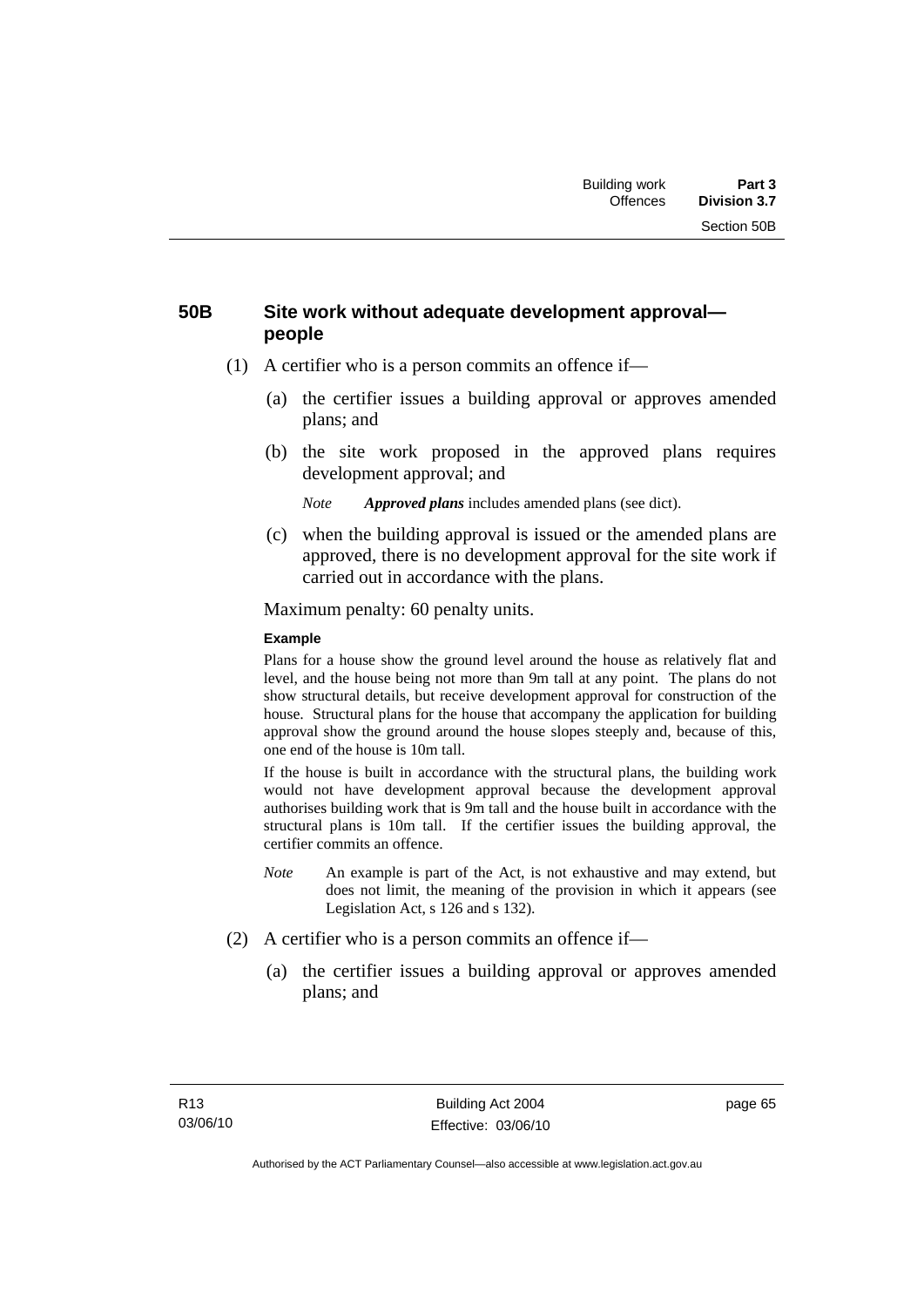## 50B Site work without adequate development approval—people

(1) A certifier who is a person commits an offence if—

(a) the certifier issues a building approval or approves amended plans; and

(b) the site work proposed in the approved plans requires development approval; and

*Note* ***Approved plans*** includes amended plans (see dict).

(c) when the building approval is issued or the amended plans are approved, there is no development approval for the site work if carried out in accordance with the plans.

Maximum penalty: 60 penalty units.

**Example**

Plans for a house show the ground level around the house as relatively flat and level, and the house being not more than 9m tall at any point. The plans do not show structural details, but receive development approval for construction of the house. Structural plans for the house that accompany the application for building approval show the ground around the house slopes steeply and, because of this, one end of the house is 10m tall.

If the house is built in accordance with the structural plans, the building work would not have development approval because the development approval authorises building work that is 9m tall and the house built in accordance with the structural plans is 10m tall. If the certifier issues the building approval, the certifier commits an offence.

*Note* An example is part of the Act, is not exhaustive and may extend, but does not limit, the meaning of the provision in which it appears (see Legislation Act, s 126 and s 132).

(2) A certifier who is a person commits an offence if—

(a) the certifier issues a building approval or approves amended plans; and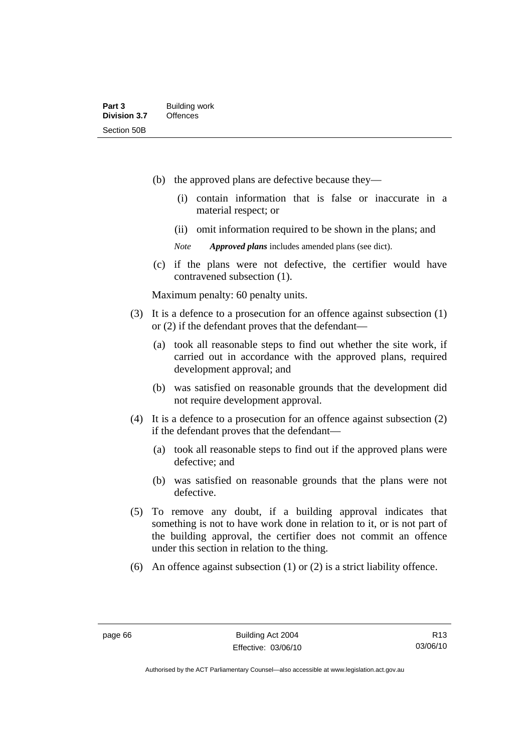(b) the approved plans are defective because they—

   (i) contain information that is false or inaccurate in a material respect; or

   (ii) omit information required to be shown in the plans; and

   *Note* ***Approved plans*** includes amended plans (see dict).

(c) if the plans were not defective, the certifier would have contravened subsection (1).

Maximum penalty: 60 penalty units.

(3) It is a defence to a prosecution for an offence against subsection (1) or (2) if the defendant proves that the defendant—

   (a) took all reasonable steps to find out whether the site work, if carried out in accordance with the approved plans, required development approval; and

   (b) was satisfied on reasonable grounds that the development did not require development approval.

(4) It is a defence to a prosecution for an offence against subsection (2) if the defendant proves that the defendant—

   (a) took all reasonable steps to find out if the approved plans were defective; and

   (b) was satisfied on reasonable grounds that the plans were not defective.

(5) To remove any doubt, if a building approval indicates that something is not to have work done in relation to it, or is not part of the building approval, the certifier does not commit an offence under this section in relation to the thing.

(6) An offence against subsection (1) or (2) is a strict liability offence.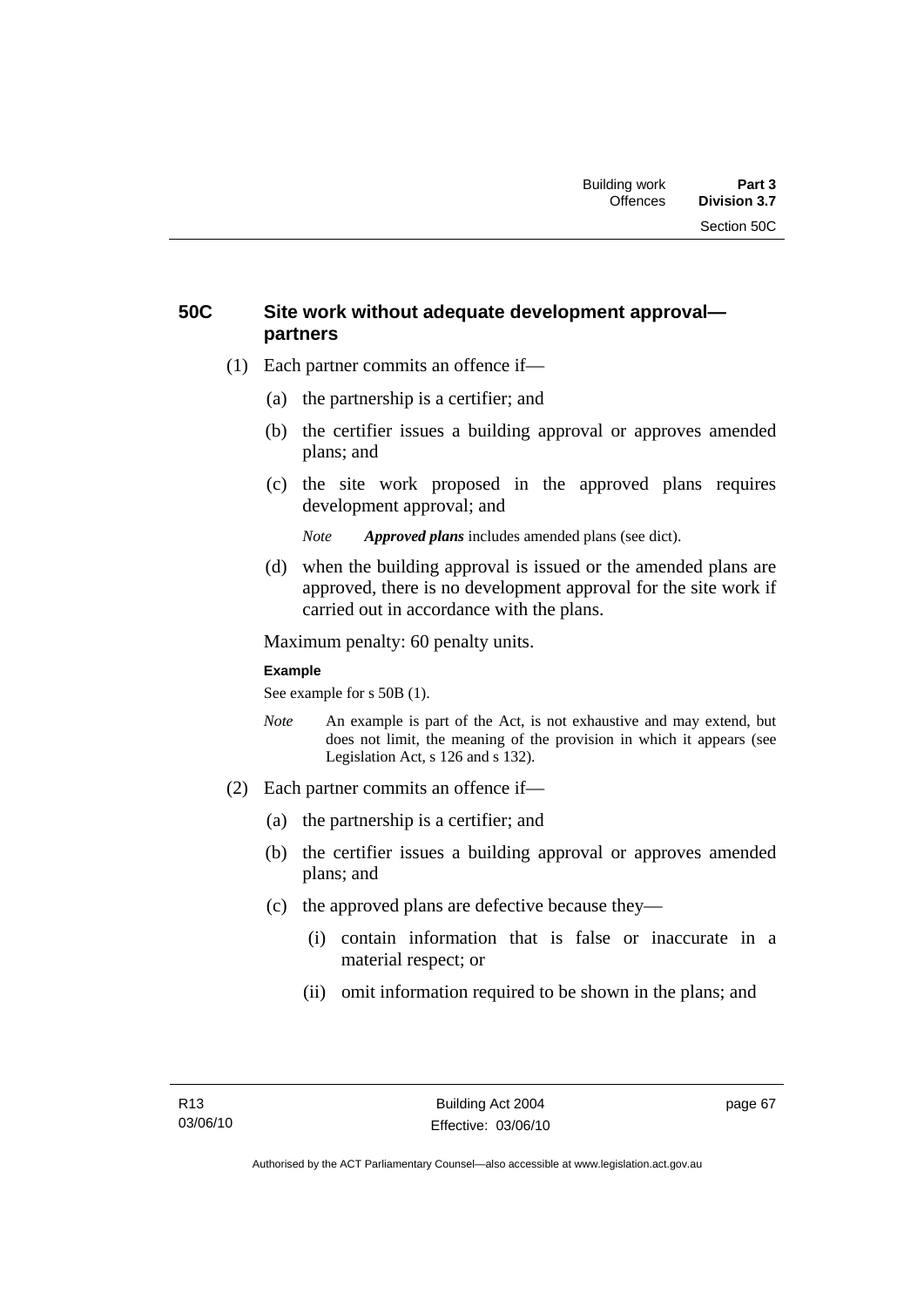## 50C Site work without adequate development approval—partners

(1) Each partner commits an offence if—

(a) the partnership is a certifier; and

(b) the certifier issues a building approval or approves amended plans; and

(c) the site work proposed in the approved plans requires development approval; and

*Note* ***Approved plans*** includes amended plans (see dict).

(d) when the building approval is issued or the amended plans are approved, there is no development approval for the site work if carried out in accordance with the plans.

Maximum penalty: 60 penalty units.

**Example**

See example for s 50B (1).

*Note* An example is part of the Act, is not exhaustive and may extend, but does not limit, the meaning of the provision in which it appears (see Legislation Act, s 126 and s 132).

(2) Each partner commits an offence if—

(a) the partnership is a certifier; and

(b) the certifier issues a building approval or approves amended plans; and

(c) the approved plans are defective because they—

(i) contain information that is false or inaccurate in a material respect; or

(ii) omit information required to be shown in the plans; and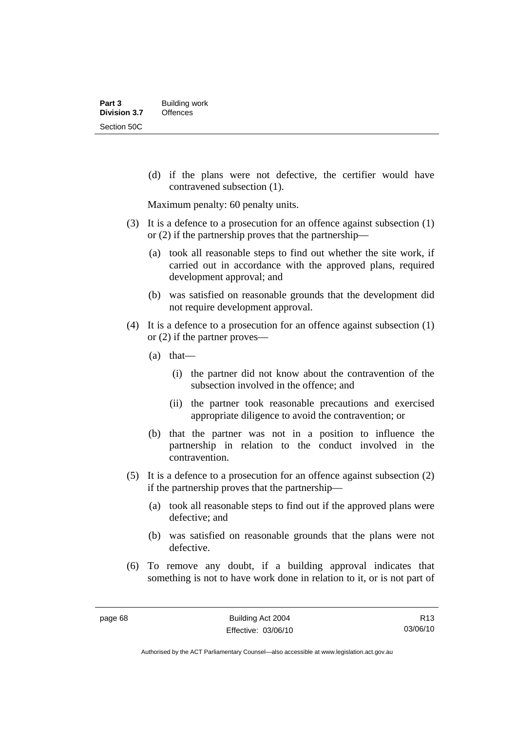(d) if the plans were not defective, the certifier would have contravened subsection (1).

Maximum penalty: 60 penalty units.

(3) It is a defence to a prosecution for an offence against subsection (1) or (2) if the partnership proves that the partnership—

(a) took all reasonable steps to find out whether the site work, if carried out in accordance with the approved plans, required development approval; and

(b) was satisfied on reasonable grounds that the development did not require development approval.

(4) It is a defence to a prosecution for an offence against subsection (1) or (2) if the partner proves—

(a) that—

(i) the partner did not know about the contravention of the subsection involved in the offence; and

(ii) the partner took reasonable precautions and exercised appropriate diligence to avoid the contravention; or

(b) that the partner was not in a position to influence the partnership in relation to the conduct involved in the contravention.

(5) It is a defence to a prosecution for an offence against subsection (2) if the partnership proves that the partnership—

(a) took all reasonable steps to find out if the approved plans were defective; and

(b) was satisfied on reasonable grounds that the plans were not defective.

(6) To remove any doubt, if a building approval indicates that something is not to have work done in relation to it, or is not part of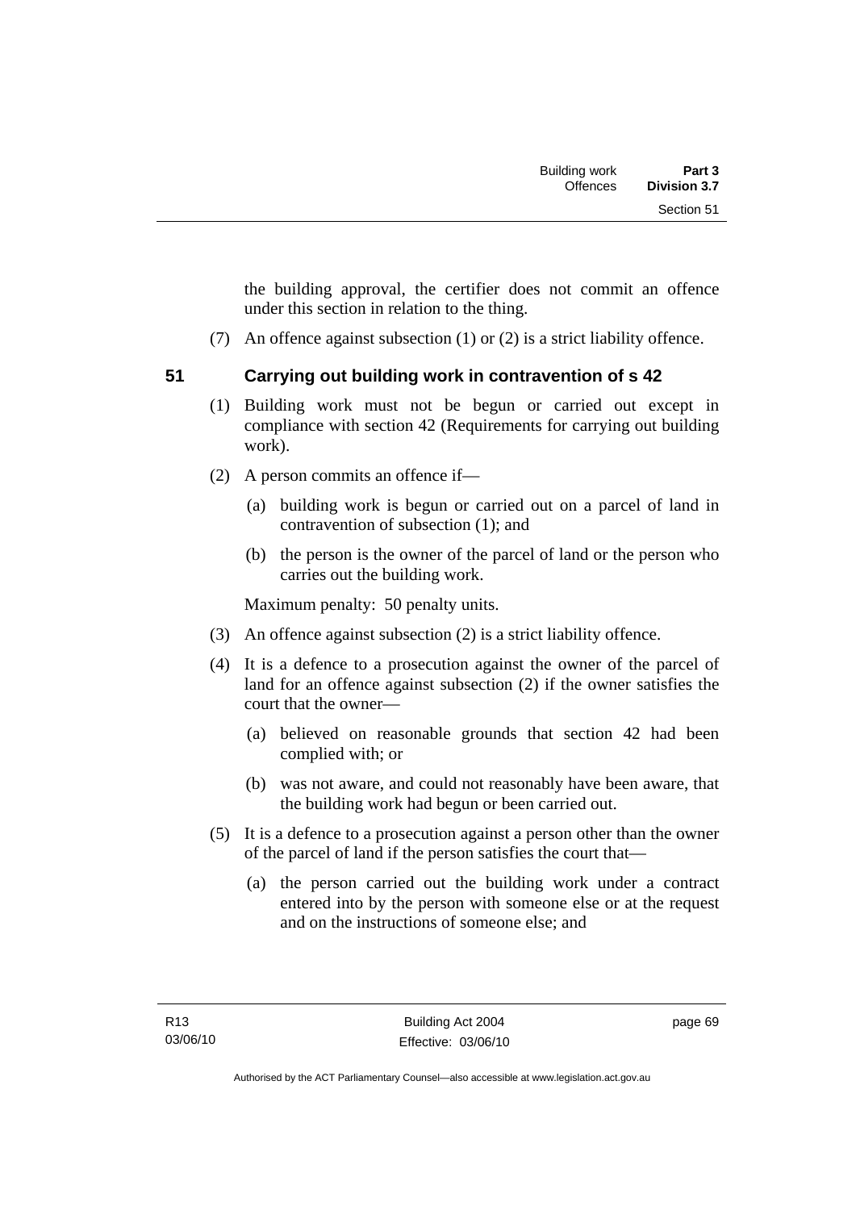the building approval, the certifier does not commit an offence under this section in relation to the thing.

(7) An offence against subsection (1) or (2) is a strict liability offence.

## 51 Carrying out building work in contravention of s 42

(1) Building work must not be begun or carried out except in compliance with section 42 (Requirements for carrying out building work).

(2) A person commits an offence if—

(a) building work is begun or carried out on a parcel of land in contravention of subsection (1); and

(b) the person is the owner of the parcel of land or the person who carries out the building work.

Maximum penalty: 50 penalty units.

(3) An offence against subsection (2) is a strict liability offence.

(4) It is a defence to a prosecution against the owner of the parcel of land for an offence against subsection (2) if the owner satisfies the court that the owner—

(a) believed on reasonable grounds that section 42 had been complied with; or

(b) was not aware, and could not reasonably have been aware, that the building work had begun or been carried out.

(5) It is a defence to a prosecution against a person other than the owner of the parcel of land if the person satisfies the court that—

(a) the person carried out the building work under a contract entered into by the person with someone else or at the request and on the instructions of someone else; and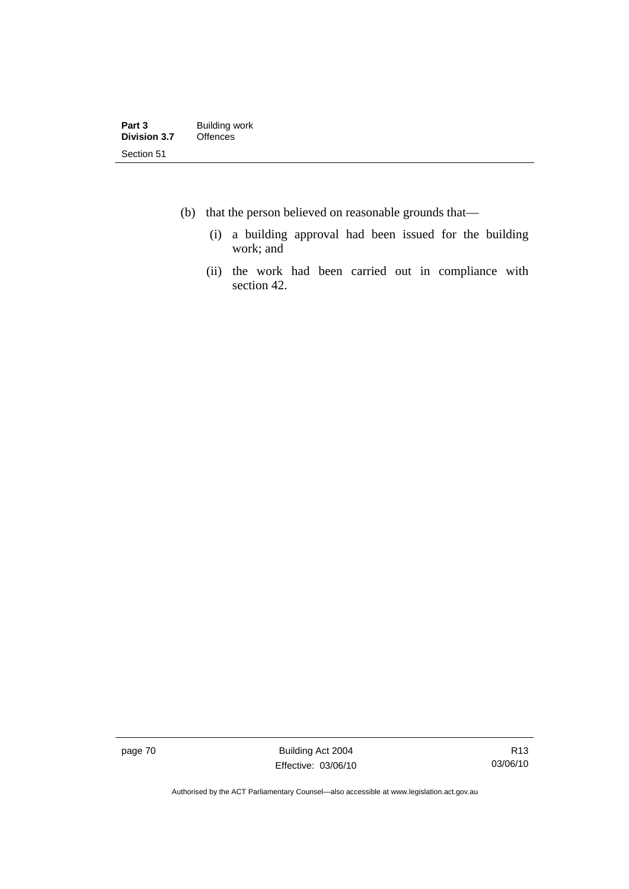(b) that the person believed on reasonable grounds that—

   (i) a building approval had been issued for the building work; and

   (ii) the work had been carried out in compliance with section 42.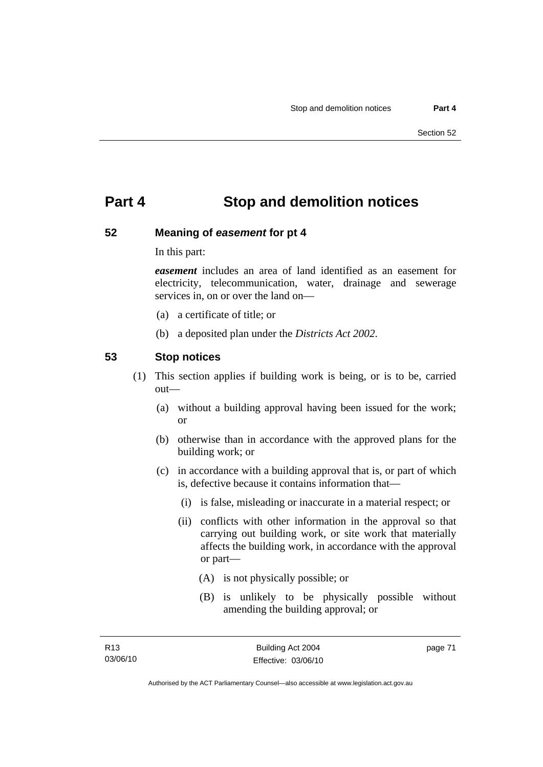# Part 4 Stop and demolition notices

## 52 Meaning of *easement* for pt 4

In this part:

***easement*** includes an area of land identified as an easement for electricity, telecommunication, water, drainage and sewerage services in, on or over the land on—

(a) a certificate of title; or

(b) a deposited plan under the *Districts Act 2002*.

## 53 Stop notices

(1) This section applies if building work is being, or is to be, carried out—

(a) without a building approval having been issued for the work; or

(b) otherwise than in accordance with the approved plans for the building work; or

(c) in accordance with a building approval that is, or part of which is, defective because it contains information that—

(i) is false, misleading or inaccurate in a material respect; or

(ii) conflicts with other information in the approval so that carrying out building work, or site work that materially affects the building work, in accordance with the approval or part—

(A) is not physically possible; or

(B) is unlikely to be physically possible without amending the building approval; or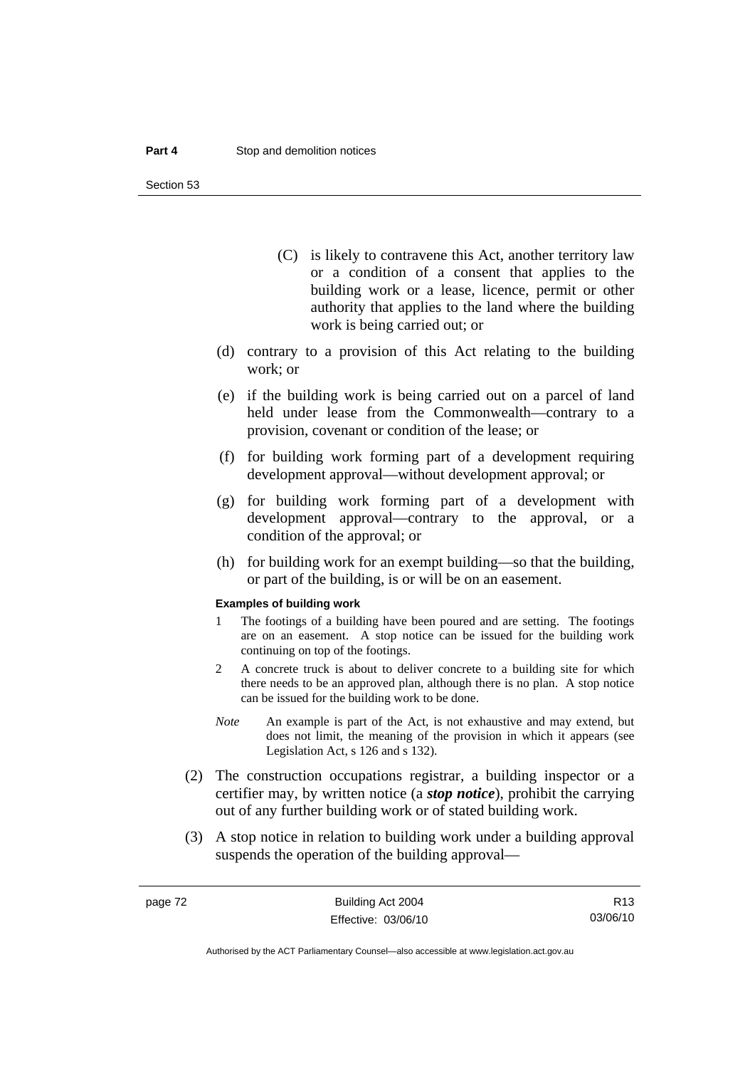(C) is likely to contravene this Act, another territory law or a condition of a consent that applies to the building work or a lease, licence, permit or other authority that applies to the land where the building work is being carried out; or

(d) contrary to a provision of this Act relating to the building work; or

(e) if the building work is being carried out on a parcel of land held under lease from the Commonwealth—contrary to a provision, covenant or condition of the lease; or

(f) for building work forming part of a development requiring development approval—without development approval; or

(g) for building work forming part of a development with development approval—contrary to the approval, or a condition of the approval; or

(h) for building work for an exempt building—so that the building, or part of the building, is or will be on an easement.

**Examples of building work**

1 The footings of a building have been poured and are setting. The footings are on an easement. A stop notice can be issued for the building work continuing on top of the footings.

2 A concrete truck is about to deliver concrete to a building site for which there needs to be an approved plan, although there is no plan. A stop notice can be issued for the building work to be done.

*Note* An example is part of the Act, is not exhaustive and may extend, but does not limit, the meaning of the provision in which it appears (see Legislation Act, s 126 and s 132).

(2) The construction occupations registrar, a building inspector or a certifier may, by written notice (a ***stop notice***), prohibit the carrying out of any further building work or of stated building work.

(3) A stop notice in relation to building work under a building approval suspends the operation of the building approval—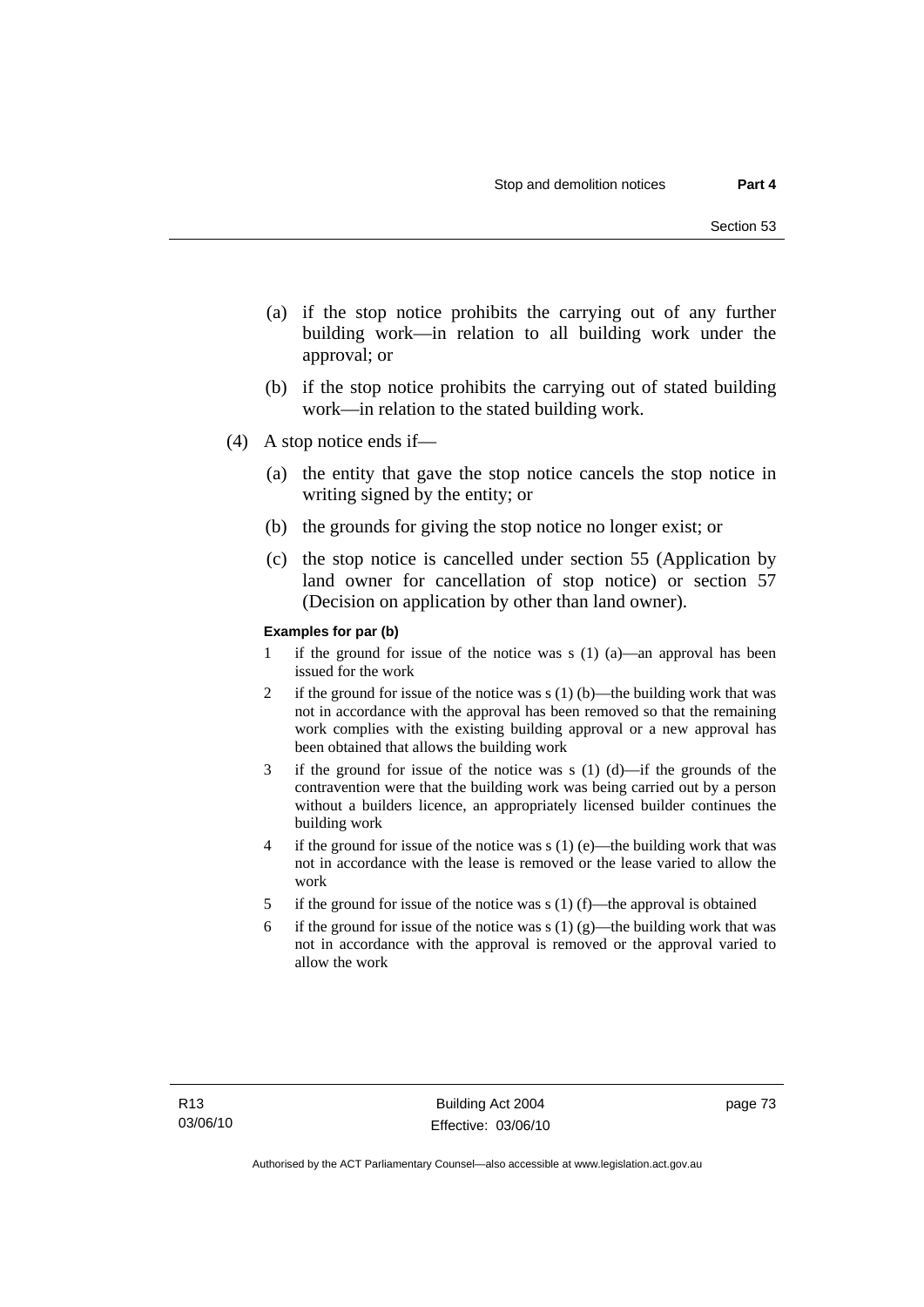(a) if the stop notice prohibits the carrying out of any further building work—in relation to all building work under the approval; or

(b) if the stop notice prohibits the carrying out of stated building work—in relation to the stated building work.

(4) A stop notice ends if—

(a) the entity that gave the stop notice cancels the stop notice in writing signed by the entity; or

(b) the grounds for giving the stop notice no longer exist; or

(c) the stop notice is cancelled under section 55 (Application by land owner for cancellation of stop notice) or section 57 (Decision on application by other than land owner).

**Examples for par (b)**

1 if the ground for issue of the notice was s (1) (a)—an approval has been issued for the work

2 if the ground for issue of the notice was s (1) (b)—the building work that was not in accordance with the approval has been removed so that the remaining work complies with the existing building approval or a new approval has been obtained that allows the building work

3 if the ground for issue of the notice was s (1) (d)—if the grounds of the contravention were that the building work was being carried out by a person without a builders licence, an appropriately licensed builder continues the building work

4 if the ground for issue of the notice was s (1) (e)—the building work that was not in accordance with the lease is removed or the lease varied to allow the work

5 if the ground for issue of the notice was s (1) (f)—the approval is obtained

6 if the ground for issue of the notice was s (1) (g)—the building work that was not in accordance with the approval is removed or the approval varied to allow the work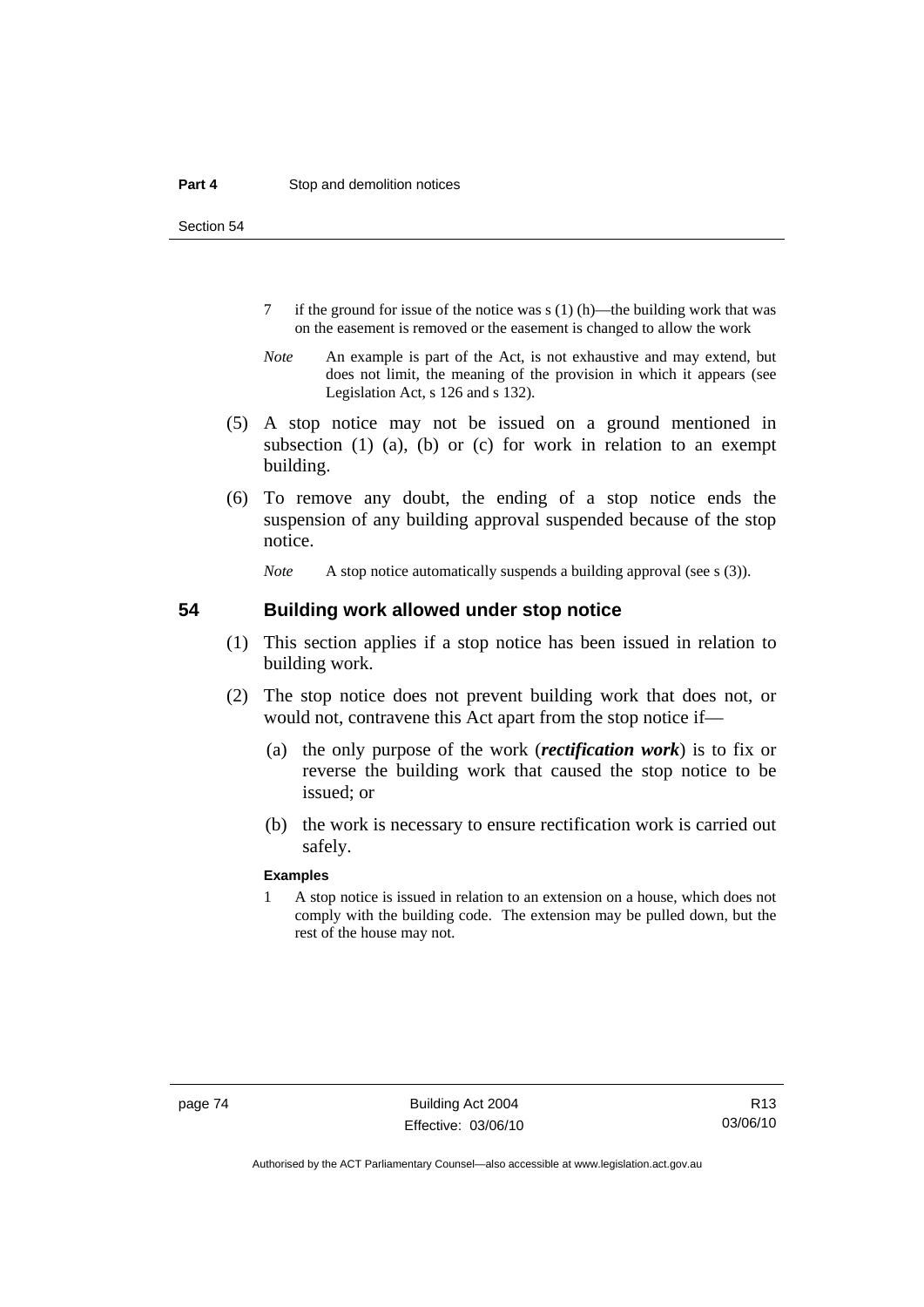7 if the ground for issue of the notice was s (1) (h)—the building work that was on the easement is removed or the easement is changed to allow the work

*Note* An example is part of the Act, is not exhaustive and may extend, but does not limit, the meaning of the provision in which it appears (see Legislation Act, s 126 and s 132).

(5) A stop notice may not be issued on a ground mentioned in subsection (1) (a), (b) or (c) for work in relation to an exempt building.

(6) To remove any doubt, the ending of a stop notice ends the suspension of any building approval suspended because of the stop notice.

*Note* A stop notice automatically suspends a building approval (see s (3)).

## 54 Building work allowed under stop notice

(1) This section applies if a stop notice has been issued in relation to building work.

(2) The stop notice does not prevent building work that does not, or would not, contravene this Act apart from the stop notice if—

(a) the only purpose of the work (***rectification work***) is to fix or reverse the building work that caused the stop notice to be issued; or

(b) the work is necessary to ensure rectification work is carried out safely.

**Examples**

1 A stop notice is issued in relation to an extension on a house, which does not comply with the building code. The extension may be pulled down, but the rest of the house may not.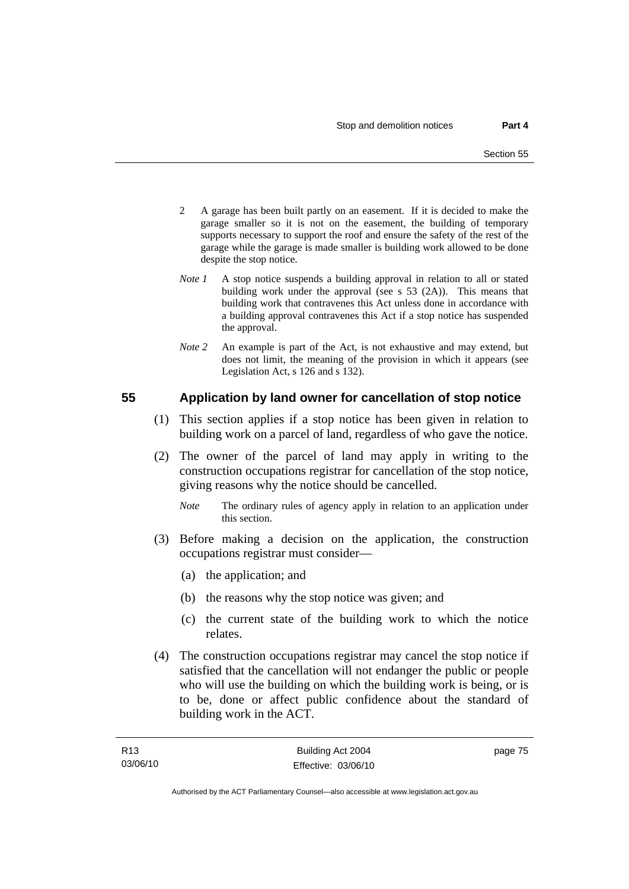2 A garage has been built partly on an easement. If it is decided to make the garage smaller so it is not on the easement, the building of temporary supports necessary to support the roof and ensure the safety of the rest of the garage while the garage is made smaller is building work allowed to be done despite the stop notice.

*Note 1* A stop notice suspends a building approval in relation to all or stated building work under the approval (see s 53 (2A)). This means that building work that contravenes this Act unless done in accordance with a building approval contravenes this Act if a stop notice has suspended the approval.

*Note 2* An example is part of the Act, is not exhaustive and may extend, but does not limit, the meaning of the provision in which it appears (see Legislation Act, s 126 and s 132).

## 55 Application by land owner for cancellation of stop notice

(1) This section applies if a stop notice has been given in relation to building work on a parcel of land, regardless of who gave the notice.

(2) The owner of the parcel of land may apply in writing to the construction occupations registrar for cancellation of the stop notice, giving reasons why the notice should be cancelled.

*Note* The ordinary rules of agency apply in relation to an application under this section.

(3) Before making a decision on the application, the construction occupations registrar must consider—

(a) the application; and

(b) the reasons why the stop notice was given; and

(c) the current state of the building work to which the notice relates.

(4) The construction occupations registrar may cancel the stop notice if satisfied that the cancellation will not endanger the public or people who will use the building on which the building work is being, or is to be, done or affect public confidence about the standard of building work in the ACT.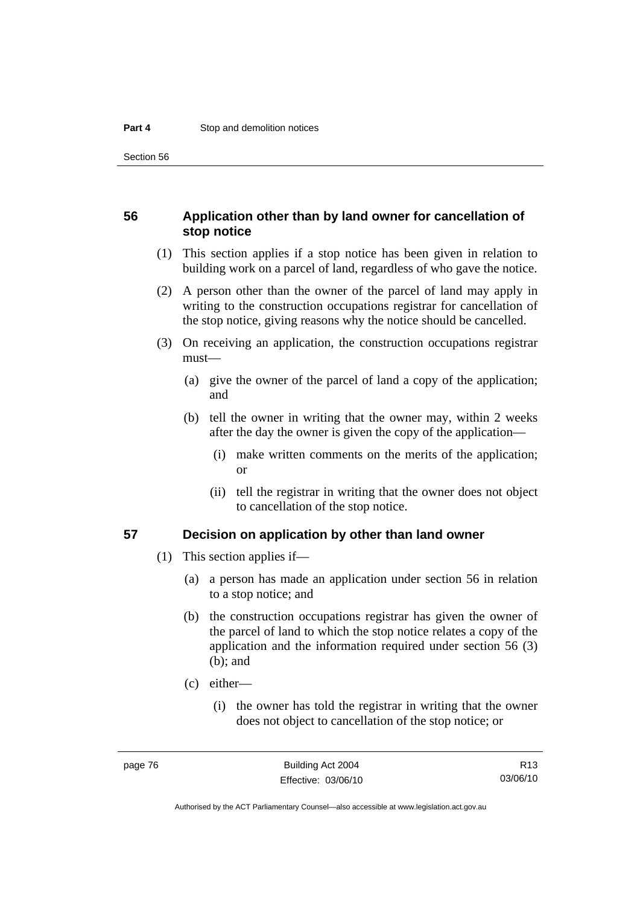## 56 Application other than by land owner for cancellation of stop notice

(1) This section applies if a stop notice has been given in relation to building work on a parcel of land, regardless of who gave the notice.

(2) A person other than the owner of the parcel of land may apply in writing to the construction occupations registrar for cancellation of the stop notice, giving reasons why the notice should be cancelled.

(3) On receiving an application, the construction occupations registrar must—

(a) give the owner of the parcel of land a copy of the application; and

(b) tell the owner in writing that the owner may, within 2 weeks after the day the owner is given the copy of the application—

(i) make written comments on the merits of the application; or

(ii) tell the registrar in writing that the owner does not object to cancellation of the stop notice.

## 57 Decision on application by other than land owner

(1) This section applies if—

(a) a person has made an application under section 56 in relation to a stop notice; and

(b) the construction occupations registrar has given the owner of the parcel of land to which the stop notice relates a copy of the application and the information required under section 56 (3) (b); and

(c) either—

(i) the owner has told the registrar in writing that the owner does not object to cancellation of the stop notice; or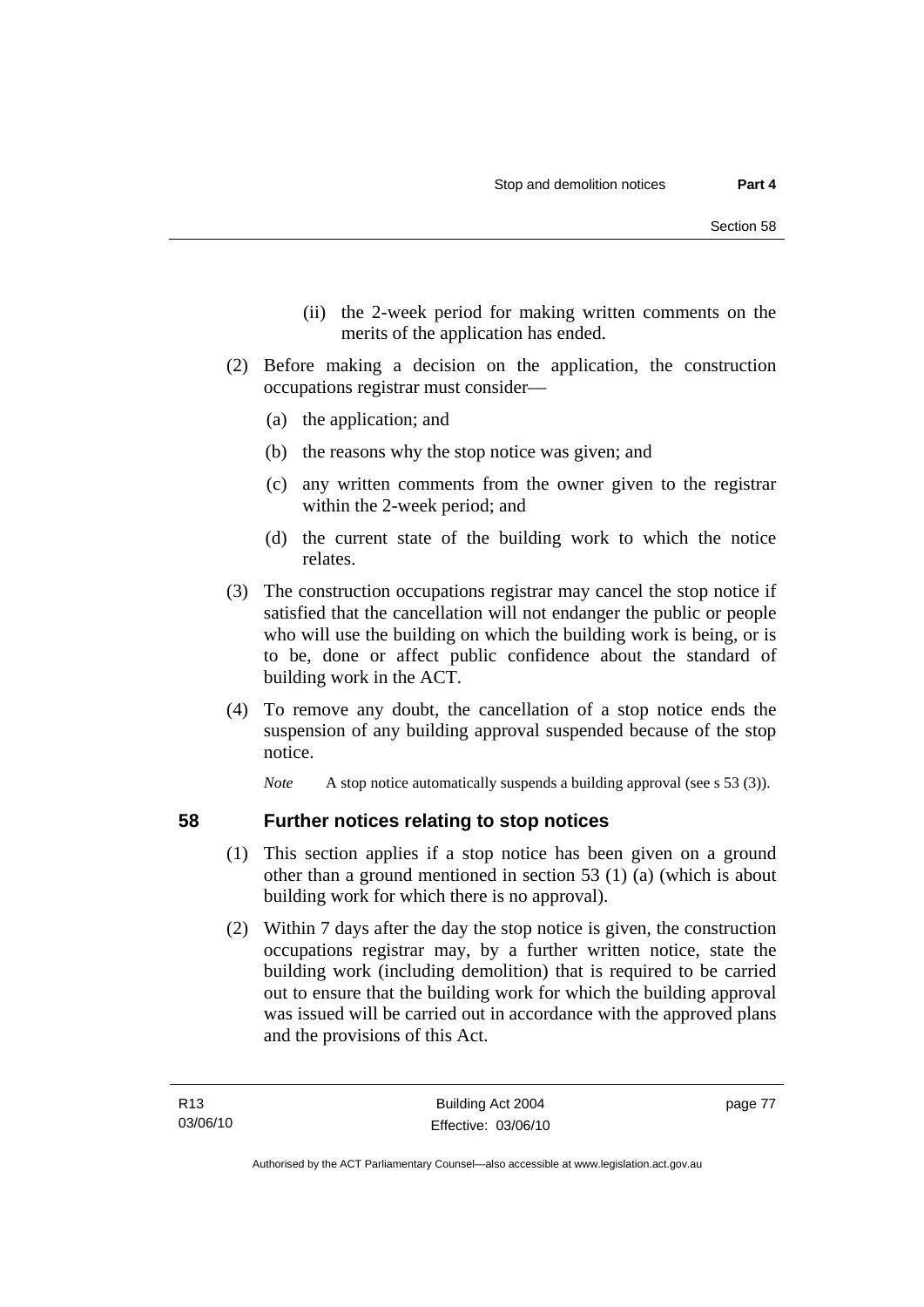(ii) the 2-week period for making written comments on the merits of the application has ended.

(2) Before making a decision on the application, the construction occupations registrar must consider—

(a) the application; and

(b) the reasons why the stop notice was given; and

(c) any written comments from the owner given to the registrar within the 2-week period; and

(d) the current state of the building work to which the notice relates.

(3) The construction occupations registrar may cancel the stop notice if satisfied that the cancellation will not endanger the public or people who will use the building on which the building work is being, or is to be, done or affect public confidence about the standard of building work in the ACT.

(4) To remove any doubt, the cancellation of a stop notice ends the suspension of any building approval suspended because of the stop notice.

*Note* A stop notice automatically suspends a building approval (see s 53 (3)).

## 58 Further notices relating to stop notices

(1) This section applies if a stop notice has been given on a ground other than a ground mentioned in section 53 (1) (a) (which is about building work for which there is no approval).

(2) Within 7 days after the day the stop notice is given, the construction occupations registrar may, by a further written notice, state the building work (including demolition) that is required to be carried out to ensure that the building work for which the building approval was issued will be carried out in accordance with the approved plans and the provisions of this Act.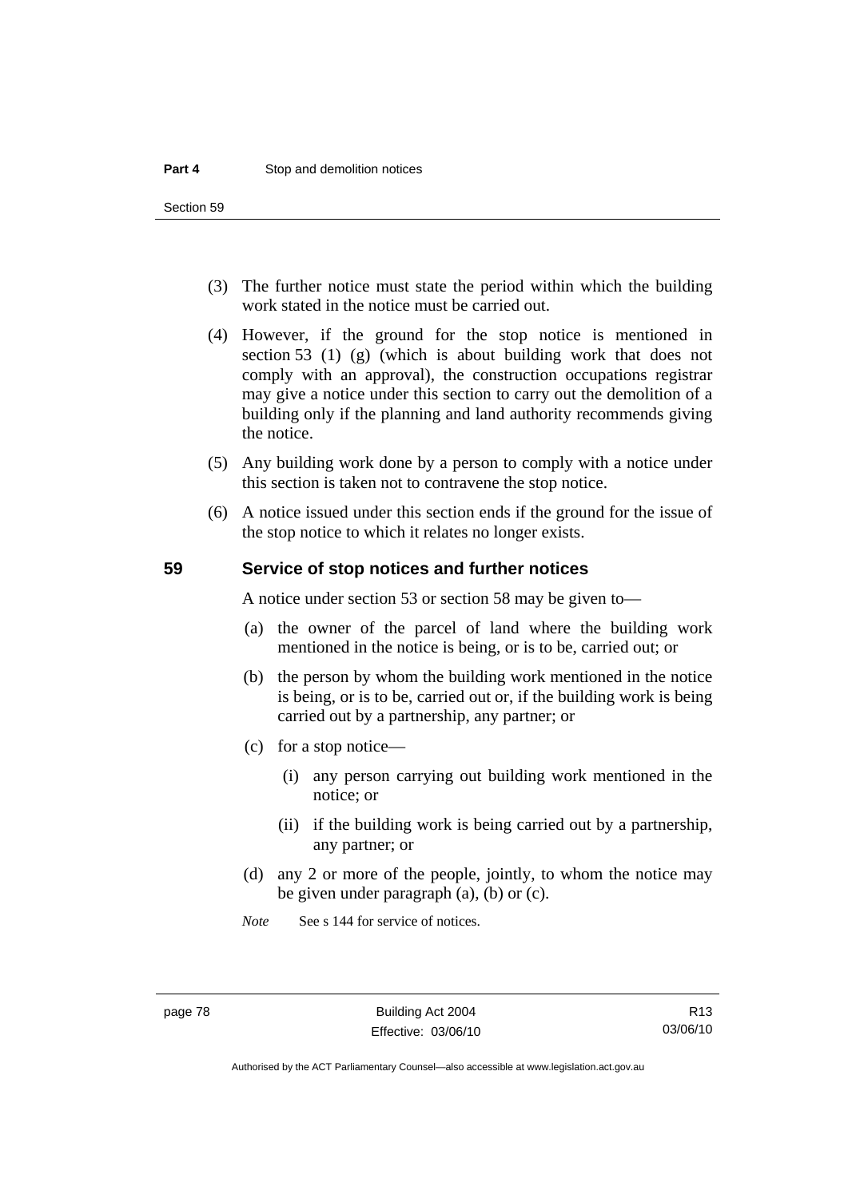(3) The further notice must state the period within which the building work stated in the notice must be carried out.

(4) However, if the ground for the stop notice is mentioned in section 53 (1) (g) (which is about building work that does not comply with an approval), the construction occupations registrar may give a notice under this section to carry out the demolition of a building only if the planning and land authority recommends giving the notice.

(5) Any building work done by a person to comply with a notice under this section is taken not to contravene the stop notice.

(6) A notice issued under this section ends if the ground for the issue of the stop notice to which it relates no longer exists.

## 59 Service of stop notices and further notices

A notice under section 53 or section 58 may be given to—

(a) the owner of the parcel of land where the building work mentioned in the notice is being, or is to be, carried out; or

(b) the person by whom the building work mentioned in the notice is being, or is to be, carried out or, if the building work is being carried out by a partnership, any partner; or

(c) for a stop notice—

(i) any person carrying out building work mentioned in the notice; or

(ii) if the building work is being carried out by a partnership, any partner; or

(d) any 2 or more of the people, jointly, to whom the notice may be given under paragraph (a), (b) or (c).

*Note* See s 144 for service of notices.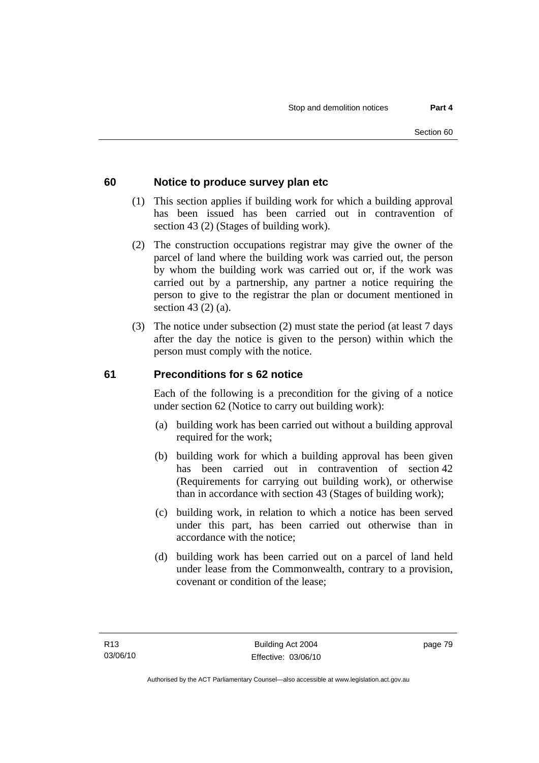## 60 Notice to produce survey plan etc

(1) This section applies if building work for which a building approval has been issued has been carried out in contravention of section 43 (2) (Stages of building work).

(2) The construction occupations registrar may give the owner of the parcel of land where the building work was carried out, the person by whom the building work was carried out or, if the work was carried out by a partnership, any partner a notice requiring the person to give to the registrar the plan or document mentioned in section 43 (2) (a).

(3) The notice under subsection (2) must state the period (at least 7 days after the day the notice is given to the person) within which the person must comply with the notice.

## 61 Preconditions for s 62 notice

Each of the following is a precondition for the giving of a notice under section 62 (Notice to carry out building work):

(a) building work has been carried out without a building approval required for the work;

(b) building work for which a building approval has been given has been carried out in contravention of section 42 (Requirements for carrying out building work), or otherwise than in accordance with section 43 (Stages of building work);

(c) building work, in relation to which a notice has been served under this part, has been carried out otherwise than in accordance with the notice;

(d) building work has been carried out on a parcel of land held under lease from the Commonwealth, contrary to a provision, covenant or condition of the lease;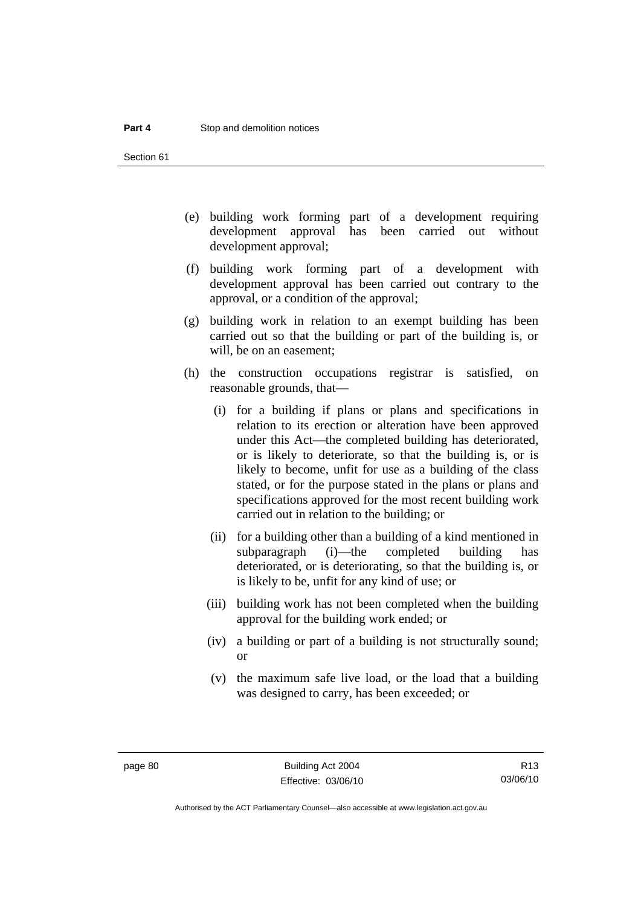- (e) building work forming part of a development requiring development approval has been carried out without development approval;
- (f) building work forming part of a development with development approval has been carried out contrary to the approval, or a condition of the approval;
- (g) building work in relation to an exempt building has been carried out so that the building or part of the building is, or will, be on an easement;
- (h) the construction occupations registrar is satisfied, on reasonable grounds, that—
  - (i) for a building if plans or plans and specifications in relation to its erection or alteration have been approved under this Act—the completed building has deteriorated, or is likely to deteriorate, so that the building is, or is likely to become, unfit for use as a building of the class stated, or for the purpose stated in the plans or plans and specifications approved for the most recent building work carried out in relation to the building; or
  - (ii) for a building other than a building of a kind mentioned in subparagraph (i)—the completed building has deteriorated, or is deteriorating, so that the building is, or is likely to be, unfit for any kind of use; or
  - (iii) building work has not been completed when the building approval for the building work ended; or
  - (iv) a building or part of a building is not structurally sound; or
  - (v) the maximum safe live load, or the load that a building was designed to carry, has been exceeded; or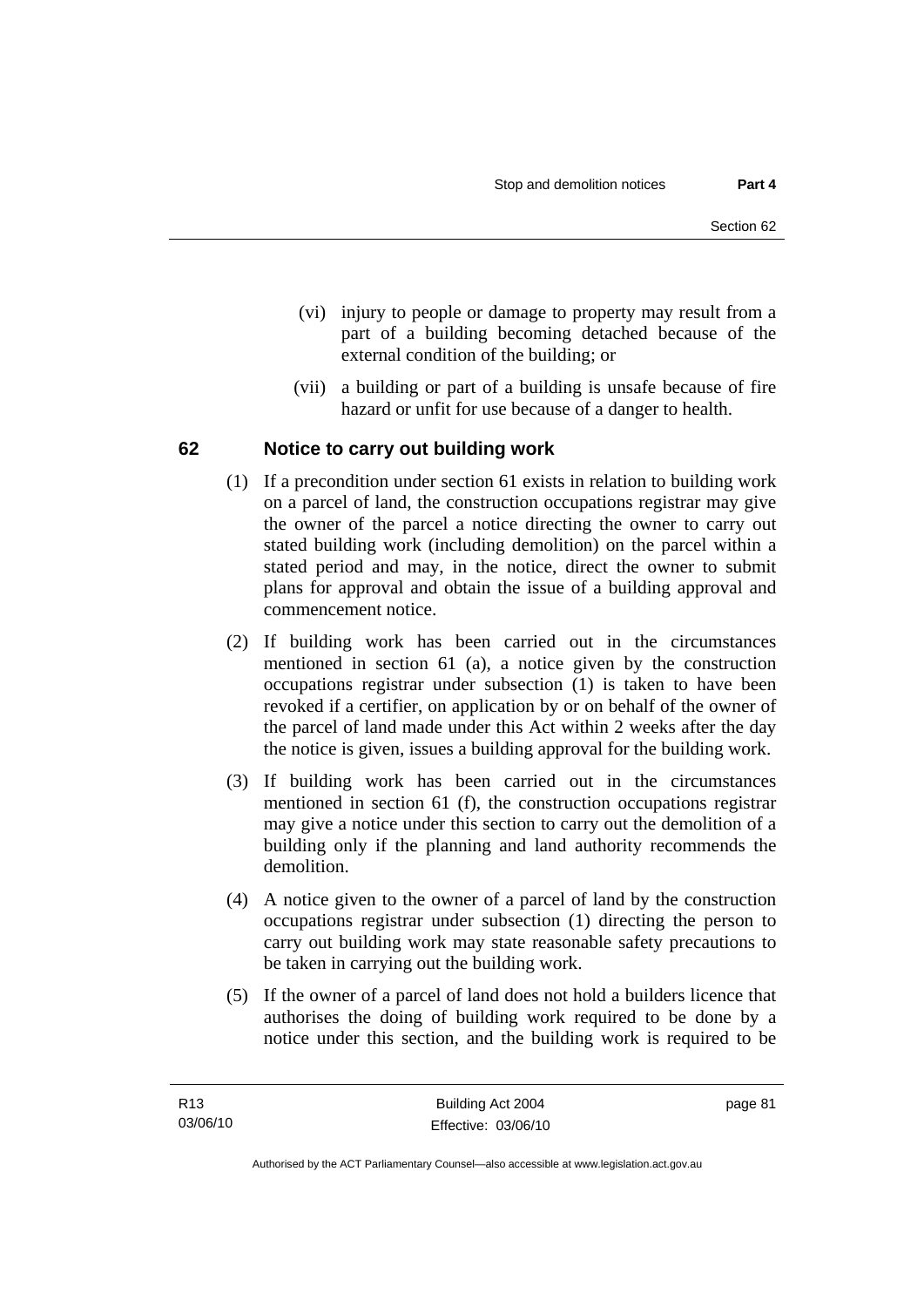(vi) injury to people or damage to property may result from a part of a building becoming detached because of the external condition of the building; or

(vii) a building or part of a building is unsafe because of fire hazard or unfit for use because of a danger to health.

## 62 Notice to carry out building work

(1) If a precondition under section 61 exists in relation to building work on a parcel of land, the construction occupations registrar may give the owner of the parcel a notice directing the owner to carry out stated building work (including demolition) on the parcel within a stated period and may, in the notice, direct the owner to submit plans for approval and obtain the issue of a building approval and commencement notice.

(2) If building work has been carried out in the circumstances mentioned in section 61 (a), a notice given by the construction occupations registrar under subsection (1) is taken to have been revoked if a certifier, on application by or on behalf of the owner of the parcel of land made under this Act within 2 weeks after the day the notice is given, issues a building approval for the building work.

(3) If building work has been carried out in the circumstances mentioned in section 61 (f), the construction occupations registrar may give a notice under this section to carry out the demolition of a building only if the planning and land authority recommends the demolition.

(4) A notice given to the owner of a parcel of land by the construction occupations registrar under subsection (1) directing the person to carry out building work may state reasonable safety precautions to be taken in carrying out the building work.

(5) If the owner of a parcel of land does not hold a builders licence that authorises the doing of building work required to be done by a notice under this section, and the building work is required to be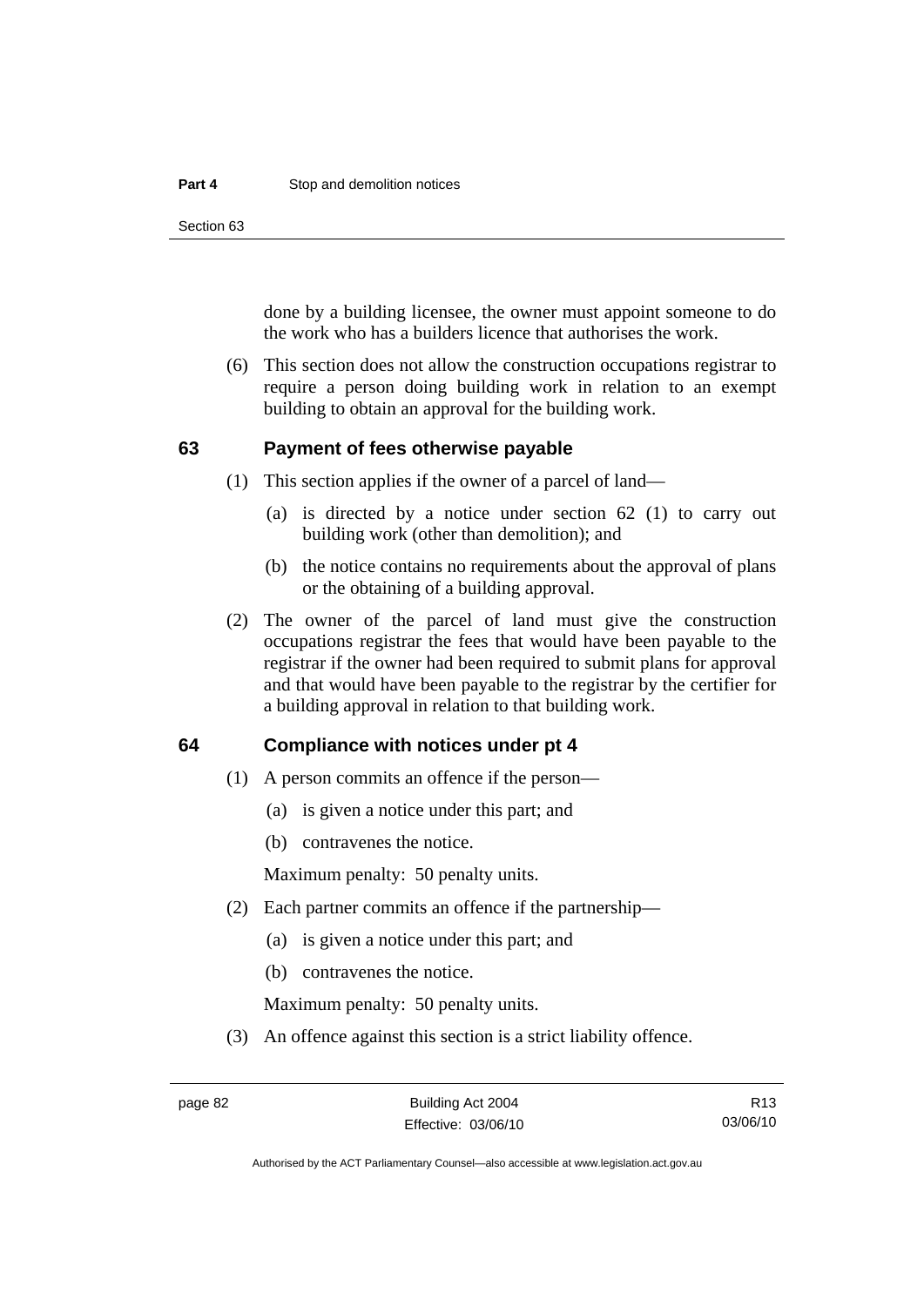done by a building licensee, the owner must appoint someone to do the work who has a builders licence that authorises the work.

(6) This section does not allow the construction occupations registrar to require a person doing building work in relation to an exempt building to obtain an approval for the building work.

## 63 Payment of fees otherwise payable

(1) This section applies if the owner of a parcel of land—

(a) is directed by a notice under section 62 (1) to carry out building work (other than demolition); and

(b) the notice contains no requirements about the approval of plans or the obtaining of a building approval.

(2) The owner of the parcel of land must give the construction occupations registrar the fees that would have been payable to the registrar if the owner had been required to submit plans for approval and that would have been payable to the registrar by the certifier for a building approval in relation to that building work.

## 64 Compliance with notices under pt 4

(1) A person commits an offence if the person—

(a) is given a notice under this part; and

(b) contravenes the notice.

Maximum penalty: 50 penalty units.

(2) Each partner commits an offence if the partnership—

(a) is given a notice under this part; and

(b) contravenes the notice.

Maximum penalty: 50 penalty units.

(3) An offence against this section is a strict liability offence.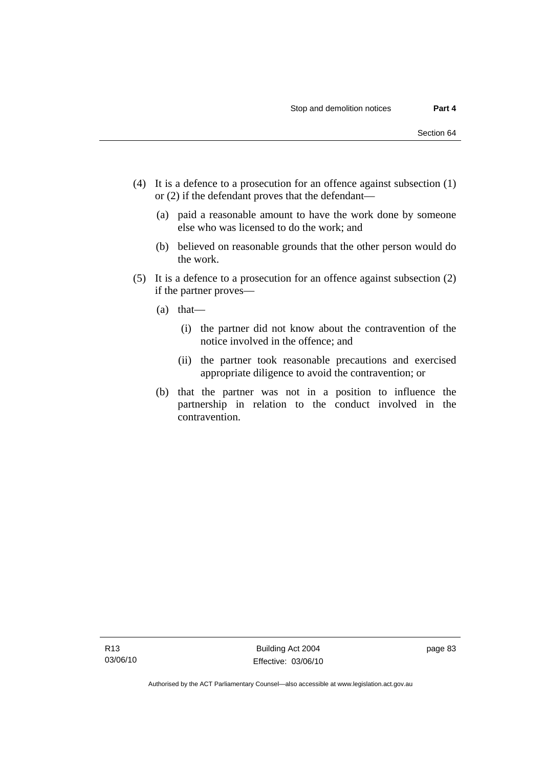(4) It is a defence to a prosecution for an offence against subsection (1) or (2) if the defendant proves that the defendant—

(a) paid a reasonable amount to have the work done by someone else who was licensed to do the work; and

(b) believed on reasonable grounds that the other person would do the work.

(5) It is a defence to a prosecution for an offence against subsection (2) if the partner proves—

(a) that—

(i) the partner did not know about the contravention of the notice involved in the offence; and

(ii) the partner took reasonable precautions and exercised appropriate diligence to avoid the contravention; or

(b) that the partner was not in a position to influence the partnership in relation to the conduct involved in the contravention.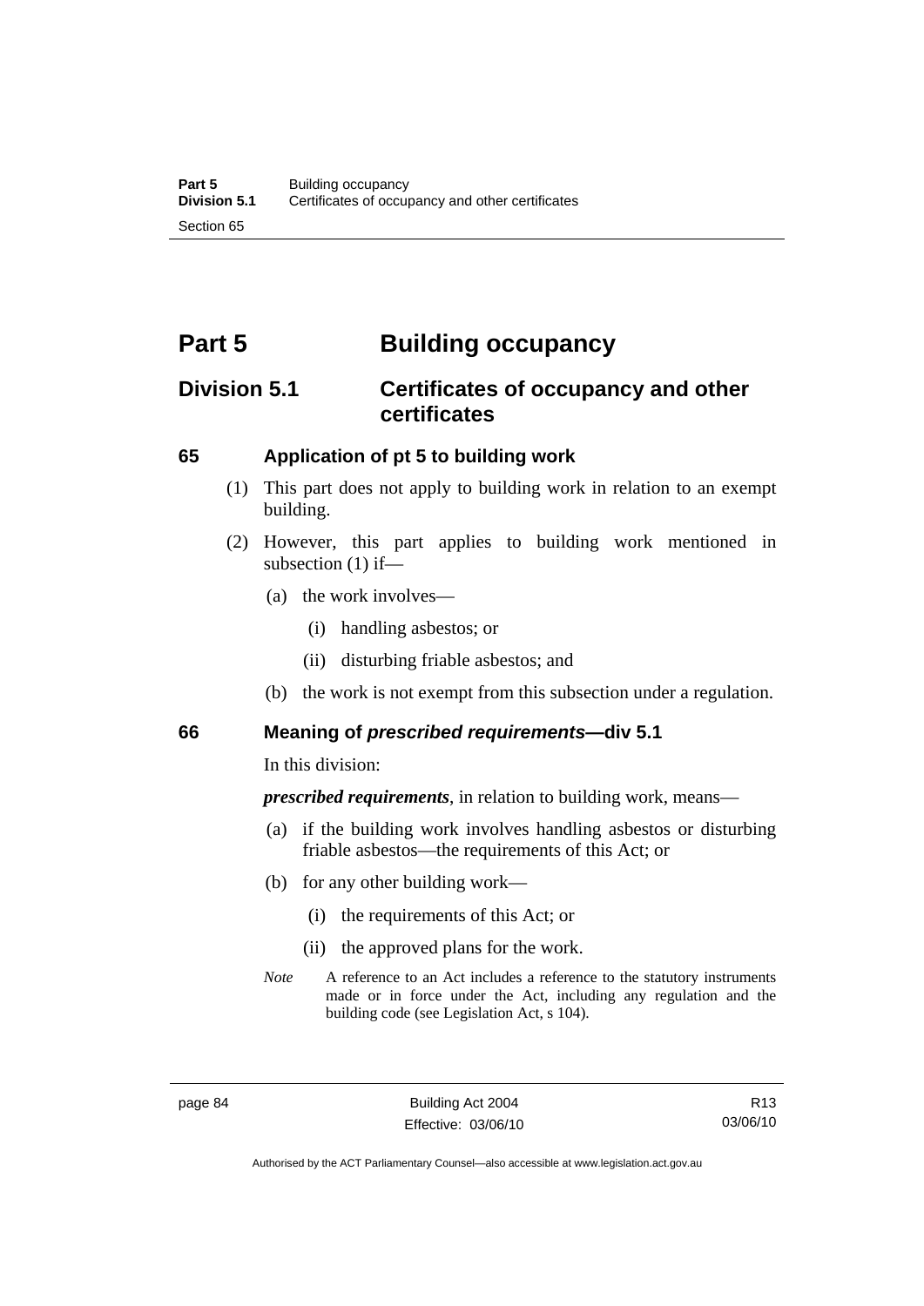# Part 5 Building occupancy

## Division 5.1 Certificates of occupancy and other certificates

### 65 Application of pt 5 to building work

(1) This part does not apply to building work in relation to an exempt building.

(2) However, this part applies to building work mentioned in subsection (1) if—

- (a) the work involves—
  - (i) handling asbestos; or
  - (ii) disturbing friable asbestos; and
- (b) the work is not exempt from this subsection under a regulation.

### 66 Meaning of *prescribed requirements*—div 5.1

In this division:

***prescribed requirements***, in relation to building work, means—

- (a) if the building work involves handling asbestos or disturbing friable asbestos—the requirements of this Act; or
- (b) for any other building work—
  - (i) the requirements of this Act; or
  - (ii) the approved plans for the work.

*Note* A reference to an Act includes a reference to the statutory instruments made or in force under the Act, including any regulation and the building code (see Legislation Act, s 104).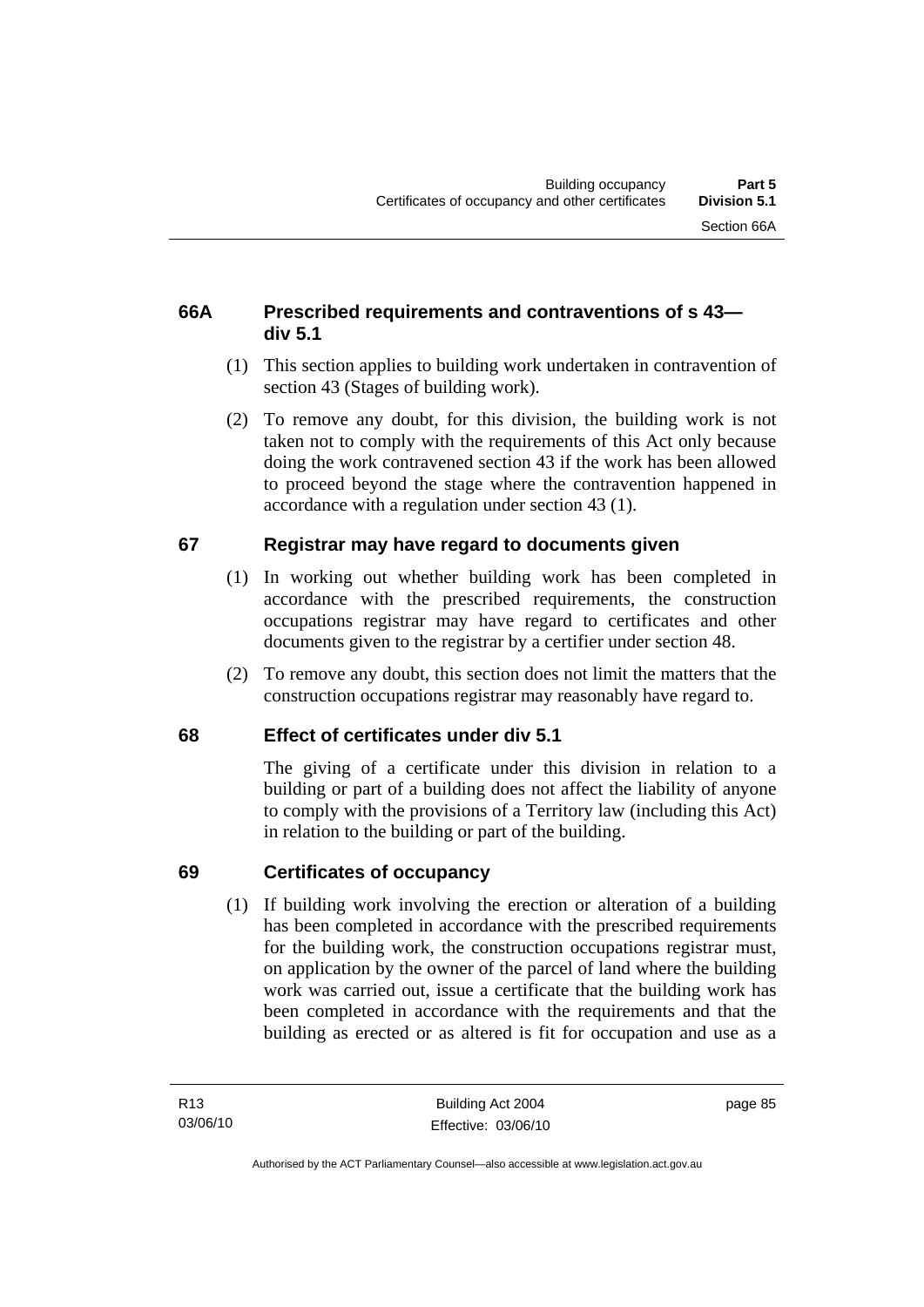## 66A Prescribed requirements and contraventions of s 43—div 5.1

(1) This section applies to building work undertaken in contravention of section 43 (Stages of building work).

(2) To remove any doubt, for this division, the building work is not taken not to comply with the requirements of this Act only because doing the work contravened section 43 if the work has been allowed to proceed beyond the stage where the contravention happened in accordance with a regulation under section 43 (1).

## 67 Registrar may have regard to documents given

(1) In working out whether building work has been completed in accordance with the prescribed requirements, the construction occupations registrar may have regard to certificates and other documents given to the registrar by a certifier under section 48.

(2) To remove any doubt, this section does not limit the matters that the construction occupations registrar may reasonably have regard to.

## 68 Effect of certificates under div 5.1

The giving of a certificate under this division in relation to a building or part of a building does not affect the liability of anyone to comply with the provisions of a Territory law (including this Act) in relation to the building or part of the building.

## 69 Certificates of occupancy

(1) If building work involving the erection or alteration of a building has been completed in accordance with the prescribed requirements for the building work, the construction occupations registrar must, on application by the owner of the parcel of land where the building work was carried out, issue a certificate that the building work has been completed in accordance with the requirements and that the building as erected or as altered is fit for occupation and use as a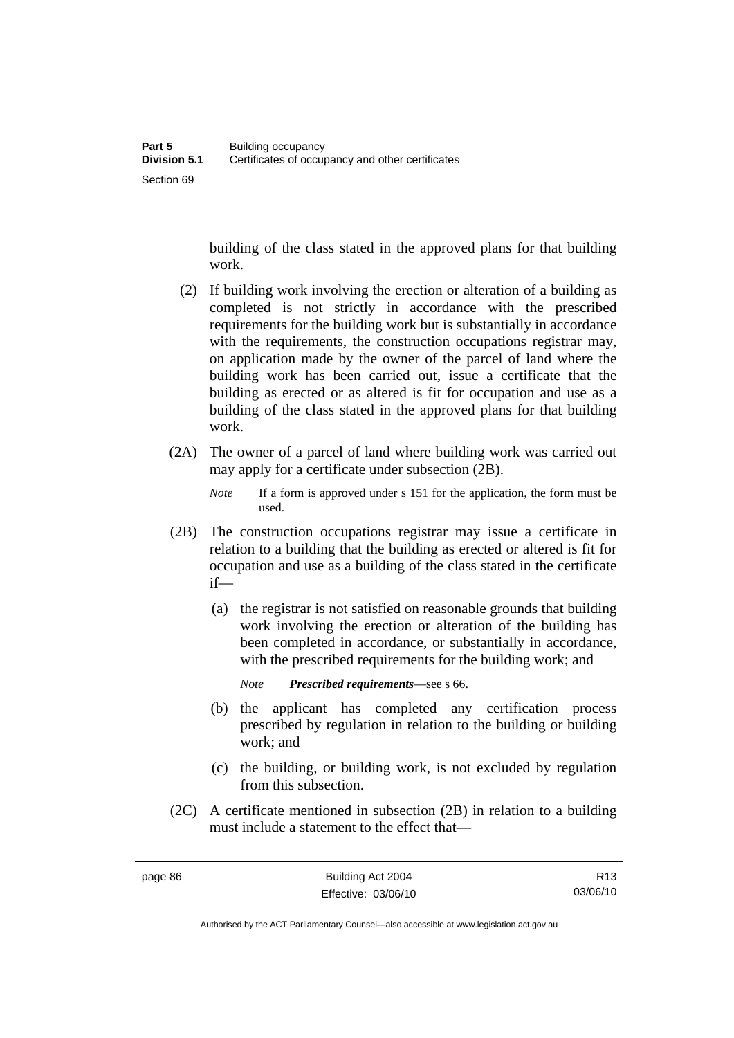building of the class stated in the approved plans for that building work.

(2) If building work involving the erection or alteration of a building as completed is not strictly in accordance with the prescribed requirements for the building work but is substantially in accordance with the requirements, the construction occupations registrar may, on application made by the owner of the parcel of land where the building work has been carried out, issue a certificate that the building as erected or as altered is fit for occupation and use as a building of the class stated in the approved plans for that building work.

(2A) The owner of a parcel of land where building work was carried out may apply for a certificate under subsection (2B).

*Note* If a form is approved under s 151 for the application, the form must be used.

(2B) The construction occupations registrar may issue a certificate in relation to a building that the building as erected or altered is fit for occupation and use as a building of the class stated in the certificate if—

(a) the registrar is not satisfied on reasonable grounds that building work involving the erection or alteration of the building has been completed in accordance, or substantially in accordance, with the prescribed requirements for the building work; and

*Note* ***Prescribed requirements***—see s 66.

(b) the applicant has completed any certification process prescribed by regulation in relation to the building or building work; and

(c) the building, or building work, is not excluded by regulation from this subsection.

(2C) A certificate mentioned in subsection (2B) in relation to a building must include a statement to the effect that—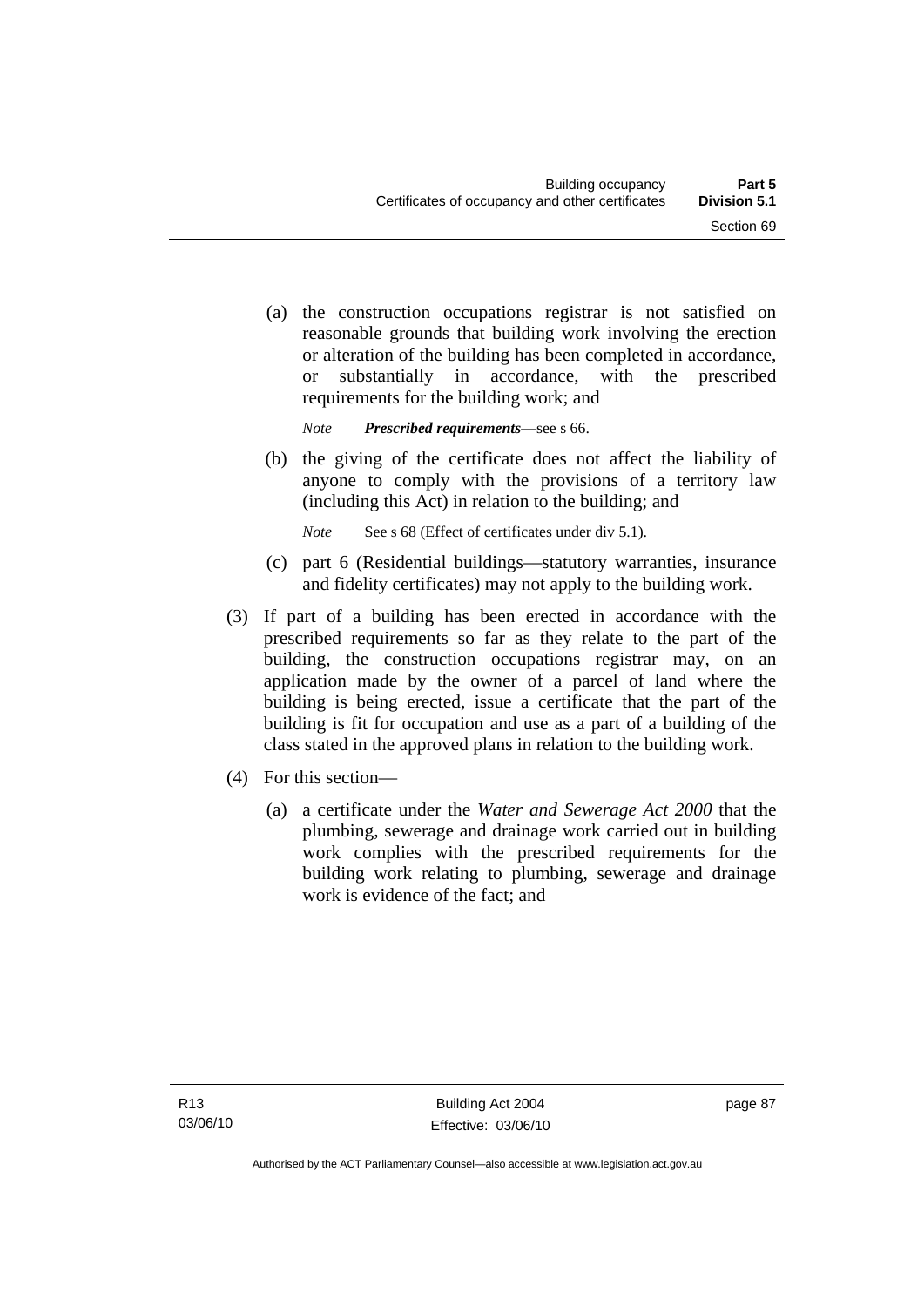(a) the construction occupations registrar is not satisfied on reasonable grounds that building work involving the erection or alteration of the building has been completed in accordance, or substantially in accordance, with the prescribed requirements for the building work; and

*Note* ***Prescribed requirements***—see s 66.

(b) the giving of the certificate does not affect the liability of anyone to comply with the provisions of a territory law (including this Act) in relation to the building; and

*Note* See s 68 (Effect of certificates under div 5.1).

(c) part 6 (Residential buildings—statutory warranties, insurance and fidelity certificates) may not apply to the building work.

(3) If part of a building has been erected in accordance with the prescribed requirements so far as they relate to the part of the building, the construction occupations registrar may, on an application made by the owner of a parcel of land where the building is being erected, issue a certificate that the part of the building is fit for occupation and use as a part of a building of the class stated in the approved plans in relation to the building work.

(4) For this section—

(a) a certificate under the *Water and Sewerage Act 2000* that the plumbing, sewerage and drainage work carried out in building work complies with the prescribed requirements for the building work relating to plumbing, sewerage and drainage work is evidence of the fact; and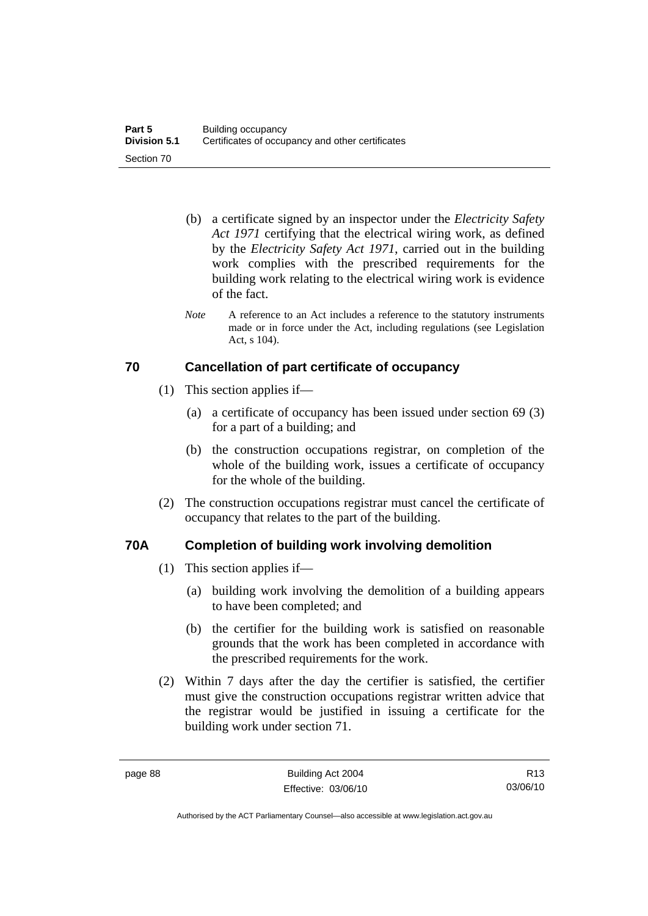(b) a certificate signed by an inspector under the *Electricity Safety Act 1971* certifying that the electrical wiring work, as defined by the *Electricity Safety Act 1971*, carried out in the building work complies with the prescribed requirements for the building work relating to the electrical wiring work is evidence of the fact.

*Note* A reference to an Act includes a reference to the statutory instruments made or in force under the Act, including regulations (see Legislation Act, s 104).

## 70 Cancellation of part certificate of occupancy

(1) This section applies if—

(a) a certificate of occupancy has been issued under section 69 (3) for a part of a building; and

(b) the construction occupations registrar, on completion of the whole of the building work, issues a certificate of occupancy for the whole of the building.

(2) The construction occupations registrar must cancel the certificate of occupancy that relates to the part of the building.

## 70A Completion of building work involving demolition

(1) This section applies if—

(a) building work involving the demolition of a building appears to have been completed; and

(b) the certifier for the building work is satisfied on reasonable grounds that the work has been completed in accordance with the prescribed requirements for the work.

(2) Within 7 days after the day the certifier is satisfied, the certifier must give the construction occupations registrar written advice that the registrar would be justified in issuing a certificate for the building work under section 71.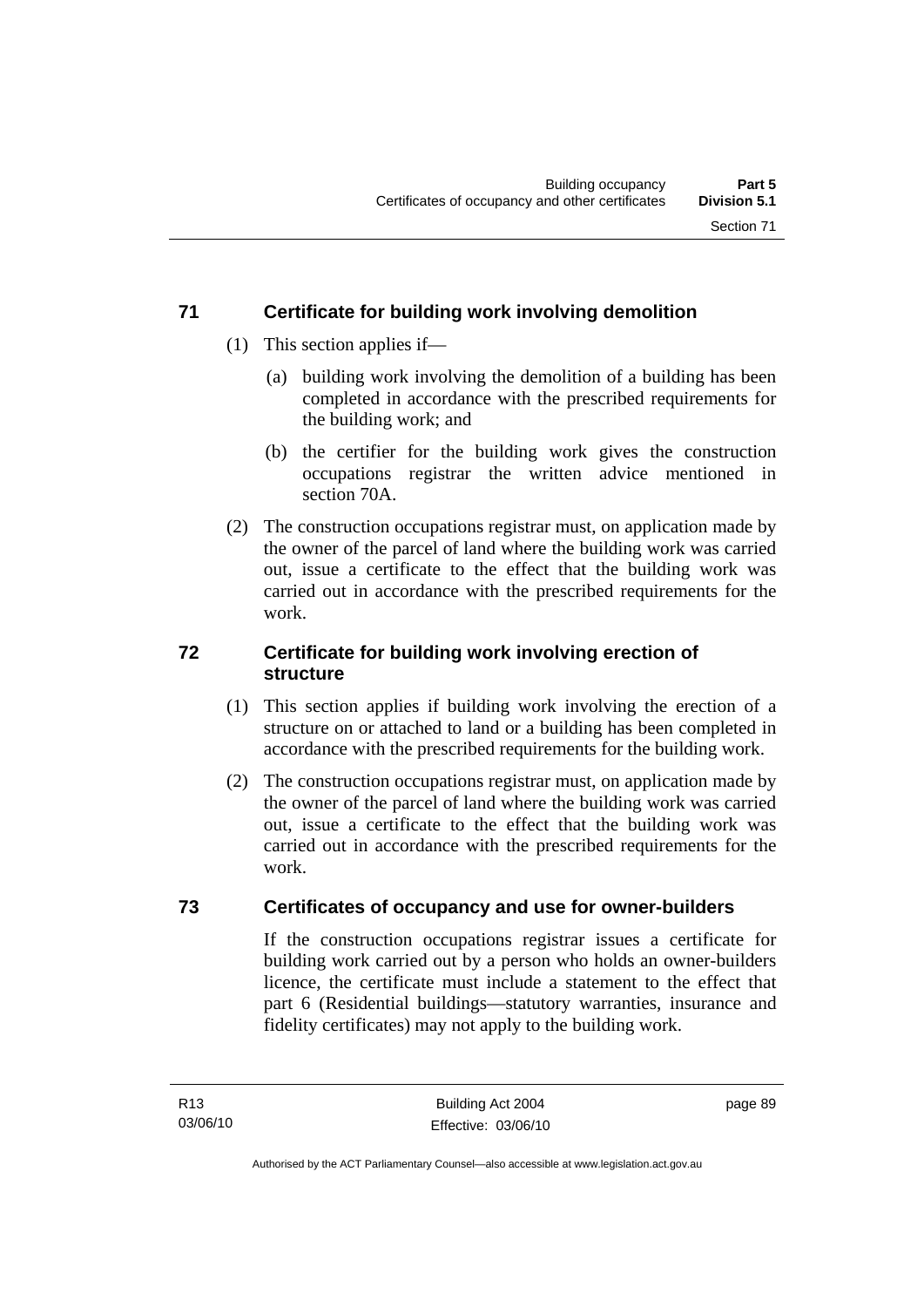## 71 Certificate for building work involving demolition

(1) This section applies if—

(a) building work involving the demolition of a building has been completed in accordance with the prescribed requirements for the building work; and

(b) the certifier for the building work gives the construction occupations registrar the written advice mentioned in section 70A.

(2) The construction occupations registrar must, on application made by the owner of the parcel of land where the building work was carried out, issue a certificate to the effect that the building work was carried out in accordance with the prescribed requirements for the work.

## 72 Certificate for building work involving erection of structure

(1) This section applies if building work involving the erection of a structure on or attached to land or a building has been completed in accordance with the prescribed requirements for the building work.

(2) The construction occupations registrar must, on application made by the owner of the parcel of land where the building work was carried out, issue a certificate to the effect that the building work was carried out in accordance with the prescribed requirements for the work.

## 73 Certificates of occupancy and use for owner-builders

If the construction occupations registrar issues a certificate for building work carried out by a person who holds an owner-builders licence, the certificate must include a statement to the effect that part 6 (Residential buildings—statutory warranties, insurance and fidelity certificates) may not apply to the building work.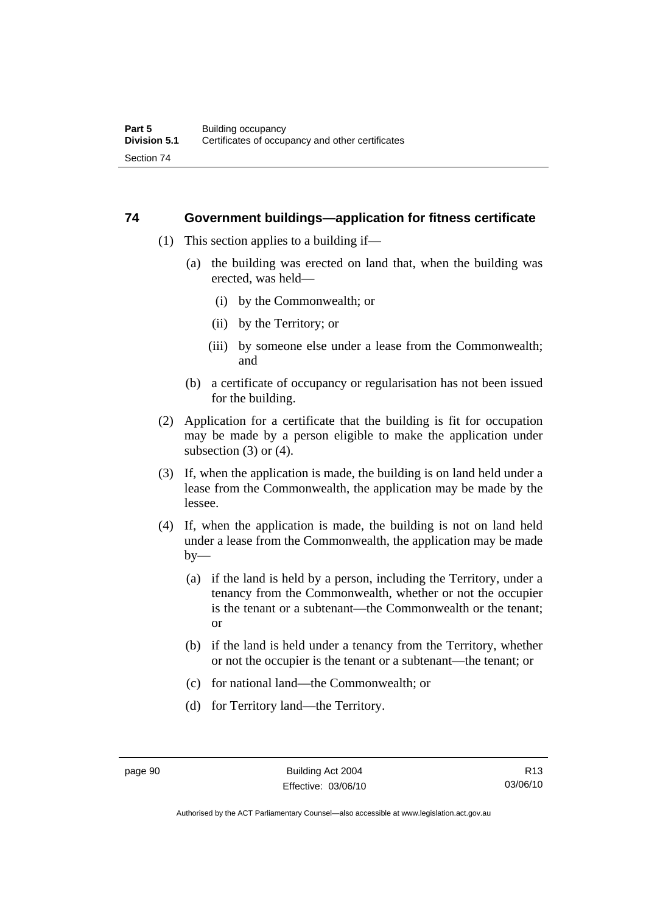## 74 Government buildings—application for fitness certificate

(1) This section applies to a building if—

(a) the building was erected on land that, when the building was erected, was held—

(i) by the Commonwealth; or

(ii) by the Territory; or

(iii) by someone else under a lease from the Commonwealth; and

(b) a certificate of occupancy or regularisation has not been issued for the building.

(2) Application for a certificate that the building is fit for occupation may be made by a person eligible to make the application under subsection (3) or (4).

(3) If, when the application is made, the building is on land held under a lease from the Commonwealth, the application may be made by the lessee.

(4) If, when the application is made, the building is not on land held under a lease from the Commonwealth, the application may be made by—

(a) if the land is held by a person, including the Territory, under a tenancy from the Commonwealth, whether or not the occupier is the tenant or a subtenant—the Commonwealth or the tenant; or

(b) if the land is held under a tenancy from the Territory, whether or not the occupier is the tenant or a subtenant—the tenant; or

(c) for national land—the Commonwealth; or

(d) for Territory land—the Territory.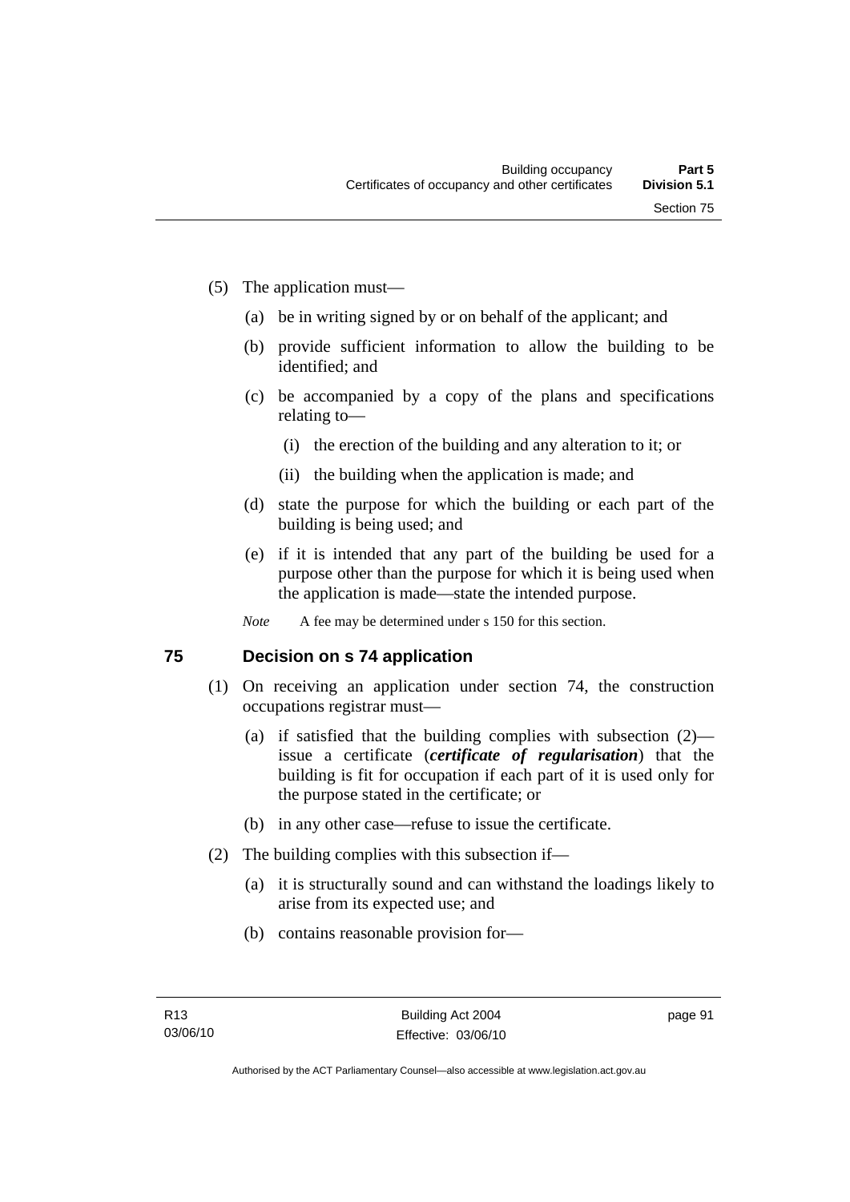(5) The application must—

(a) be in writing signed by or on behalf of the applicant; and

(b) provide sufficient information to allow the building to be identified; and

(c) be accompanied by a copy of the plans and specifications relating to—

(i) the erection of the building and any alteration to it; or

(ii) the building when the application is made; and

(d) state the purpose for which the building or each part of the building is being used; and

(e) if it is intended that any part of the building be used for a purpose other than the purpose for which it is being used when the application is made—state the intended purpose.

*Note* A fee may be determined under s 150 for this section.

## 75 Decision on s 74 application

(1) On receiving an application under section 74, the construction occupations registrar must—

(a) if satisfied that the building complies with subsection (2)—issue a certificate (***certificate of regularisation***) that the building is fit for occupation if each part of it is used only for the purpose stated in the certificate; or

(b) in any other case—refuse to issue the certificate.

(2) The building complies with this subsection if—

(a) it is structurally sound and can withstand the loadings likely to arise from its expected use; and

(b) contains reasonable provision for—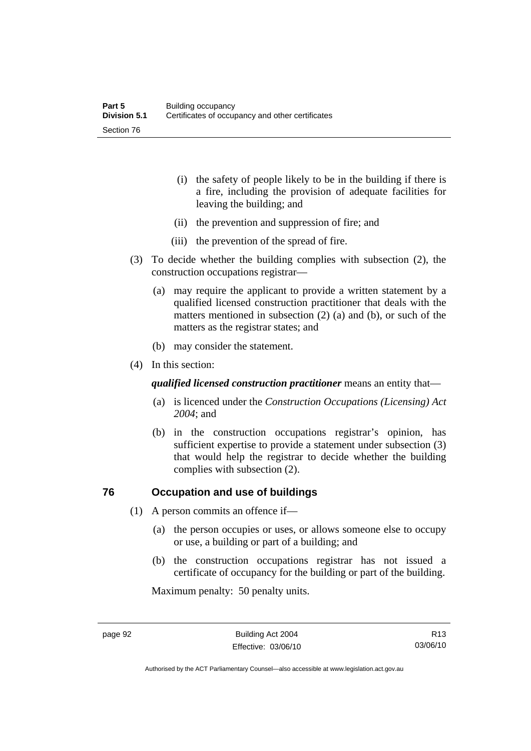(i) the safety of people likely to be in the building if there is a fire, including the provision of adequate facilities for leaving the building; and

(ii) the prevention and suppression of fire; and

(iii) the prevention of the spread of fire.

(3) To decide whether the building complies with subsection (2), the construction occupations registrar—

(a) may require the applicant to provide a written statement by a qualified licensed construction practitioner that deals with the matters mentioned in subsection (2) (a) and (b), or such of the matters as the registrar states; and

(b) may consider the statement.

(4) In this section:

***qualified licensed construction practitioner*** means an entity that—

(a) is licenced under the *Construction Occupations (Licensing) Act 2004*; and

(b) in the construction occupations registrar's opinion, has sufficient expertise to provide a statement under subsection (3) that would help the registrar to decide whether the building complies with subsection (2).

## 76 Occupation and use of buildings

(1) A person commits an offence if—

(a) the person occupies or uses, or allows someone else to occupy or use, a building or part of a building; and

(b) the construction occupations registrar has not issued a certificate of occupancy for the building or part of the building.

Maximum penalty: 50 penalty units.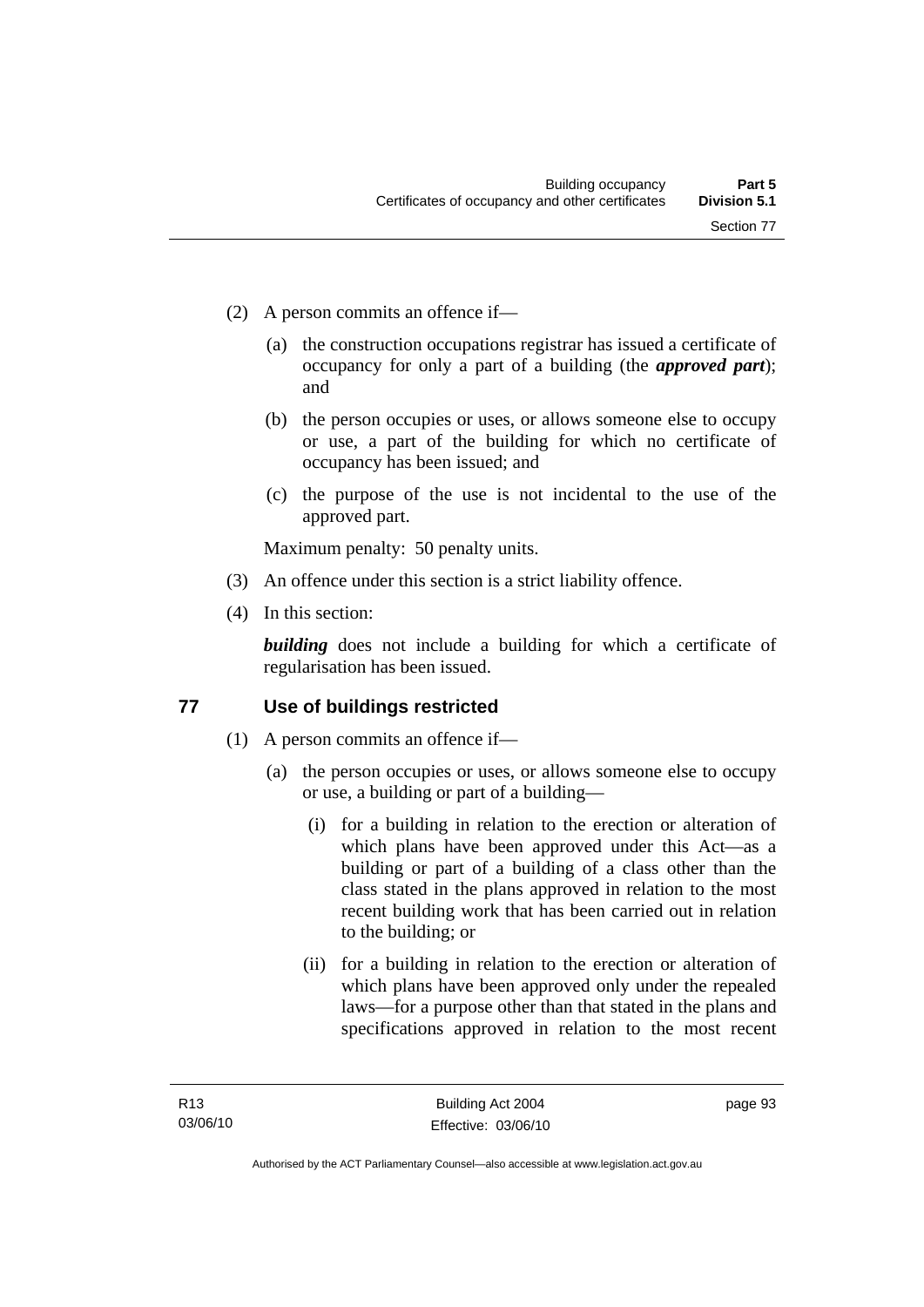(2) A person commits an offence if—

   (a) the construction occupations registrar has issued a certificate of occupancy for only a part of a building (the ***approved part***); and

   (b) the person occupies or uses, or allows someone else to occupy or use, a part of the building for which no certificate of occupancy has been issued; and

   (c) the purpose of the use is not incidental to the use of the approved part.

   Maximum penalty: 50 penalty units.

(3) An offence under this section is a strict liability offence.

(4) In this section:

   ***building*** does not include a building for which a certificate of regularisation has been issued.

## 77 Use of buildings restricted

(1) A person commits an offence if—

   (a) the person occupies or uses, or allows someone else to occupy or use, a building or part of a building—

      (i) for a building in relation to the erection or alteration of which plans have been approved under this Act—as a building or part of a building of a class other than the class stated in the plans approved in relation to the most recent building work that has been carried out in relation to the building; or

      (ii) for a building in relation to the erection or alteration of which plans have been approved only under the repealed laws—for a purpose other than that stated in the plans and specifications approved in relation to the most recent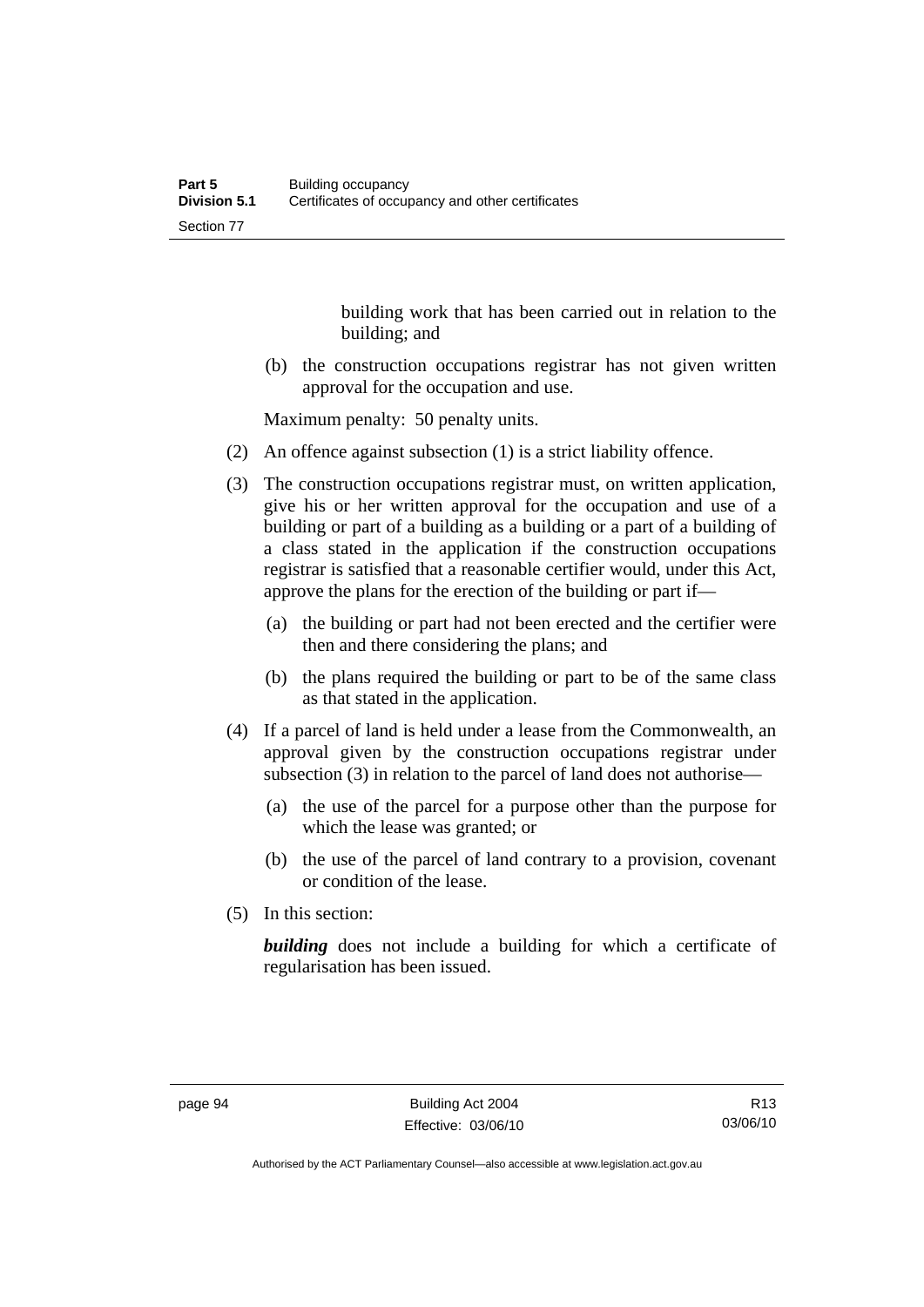building work that has been carried out in relation to the building; and

(b) the construction occupations registrar has not given written approval for the occupation and use.

Maximum penalty: 50 penalty units.

(2) An offence against subsection (1) is a strict liability offence.

(3) The construction occupations registrar must, on written application, give his or her written approval for the occupation and use of a building or part of a building as a building or a part of a building of a class stated in the application if the construction occupations registrar is satisfied that a reasonable certifier would, under this Act, approve the plans for the erection of the building or part if—

(a) the building or part had not been erected and the certifier were then and there considering the plans; and

(b) the plans required the building or part to be of the same class as that stated in the application.

(4) If a parcel of land is held under a lease from the Commonwealth, an approval given by the construction occupations registrar under subsection (3) in relation to the parcel of land does not authorise—

(a) the use of the parcel for a purpose other than the purpose for which the lease was granted; or

(b) the use of the parcel of land contrary to a provision, covenant or condition of the lease.

(5) In this section:

***building*** does not include a building for which a certificate of regularisation has been issued.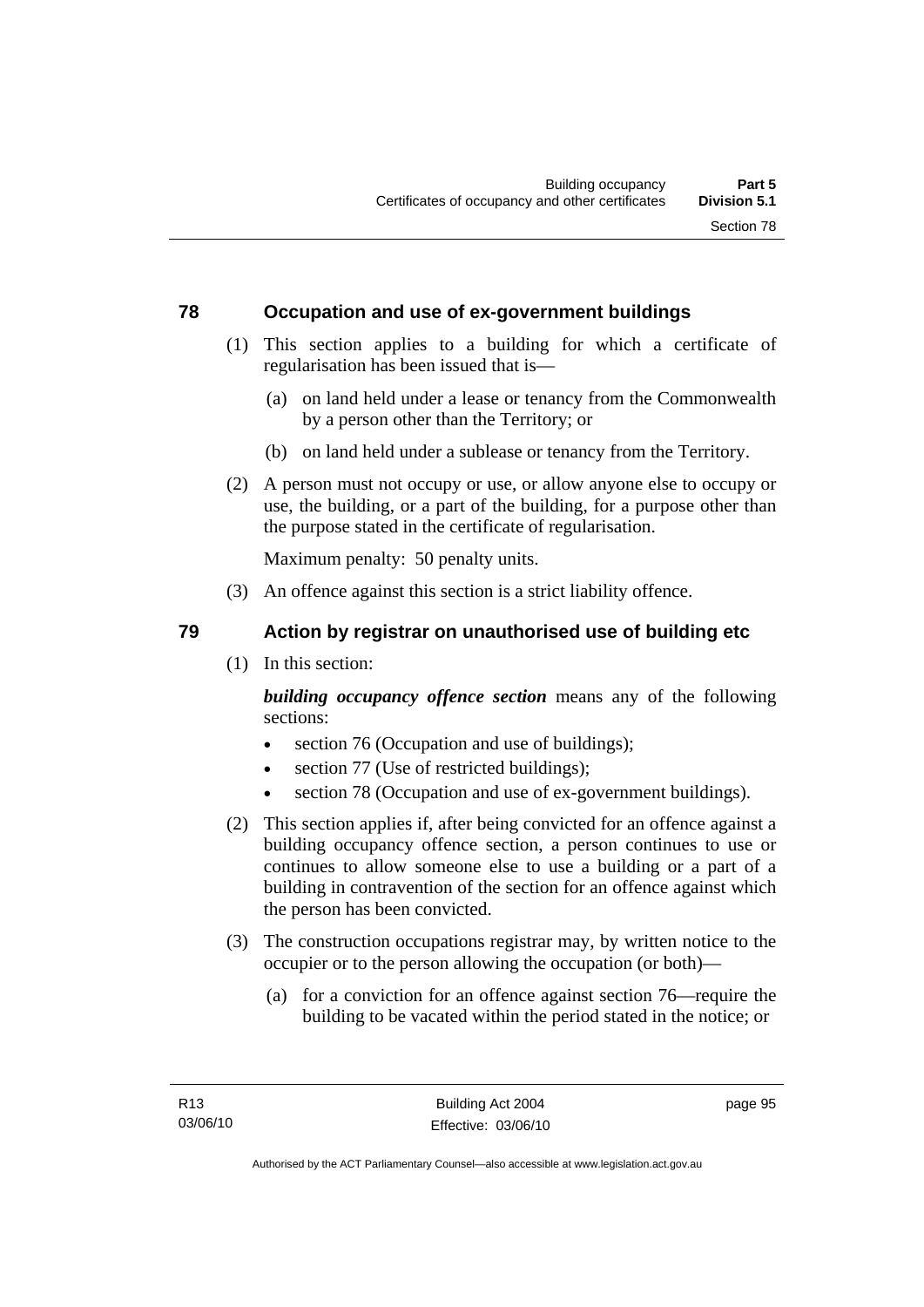## 78 Occupation and use of ex-government buildings

(1) This section applies to a building for which a certificate of regularisation has been issued that is—

(a) on land held under a lease or tenancy from the Commonwealth by a person other than the Territory; or

(b) on land held under a sublease or tenancy from the Territory.

(2) A person must not occupy or use, or allow anyone else to occupy or use, the building, or a part of the building, for a purpose other than the purpose stated in the certificate of regularisation.

Maximum penalty: 50 penalty units.

(3) An offence against this section is a strict liability offence.

## 79 Action by registrar on unauthorised use of building etc

(1) In this section:

***building occupancy offence section*** means any of the following sections:

- section 76 (Occupation and use of buildings);
- section 77 (Use of restricted buildings);
- section 78 (Occupation and use of ex-government buildings).

(2) This section applies if, after being convicted for an offence against a building occupancy offence section, a person continues to use or continues to allow someone else to use a building or a part of a building in contravention of the section for an offence against which the person has been convicted.

(3) The construction occupations registrar may, by written notice to the occupier or to the person allowing the occupation (or both)—

(a) for a conviction for an offence against section 76—require the building to be vacated within the period stated in the notice; or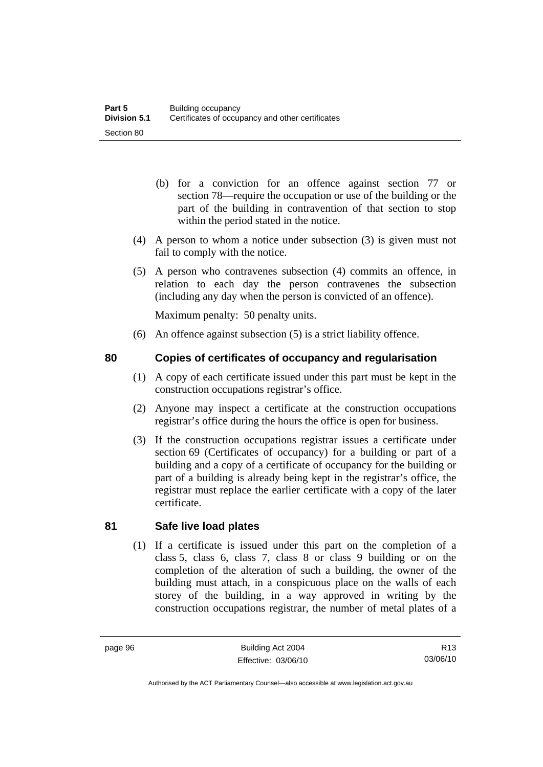(b) for a conviction for an offence against section 77 or section 78—require the occupation or use of the building or the part of the building in contravention of that section to stop within the period stated in the notice.

(4) A person to whom a notice under subsection (3) is given must not fail to comply with the notice.

(5) A person who contravenes subsection (4) commits an offence, in relation to each day the person contravenes the subsection (including any day when the person is convicted of an offence).

Maximum penalty: 50 penalty units.

(6) An offence against subsection (5) is a strict liability offence.

## 80 Copies of certificates of occupancy and regularisation

(1) A copy of each certificate issued under this part must be kept in the construction occupations registrar's office.

(2) Anyone may inspect a certificate at the construction occupations registrar's office during the hours the office is open for business.

(3) If the construction occupations registrar issues a certificate under section 69 (Certificates of occupancy) for a building or part of a building and a copy of a certificate of occupancy for the building or part of a building is already being kept in the registrar's office, the registrar must replace the earlier certificate with a copy of the later certificate.

## 81 Safe live load plates

(1) If a certificate is issued under this part on the completion of a class 5, class 6, class 7, class 8 or class 9 building or on the completion of the alteration of such a building, the owner of the building must attach, in a conspicuous place on the walls of each storey of the building, in a way approved in writing by the construction occupations registrar, the number of metal plates of a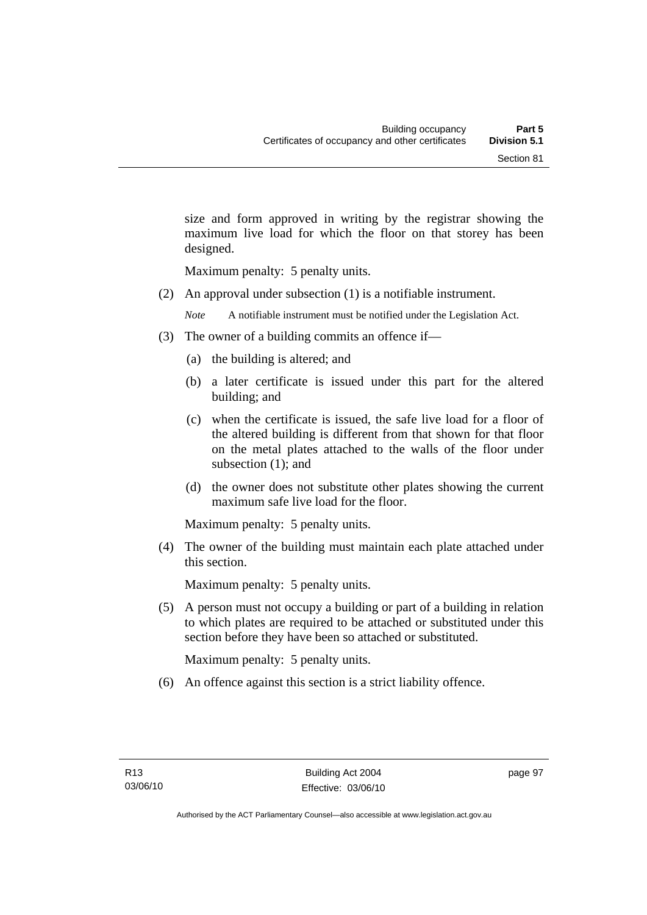size and form approved in writing by the registrar showing the maximum live load for which the floor on that storey has been designed.

Maximum penalty: 5 penalty units.

(2) An approval under subsection (1) is a notifiable instrument.

*Note* A notifiable instrument must be notified under the Legislation Act.

(3) The owner of a building commits an offence if—

(a) the building is altered; and

(b) a later certificate is issued under this part for the altered building; and

(c) when the certificate is issued, the safe live load for a floor of the altered building is different from that shown for that floor on the metal plates attached to the walls of the floor under subsection (1); and

(d) the owner does not substitute other plates showing the current maximum safe live load for the floor.

Maximum penalty: 5 penalty units.

(4) The owner of the building must maintain each plate attached under this section.

Maximum penalty: 5 penalty units.

(5) A person must not occupy a building or part of a building in relation to which plates are required to be attached or substituted under this section before they have been so attached or substituted.

Maximum penalty: 5 penalty units.

(6) An offence against this section is a strict liability offence.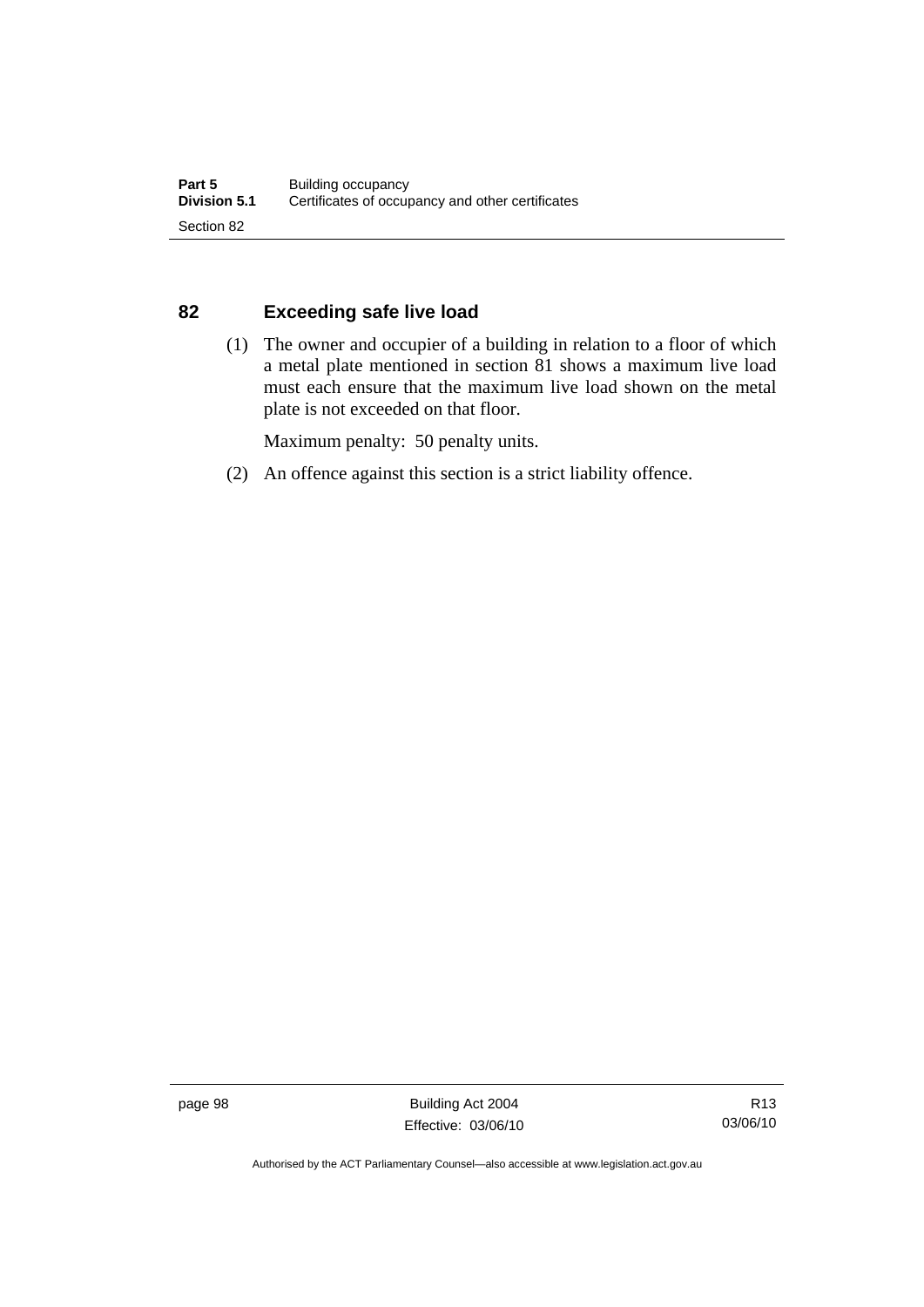## 82 Exceeding safe live load

(1) The owner and occupier of a building in relation to a floor of which a metal plate mentioned in section 81 shows a maximum live load must each ensure that the maximum live load shown on the metal plate is not exceeded on that floor.

Maximum penalty: 50 penalty units.

(2) An offence against this section is a strict liability offence.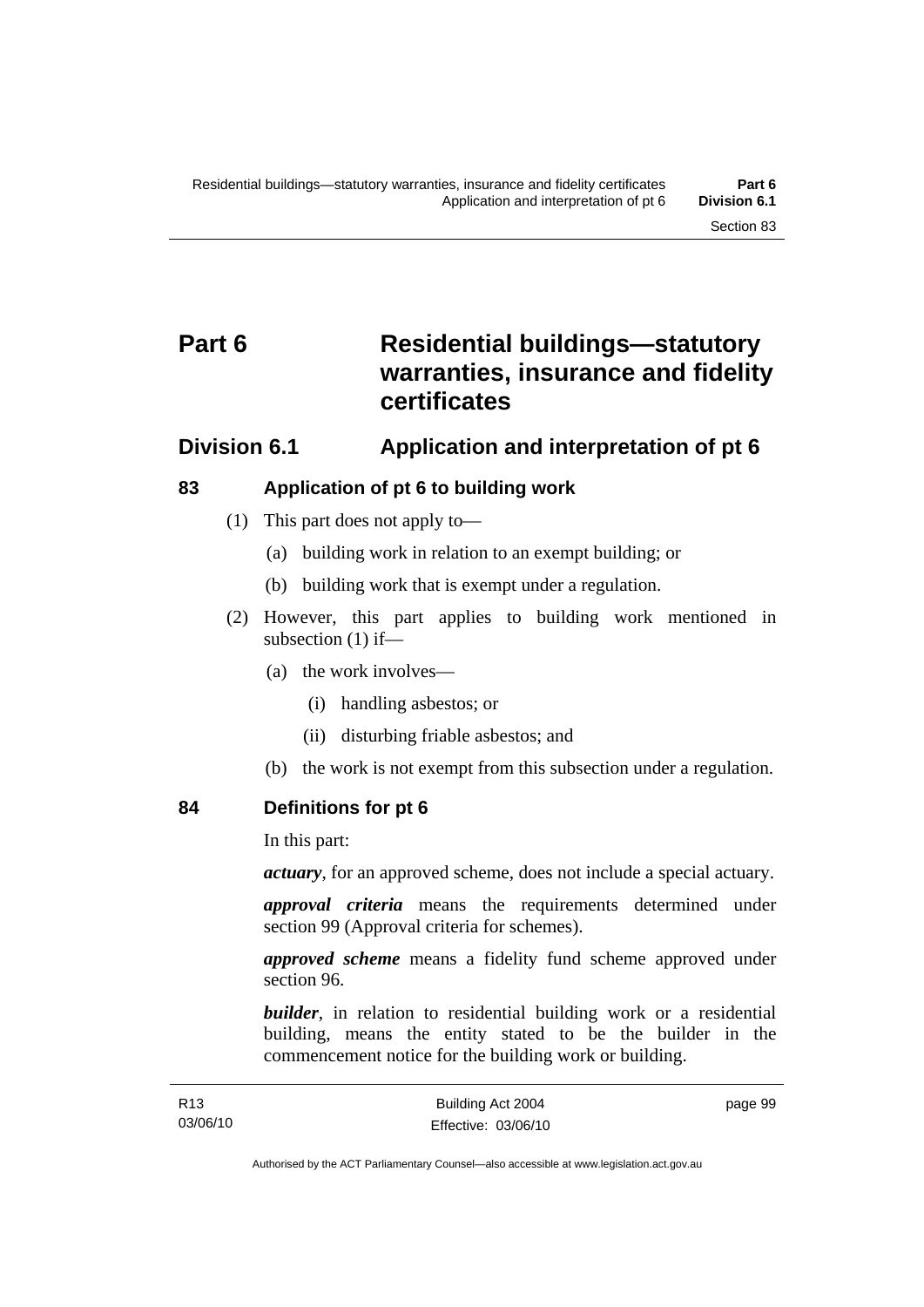# Part 6 Residential buildings—statutory warranties, insurance and fidelity certificates

## Division 6.1 Application and interpretation of pt 6

### 83 Application of pt 6 to building work

(1) This part does not apply to—

(a) building work in relation to an exempt building; or

(b) building work that is exempt under a regulation.

(2) However, this part applies to building work mentioned in subsection (1) if—

(a) the work involves—

(i) handling asbestos; or

(ii) disturbing friable asbestos; and

(b) the work is not exempt from this subsection under a regulation.

### 84 Definitions for pt 6

In this part:

***actuary***, for an approved scheme, does not include a special actuary.

***approval criteria*** means the requirements determined under section 99 (Approval criteria for schemes).

***approved scheme*** means a fidelity fund scheme approved under section 96.

***builder***, in relation to residential building work or a residential building, means the entity stated to be the builder in the commencement notice for the building work or building.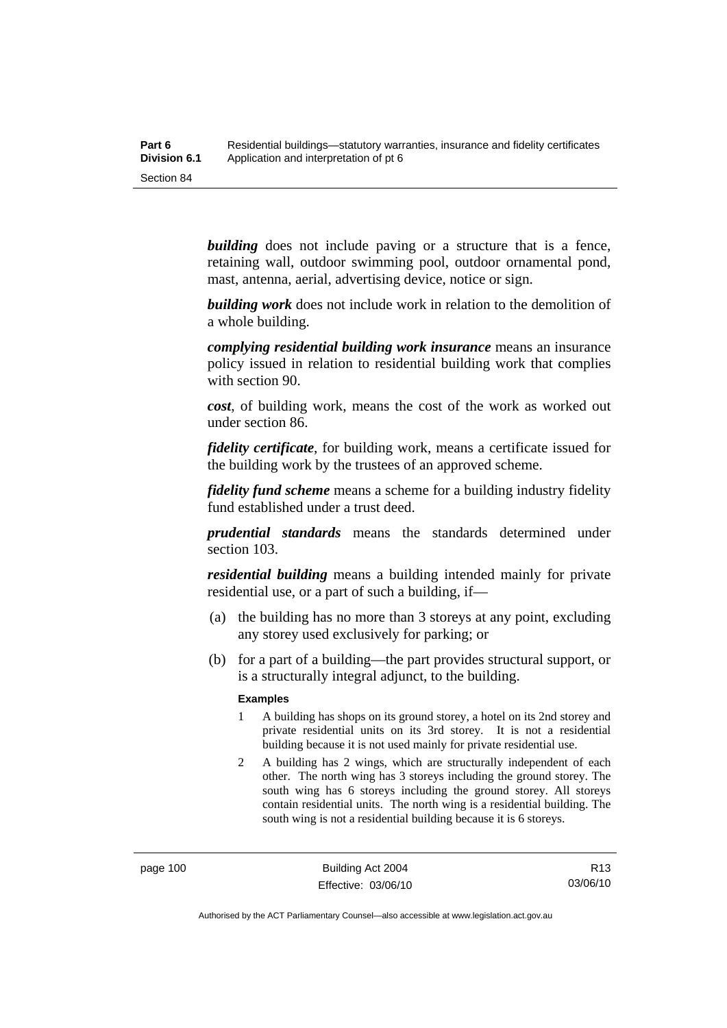***building*** does not include paving or a structure that is a fence, retaining wall, outdoor swimming pool, outdoor ornamental pond, mast, antenna, aerial, advertising device, notice or sign.

***building work*** does not include work in relation to the demolition of a whole building.

***complying residential building work insurance*** means an insurance policy issued in relation to residential building work that complies with section 90.

***cost***, of building work, means the cost of the work as worked out under section 86.

***fidelity certificate***, for building work, means a certificate issued for the building work by the trustees of an approved scheme.

***fidelity fund scheme*** means a scheme for a building industry fidelity fund established under a trust deed.

***prudential standards*** means the standards determined under section 103.

***residential building*** means a building intended mainly for private residential use, or a part of such a building, if—

(a) the building has no more than 3 storeys at any point, excluding any storey used exclusively for parking; or

(b) for a part of a building—the part provides structural support, or is a structurally integral adjunct, to the building.

**Examples**

1 A building has shops on its ground storey, a hotel on its 2nd storey and private residential units on its 3rd storey. It is not a residential building because it is not used mainly for private residential use.

2 A building has 2 wings, which are structurally independent of each other. The north wing has 3 storeys including the ground storey. The south wing has 6 storeys including the ground storey. All storeys contain residential units. The north wing is a residential building. The south wing is not a residential building because it is 6 storeys.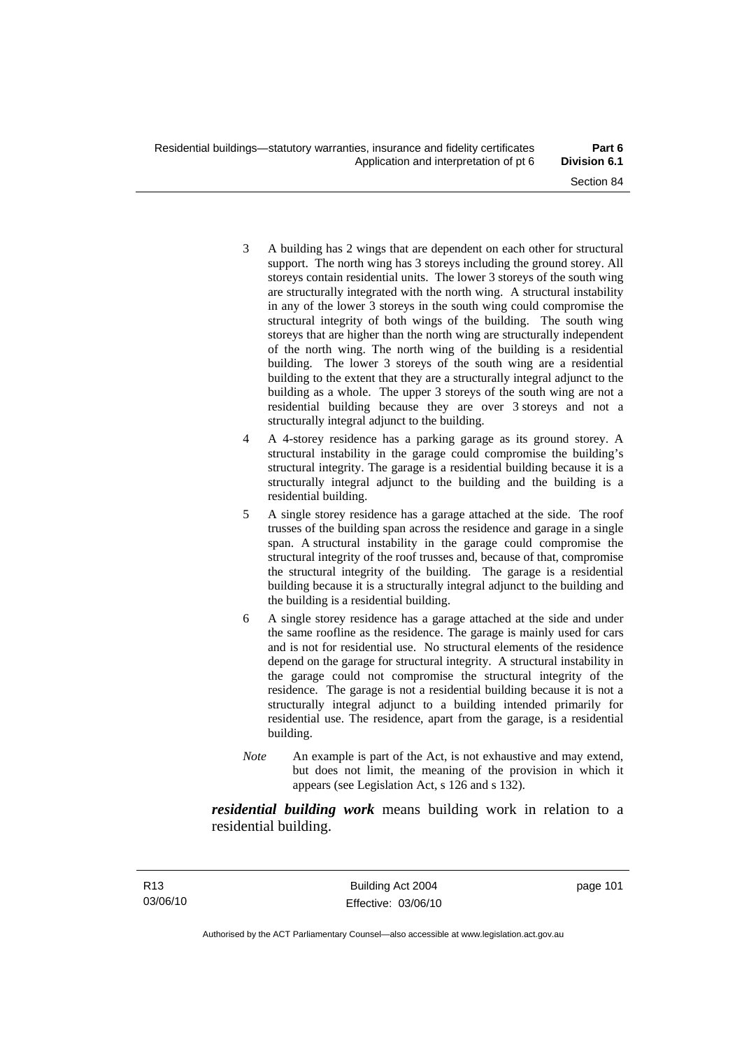3 A building has 2 wings that are dependent on each other for structural support. The north wing has 3 storeys including the ground storey. All storeys contain residential units. The lower 3 storeys of the south wing are structurally integrated with the north wing. A structural instability in any of the lower 3 storeys in the south wing could compromise the structural integrity of both wings of the building. The south wing storeys that are higher than the north wing are structurally independent of the north wing. The north wing of the building is a residential building. The lower 3 storeys of the south wing are a residential building to the extent that they are a structurally integral adjunct to the building as a whole. The upper 3 storeys of the south wing are not a residential building because they are over 3 storeys and not a structurally integral adjunct to the building.

4 A 4-storey residence has a parking garage as its ground storey. A structural instability in the garage could compromise the building's structural integrity. The garage is a residential building because it is a structurally integral adjunct to the building and the building is a residential building.

5 A single storey residence has a garage attached at the side. The roof trusses of the building span across the residence and garage in a single span. A structural instability in the garage could compromise the structural integrity of the roof trusses and, because of that, compromise the structural integrity of the building. The garage is a residential building because it is a structurally integral adjunct to the building and the building is a residential building.

6 A single storey residence has a garage attached at the side and under the same roofline as the residence. The garage is mainly used for cars and is not for residential use. No structural elements of the residence depend on the garage for structural integrity. A structural instability in the garage could not compromise the structural integrity of the residence. The garage is not a residential building because it is not a structurally integral adjunct to a building intended primarily for residential use. The residence, apart from the garage, is a residential building.

*Note* An example is part of the Act, is not exhaustive and may extend, but does not limit, the meaning of the provision in which it appears (see Legislation Act, s 126 and s 132).

***residential building work*** means building work in relation to a residential building.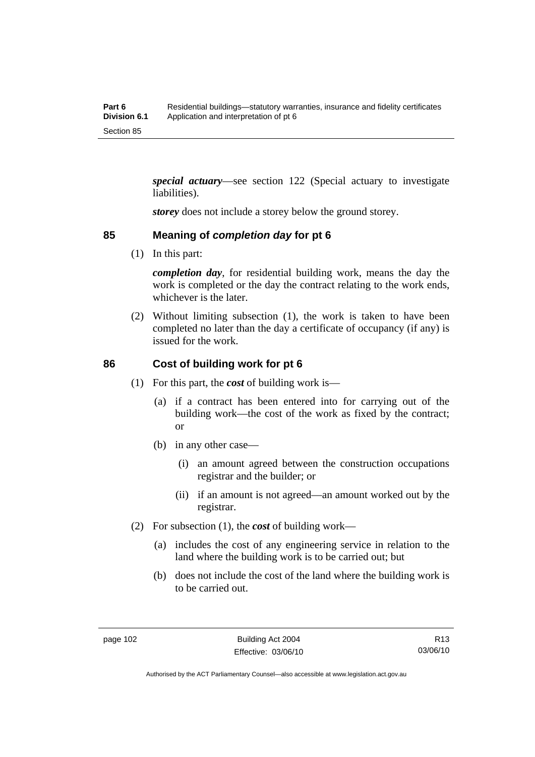***special actuary***—see section 122 (Special actuary to investigate liabilities).

***storey*** does not include a storey below the ground storey.

## 85 Meaning of *completion day* for pt 6

(1) In this part:

***completion day***, for residential building work, means the day the work is completed or the day the contract relating to the work ends, whichever is the later.

(2) Without limiting subsection (1), the work is taken to have been completed no later than the day a certificate of occupancy (if any) is issued for the work.

## 86 Cost of building work for pt 6

(1) For this part, the ***cost*** of building work is—

(a) if a contract has been entered into for carrying out of the building work—the cost of the work as fixed by the contract; or

(b) in any other case—

(i) an amount agreed between the construction occupations registrar and the builder; or

(ii) if an amount is not agreed—an amount worked out by the registrar.

(2) For subsection (1), the ***cost*** of building work—

(a) includes the cost of any engineering service in relation to the land where the building work is to be carried out; but

(b) does not include the cost of the land where the building work is to be carried out.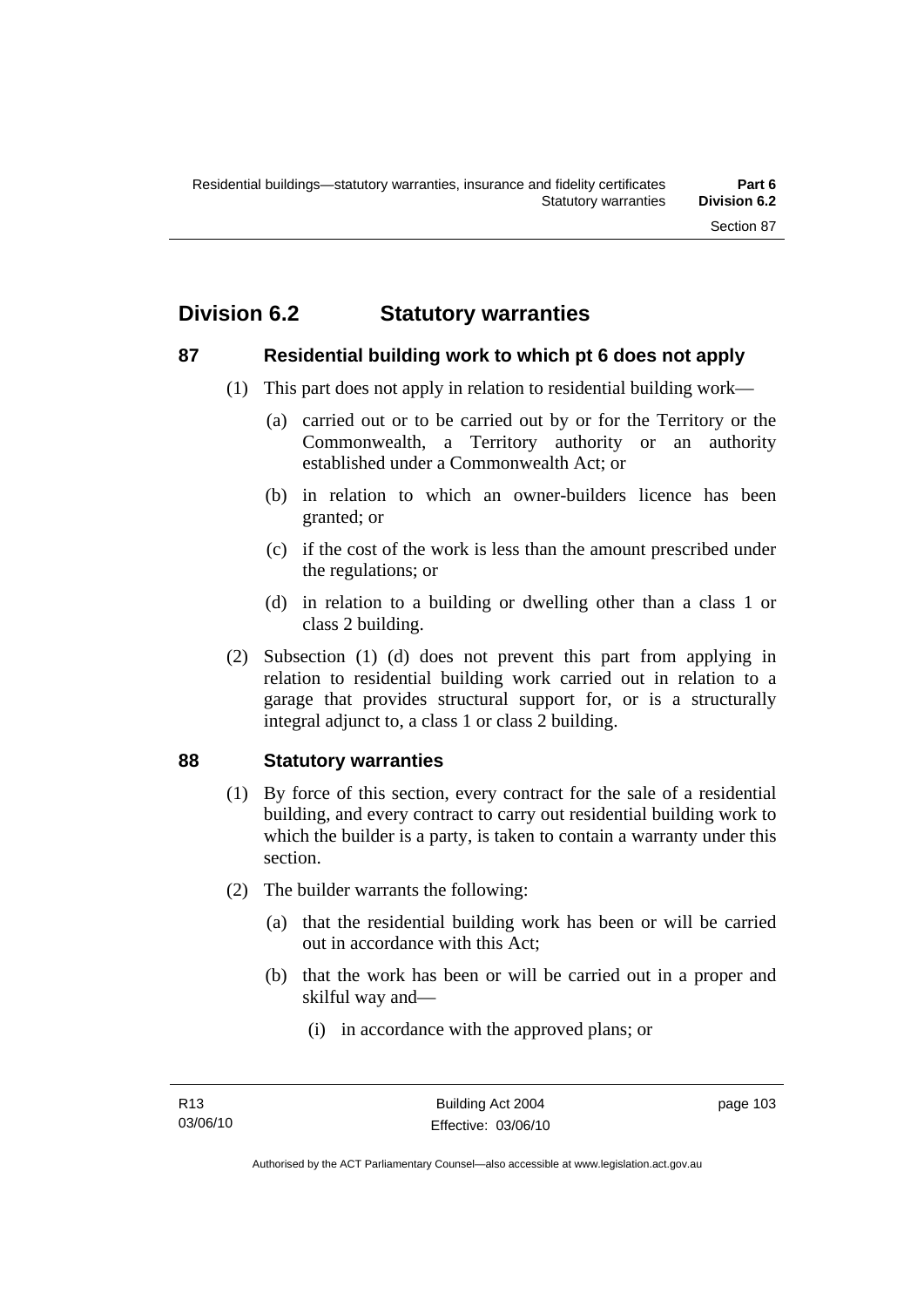## Division 6.2 Statistical warranties

### 87 Residential building work to which pt 6 does not apply

(1) This part does not apply in relation to residential building work—

(a) carried out or to be carried out by or for the Territory or the Commonwealth, a Territory authority or an authority established under a Commonwealth Act; or

(b) in relation to which an owner-builders licence has been granted; or

(c) if the cost of the work is less than the amount prescribed under the regulations; or

(d) in relation to a building or dwelling other than a class 1 or class 2 building.

(2) Subsection (1) (d) does not prevent this part from applying in relation to residential building work carried out in relation to a garage that provides structural support for, or is a structurally integral adjunct to, a class 1 or class 2 building.

### 88 Statutory warranties

(1) By force of this section, every contract for the sale of a residential building, and every contract to carry out residential building work to which the builder is a party, is taken to contain a warranty under this section.

(2) The builder warrants the following:

(a) that the residential building work has been or will be carried out in accordance with this Act;

(b) that the work has been or will be carried out in a proper and skilful way and—

(i) in accordance with the approved plans; or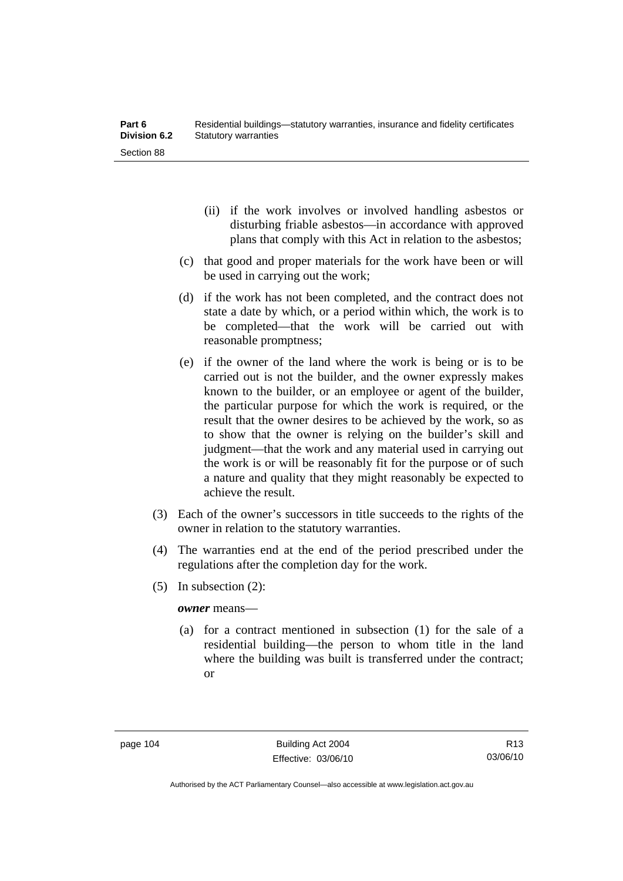(ii) if the work involves or involved handling asbestos or disturbing friable asbestos—in accordance with approved plans that comply with this Act in relation to the asbestos;

(c) that good and proper materials for the work have been or will be used in carrying out the work;

(d) if the work has not been completed, and the contract does not state a date by which, or a period within which, the work is to be completed—that the work will be carried out with reasonable promptness;

(e) if the owner of the land where the work is being or is to be carried out is not the builder, and the owner expressly makes known to the builder, or an employee or agent of the builder, the particular purpose for which the work is required, or the result that the owner desires to be achieved by the work, so as to show that the owner is relying on the builder's skill and judgment—that the work and any material used in carrying out the work is or will be reasonably fit for the purpose or of such a nature and quality that they might reasonably be expected to achieve the result.

(3) Each of the owner's successors in title succeeds to the rights of the owner in relation to the statutory warranties.

(4) The warranties end at the end of the period prescribed under the regulations after the completion day for the work.

(5) In subsection (2):

***owner*** means—

(a) for a contract mentioned in subsection (1) for the sale of a residential building—the person to whom title in the land where the building was built is transferred under the contract; or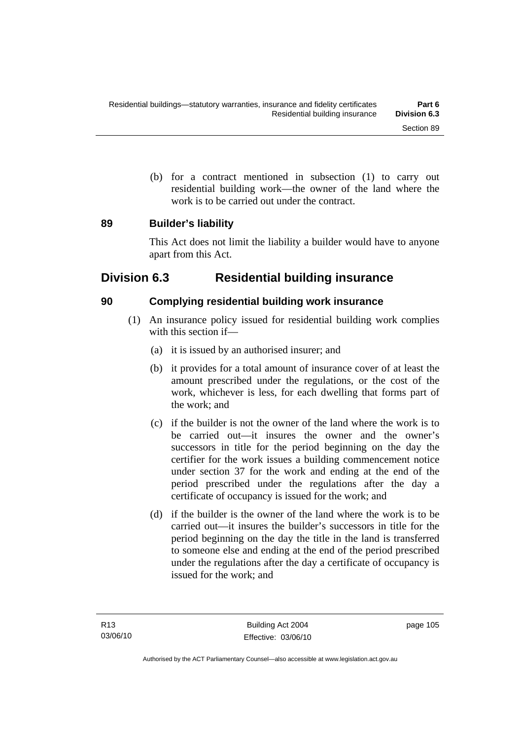(b) for a contract mentioned in subsection (1) to carry out residential building work—the owner of the land where the work is to be carried out under the contract.

### 89 Builder's liability

This Act does not limit the liability a builder would have to anyone apart from this Act.

## Division 6.3 Residential building insurance

### 90 Complying residential building work insurance

(1) An insurance policy issued for residential building work complies with this section if—

(a) it is issued by an authorised insurer; and

(b) it provides for a total amount of insurance cover of at least the amount prescribed under the regulations, or the cost of the work, whichever is less, for each dwelling that forms part of the work; and

(c) if the builder is not the owner of the land where the work is to be carried out—it insures the owner and the owner's successors in title for the period beginning on the day the certifier for the work issues a building commencement notice under section 37 for the work and ending at the end of the period prescribed under the regulations after the day a certificate of occupancy is issued for the work; and

(d) if the builder is the owner of the land where the work is to be carried out—it insures the builder's successors in title for the period beginning on the day the title in the land is transferred to someone else and ending at the end of the period prescribed under the regulations after the day a certificate of occupancy is issued for the work; and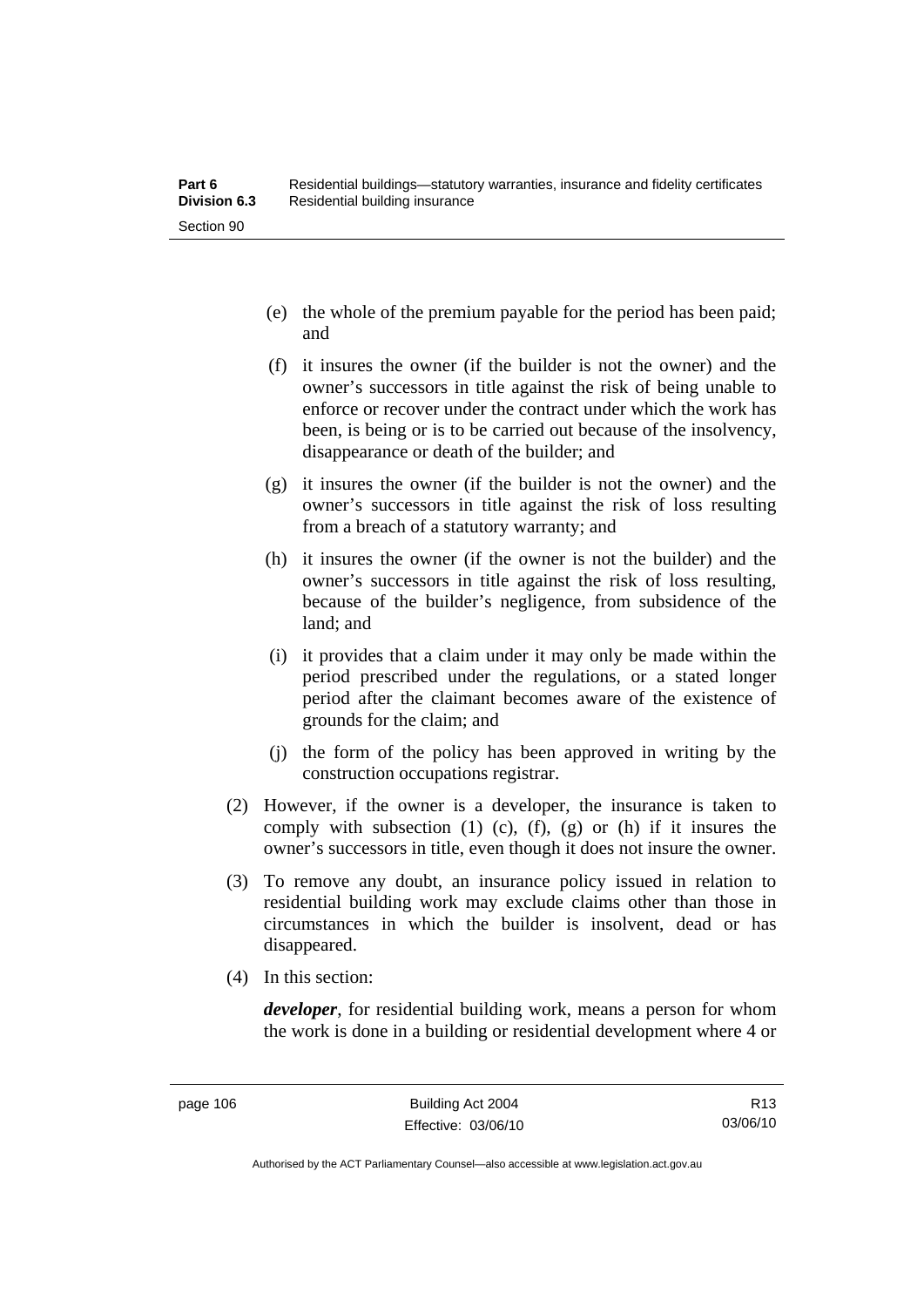- (e) the whole of the premium payable for the period has been paid; and
- (f) it insures the owner (if the builder is not the owner) and the owner's successors in title against the risk of being unable to enforce or recover under the contract under which the work has been, is being or is to be carried out because of the insolvency, disappearance or death of the builder; and
- (g) it insures the owner (if the builder is not the owner) and the owner's successors in title against the risk of loss resulting from a breach of a statutory warranty; and
- (h) it insures the owner (if the owner is not the builder) and the owner's successors in title against the risk of loss resulting, because of the builder's negligence, from subsidence of the land; and
- (i) it provides that a claim under it may only be made within the period prescribed under the regulations, or a stated longer period after the claimant becomes aware of the existence of grounds for the claim; and
- (j) the form of the policy has been approved in writing by the construction occupations registrar.

(2) However, if the owner is a developer, the insurance is taken to comply with subsection (1) (c), (f), (g) or (h) if it insures the owner's successors in title, even though it does not insure the owner.

(3) To remove any doubt, an insurance policy issued in relation to residential building work may exclude claims other than those in circumstances in which the builder is insolvent, dead or has disappeared.

(4) In this section:

***developer***, for residential building work, means a person for whom the work is done in a building or residential development where 4 or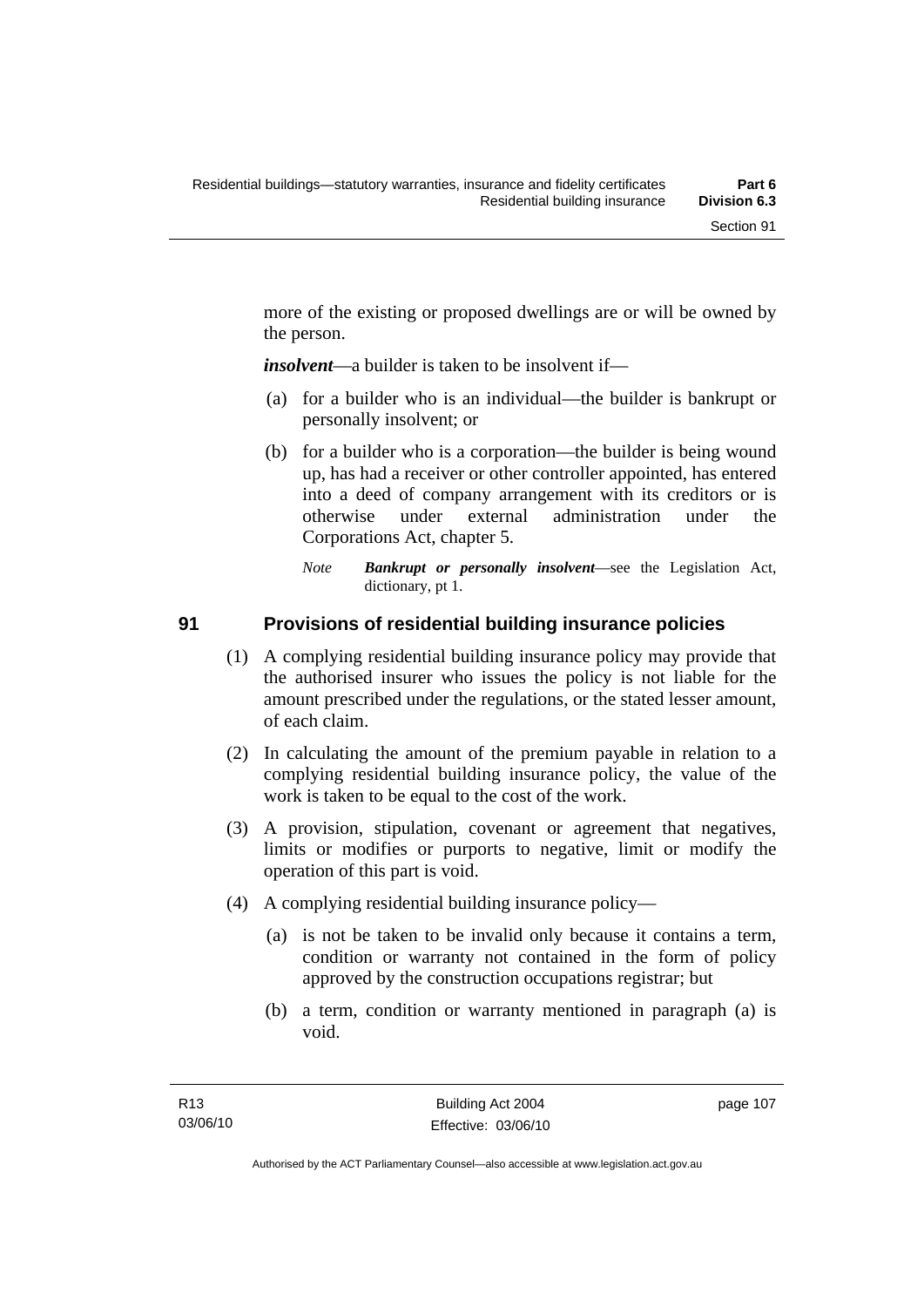more of the existing or proposed dwellings are or will be owned by the person.

***insolvent***—a builder is taken to be insolvent if—

(a) for a builder who is an individual—the builder is bankrupt or personally insolvent; or

(b) for a builder who is a corporation—the builder is being wound up, has had a receiver or other controller appointed, has entered into a deed of company arrangement with its creditors or is otherwise under external administration under the Corporations Act, chapter 5.

*Note* ***Bankrupt or personally insolvent***—see the Legislation Act, dictionary, pt 1.

## 91 Provisions of residential building insurance policies

(1) A complying residential building insurance policy may provide that the authorised insurer who issues the policy is not liable for the amount prescribed under the regulations, or the stated lesser amount, of each claim.

(2) In calculating the amount of the premium payable in relation to a complying residential building insurance policy, the value of the work is taken to be equal to the cost of the work.

(3) A provision, stipulation, covenant or agreement that negatives, limits or modifies or purports to negative, limit or modify the operation of this part is void.

(4) A complying residential building insurance policy—

(a) is not be taken to be invalid only because it contains a term, condition or warranty not contained in the form of policy approved by the construction occupations registrar; but

(b) a term, condition or warranty mentioned in paragraph (a) is void.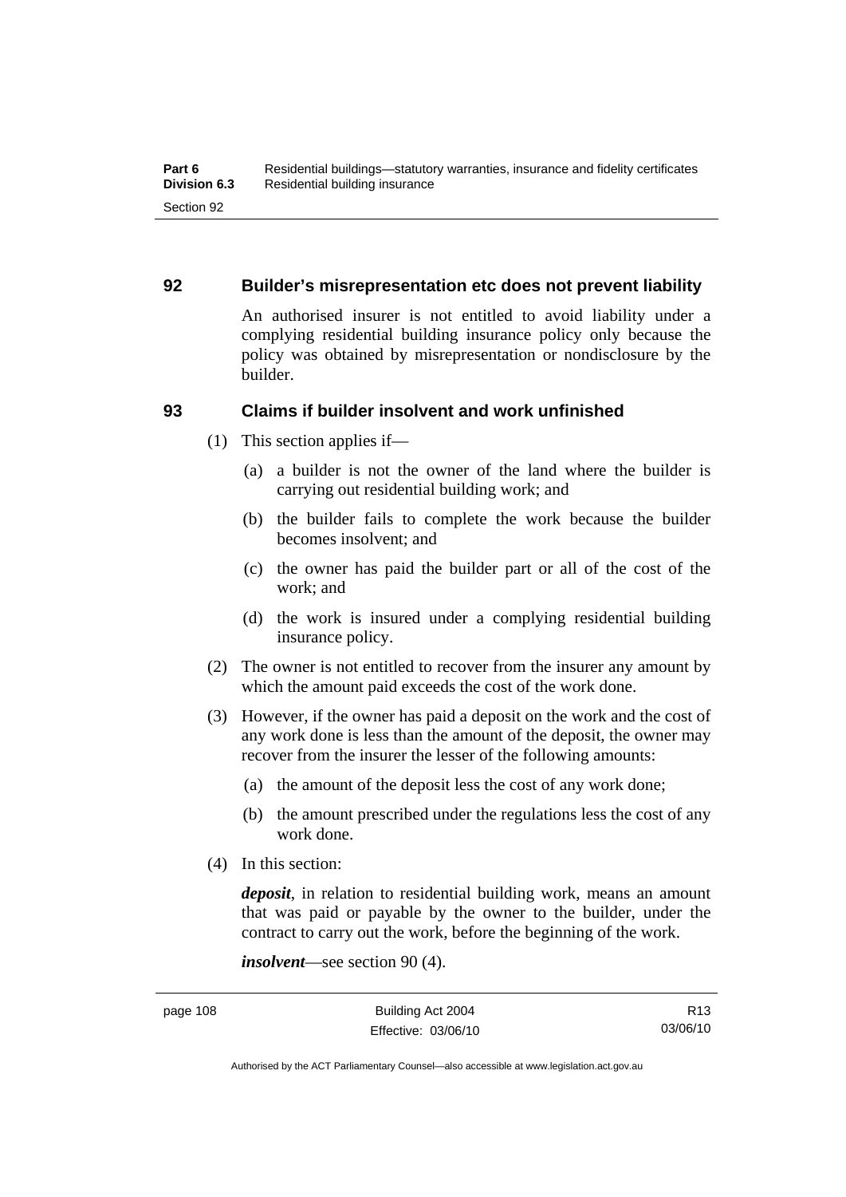## 92 Builder's misrepresentation etc does not prevent liability

An authorised insurer is not entitled to avoid liability under a complying residential building insurance policy only because the policy was obtained by misrepresentation or nondisclosure by the builder.

## 93 Claims if builder insolvent and work unfinished

(1) This section applies if—

(a) a builder is not the owner of the land where the builder is carrying out residential building work; and

(b) the builder fails to complete the work because the builder becomes insolvent; and

(c) the owner has paid the builder part or all of the cost of the work; and

(d) the work is insured under a complying residential building insurance policy.

(2) The owner is not entitled to recover from the insurer any amount by which the amount paid exceeds the cost of the work done.

(3) However, if the owner has paid a deposit on the work and the cost of any work done is less than the amount of the deposit, the owner may recover from the insurer the lesser of the following amounts:

(a) the amount of the deposit less the cost of any work done;

(b) the amount prescribed under the regulations less the cost of any work done.

(4) In this section:

***deposit***, in relation to residential building work, means an amount that was paid or payable by the owner to the builder, under the contract to carry out the work, before the beginning of the work.

***insolvent***—see section 90 (4).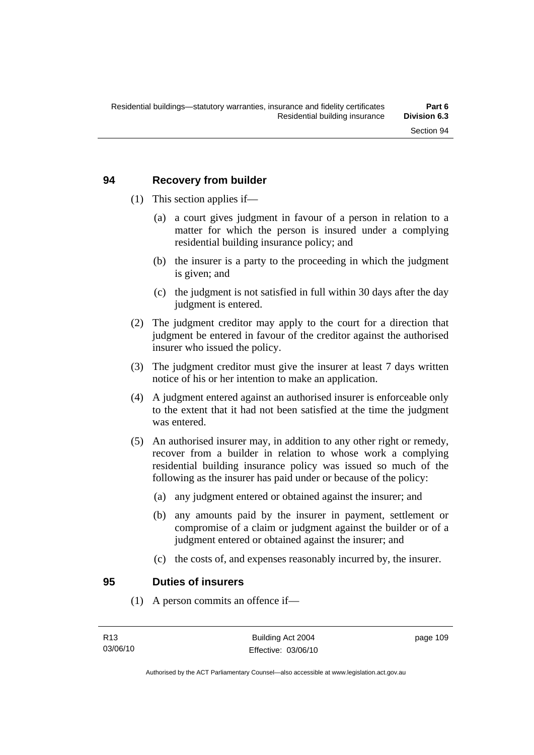## 94 Recovery from builder

(1) This section applies if—

(a) a court gives judgment in favour of a person in relation to a matter for which the person is insured under a complying residential building insurance policy; and

(b) the insurer is a party to the proceeding in which the judgment is given; and

(c) the judgment is not satisfied in full within 30 days after the day judgment is entered.

(2) The judgment creditor may apply to the court for a direction that judgment be entered in favour of the creditor against the authorised insurer who issued the policy.

(3) The judgment creditor must give the insurer at least 7 days written notice of his or her intention to make an application.

(4) A judgment entered against an authorised insurer is enforceable only to the extent that it had not been satisfied at the time the judgment was entered.

(5) An authorised insurer may, in addition to any other right or remedy, recover from a builder in relation to whose work a complying residential building insurance policy was issued so much of the following as the insurer has paid under or because of the policy:

(a) any judgment entered or obtained against the insurer; and

(b) any amounts paid by the insurer in payment, settlement or compromise of a claim or judgment against the builder or of a judgment entered or obtained against the insurer; and

(c) the costs of, and expenses reasonably incurred by, the insurer.

## 95 Duties of insurers

(1) A person commits an offence if—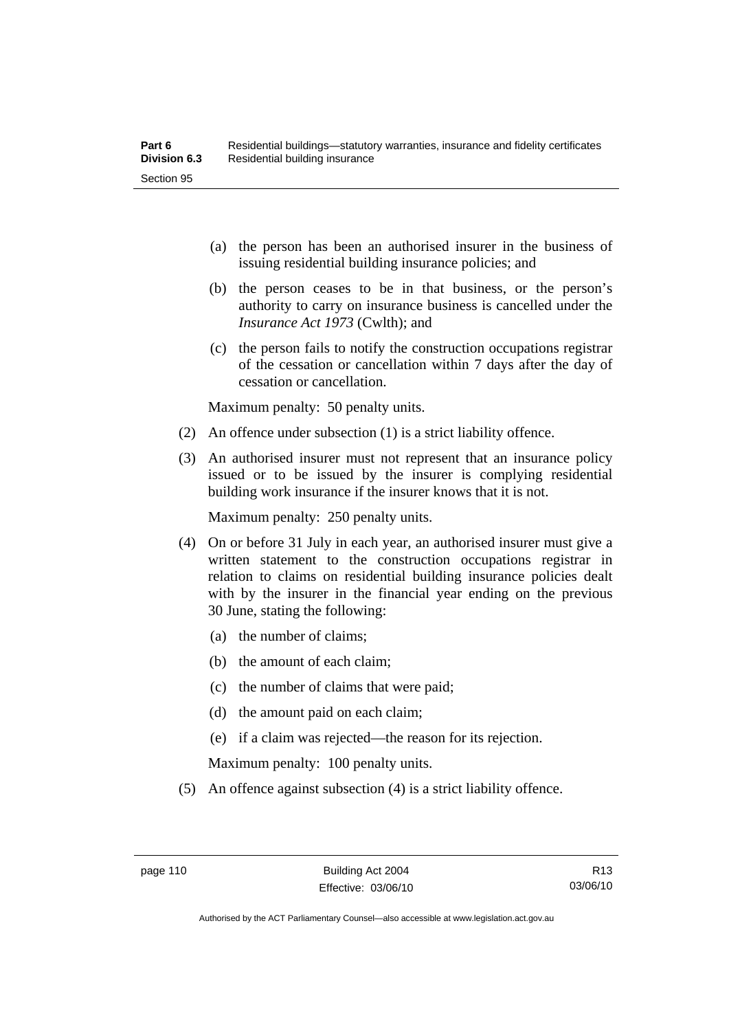(a) the person has been an authorised insurer in the business of issuing residential building insurance policies; and

(b) the person ceases to be in that business, or the person's authority to carry on insurance business is cancelled under the *Insurance Act 1973* (Cwlth); and

(c) the person fails to notify the construction occupations registrar of the cessation or cancellation within 7 days after the day of cessation or cancellation.

Maximum penalty: 50 penalty units.

(2) An offence under subsection (1) is a strict liability offence.

(3) An authorised insurer must not represent that an insurance policy issued or to be issued by the insurer is complying residential building work insurance if the insurer knows that it is not.

Maximum penalty: 250 penalty units.

(4) On or before 31 July in each year, an authorised insurer must give a written statement to the construction occupations registrar in relation to claims on residential building insurance policies dealt with by the insurer in the financial year ending on the previous 30 June, stating the following:

(a) the number of claims;

(b) the amount of each claim;

(c) the number of claims that were paid;

(d) the amount paid on each claim;

(e) if a claim was rejected—the reason for its rejection.

Maximum penalty: 100 penalty units.

(5) An offence against subsection (4) is a strict liability offence.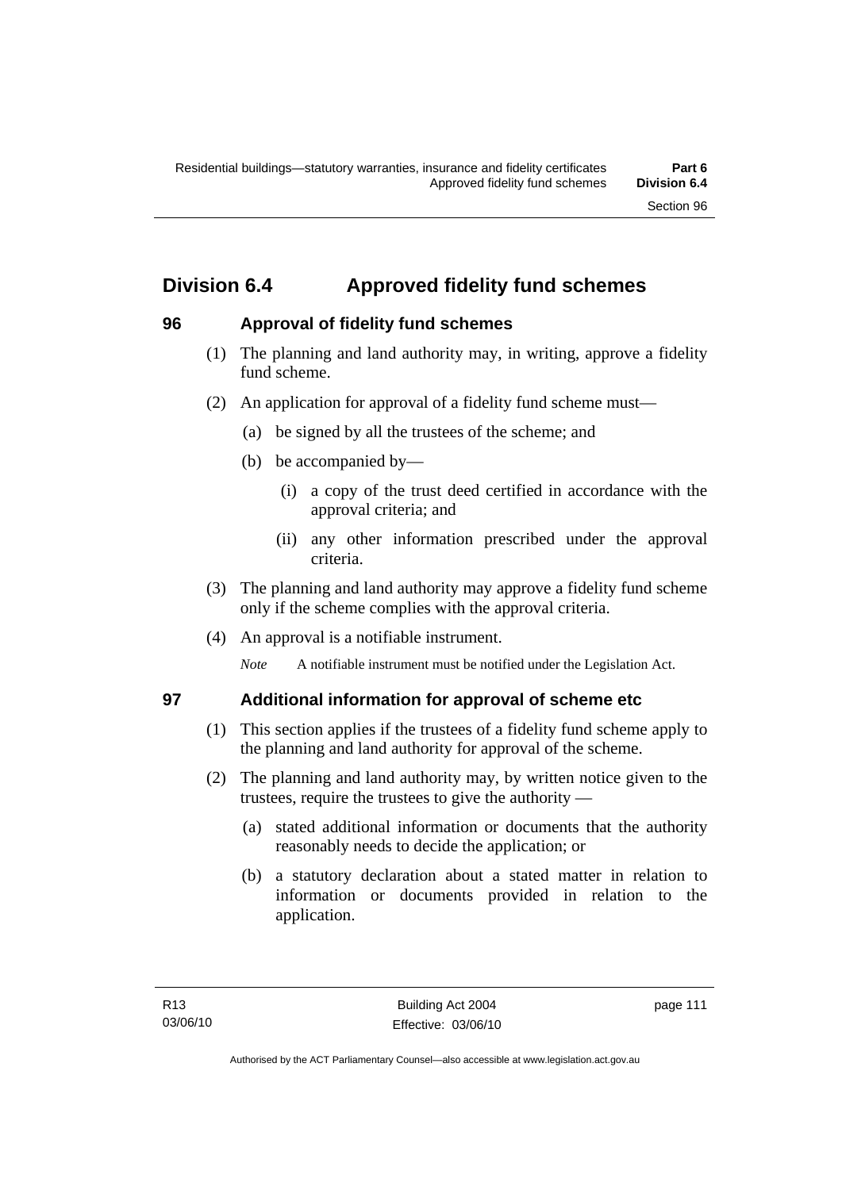## Division 6.4 Approved fidelity fund schemes

### 96 Approval of fidelity fund schemes

(1) The planning and land authority may, in writing, approve a fidelity fund scheme.

(2) An application for approval of a fidelity fund scheme must—

(a) be signed by all the trustees of the scheme; and

(b) be accompanied by—

(i) a copy of the trust deed certified in accordance with the approval criteria; and

(ii) any other information prescribed under the approval criteria.

(3) The planning and land authority may approve a fidelity fund scheme only if the scheme complies with the approval criteria.

(4) An approval is a notifiable instrument.

*Note* A notifiable instrument must be notified under the Legislation Act.

### 97 Additional information for approval of scheme etc

(1) This section applies if the trustees of a fidelity fund scheme apply to the planning and land authority for approval of the scheme.

(2) The planning and land authority may, by written notice given to the trustees, require the trustees to give the authority —

(a) stated additional information or documents that the authority reasonably needs to decide the application; or

(b) a statutory declaration about a stated matter in relation to information or documents provided in relation to the application.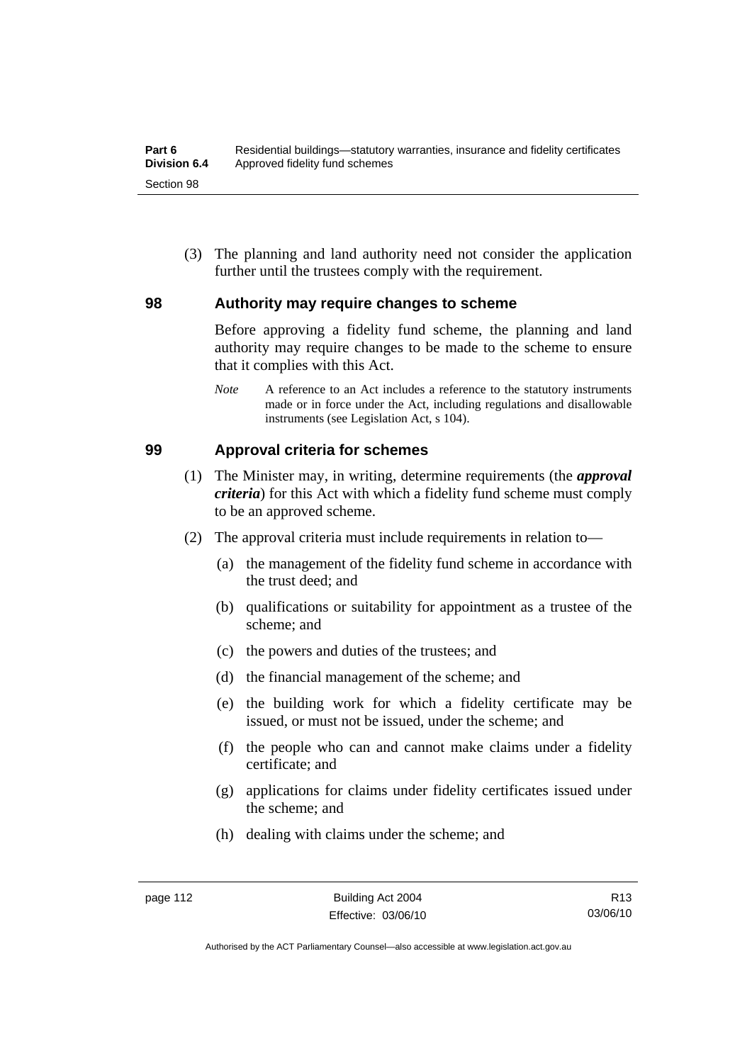(3) The planning and land authority need not consider the application further until the trustees comply with the requirement.

## 98 Authority may require changes to scheme

Before approving a fidelity fund scheme, the planning and land authority may require changes to be made to the scheme to ensure that it complies with this Act.

*Note* A reference to an Act includes a reference to the statutory instruments made or in force under the Act, including regulations and disallowable instruments (see Legislation Act, s 104).

## 99 Approval criteria for schemes

(1) The Minister may, in writing, determine requirements (the ***approval criteria***) for this Act with which a fidelity fund scheme must comply to be an approved scheme.

(2) The approval criteria must include requirements in relation to—

(a) the management of the fidelity fund scheme in accordance with the trust deed; and

(b) qualifications or suitability for appointment as a trustee of the scheme; and

(c) the powers and duties of the trustees; and

(d) the financial management of the scheme; and

(e) the building work for which a fidelity certificate may be issued, or must not be issued, under the scheme; and

(f) the people who can and cannot make claims under a fidelity certificate; and

(g) applications for claims under fidelity certificates issued under the scheme; and

(h) dealing with claims under the scheme; and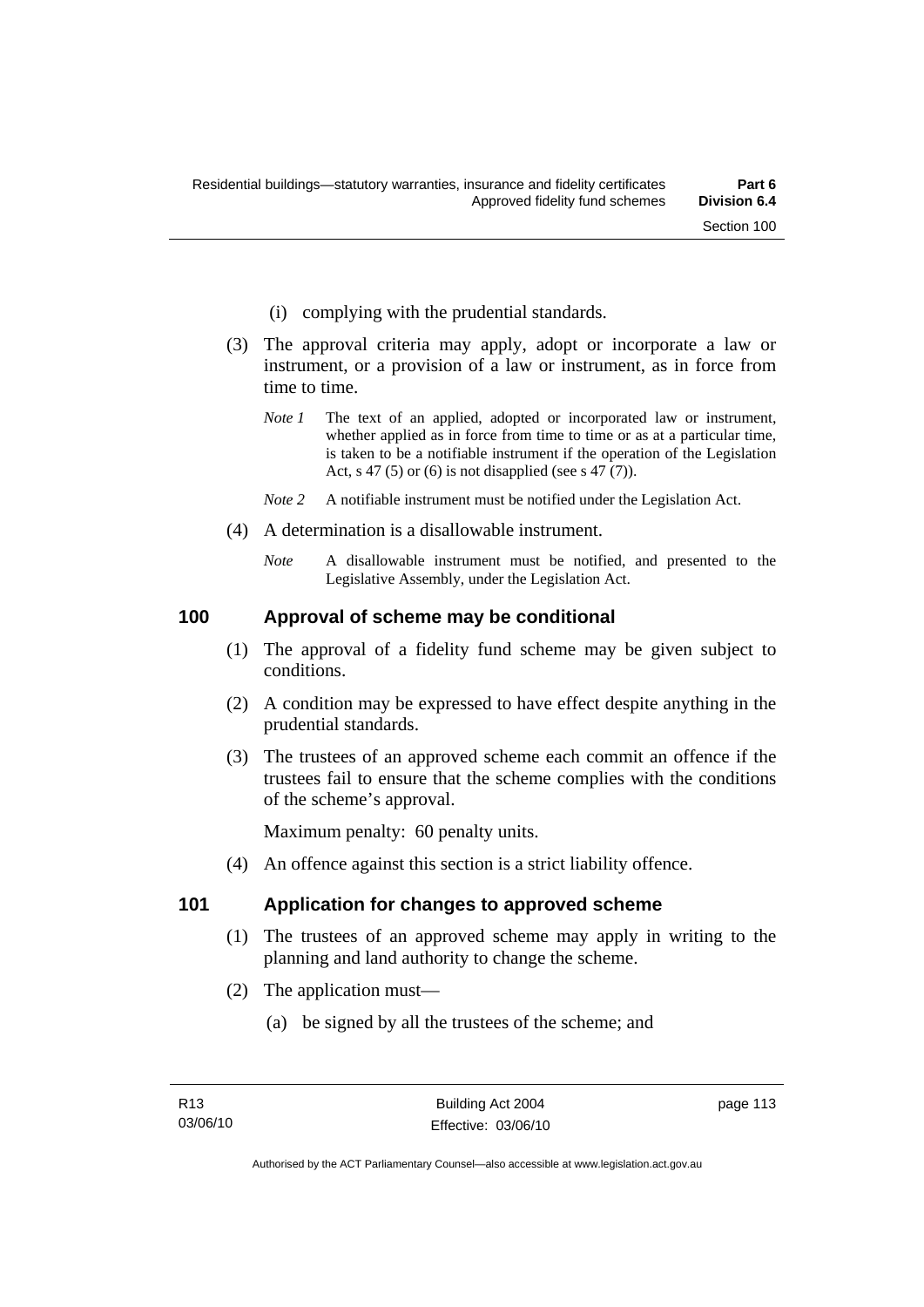(i) complying with the prudential standards.

(3) The approval criteria may apply, adopt or incorporate a law or instrument, or a provision of a law or instrument, as in force from time to time.

*Note 1* The text of an applied, adopted or incorporated law or instrument, whether applied as in force from time to time or as at a particular time, is taken to be a notifiable instrument if the operation of the Legislation Act, s 47 (5) or (6) is not disapplied (see s 47 (7)).

*Note 2* A notifiable instrument must be notified under the Legislation Act.

(4) A determination is a disallowable instrument.

*Note* A disallowable instrument must be notified, and presented to the Legislative Assembly, under the Legislation Act.

## 100 Approval of scheme may be conditional

(1) The approval of a fidelity fund scheme may be given subject to conditions.

(2) A condition may be expressed to have effect despite anything in the prudential standards.

(3) The trustees of an approved scheme each commit an offence if the trustees fail to ensure that the scheme complies with the conditions of the scheme's approval.

Maximum penalty: 60 penalty units.

(4) An offence against this section is a strict liability offence.

## 101 Application for changes to approved scheme

(1) The trustees of an approved scheme may apply in writing to the planning and land authority to change the scheme.

(2) The application must—

(a) be signed by all the trustees of the scheme; and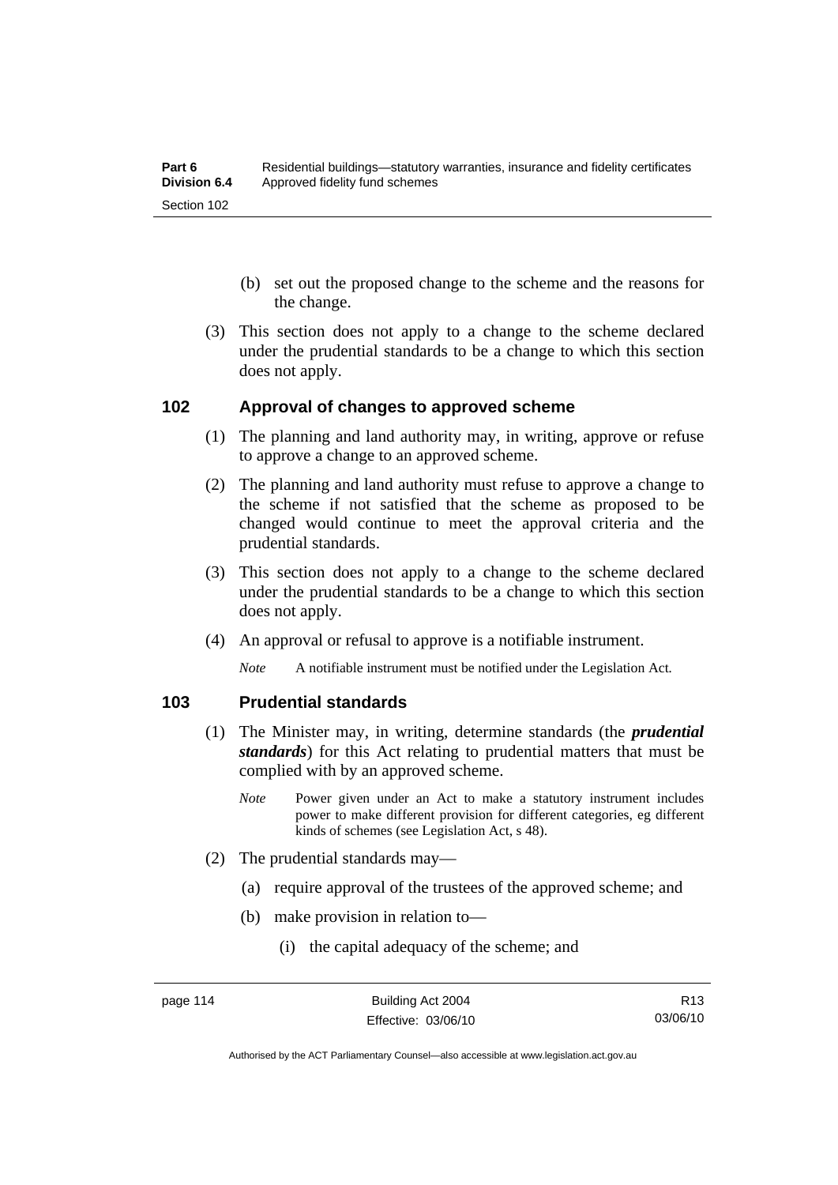(b) set out the proposed change to the scheme and the reasons for the change.

(3) This section does not apply to a change to the scheme declared under the prudential standards to be a change to which this section does not apply.

## 102 Approval of changes to approved scheme

(1) The planning and land authority may, in writing, approve or refuse to approve a change to an approved scheme.

(2) The planning and land authority must refuse to approve a change to the scheme if not satisfied that the scheme as proposed to be changed would continue to meet the approval criteria and the prudential standards.

(3) This section does not apply to a change to the scheme declared under the prudential standards to be a change to which this section does not apply.

(4) An approval or refusal to approve is a notifiable instrument.

*Note* A notifiable instrument must be notified under the Legislation Act.

## 103 Prudential standards

(1) The Minister may, in writing, determine standards (the ***prudential standards***) for this Act relating to prudential matters that must be complied with by an approved scheme.

*Note* Power given under an Act to make a statutory instrument includes power to make different provision for different categories, eg different kinds of schemes (see Legislation Act, s 48).

(2) The prudential standards may—

(a) require approval of the trustees of the approved scheme; and

(b) make provision in relation to—

(i) the capital adequacy of the scheme; and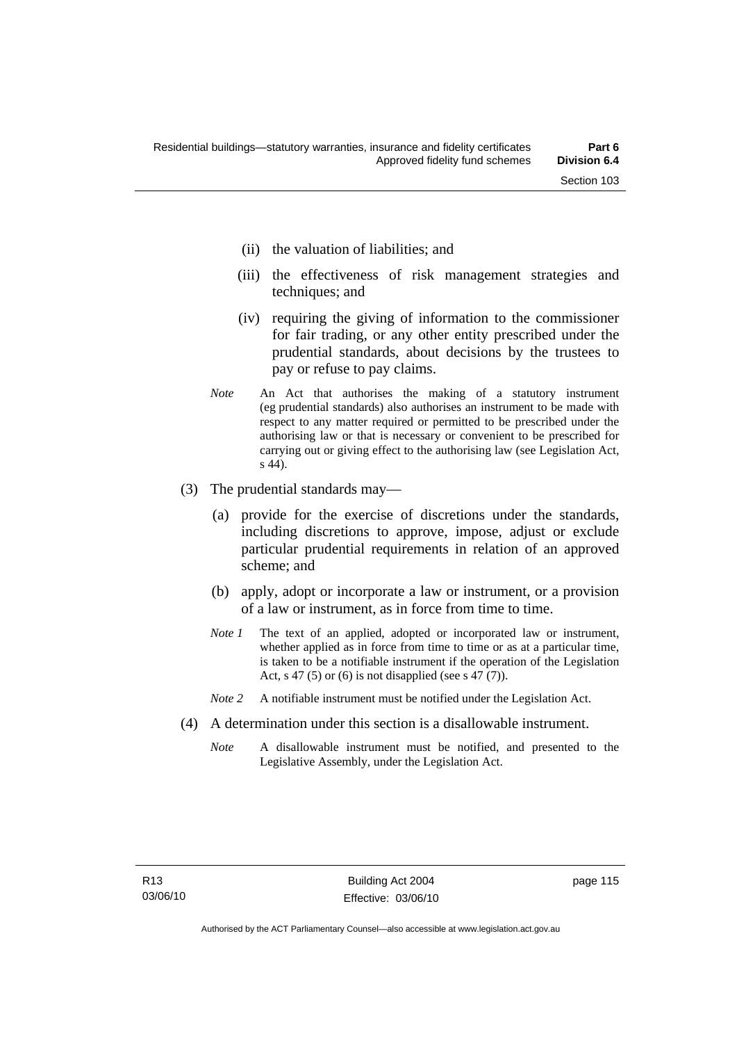(ii) the valuation of liabilities; and

(iii) the effectiveness of risk management strategies and techniques; and

(iv) requiring the giving of information to the commissioner for fair trading, or any other entity prescribed under the prudential standards, about decisions by the trustees to pay or refuse to pay claims.

*Note* An Act that authorises the making of a statutory instrument (eg prudential standards) also authorises an instrument to be made with respect to any matter required or permitted to be prescribed under the authorising law or that is necessary or convenient to be prescribed for carrying out or giving effect to the authorising law (see Legislation Act, s 44).

(3) The prudential standards may—

(a) provide for the exercise of discretions under the standards, including discretions to approve, impose, adjust or exclude particular prudential requirements in relation of an approved scheme; and

(b) apply, adopt or incorporate a law or instrument, or a provision of a law or instrument, as in force from time to time.

*Note 1* The text of an applied, adopted or incorporated law or instrument, whether applied as in force from time to time or as at a particular time, is taken to be a notifiable instrument if the operation of the Legislation Act, s 47 (5) or (6) is not disapplied (see s 47 (7)).

*Note 2* A notifiable instrument must be notified under the Legislation Act.

(4) A determination under this section is a disallowable instrument.

*Note* A disallowable instrument must be notified, and presented to the Legislative Assembly, under the Legislation Act.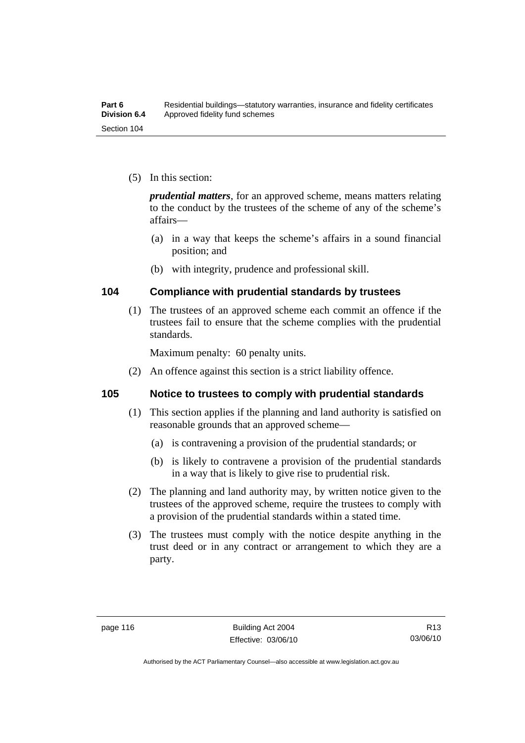(5) In this section:

***prudential matters***, for an approved scheme, means matters relating to the conduct by the trustees of the scheme of any of the scheme's affairs—

(a) in a way that keeps the scheme's affairs in a sound financial position; and

(b) with integrity, prudence and professional skill.

## 104 Compliance with prudential standards by trustees

(1) The trustees of an approved scheme each commit an offence if the trustees fail to ensure that the scheme complies with the prudential standards.

Maximum penalty: 60 penalty units.

(2) An offence against this section is a strict liability offence.

## 105 Notice to trustees to comply with prudential standards

(1) This section applies if the planning and land authority is satisfied on reasonable grounds that an approved scheme—

(a) is contravening a provision of the prudential standards; or

(b) is likely to contravene a provision of the prudential standards in a way that is likely to give rise to prudential risk.

(2) The planning and land authority may, by written notice given to the trustees of the approved scheme, require the trustees to comply with a provision of the prudential standards within a stated time.

(3) The trustees must comply with the notice despite anything in the trust deed or in any contract or arrangement to which they are a party.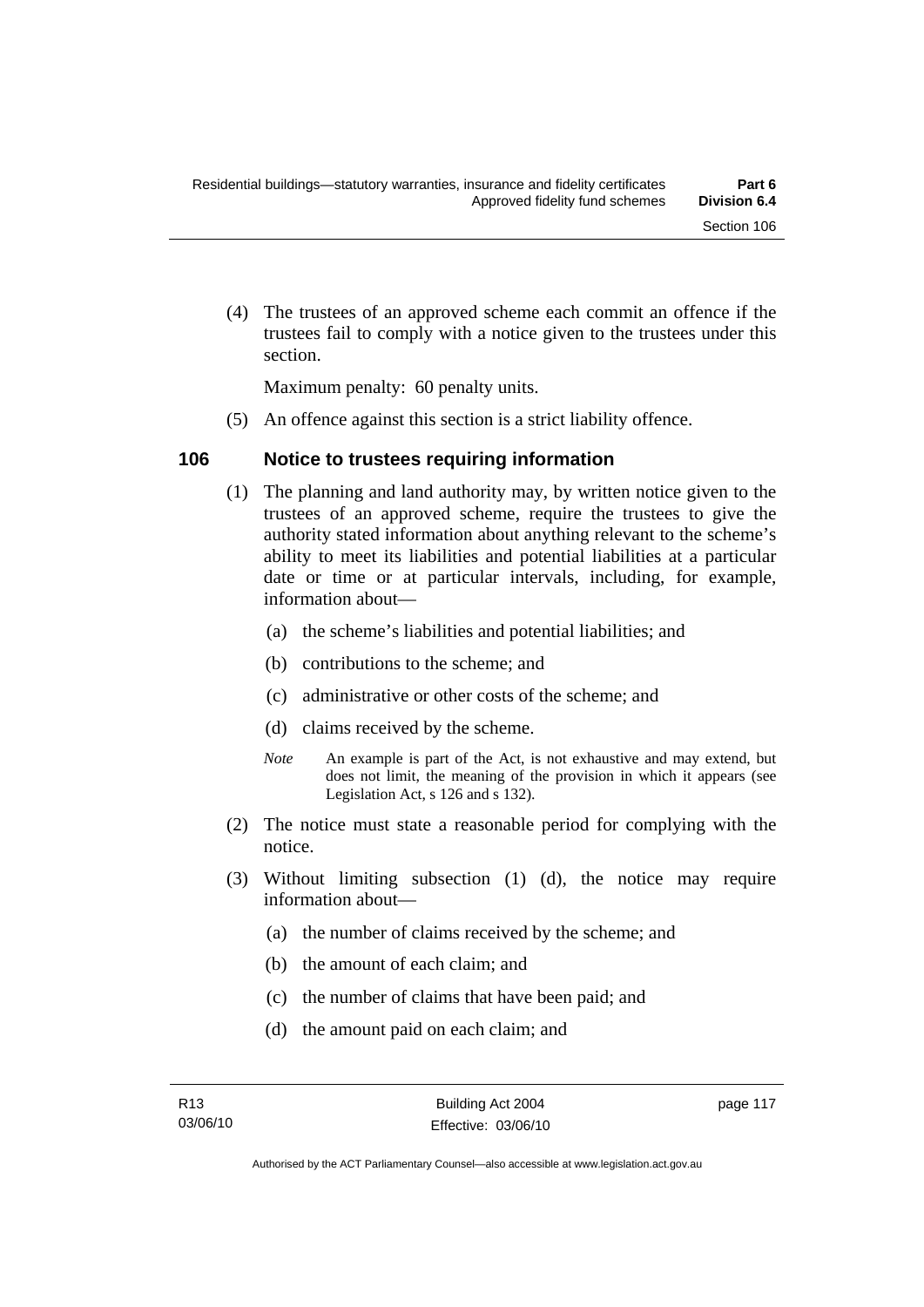(4) The trustees of an approved scheme each commit an offence if the trustees fail to comply with a notice given to the trustees under this section.

Maximum penalty: 60 penalty units.

(5) An offence against this section is a strict liability offence.

## 106 Notice to trustees requiring information

(1) The planning and land authority may, by written notice given to the trustees of an approved scheme, require the trustees to give the authority stated information about anything relevant to the scheme's ability to meet its liabilities and potential liabilities at a particular date or time or at particular intervals, including, for example, information about—

  (a) the scheme's liabilities and potential liabilities; and

  (b) contributions to the scheme; and

  (c) administrative or other costs of the scheme; and

  (d) claims received by the scheme.

*Note* An example is part of the Act, is not exhaustive and may extend, but does not limit, the meaning of the provision in which it appears (see Legislation Act, s 126 and s 132).

(2) The notice must state a reasonable period for complying with the notice.

(3) Without limiting subsection (1) (d), the notice may require information about—

  (a) the number of claims received by the scheme; and

  (b) the amount of each claim; and

  (c) the number of claims that have been paid; and

  (d) the amount paid on each claim; and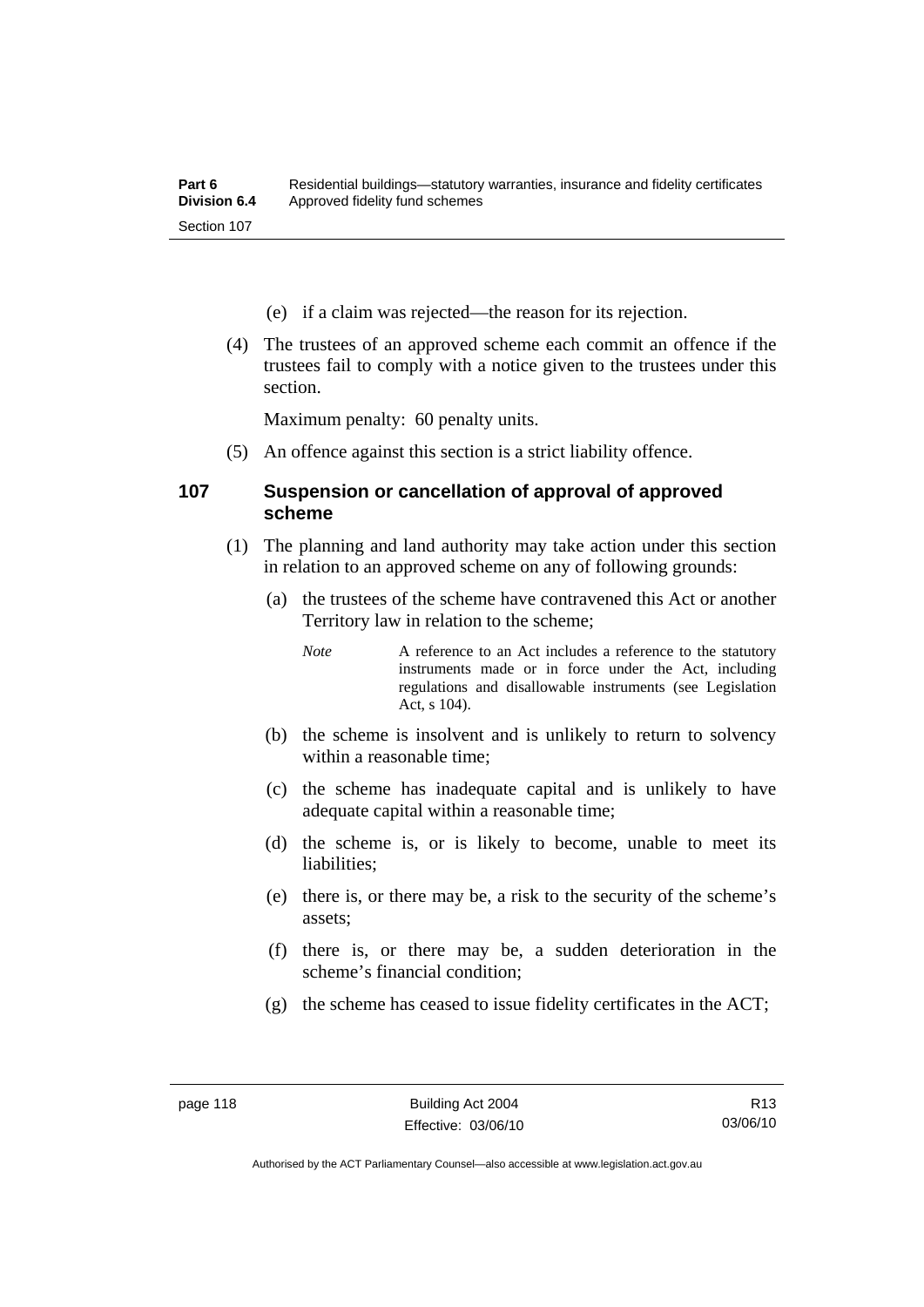(e) if a claim was rejected—the reason for its rejection.

(4) The trustees of an approved scheme each commit an offence if the trustees fail to comply with a notice given to the trustees under this section.

Maximum penalty: 60 penalty units.

(5) An offence against this section is a strict liability offence.

## 107 Suspension or cancellation of approval of approved scheme

(1) The planning and land authority may take action under this section in relation to an approved scheme on any of following grounds:

(a) the trustees of the scheme have contravened this Act or another Territory law in relation to the scheme;

*Note* A reference to an Act includes a reference to the statutory instruments made or in force under the Act, including regulations and disallowable instruments (see Legislation Act, s 104).

(b) the scheme is insolvent and is unlikely to return to solvency within a reasonable time;

(c) the scheme has inadequate capital and is unlikely to have adequate capital within a reasonable time;

(d) the scheme is, or is likely to become, unable to meet its liabilities;

(e) there is, or there may be, a risk to the security of the scheme's assets;

(f) there is, or there may be, a sudden deterioration in the scheme's financial condition;

(g) the scheme has ceased to issue fidelity certificates in the ACT;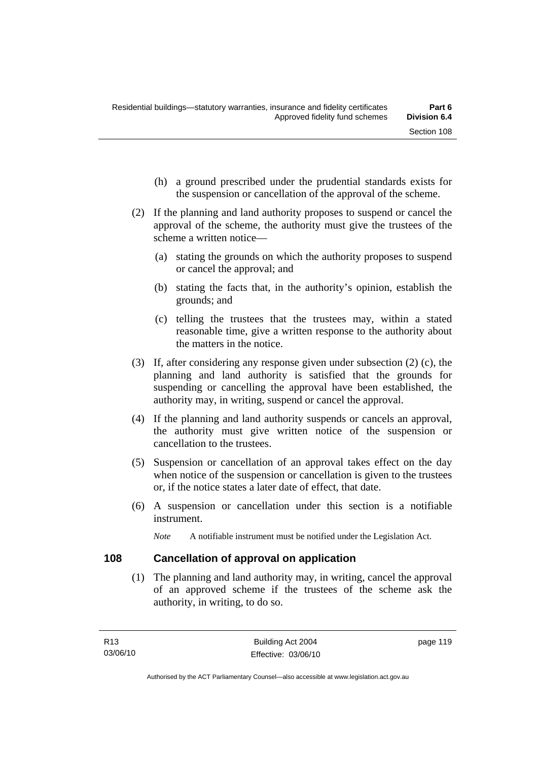(h) a ground prescribed under the prudential standards exists for the suspension or cancellation of the approval of the scheme.

(2) If the planning and land authority proposes to suspend or cancel the approval of the scheme, the authority must give the trustees of the scheme a written notice—

(a) stating the grounds on which the authority proposes to suspend or cancel the approval; and

(b) stating the facts that, in the authority's opinion, establish the grounds; and

(c) telling the trustees that the trustees may, within a stated reasonable time, give a written response to the authority about the matters in the notice.

(3) If, after considering any response given under subsection (2) (c), the planning and land authority is satisfied that the grounds for suspending or cancelling the approval have been established, the authority may, in writing, suspend or cancel the approval.

(4) If the planning and land authority suspends or cancels an approval, the authority must give written notice of the suspension or cancellation to the trustees.

(5) Suspension or cancellation of an approval takes effect on the day when notice of the suspension or cancellation is given to the trustees or, if the notice states a later date of effect, that date.

(6) A suspension or cancellation under this section is a notifiable instrument.

*Note* A notifiable instrument must be notified under the Legislation Act.

## 108 Cancellation of approval on application

(1) The planning and land authority may, in writing, cancel the approval of an approved scheme if the trustees of the scheme ask the authority, in writing, to do so.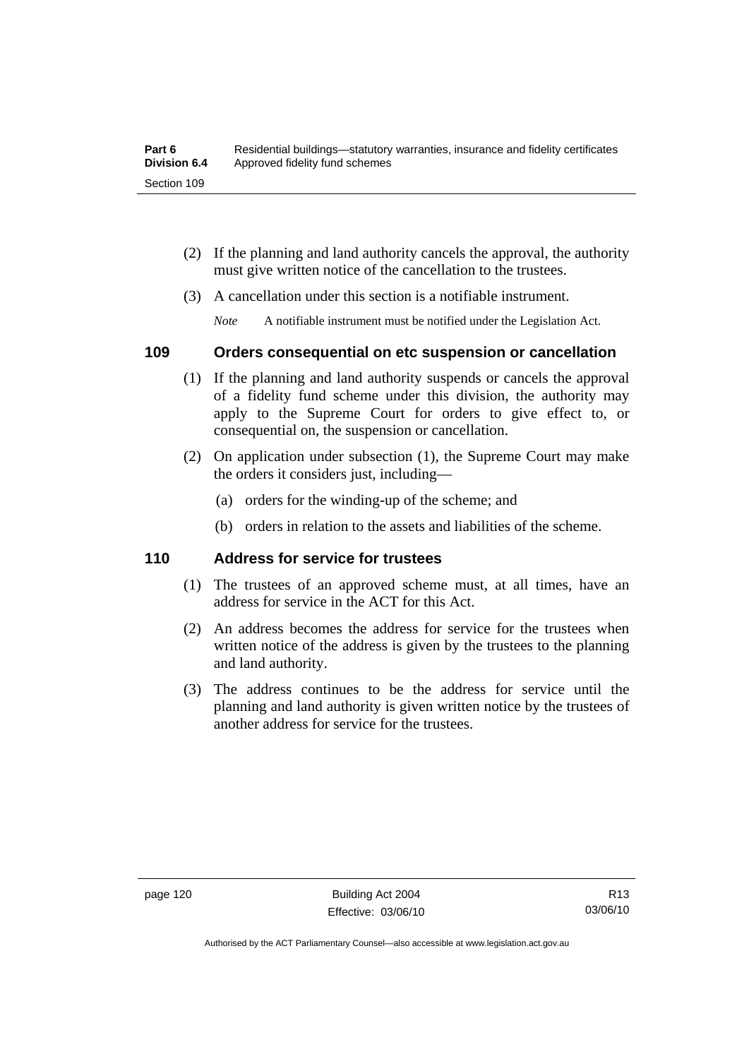(2) If the planning and land authority cancels the approval, the authority must give written notice of the cancellation to the trustees.

(3) A cancellation under this section is a notifiable instrument.

*Note* A notifiable instrument must be notified under the Legislation Act.

### 109 Orders consequential on etc suspension or cancellation

(1) If the planning and land authority suspends or cancels the approval of a fidelity fund scheme under this division, the authority may apply to the Supreme Court for orders to give effect to, or consequential on, the suspension or cancellation.

(2) On application under subsection (1), the Supreme Court may make the orders it considers just, including—

(a) orders for the winding-up of the scheme; and

(b) orders in relation to the assets and liabilities of the scheme.

### 110 Address for service for trustees

(1) The trustees of an approved scheme must, at all times, have an address for service in the ACT for this Act.

(2) An address becomes the address for service for the trustees when written notice of the address is given by the trustees to the planning and land authority.

(3) The address continues to be the address for service until the planning and land authority is given written notice by the trustees of another address for service for the trustees.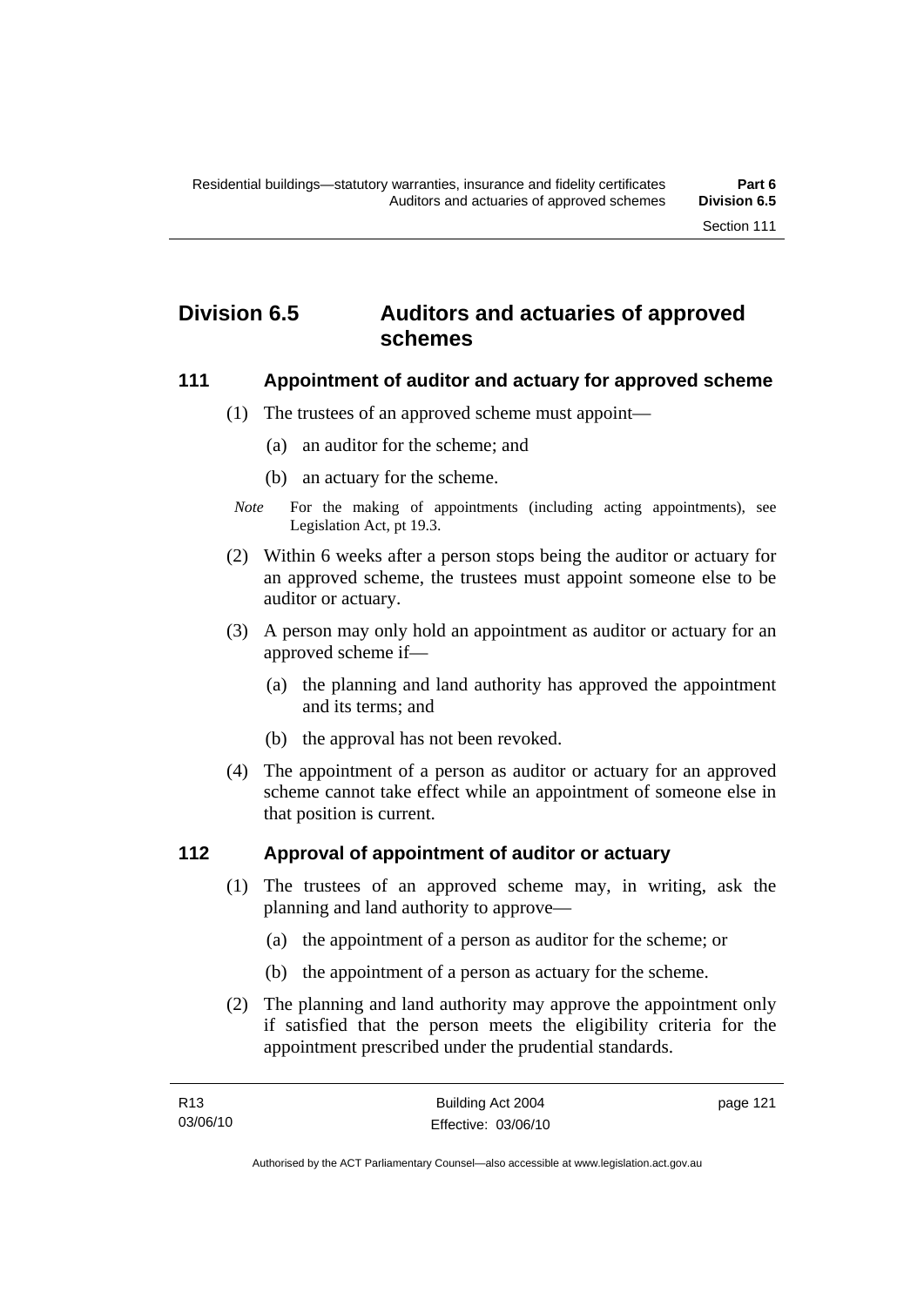## Division 6.5 Auditors and actuaries of approved schemes

### 111 Appointment of auditor and actuary for approved scheme

(1) The trustees of an approved scheme must appoint—

(a) an auditor for the scheme; and

(b) an actuary for the scheme.

*Note* For the making of appointments (including acting appointments), see Legislation Act, pt 19.3.

(2) Within 6 weeks after a person stops being the auditor or actuary for an approved scheme, the trustees must appoint someone else to be auditor or actuary.

(3) A person may only hold an appointment as auditor or actuary for an approved scheme if—

(a) the planning and land authority has approved the appointment and its terms; and

(b) the approval has not been revoked.

(4) The appointment of a person as auditor or actuary for an approved scheme cannot take effect while an appointment of someone else in that position is current.

### 112 Approval of appointment of auditor or actuary

(1) The trustees of an approved scheme may, in writing, ask the planning and land authority to approve—

(a) the appointment of a person as auditor for the scheme; or

(b) the appointment of a person as actuary for the scheme.

(2) The planning and land authority may approve the appointment only if satisfied that the person meets the eligibility criteria for the appointment prescribed under the prudential standards.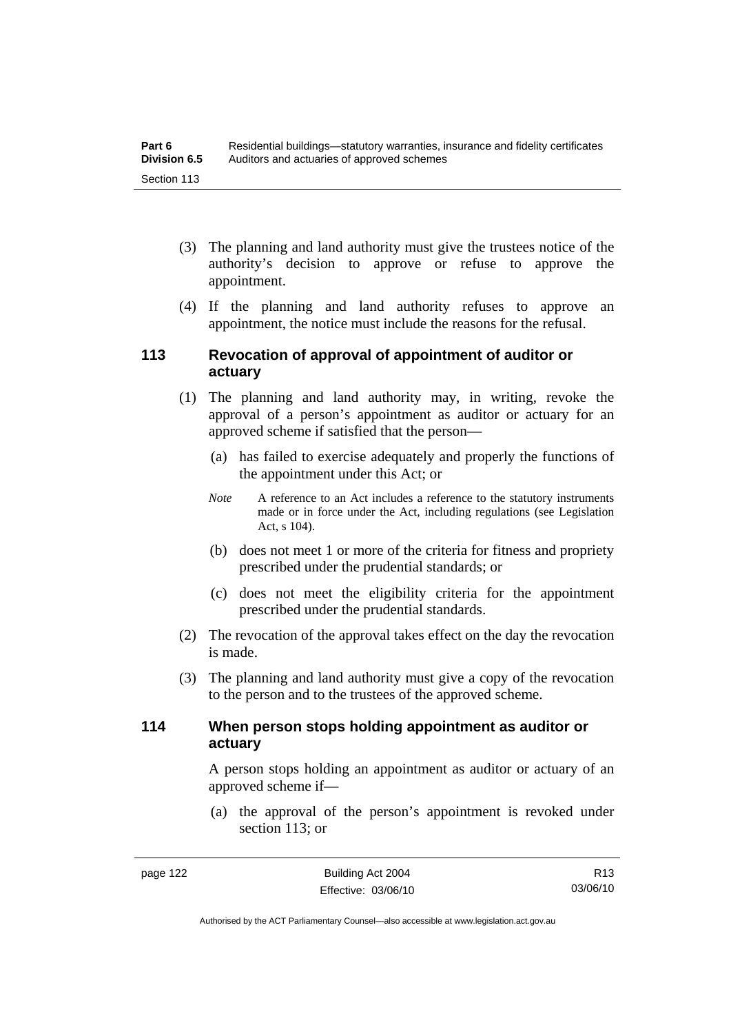(3) The planning and land authority must give the trustees notice of the authority's decision to approve or refuse to approve the appointment.

(4) If the planning and land authority refuses to approve an appointment, the notice must include the reasons for the refusal.

### 113 Revocation of approval of appointment of auditor or actuary

(1) The planning and land authority may, in writing, revoke the approval of a person's appointment as auditor or actuary for an approved scheme if satisfied that the person—

(a) has failed to exercise adequately and properly the functions of the appointment under this Act; or

*Note* A reference to an Act includes a reference to the statutory instruments made or in force under the Act, including regulations (see Legislation Act, s 104).

(b) does not meet 1 or more of the criteria for fitness and propriety prescribed under the prudential standards; or

(c) does not meet the eligibility criteria for the appointment prescribed under the prudential standards.

(2) The revocation of the approval takes effect on the day the revocation is made.

(3) The planning and land authority must give a copy of the revocation to the person and to the trustees of the approved scheme.

### 114 When person stops holding appointment as auditor or actuary

A person stops holding an appointment as auditor or actuary of an approved scheme if—

(a) the approval of the person's appointment is revoked under section 113; or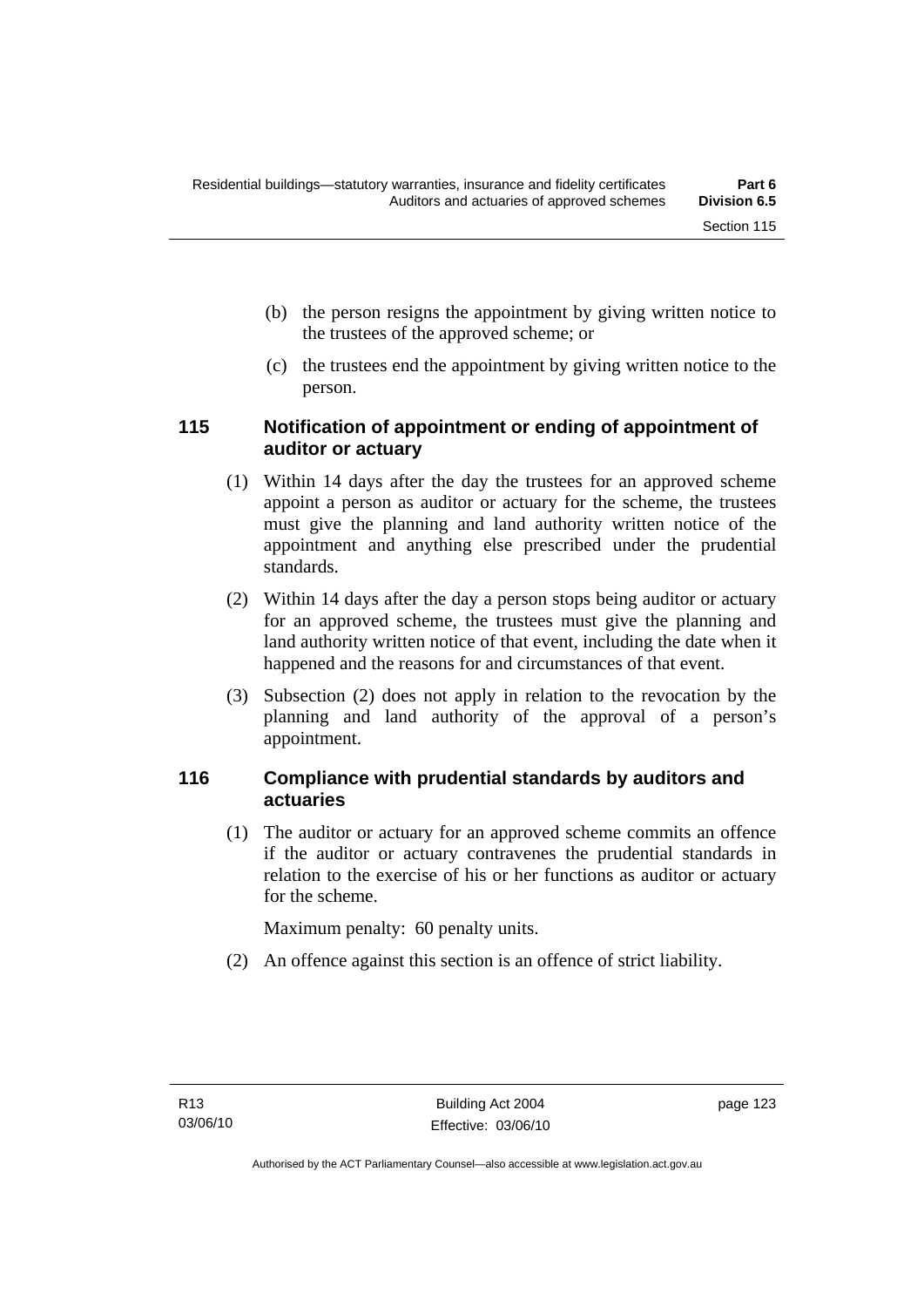(b) the person resigns the appointment by giving written notice to the trustees of the approved scheme; or

(c) the trustees end the appointment by giving written notice to the person.

### 115 Notification of appointment or ending of appointment of auditor or actuary

(1) Within 14 days after the day the trustees for an approved scheme appoint a person as auditor or actuary for the scheme, the trustees must give the planning and land authority written notice of the appointment and anything else prescribed under the prudential standards.

(2) Within 14 days after the day a person stops being auditor or actuary for an approved scheme, the trustees must give the planning and land authority written notice of that event, including the date when it happened and the reasons for and circumstances of that event.

(3) Subsection (2) does not apply in relation to the revocation by the planning and land authority of the approval of a person's appointment.

### 116 Compliance with prudential standards by auditors and actuaries

(1) The auditor or actuary for an approved scheme commits an offence if the auditor or actuary contravenes the prudential standards in relation to the exercise of his or her functions as auditor or actuary for the scheme.

Maximum penalty: 60 penalty units.

(2) An offence against this section is an offence of strict liability.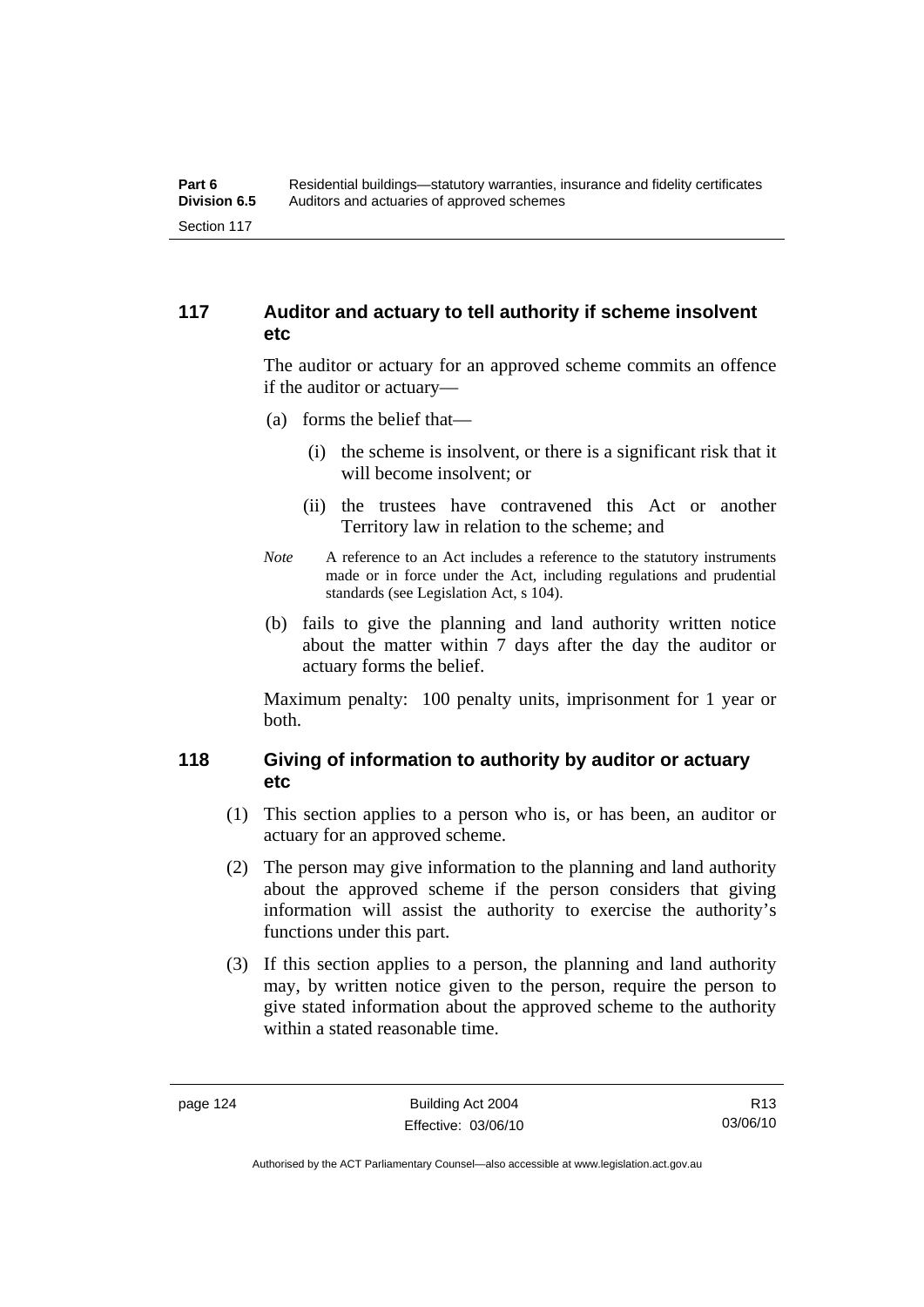## 117 Auditor and actuary to tell authority if scheme insolvent etc

The auditor or actuary for an approved scheme commits an offence if the auditor or actuary—

(a) forms the belief that—

(i) the scheme is insolvent, or there is a significant risk that it will become insolvent; or

(ii) the trustees have contravened this Act or another Territory law in relation to the scheme; and

*Note* A reference to an Act includes a reference to the statutory instruments made or in force under the Act, including regulations and prudential standards (see Legislation Act, s 104).

(b) fails to give the planning and land authority written notice about the matter within 7 days after the day the auditor or actuary forms the belief.

Maximum penalty: 100 penalty units, imprisonment for 1 year or both.

## 118 Giving of information to authority by auditor or actuary etc

(1) This section applies to a person who is, or has been, an auditor or actuary for an approved scheme.

(2) The person may give information to the planning and land authority about the approved scheme if the person considers that giving information will assist the authority to exercise the authority's functions under this part.

(3) If this section applies to a person, the planning and land authority may, by written notice given to the person, require the person to give stated information about the approved scheme to the authority within a stated reasonable time.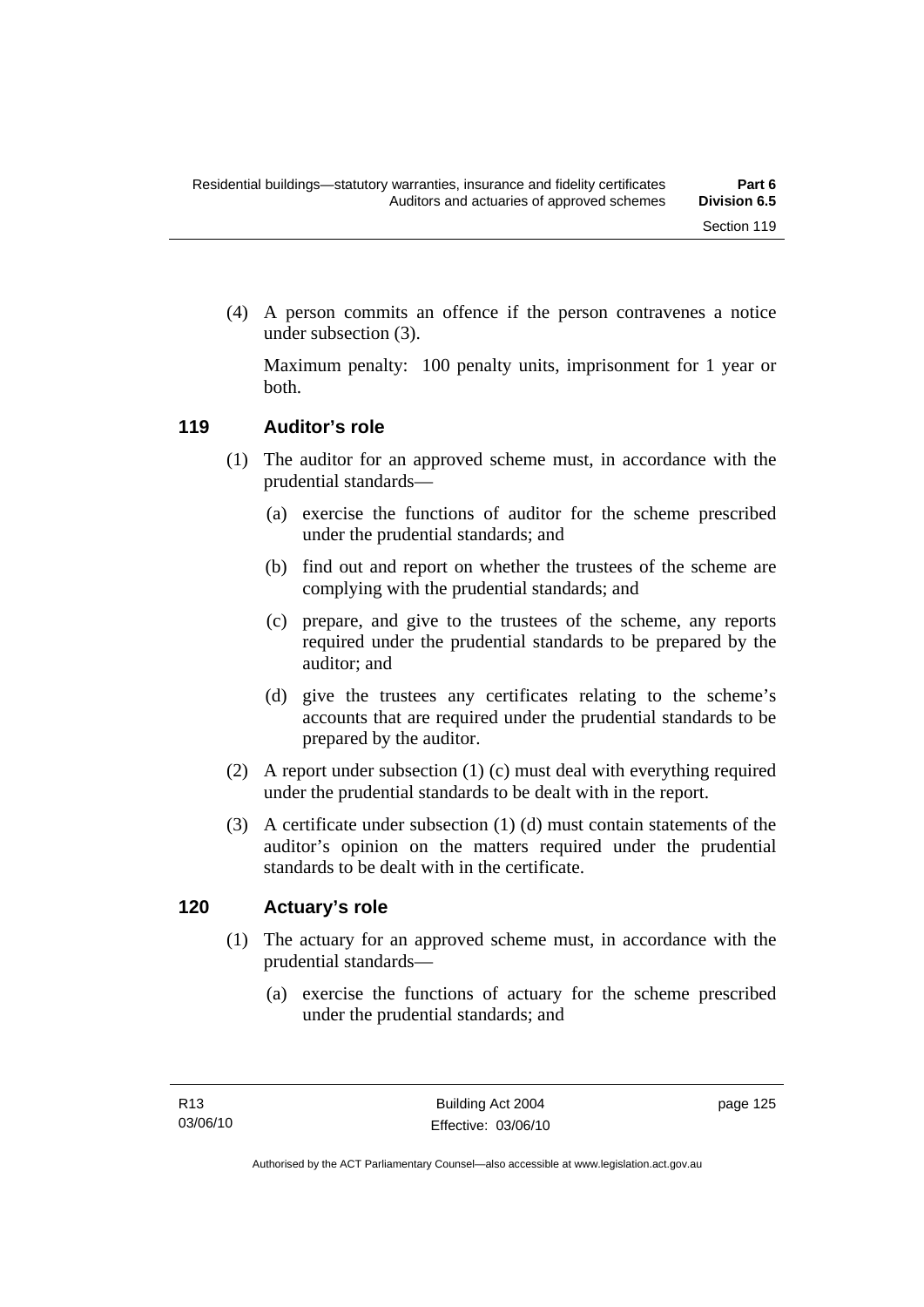(4) A person commits an offence if the person contravenes a notice under subsection (3).

Maximum penalty: 100 penalty units, imprisonment for 1 year or both.

### 119 Auditor's role

(1) The auditor for an approved scheme must, in accordance with the prudential standards—

(a) exercise the functions of auditor for the scheme prescribed under the prudential standards; and

(b) find out and report on whether the trustees of the scheme are complying with the prudential standards; and

(c) prepare, and give to the trustees of the scheme, any reports required under the prudential standards to be prepared by the auditor; and

(d) give the trustees any certificates relating to the scheme's accounts that are required under the prudential standards to be prepared by the auditor.

(2) A report under subsection (1) (c) must deal with everything required under the prudential standards to be dealt with in the report.

(3) A certificate under subsection (1) (d) must contain statements of the auditor's opinion on the matters required under the prudential standards to be dealt with in the certificate.

### 120 Actuary's role

(1) The actuary for an approved scheme must, in accordance with the prudential standards—

(a) exercise the functions of actuary for the scheme prescribed under the prudential standards; and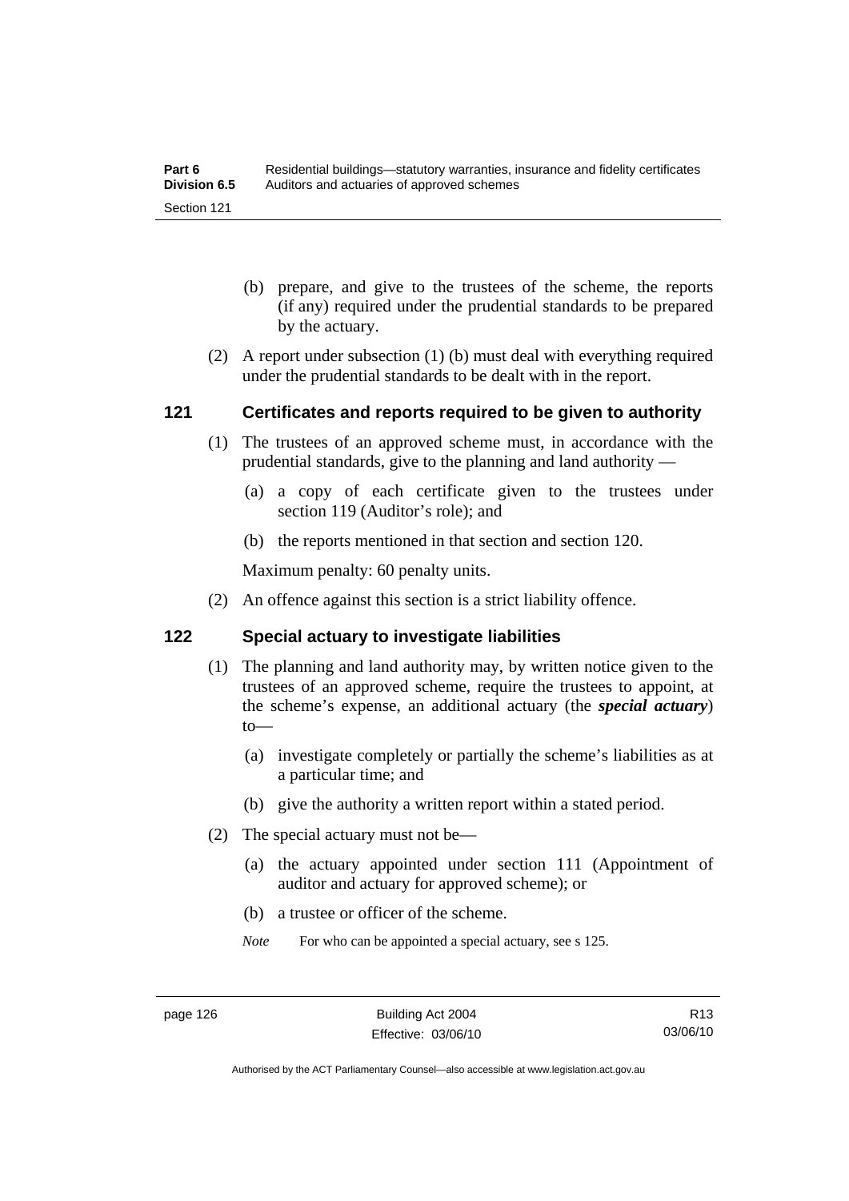(b) prepare, and give to the trustees of the scheme, the reports (if any) required under the prudential standards to be prepared by the actuary.

(2) A report under subsection (1) (b) must deal with everything required under the prudential standards to be dealt with in the report.

### 121 Certificates and reports required to be given to authority

(1) The trustees of an approved scheme must, in accordance with the prudential standards, give to the planning and land authority —

(a) a copy of each certificate given to the trustees under section 119 (Auditor's role); and

(b) the reports mentioned in that section and section 120.

Maximum penalty: 60 penalty units.

(2) An offence against this section is a strict liability offence.

### 122 Special actuary to investigate liabilities

(1) The planning and land authority may, by written notice given to the trustees of an approved scheme, require the trustees to appoint, at the scheme's expense, an additional actuary (the ***special actuary***) to—

(a) investigate completely or partially the scheme's liabilities as at a particular time; and

(b) give the authority a written report within a stated period.

(2) The special actuary must not be—

(a) the actuary appointed under section 111 (Appointment of auditor and actuary for approved scheme); or

(b) a trustee or officer of the scheme.

*Note* For who can be appointed a special actuary, see s 125.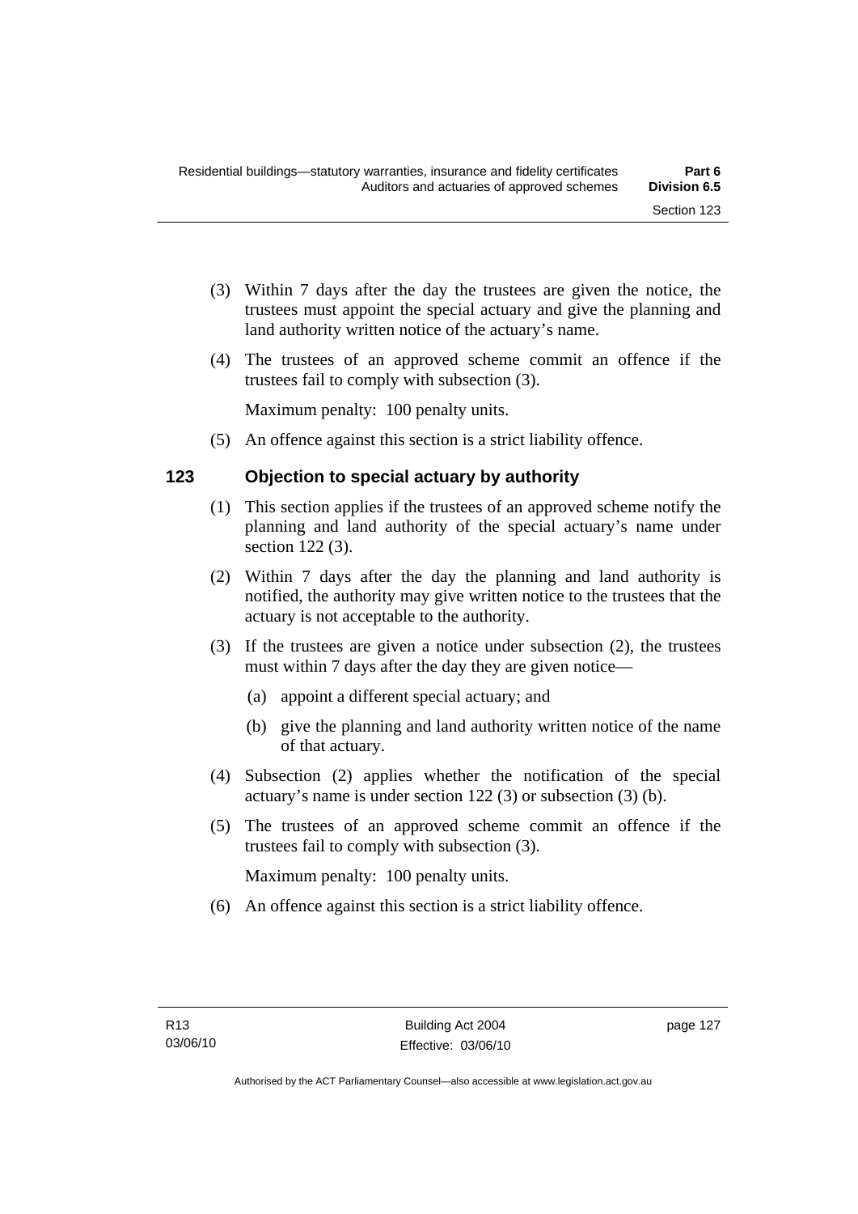(3) Within 7 days after the day the trustees are given the notice, the trustees must appoint the special actuary and give the planning and land authority written notice of the actuary's name.

(4) The trustees of an approved scheme commit an offence if the trustees fail to comply with subsection (3).

Maximum penalty: 100 penalty units.

(5) An offence against this section is a strict liability offence.

## 123 Objection to special actuary by authority

(1) This section applies if the trustees of an approved scheme notify the planning and land authority of the special actuary's name under section 122 (3).

(2) Within 7 days after the day the planning and land authority is notified, the authority may give written notice to the trustees that the actuary is not acceptable to the authority.

(3) If the trustees are given a notice under subsection (2), the trustees must within 7 days after the day they are given notice—

(a) appoint a different special actuary; and

(b) give the planning and land authority written notice of the name of that actuary.

(4) Subsection (2) applies whether the notification of the special actuary's name is under section 122 (3) or subsection (3) (b).

(5) The trustees of an approved scheme commit an offence if the trustees fail to comply with subsection (3).

Maximum penalty: 100 penalty units.

(6) An offence against this section is a strict liability offence.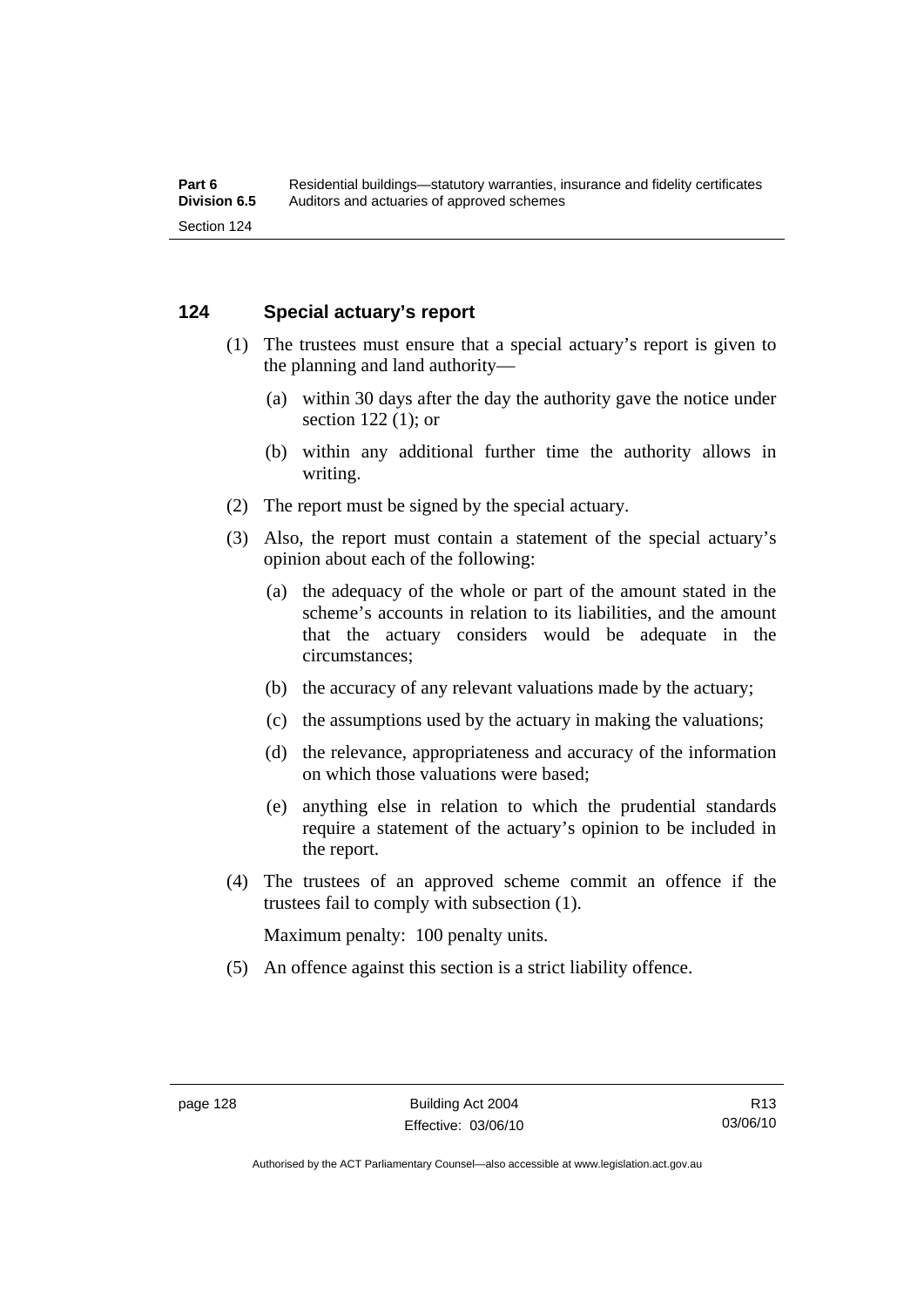## 124 Special actuary's report

(1) The trustees must ensure that a special actuary's report is given to the planning and land authority—

(a) within 30 days after the day the authority gave the notice under section 122 (1); or

(b) within any additional further time the authority allows in writing.

(2) The report must be signed by the special actuary.

(3) Also, the report must contain a statement of the special actuary's opinion about each of the following:

(a) the adequacy of the whole or part of the amount stated in the scheme's accounts in relation to its liabilities, and the amount that the actuary considers would be adequate in the circumstances;

(b) the accuracy of any relevant valuations made by the actuary;

(c) the assumptions used by the actuary in making the valuations;

(d) the relevance, appropriateness and accuracy of the information on which those valuations were based;

(e) anything else in relation to which the prudential standards require a statement of the actuary's opinion to be included in the report.

(4) The trustees of an approved scheme commit an offence if the trustees fail to comply with subsection (1).

Maximum penalty: 100 penalty units.

(5) An offence against this section is a strict liability offence.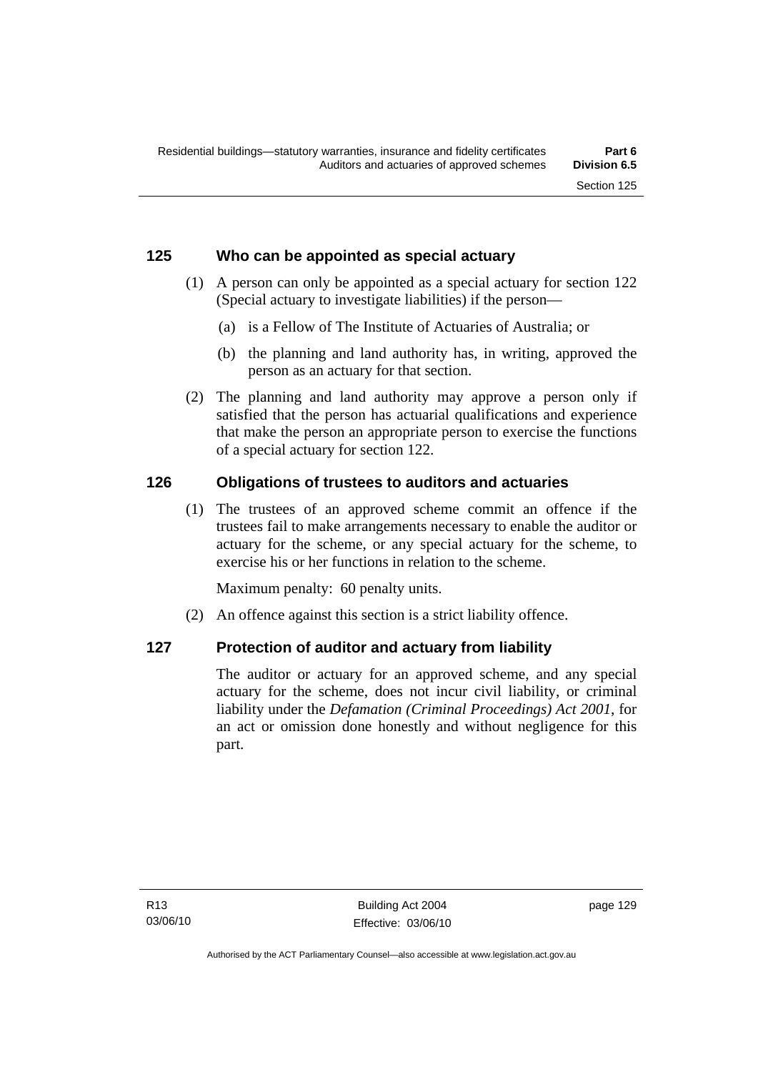### 125 Who can be appointed as special actuary

(1) A person can only be appointed as a special actuary for section 122 (Special actuary to investigate liabilities) if the person—

(a) is a Fellow of The Institute of Actuaries of Australia; or

(b) the planning and land authority has, in writing, approved the person as an actuary for that section.

(2) The planning and land authority may approve a person only if satisfied that the person has actuarial qualifications and experience that make the person an appropriate person to exercise the functions of a special actuary for section 122.

### 126 Obligations of trustees to auditors and actuaries

(1) The trustees of an approved scheme commit an offence if the trustees fail to make arrangements necessary to enable the auditor or actuary for the scheme, or any special actuary for the scheme, to exercise his or her functions in relation to the scheme.

Maximum penalty: 60 penalty units.

(2) An offence against this section is a strict liability offence.

### 127 Protection of auditor and actuary from liability

The auditor or actuary for an approved scheme, and any special actuary for the scheme, does not incur civil liability, or criminal liability under the *Defamation (Criminal Proceedings) Act 2001*, for an act or omission done honestly and without negligence for this part.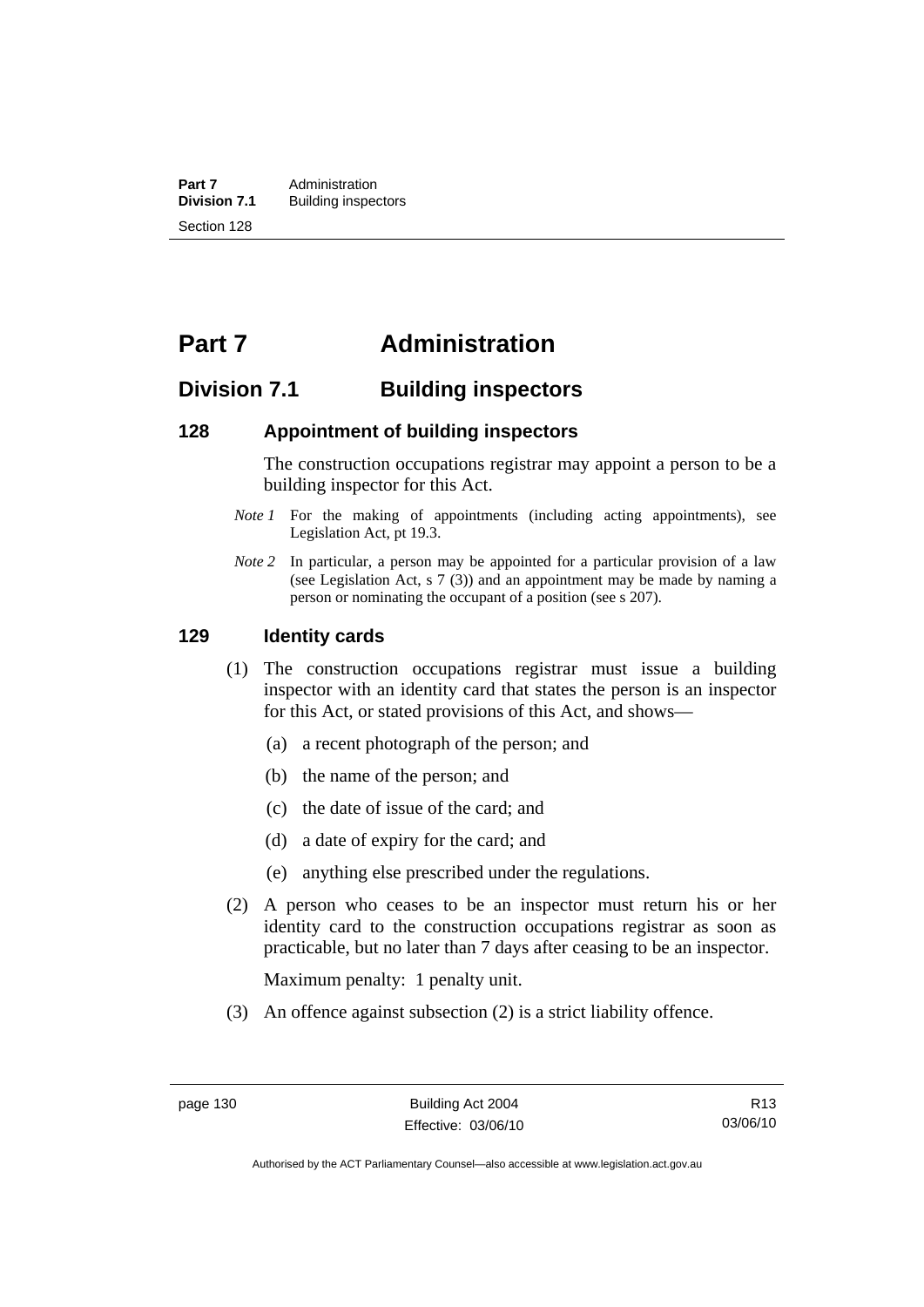# Part 7 Administration

## Division 7.1 Building inspectors

### 128 Appointment of building inspectors

The construction occupations registrar may appoint a person to be a building inspector for this Act.

*Note 1* For the making of appointments (including acting appointments), see Legislation Act, pt 19.3.

*Note 2* In particular, a person may be appointed for a particular provision of a law (see Legislation Act, s 7 (3)) and an appointment may be made by naming a person or nominating the occupant of a position (see s 207).

### 129 Identity cards

(1) The construction occupations registrar must issue a building inspector with an identity card that states the person is an inspector for this Act, or stated provisions of this Act, and shows—

(a) a recent photograph of the person; and

(b) the name of the person; and

(c) the date of issue of the card; and

(d) a date of expiry for the card; and

(e) anything else prescribed under the regulations.

(2) A person who ceases to be an inspector must return his or her identity card to the construction occupations registrar as soon as practicable, but no later than 7 days after ceasing to be an inspector.

Maximum penalty: 1 penalty unit.

(3) An offence against subsection (2) is a strict liability offence.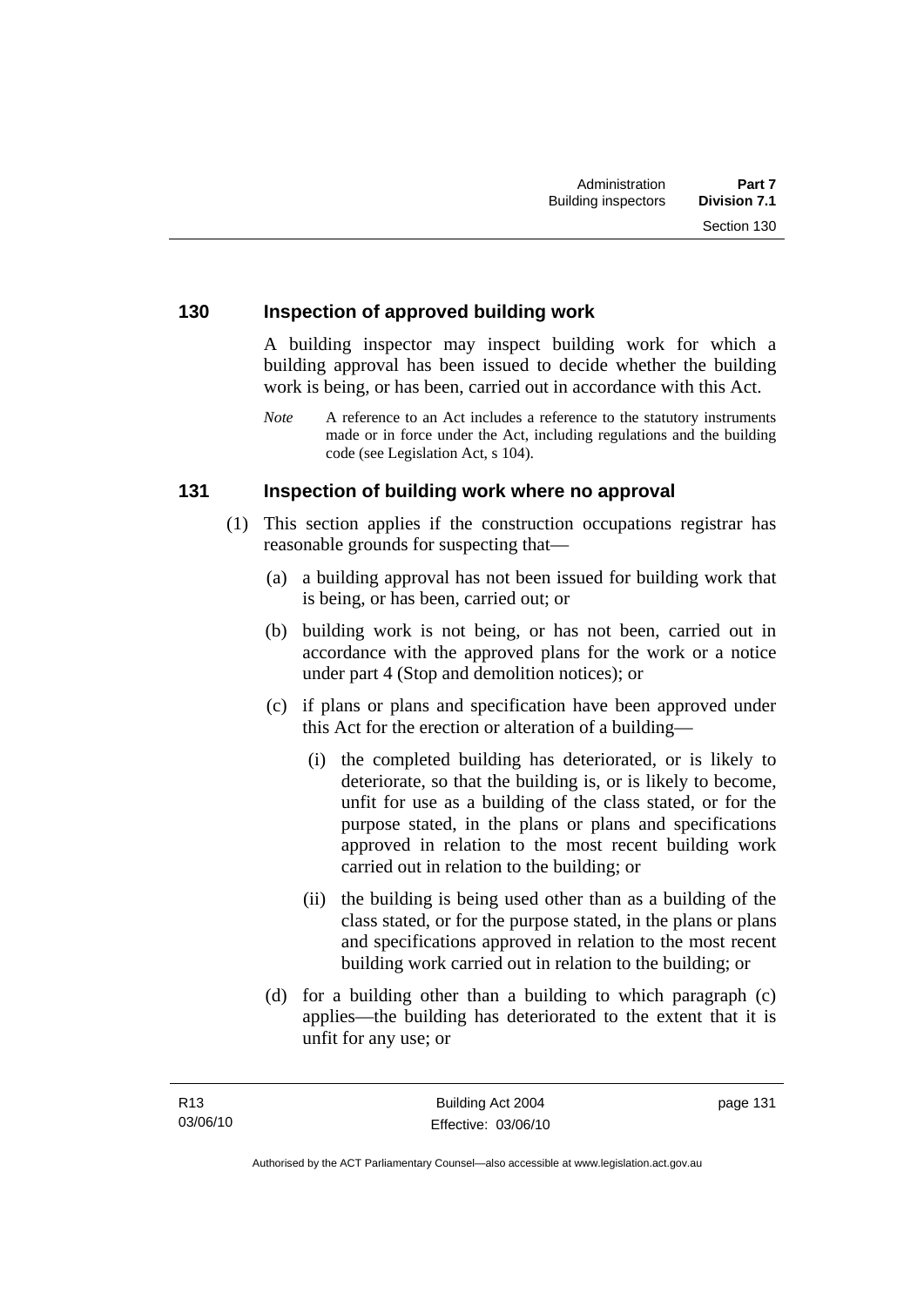## 130 Inspection of approved building work

A building inspector may inspect building work for which a building approval has been issued to decide whether the building work is being, or has been, carried out in accordance with this Act.

*Note* A reference to an Act includes a reference to the statutory instruments made or in force under the Act, including regulations and the building code (see Legislation Act, s 104).

## 131 Inspection of building work where no approval

(1) This section applies if the construction occupations registrar has reasonable grounds for suspecting that—

(a) a building approval has not been issued for building work that is being, or has been, carried out; or

(b) building work is not being, or has not been, carried out in accordance with the approved plans for the work or a notice under part 4 (Stop and demolition notices); or

(c) if plans or plans and specification have been approved under this Act for the erection or alteration of a building—

(i) the completed building has deteriorated, or is likely to deteriorate, so that the building is, or is likely to become, unfit for use as a building of the class stated, or for the purpose stated, in the plans or plans and specifications approved in relation to the most recent building work carried out in relation to the building; or

(ii) the building is being used other than as a building of the class stated, or for the purpose stated, in the plans or plans and specifications approved in relation to the most recent building work carried out in relation to the building; or

(d) for a building other than a building to which paragraph (c) applies—the building has deteriorated to the extent that it is unfit for any use; or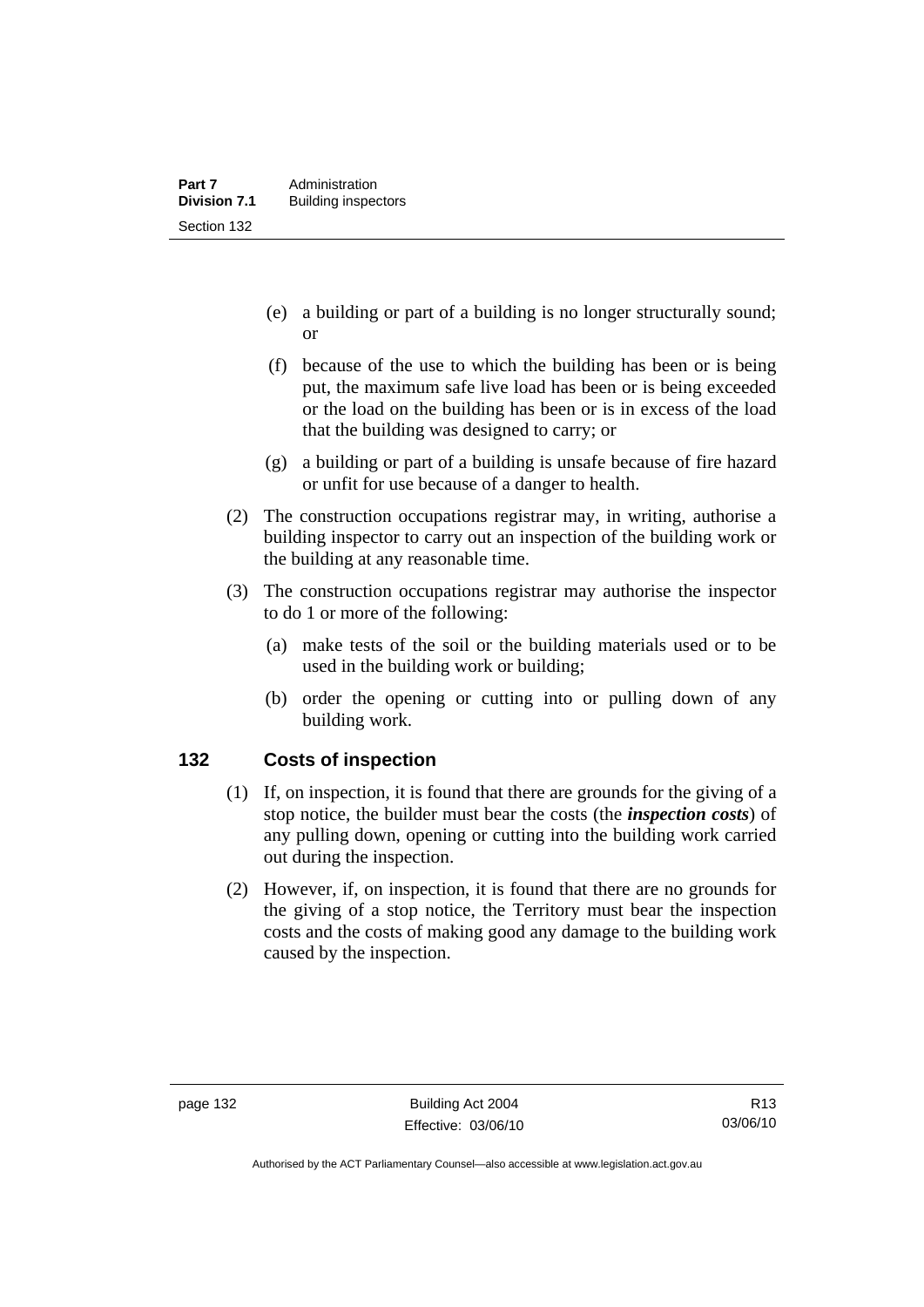(e) a building or part of a building is no longer structurally sound; or

(f) because of the use to which the building has been or is being put, the maximum safe live load has been or is being exceeded or the load on the building has been or is in excess of the load that the building was designed to carry; or

(g) a building or part of a building is unsafe because of fire hazard or unfit for use because of a danger to health.

(2) The construction occupations registrar may, in writing, authorise a building inspector to carry out an inspection of the building work or the building at any reasonable time.

(3) The construction occupations registrar may authorise the inspector to do 1 or more of the following:

(a) make tests of the soil or the building materials used or to be used in the building work or building;

(b) order the opening or cutting into or pulling down of any building work.

## 132 Costs of inspection

(1) If, on inspection, it is found that there are grounds for the giving of a stop notice, the builder must bear the costs (the ***inspection costs***) of any pulling down, opening or cutting into the building work carried out during the inspection.

(2) However, if, on inspection, it is found that there are no grounds for the giving of a stop notice, the Territory must bear the inspection costs and the costs of making good any damage to the building work caused by the inspection.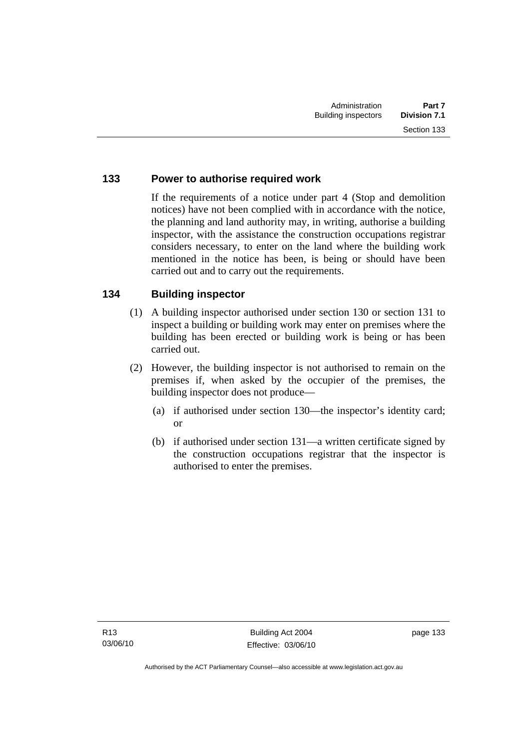## 133 Power to authorise required work

If the requirements of a notice under part 4 (Stop and demolition notices) have not been complied with in accordance with the notice, the planning and land authority may, in writing, authorise a building inspector, with the assistance the construction occupations registrar considers necessary, to enter on the land where the building work mentioned in the notice has been, is being or should have been carried out and to carry out the requirements.

## 134 Building inspector

(1) A building inspector authorised under section 130 or section 131 to inspect a building or building work may enter on premises where the building has been erected or building work is being or has been carried out.

(2) However, the building inspector is not authorised to remain on the premises if, when asked by the occupier of the premises, the building inspector does not produce—

(a) if authorised under section 130—the inspector's identity card; or

(b) if authorised under section 131—a written certificate signed by the construction occupations registrar that the inspector is authorised to enter the premises.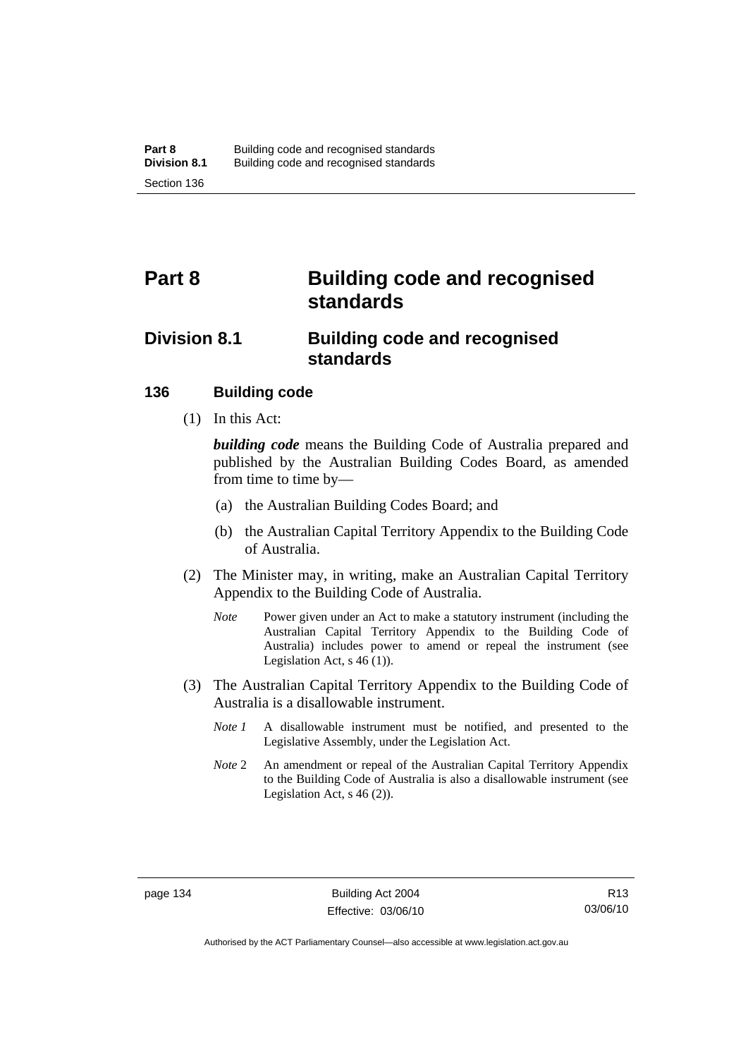# Part 8 Building code and recognised standards

## Division 8.1 Building code and recognised standards

### 136 Building code

(1) In this Act:

***building code*** means the Building Code of Australia prepared and published by the Australian Building Codes Board, as amended from time to time by—

(a) the Australian Building Codes Board; and

(b) the Australian Capital Territory Appendix to the Building Code of Australia.

(2) The Minister may, in writing, make an Australian Capital Territory Appendix to the Building Code of Australia.

*Note* Power given under an Act to make a statutory instrument (including the Australian Capital Territory Appendix to the Building Code of Australia) includes power to amend or repeal the instrument (see Legislation Act, s 46 (1)).

(3) The Australian Capital Territory Appendix to the Building Code of Australia is a disallowable instrument.

*Note 1* A disallowable instrument must be notified, and presented to the Legislative Assembly, under the Legislation Act.

*Note* 2 An amendment or repeal of the Australian Capital Territory Appendix to the Building Code of Australia is also a disallowable instrument (see Legislation Act, s 46 (2)).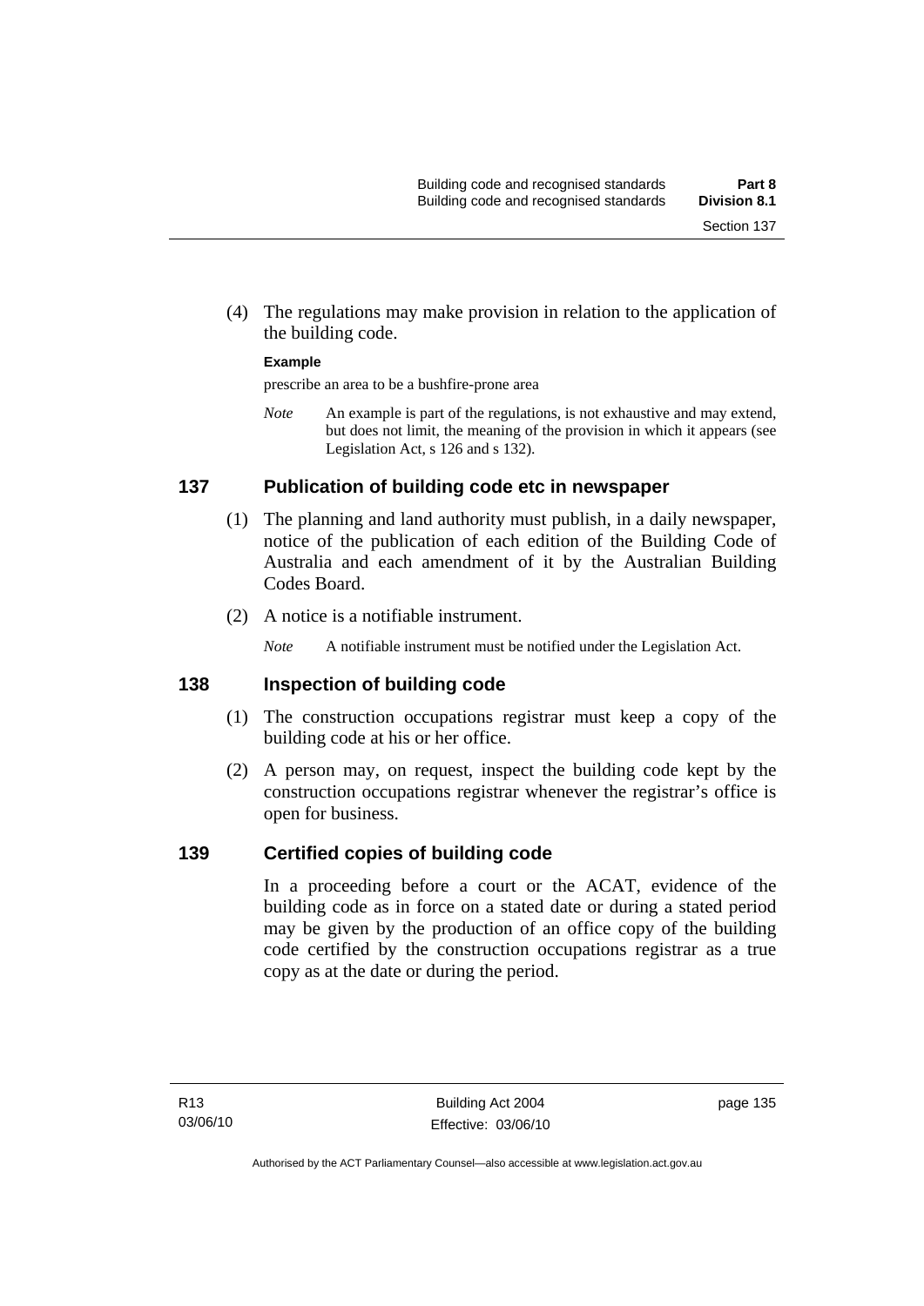(4) The regulations may make provision in relation to the application of the building code.

**Example**

prescribe an area to be a bushfire-prone area

*Note* An example is part of the regulations, is not exhaustive and may extend, but does not limit, the meaning of the provision in which it appears (see Legislation Act, s 126 and s 132).

## 137 Publication of building code etc in newspaper

(1) The planning and land authority must publish, in a daily newspaper, notice of the publication of each edition of the Building Code of Australia and each amendment of it by the Australian Building Codes Board.

(2) A notice is a notifiable instrument.

*Note* A notifiable instrument must be notified under the Legislation Act.

## 138 Inspection of building code

(1) The construction occupations registrar must keep a copy of the building code at his or her office.

(2) A person may, on request, inspect the building code kept by the construction occupations registrar whenever the registrar's office is open for business.

## 139 Certified copies of building code

In a proceeding before a court or the ACAT, evidence of the building code as in force on a stated date or during a stated period may be given by the production of an office copy of the building code certified by the construction occupations registrar as a true copy as at the date or during the period.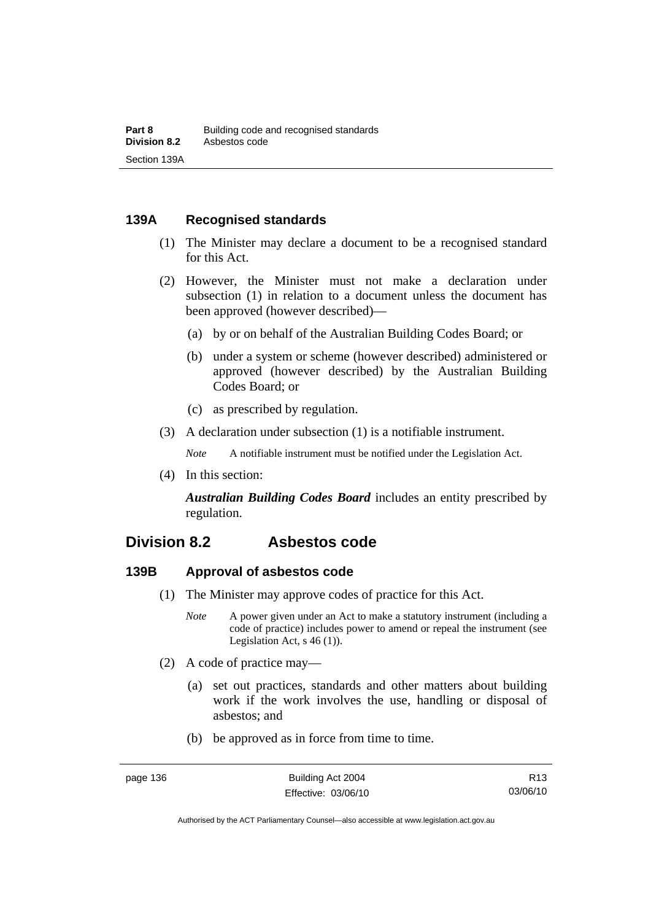### 139A Recognised standards

(1) The Minister may declare a document to be a recognised standard for this Act.

(2) However, the Minister must not make a declaration under subsection (1) in relation to a document unless the document has been approved (however described)—

(a) by or on behalf of the Australian Building Codes Board; or

(b) under a system or scheme (however described) administered or approved (however described) by the Australian Building Codes Board; or

(c) as prescribed by regulation.

(3) A declaration under subsection (1) is a notifiable instrument.

*Note* A notifiable instrument must be notified under the Legislation Act.

(4) In this section:

***Australian Building Codes Board*** includes an entity prescribed by regulation.

## Division 8.2 Asbestos code

### 139B Approval of asbestos code

(1) The Minister may approve codes of practice for this Act.

*Note* A power given under an Act to make a statutory instrument (including a code of practice) includes power to amend or repeal the instrument (see Legislation Act, s 46 (1)).

(2) A code of practice may—

(a) set out practices, standards and other matters about building work if the work involves the use, handling or disposal of asbestos; and

(b) be approved as in force from time to time.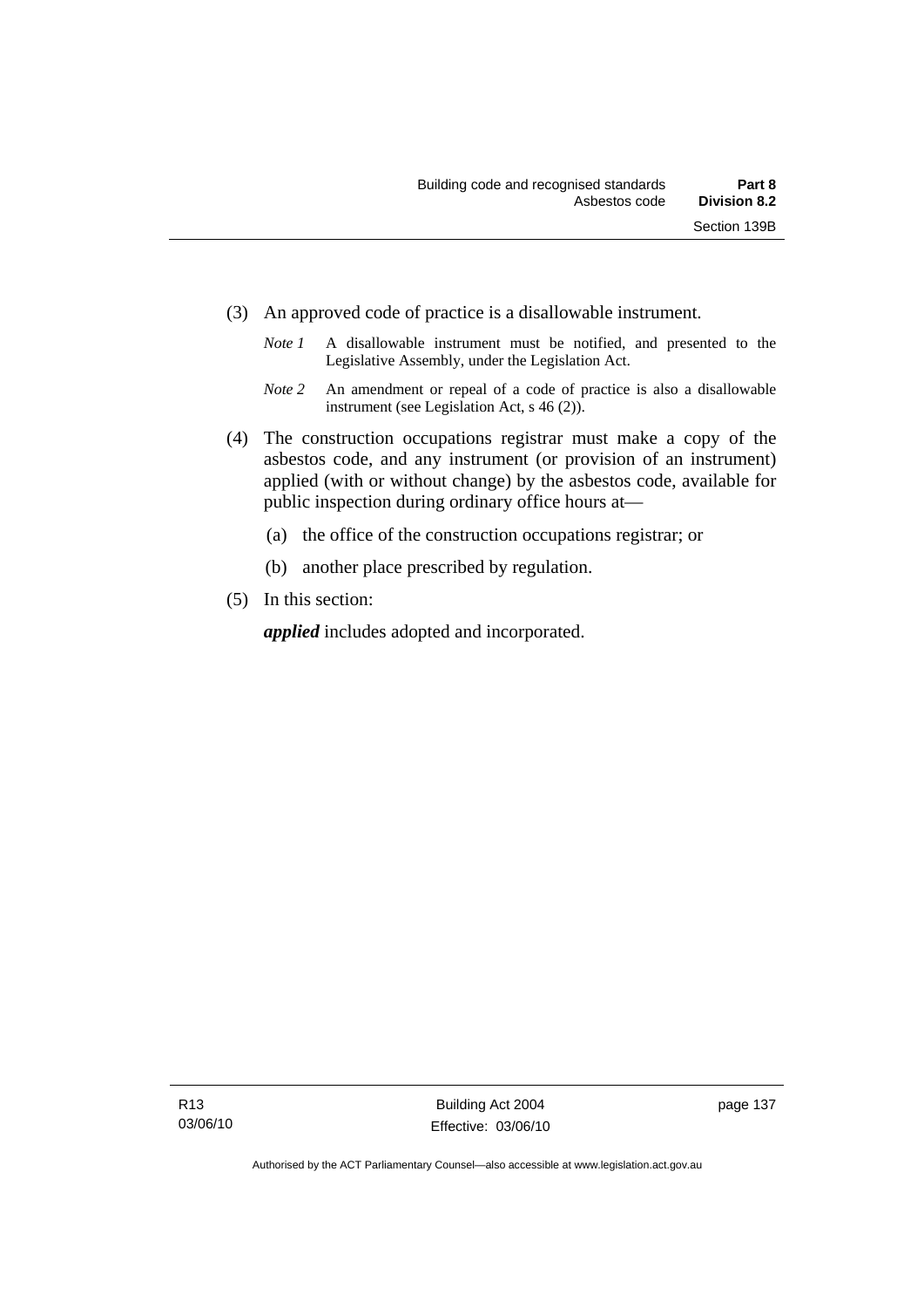(3) An approved code of practice is a disallowable instrument.

*Note 1* A disallowable instrument must be notified, and presented to the Legislative Assembly, under the Legislation Act.

*Note 2* An amendment or repeal of a code of practice is also a disallowable instrument (see Legislation Act, s 46 (2)).

(4) The construction occupations registrar must make a copy of the asbestos code, and any instrument (or provision of an instrument) applied (with or without change) by the asbestos code, available for public inspection during ordinary office hours at—

(a) the office of the construction occupations registrar; or

(b) another place prescribed by regulation.

(5) In this section:

***applied*** includes adopted and incorporated.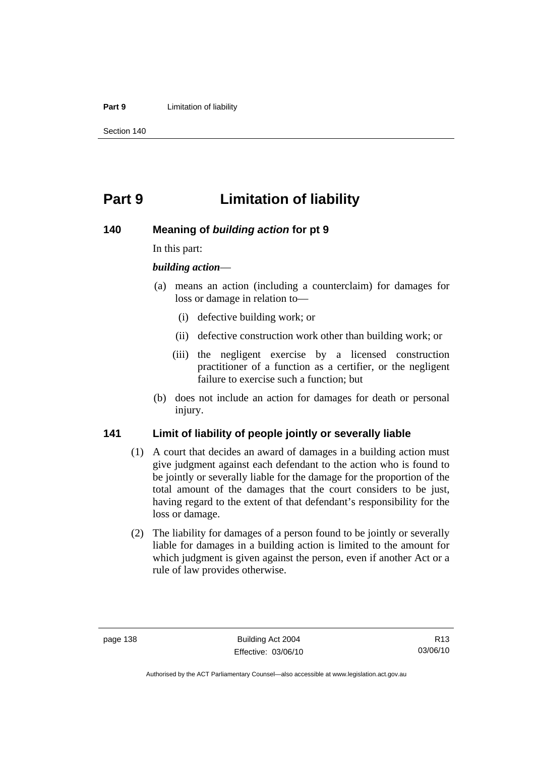# Part 9 Limitation of liability

## 140 Meaning of *building action* for pt 9

In this part:

***building action***—

(a) means an action (including a counterclaim) for damages for loss or damage in relation to—

(i) defective building work; or

(ii) defective construction work other than building work; or

(iii) the negligent exercise by a licensed construction practitioner of a function as a certifier, or the negligent failure to exercise such a function; but

(b) does not include an action for damages for death or personal injury.

## 141 Limit of liability of people jointly or severally liable

(1) A court that decides an award of damages in a building action must give judgment against each defendant to the action who is found to be jointly or severally liable for the damage for the proportion of the total amount of the damages that the court considers to be just, having regard to the extent of that defendant's responsibility for the loss or damage.

(2) The liability for damages of a person found to be jointly or severally liable for damages in a building action is limited to the amount for which judgment is given against the person, even if another Act or a rule of law provides otherwise.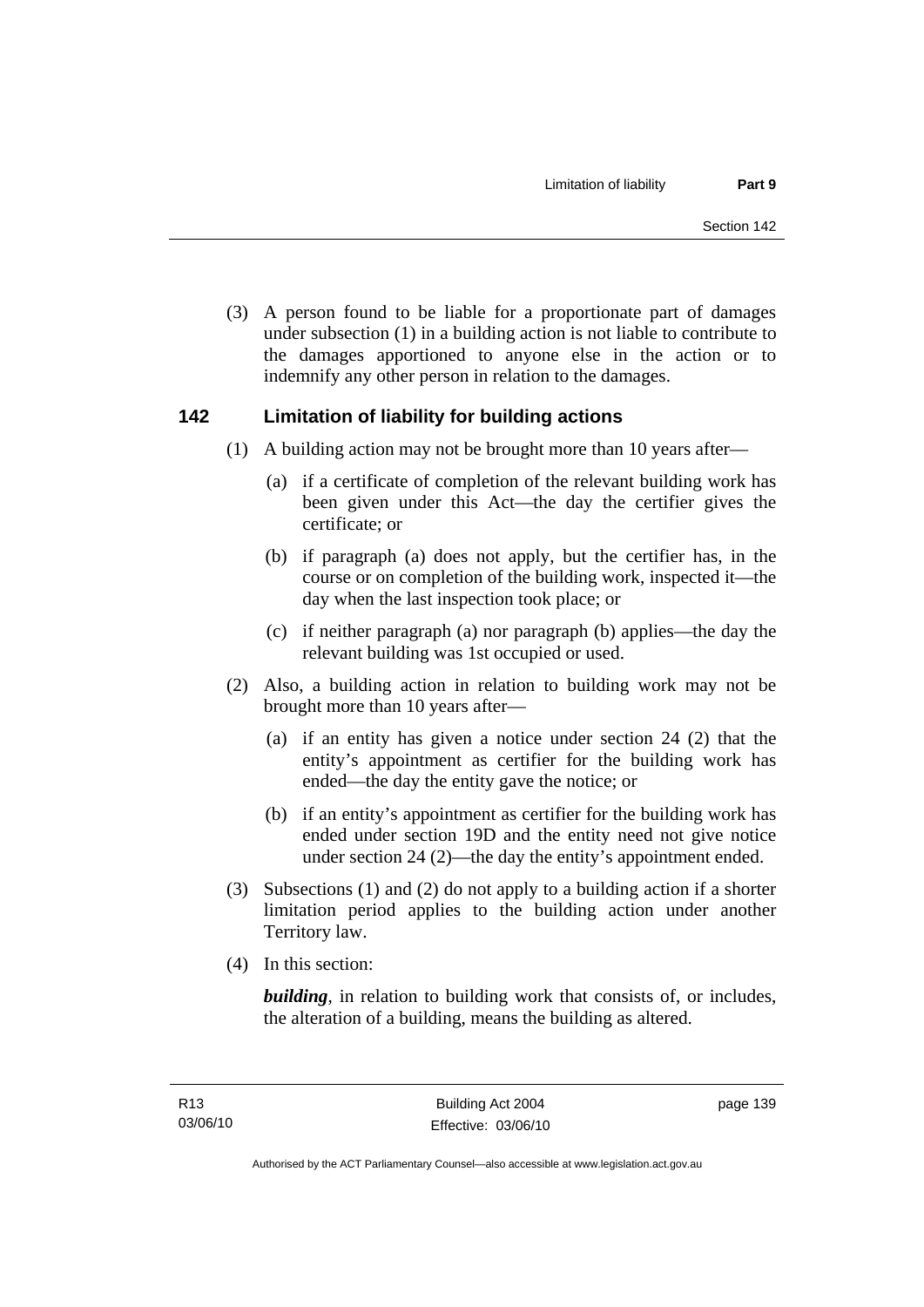(3) A person found to be liable for a proportionate part of damages under subsection (1) in a building action is not liable to contribute to the damages apportioned to anyone else in the action or to indemnify any other person in relation to the damages.

## 142 Limitation of liability for building actions

(1) A building action may not be brought more than 10 years after—

(a) if a certificate of completion of the relevant building work has been given under this Act—the day the certifier gives the certificate; or

(b) if paragraph (a) does not apply, but the certifier has, in the course or on completion of the building work, inspected it—the day when the last inspection took place; or

(c) if neither paragraph (a) nor paragraph (b) applies—the day the relevant building was 1st occupied or used.

(2) Also, a building action in relation to building work may not be brought more than 10 years after—

(a) if an entity has given a notice under section 24 (2) that the entity's appointment as certifier for the building work has ended—the day the entity gave the notice; or

(b) if an entity's appointment as certifier for the building work has ended under section 19D and the entity need not give notice under section 24 (2)—the day the entity's appointment ended.

(3) Subsections (1) and (2) do not apply to a building action if a shorter limitation period applies to the building action under another Territory law.

(4) In this section:

***building***, in relation to building work that consists of, or includes, the alteration of a building, means the building as altered.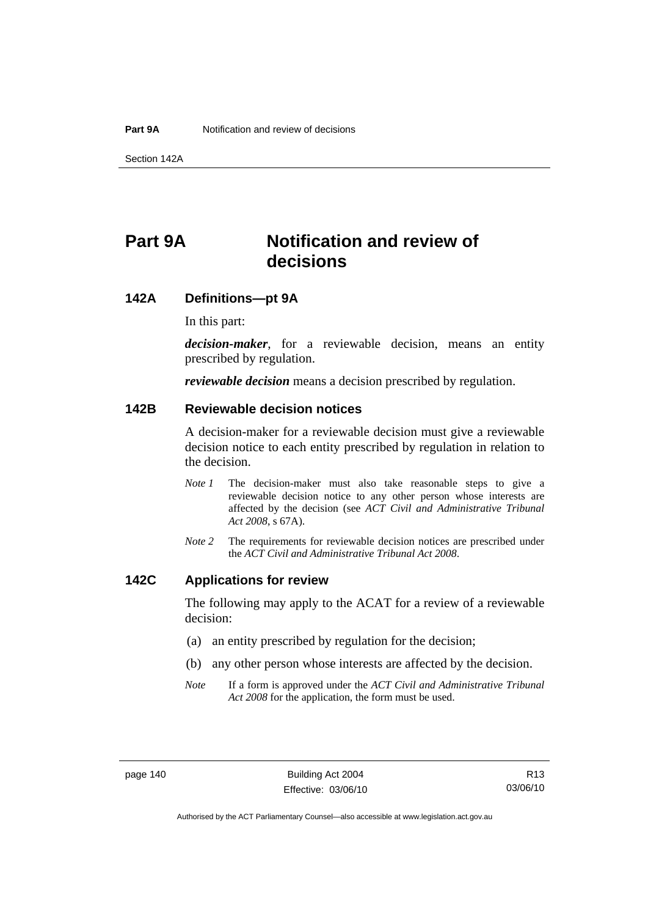# Part 9A Notification and review of decisions

## 142A Definitions—pt 9A

In this part:

***decision-maker***, for a reviewable decision, means an entity prescribed by regulation.

***reviewable decision*** means a decision prescribed by regulation.

## 142B Reviewable decision notices

A decision-maker for a reviewable decision must give a reviewable decision notice to each entity prescribed by regulation in relation to the decision.

*Note 1* The decision-maker must also take reasonable steps to give a reviewable decision notice to any other person whose interests are affected by the decision (see *ACT Civil and Administrative Tribunal Act 2008*, s 67A).

*Note 2* The requirements for reviewable decision notices are prescribed under the *ACT Civil and Administrative Tribunal Act 2008*.

## 142C Applications for review

The following may apply to the ACAT for a review of a reviewable decision:

(a) an entity prescribed by regulation for the decision;

(b) any other person whose interests are affected by the decision.

*Note* If a form is approved under the *ACT Civil and Administrative Tribunal Act 2008* for the application, the form must be used.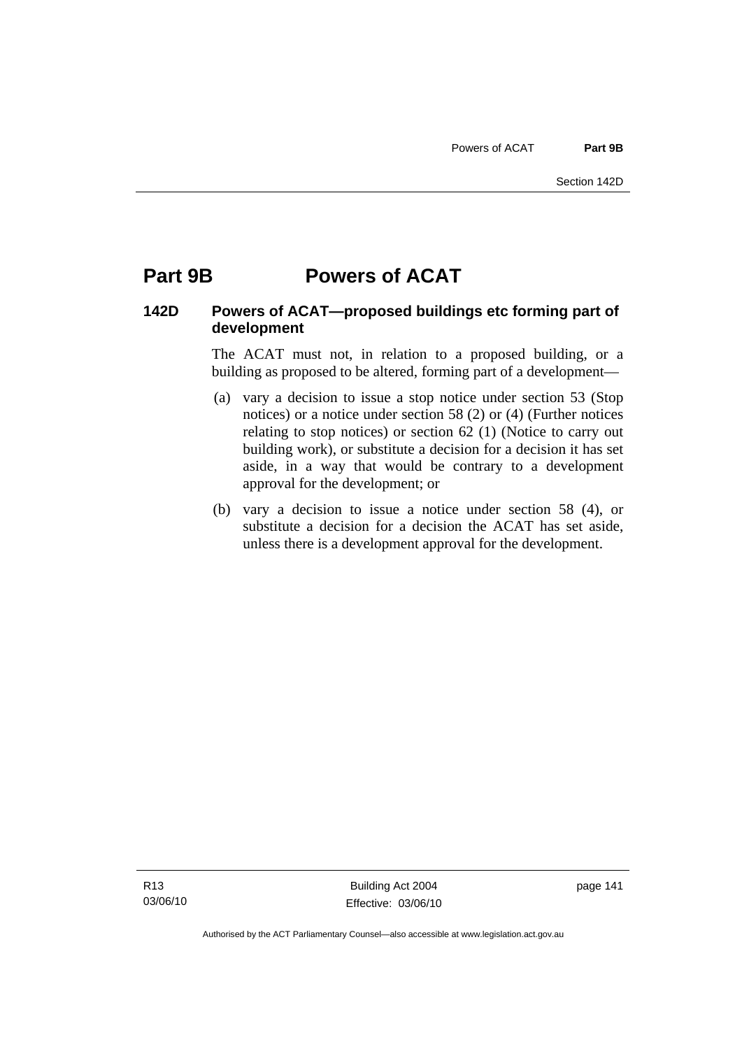# Part 9B Powers of ACAT

## 142D Powers of ACAT—proposed buildings etc forming part of development

The ACAT must not, in relation to a proposed building, or a building as proposed to be altered, forming part of a development—

(a) vary a decision to issue a stop notice under section 53 (Stop notices) or a notice under section 58 (2) or (4) (Further notices relating to stop notices) or section 62 (1) (Notice to carry out building work), or substitute a decision for a decision it has set aside, in a way that would be contrary to a development approval for the development; or

(b) vary a decision to issue a notice under section 58 (4), or substitute a decision for a decision the ACAT has set aside, unless there is a development approval for the development.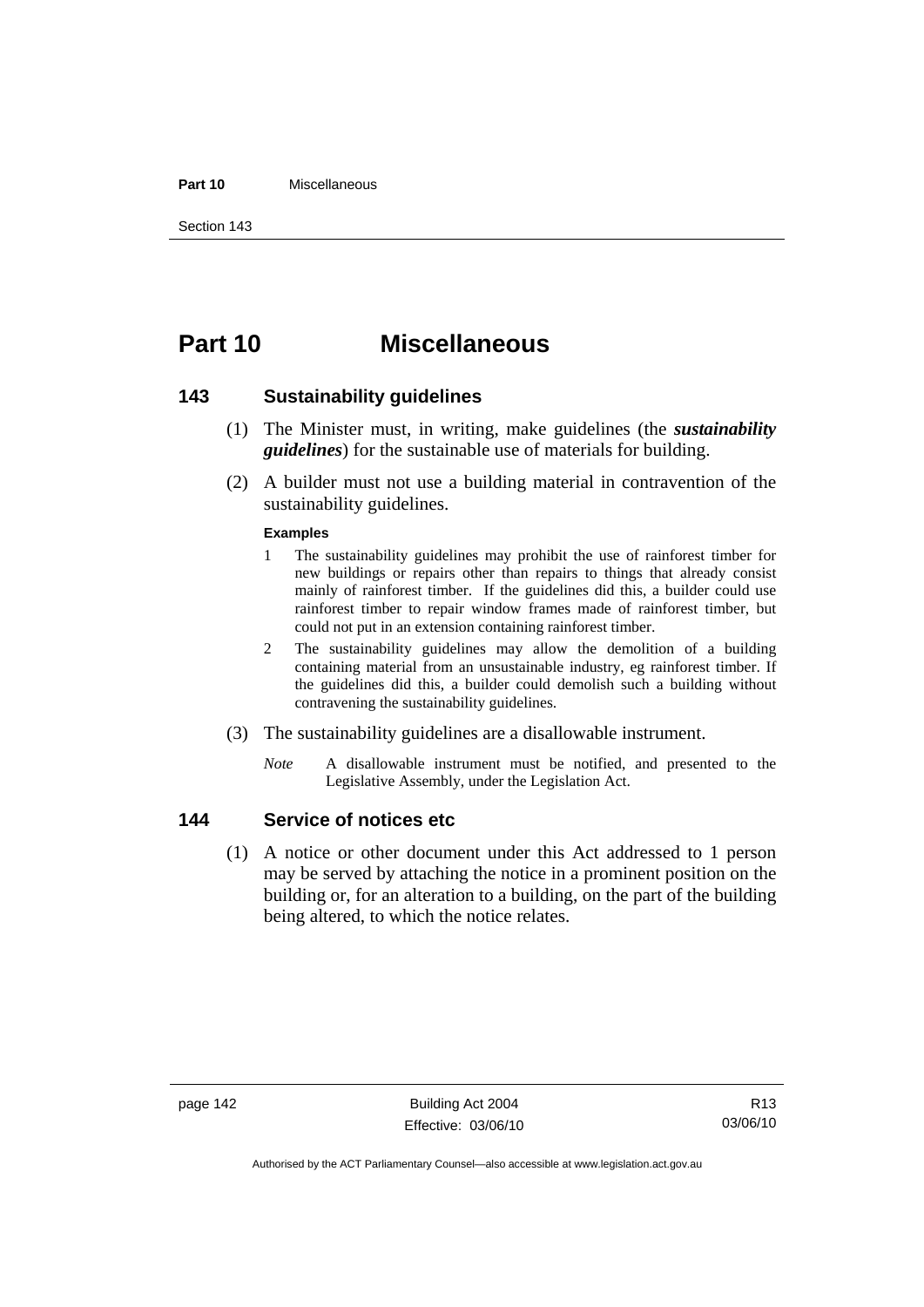# Part 10 Miscellaneous

## 143 Sustainability guidelines

(1) The Minister must, in writing, make guidelines (the ***sustainability guidelines***) for the sustainable use of materials for building.

(2) A builder must not use a building material in contravention of the sustainability guidelines.

**Examples**

1 The sustainability guidelines may prohibit the use of rainforest timber for new buildings or repairs other than repairs to things that already consist mainly of rainforest timber. If the guidelines did this, a builder could use rainforest timber to repair window frames made of rainforest timber, but could not put in an extension containing rainforest timber.

2 The sustainability guidelines may allow the demolition of a building containing material from an unsustainable industry, eg rainforest timber. If the guidelines did this, a builder could demolish such a building without contravening the sustainability guidelines.

(3) The sustainability guidelines are a disallowable instrument.

*Note* A disallowable instrument must be notified, and presented to the Legislative Assembly, under the Legislation Act.

## 144 Service of notices etc

(1) A notice or other document under this Act addressed to 1 person may be served by attaching the notice in a prominent position on the building or, for an alteration to a building, on the part of the building being altered, to which the notice relates.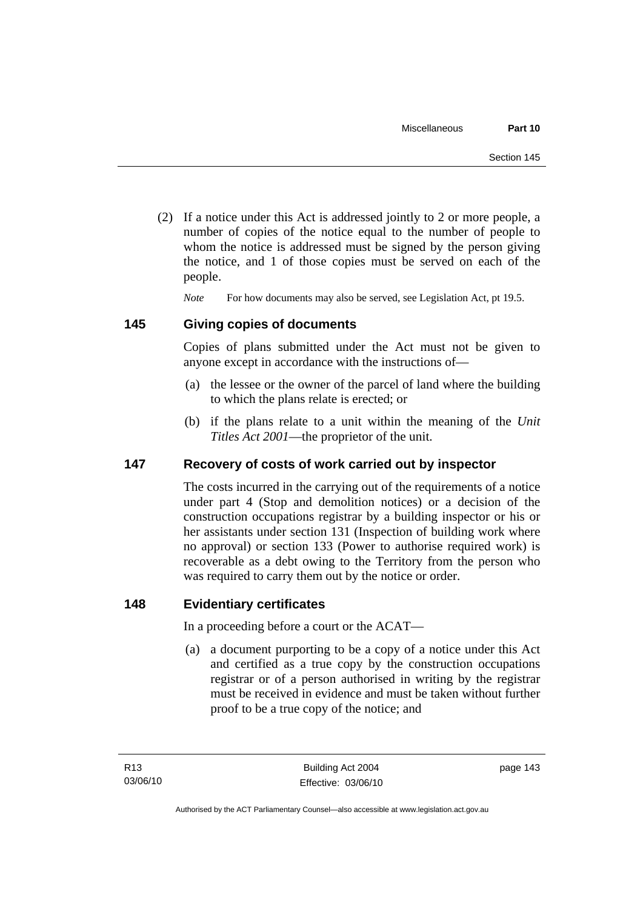(2) If a notice under this Act is addressed jointly to 2 or more people, a number of copies of the notice equal to the number of people to whom the notice is addressed must be signed by the person giving the notice, and 1 of those copies must be served on each of the people.

*Note* For how documents may also be served, see Legislation Act, pt 19.5.

### 145 Giving copies of documents

Copies of plans submitted under the Act must not be given to anyone except in accordance with the instructions of—

(a) the lessee or the owner of the parcel of land where the building to which the plans relate is erected; or

(b) if the plans relate to a unit within the meaning of the *Unit Titles Act 2001*—the proprietor of the unit.

### 147 Recovery of costs of work carried out by inspector

The costs incurred in the carrying out of the requirements of a notice under part 4 (Stop and demolition notices) or a decision of the construction occupations registrar by a building inspector or his or her assistants under section 131 (Inspection of building work where no approval) or section 133 (Power to authorise required work) is recoverable as a debt owing to the Territory from the person who was required to carry them out by the notice or order.

### 148 Evidentiary certificates

In a proceeding before a court or the ACAT—

(a) a document purporting to be a copy of a notice under this Act and certified as a true copy by the construction occupations registrar or of a person authorised in writing by the registrar must be received in evidence and must be taken without further proof to be a true copy of the notice; and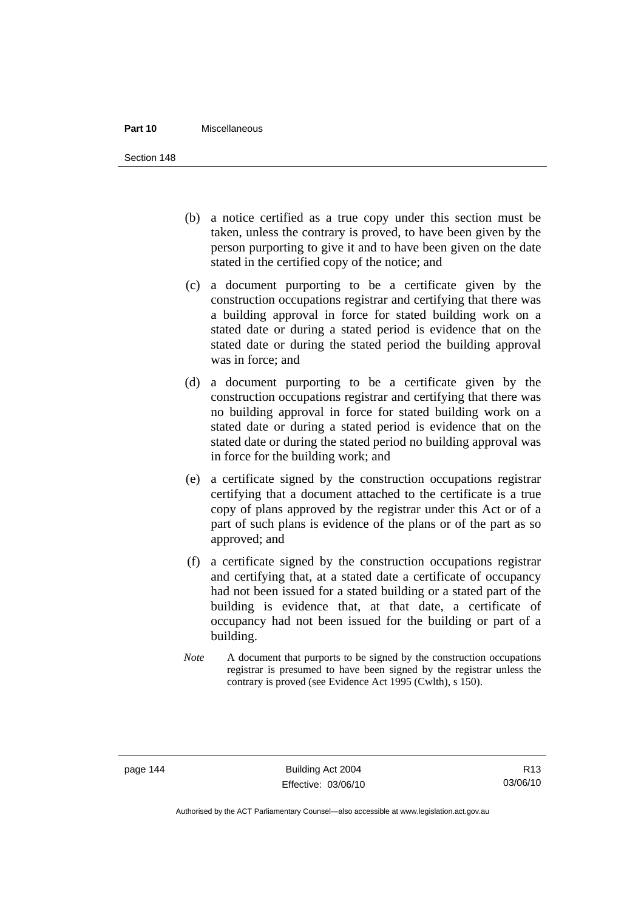(b) a notice certified as a true copy under this section must be taken, unless the contrary is proved, to have been given by the person purporting to give it and to have been given on the date stated in the certified copy of the notice; and

(c) a document purporting to be a certificate given by the construction occupations registrar and certifying that there was a building approval in force for stated building work on a stated date or during a stated period is evidence that on the stated date or during the stated period the building approval was in force; and

(d) a document purporting to be a certificate given by the construction occupations registrar and certifying that there was no building approval in force for stated building work on a stated date or during a stated period is evidence that on the stated date or during the stated period no building approval was in force for the building work; and

(e) a certificate signed by the construction occupations registrar certifying that a document attached to the certificate is a true copy of plans approved by the registrar under this Act or of a part of such plans is evidence of the plans or of the part as so approved; and

(f) a certificate signed by the construction occupations registrar and certifying that, at a stated date a certificate of occupancy had not been issued for a stated building or a stated part of the building is evidence that, at that date, a certificate of occupancy had not been issued for the building or part of a building.

*Note* A document that purports to be signed by the construction occupations registrar is presumed to have been signed by the registrar unless the contrary is proved (see Evidence Act 1995 (Cwlth), s 150).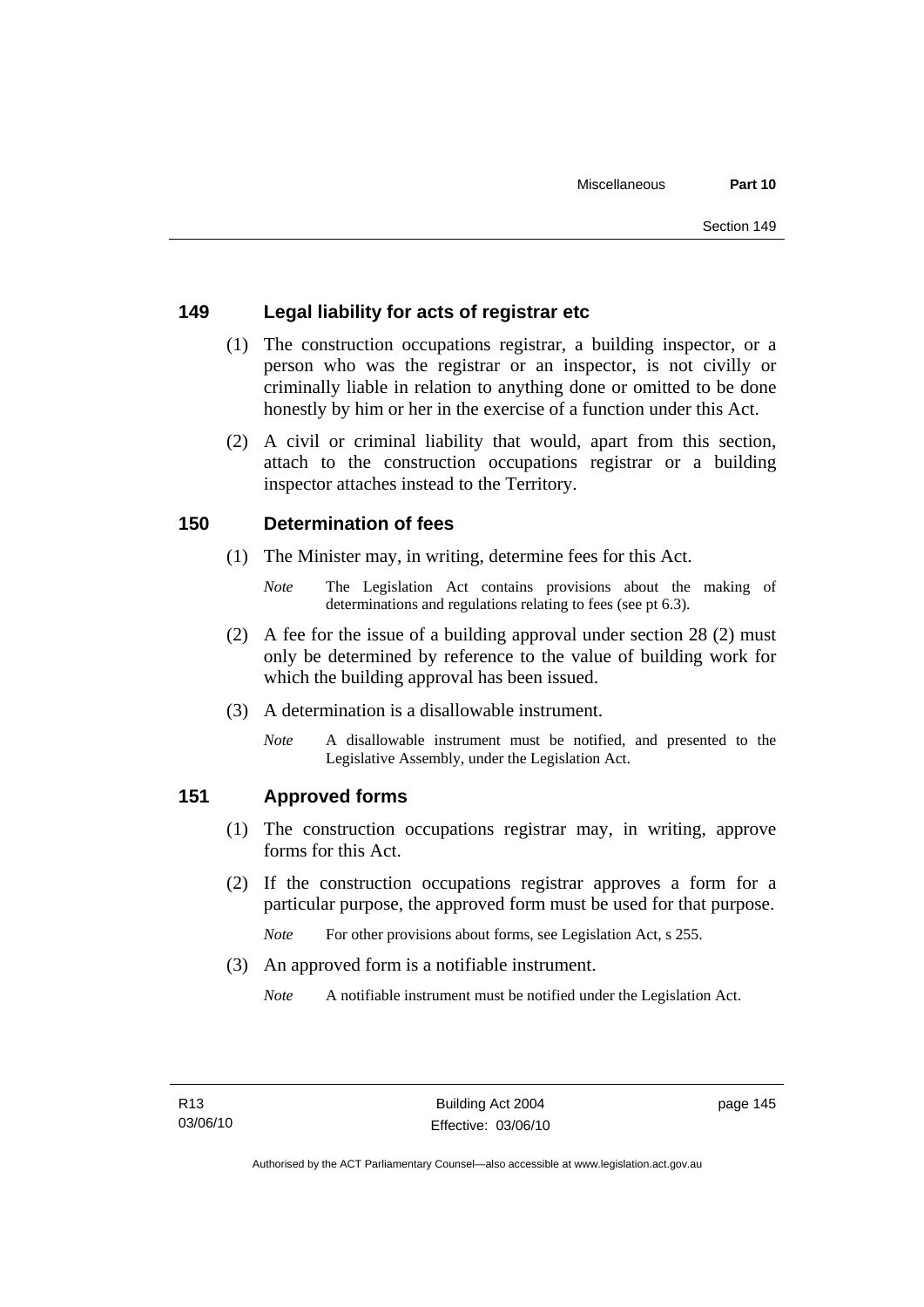## 149 Legal liability for acts of registrar etc

(1) The construction occupations registrar, a building inspector, or a person who was the registrar or an inspector, is not civilly or criminally liable in relation to anything done or omitted to be done honestly by him or her in the exercise of a function under this Act.

(2) A civil or criminal liability that would, apart from this section, attach to the construction occupations registrar or a building inspector attaches instead to the Territory.

## 150 Determination of fees

(1) The Minister may, in writing, determine fees for this Act.

*Note* The Legislation Act contains provisions about the making of determinations and regulations relating to fees (see pt 6.3).

(2) A fee for the issue of a building approval under section 28 (2) must only be determined by reference to the value of building work for which the building approval has been issued.

(3) A determination is a disallowable instrument.

*Note* A disallowable instrument must be notified, and presented to the Legislative Assembly, under the Legislation Act.

## 151 Approved forms

(1) The construction occupations registrar may, in writing, approve forms for this Act.

(2) If the construction occupations registrar approves a form for a particular purpose, the approved form must be used for that purpose.

*Note* For other provisions about forms, see Legislation Act, s 255.

(3) An approved form is a notifiable instrument.

*Note* A notifiable instrument must be notified under the Legislation Act.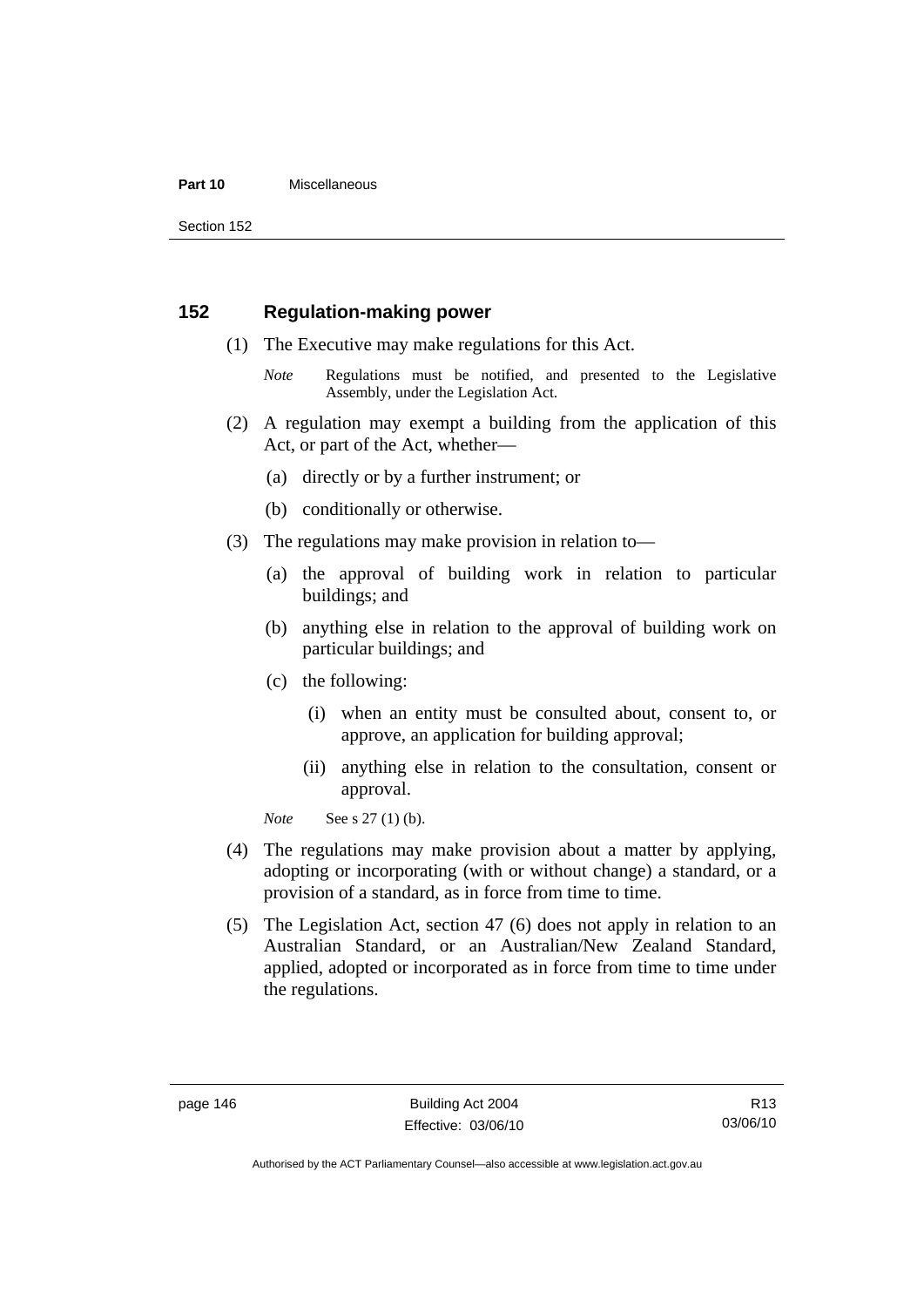## 152 Regulation-making power

(1) The Executive may make regulations for this Act.

*Note* Regulations must be notified, and presented to the Legislative Assembly, under the Legislation Act.

(2) A regulation may exempt a building from the application of this Act, or part of the Act, whether—

(a) directly or by a further instrument; or

(b) conditionally or otherwise.

(3) The regulations may make provision in relation to—

(a) the approval of building work in relation to particular buildings; and

(b) anything else in relation to the approval of building work on particular buildings; and

(c) the following:

(i) when an entity must be consulted about, consent to, or approve, an application for building approval;

(ii) anything else in relation to the consultation, consent or approval.

*Note* See s 27 (1) (b).

(4) The regulations may make provision about a matter by applying, adopting or incorporating (with or without change) a standard, or a provision of a standard, as in force from time to time.

(5) The Legislation Act, section 47 (6) does not apply in relation to an Australian Standard, or an Australian/New Zealand Standard, applied, adopted or incorporated as in force from time to time under the regulations.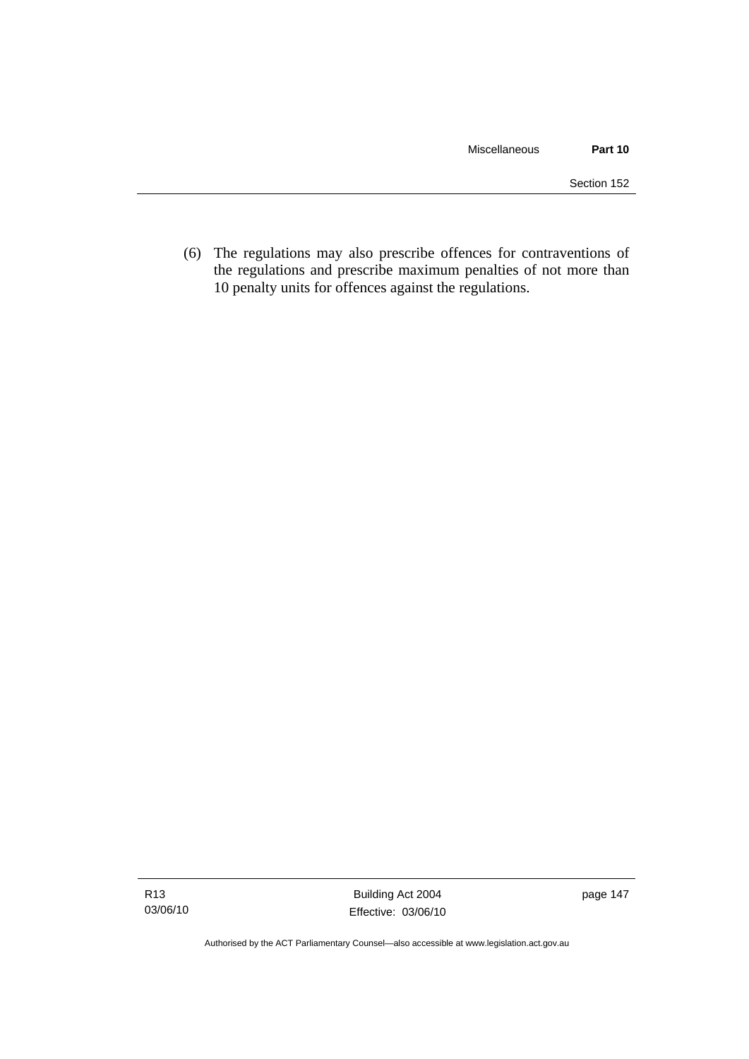(6) The regulations may also prescribe offences for contraventions of the regulations and prescribe maximum penalties of not more than 10 penalty units for offences against the regulations.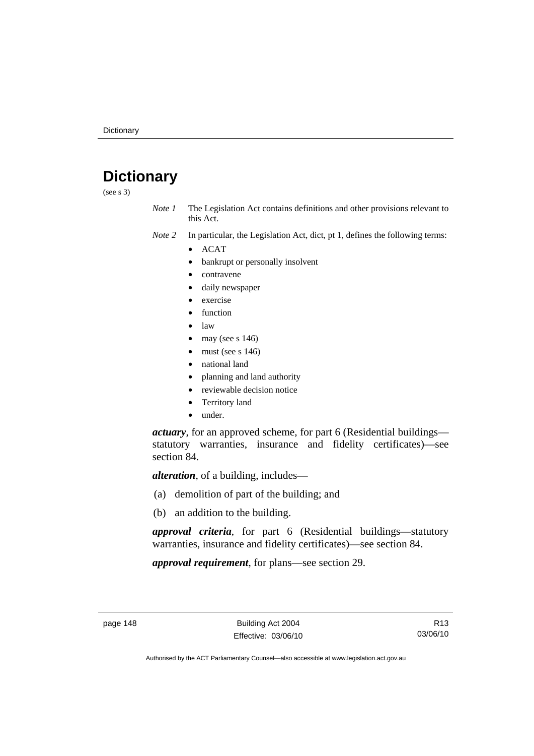# Dictionary

(see s 3)

*Note 1* The Legislation Act contains definitions and other provisions relevant to this Act.

*Note 2* In particular, the Legislation Act, dict, pt 1, defines the following terms:

- ACAT
- bankrupt or personally insolvent
- contravene
- daily newspaper
- exercise
- function
- law
- may (see s 146)
- must (see s 146)
- national land
- planning and land authority
- reviewable decision notice
- Territory land
- under.

***actuary***, for an approved scheme, for part 6 (Residential buildings—statutory warranties, insurance and fidelity certificates)—see section 84.

***alteration***, of a building, includes—

(a) demolition of part of the building; and

(b) an addition to the building.

***approval criteria***, for part 6 (Residential buildings—statutory warranties, insurance and fidelity certificates)—see section 84.

***approval requirement***, for plans—see section 29.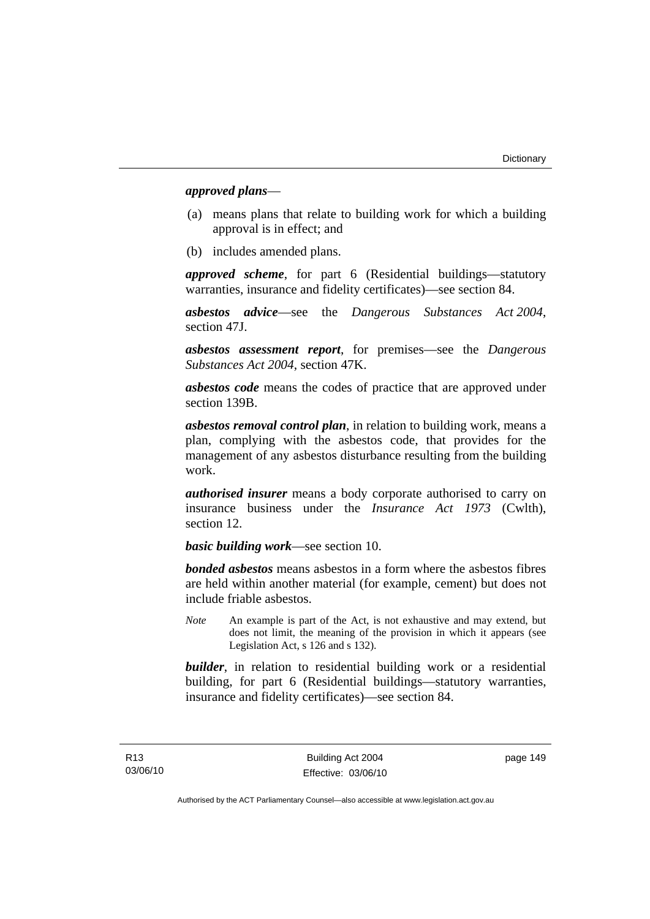***approved plans***—

(a) means plans that relate to building work for which a building approval is in effect; and

(b) includes amended plans.

***approved scheme***, for part 6 (Residential buildings—statutory warranties, insurance and fidelity certificates)—see section 84.

***asbestos advice***—see the *Dangerous Substances Act 2004*, section 47J.

***asbestos assessment report***, for premises—see the *Dangerous Substances Act 2004*, section 47K.

***asbestos code*** means the codes of practice that are approved under section 139B.

***asbestos removal control plan***, in relation to building work, means a plan, complying with the asbestos code, that provides for the management of any asbestos disturbance resulting from the building work.

***authorised insurer*** means a body corporate authorised to carry on insurance business under the *Insurance Act 1973* (Cwlth), section 12.

***basic building work***—see section 10.

***bonded asbestos*** means asbestos in a form where the asbestos fibres are held within another material (for example, cement) but does not include friable asbestos.

*Note* An example is part of the Act, is not exhaustive and may extend, but does not limit, the meaning of the provision in which it appears (see Legislation Act, s 126 and s 132).

***builder***, in relation to residential building work or a residential building, for part 6 (Residential buildings—statutory warranties, insurance and fidelity certificates)—see section 84.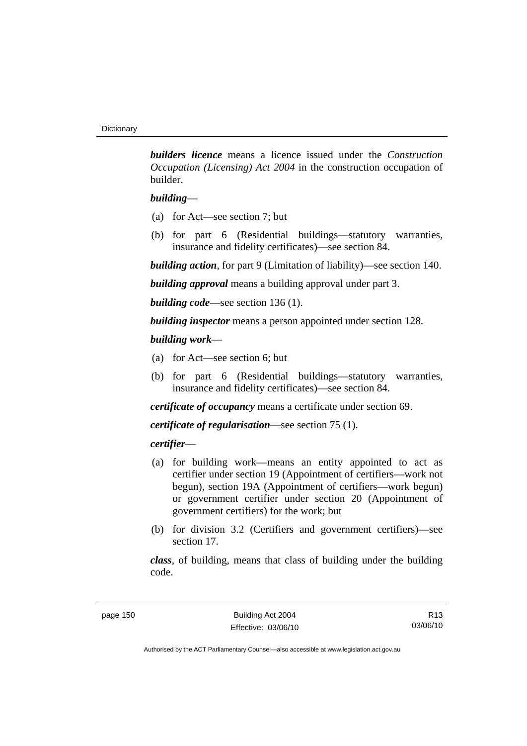***builders licence*** means a licence issued under the *Construction Occupation (Licensing) Act 2004* in the construction occupation of builder.

***building***—

(a) for Act—see section 7; but

(b) for part 6 (Residential buildings—statutory warranties, insurance and fidelity certificates)—see section 84.

***building action***, for part 9 (Limitation of liability)—see section 140.

***building approval*** means a building approval under part 3.

***building code***—see section 136 (1).

***building inspector*** means a person appointed under section 128.

***building work***—

(a) for Act—see section 6; but

(b) for part 6 (Residential buildings—statutory warranties, insurance and fidelity certificates)—see section 84.

***certificate of occupancy*** means a certificate under section 69.

***certificate of regularisation***—see section 75 (1).

***certifier***—

(a) for building work—means an entity appointed to act as certifier under section 19 (Appointment of certifiers—work not begun), section 19A (Appointment of certifiers—work begun) or government certifier under section 20 (Appointment of government certifiers) for the work; but

(b) for division 3.2 (Certifiers and government certifiers)—see section 17.

***class***, of building, means that class of building under the building code.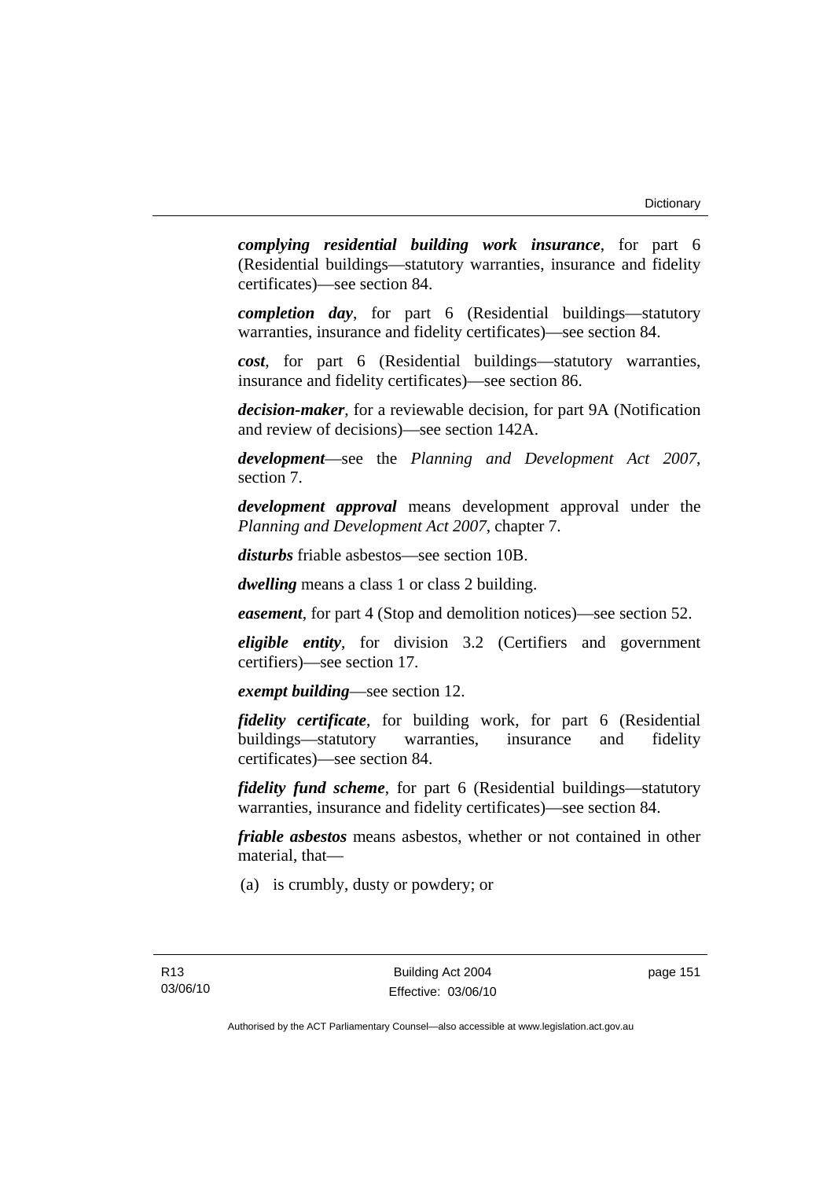***complying residential building work insurance***, for part 6 (Residential buildings—statutory warranties, insurance and fidelity certificates)—see section 84.

***completion day***, for part 6 (Residential buildings—statutory warranties, insurance and fidelity certificates)—see section 84.

***cost***, for part 6 (Residential buildings—statutory warranties, insurance and fidelity certificates)—see section 86.

***decision-maker***, for a reviewable decision, for part 9A (Notification and review of decisions)—see section 142A.

***development***—see the *Planning and Development Act 2007*, section 7.

***development approval*** means development approval under the *Planning and Development Act 2007*, chapter 7.

***disturbs*** friable asbestos—see section 10B.

***dwelling*** means a class 1 or class 2 building.

***easement***, for part 4 (Stop and demolition notices)—see section 52.

***eligible entity***, for division 3.2 (Certifiers and government certifiers)—see section 17.

***exempt building***—see section 12.

***fidelity certificate***, for building work, for part 6 (Residential buildings—statutory warranties, insurance and fidelity certificates)—see section 84.

***fidelity fund scheme***, for part 6 (Residential buildings—statutory warranties, insurance and fidelity certificates)—see section 84.

***friable asbestos*** means asbestos, whether or not contained in other material, that—

(a) is crumbly, dusty or powdery; or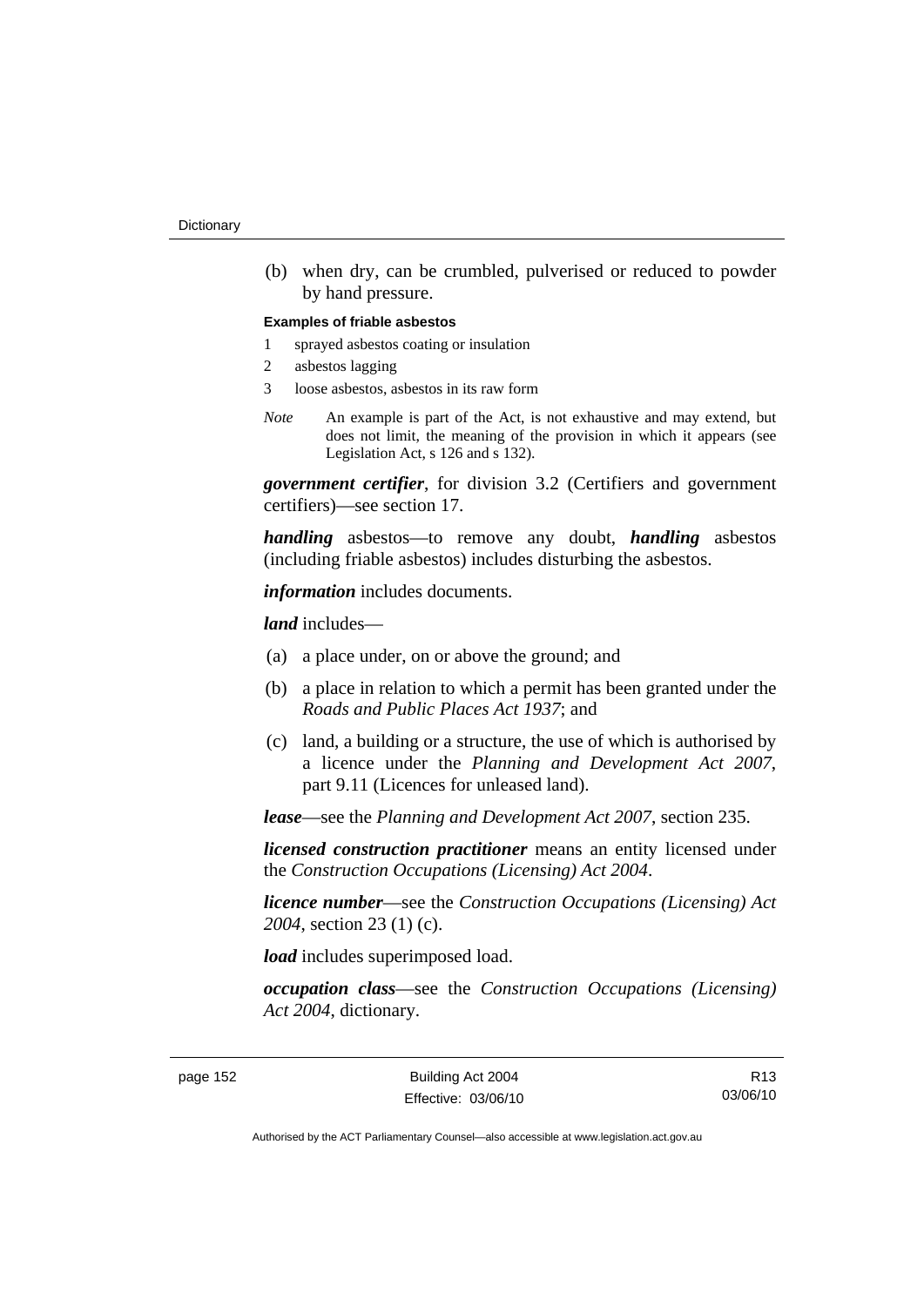(b) when dry, can be crumbled, pulverised or reduced to powder by hand pressure.

**Examples of friable asbestos**

1 sprayed asbestos coating or insulation

2 asbestos lagging

3 loose asbestos, asbestos in its raw form

*Note* An example is part of the Act, is not exhaustive and may extend, but does not limit, the meaning of the provision in which it appears (see Legislation Act, s 126 and s 132).

***government certifier***, for division 3.2 (Certifiers and government certifiers)—see section 17.

***handling*** asbestos—to remove any doubt, ***handling*** asbestos (including friable asbestos) includes disturbing the asbestos.

***information*** includes documents.

***land*** includes—

(a) a place under, on or above the ground; and

(b) a place in relation to which a permit has been granted under the *Roads and Public Places Act 1937*; and

(c) land, a building or a structure, the use of which is authorised by a licence under the *Planning and Development Act 2007*, part 9.11 (Licences for unleased land).

***lease***—see the *Planning and Development Act 2007*, section 235.

***licensed construction practitioner*** means an entity licensed under the *Construction Occupations (Licensing) Act 2004*.

***licence number***—see the *Construction Occupations (Licensing) Act 2004*, section 23 (1) (c).

***load*** includes superimposed load.

***occupation class***—see the *Construction Occupations (Licensing) Act 2004*, dictionary.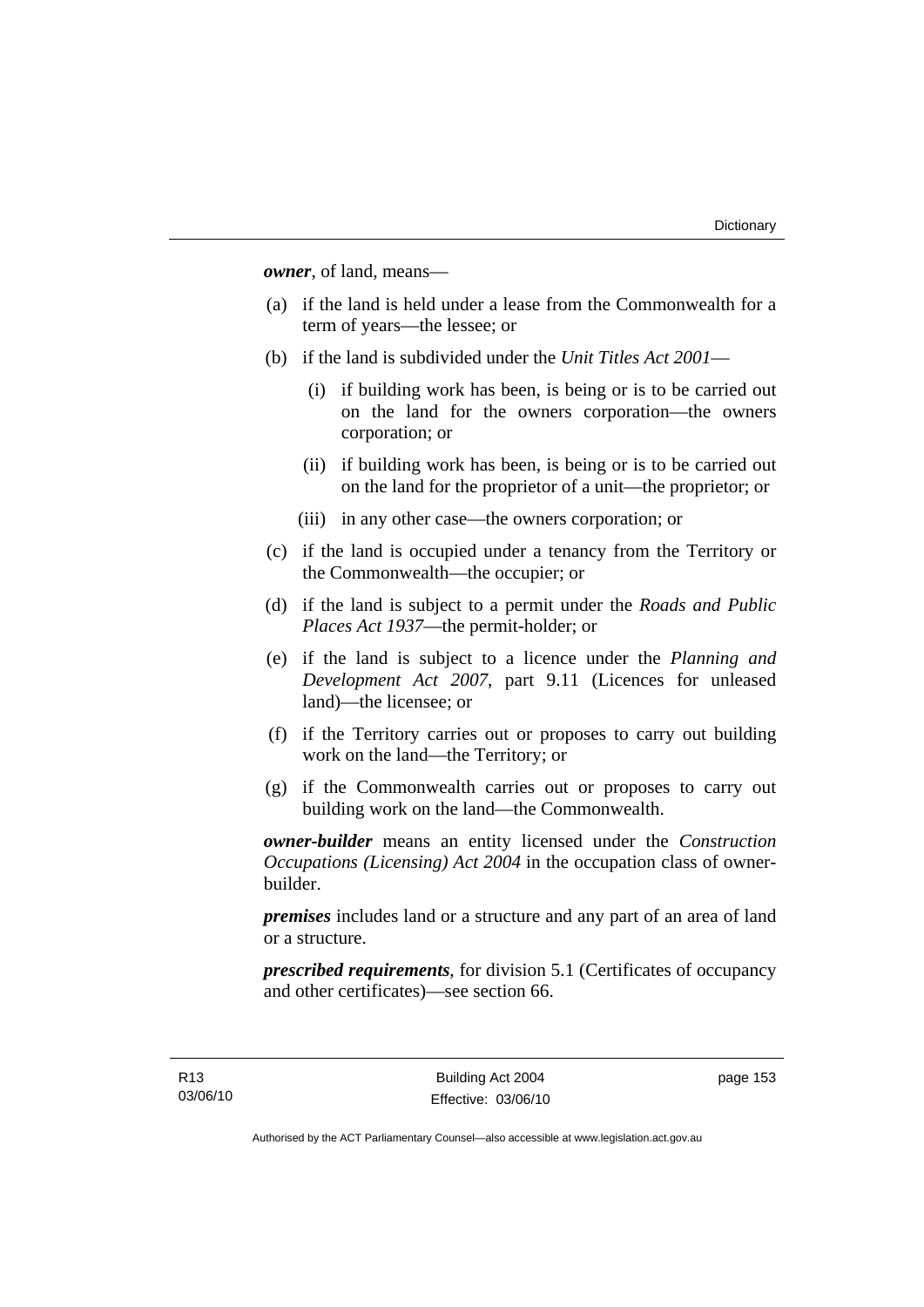***owner***, of land, means—

(a) if the land is held under a lease from the Commonwealth for a term of years—the lessee; or

(b) if the land is subdivided under the *Unit Titles Act 2001*—

  (i) if building work has been, is being or is to be carried out on the land for the owners corporation—the owners corporation; or

  (ii) if building work has been, is being or is to be carried out on the land for the proprietor of a unit—the proprietor; or

  (iii) in any other case—the owners corporation; or

(c) if the land is occupied under a tenancy from the Territory or the Commonwealth—the occupier; or

(d) if the land is subject to a permit under the *Roads and Public Places Act 1937*—the permit-holder; or

(e) if the land is subject to a licence under the *Planning and Development Act 2007*, part 9.11 (Licences for unleased land)—the licensee; or

(f) if the Territory carries out or proposes to carry out building work on the land—the Territory; or

(g) if the Commonwealth carries out or proposes to carry out building work on the land—the Commonwealth.

***owner-builder*** means an entity licensed under the *Construction Occupations (Licensing) Act 2004* in the occupation class of owner-builder.

***premises*** includes land or a structure and any part of an area of land or a structure.

***prescribed requirements***, for division 5.1 (Certificates of occupancy and other certificates)—see section 66.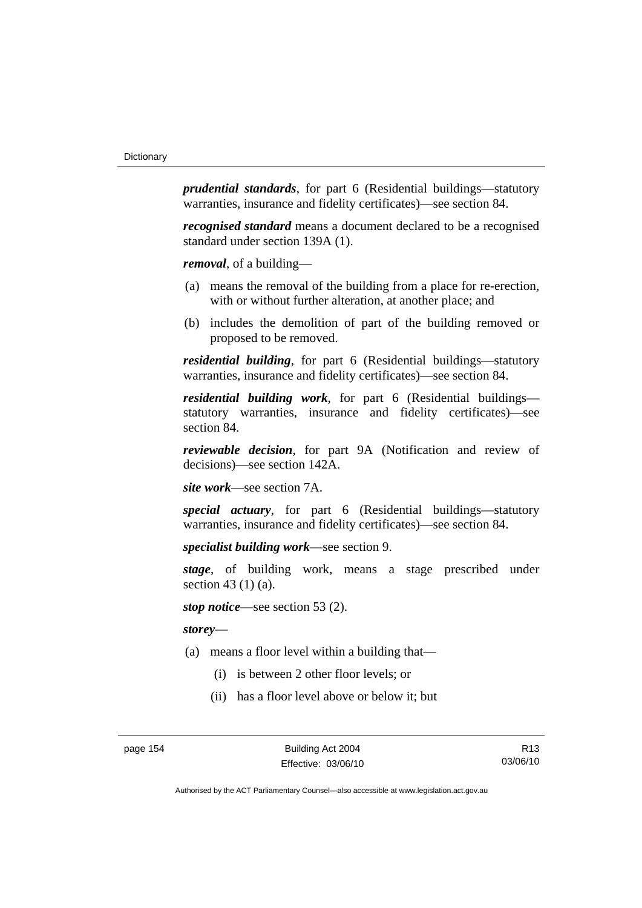***prudential standards***, for part 6 (Residential buildings—statutory warranties, insurance and fidelity certificates)—see section 84.

***recognised standard*** means a document declared to be a recognised standard under section 139A (1).

***removal***, of a building—

(a) means the removal of the building from a place for re-erection, with or without further alteration, at another place; and

(b) includes the demolition of part of the building removed or proposed to be removed.

***residential building***, for part 6 (Residential buildings—statutory warranties, insurance and fidelity certificates)—see section 84.

***residential building work***, for part 6 (Residential buildings—statutory warranties, insurance and fidelity certificates)—see section 84.

***reviewable decision***, for part 9A (Notification and review of decisions)—see section 142A.

***site work***—see section 7A.

***special actuary***, for part 6 (Residential buildings—statutory warranties, insurance and fidelity certificates)—see section 84.

***specialist building work***—see section 9.

***stage***, of building work, means a stage prescribed under section 43 (1) (a).

***stop notice***—see section 53 (2).

***storey***—

(a) means a floor level within a building that—

 (i) is between 2 other floor levels; or

 (ii) has a floor level above or below it; but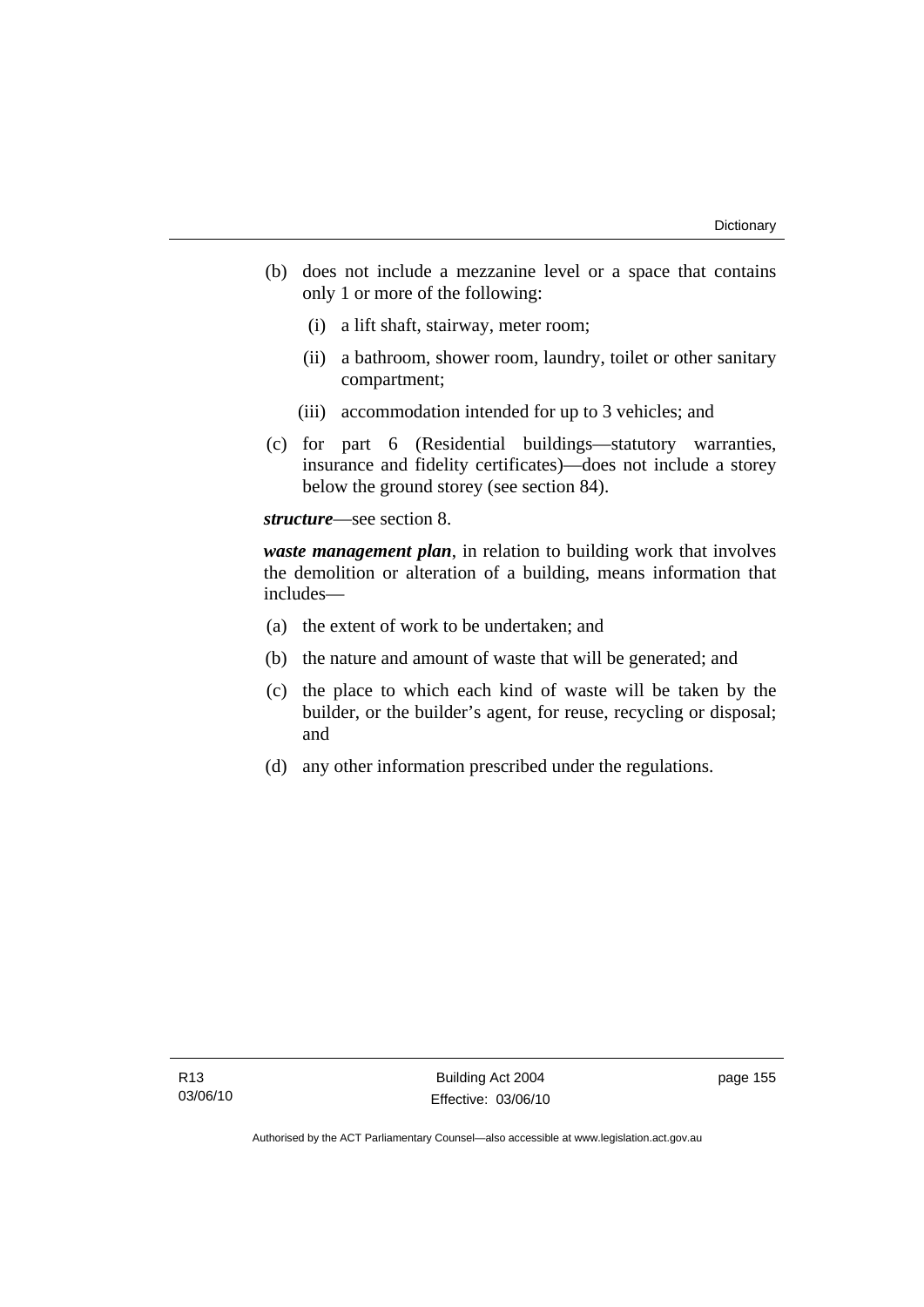(b) does not include a mezzanine level or a space that contains only 1 or more of the following:

  (i) a lift shaft, stairway, meter room;

  (ii) a bathroom, shower room, laundry, toilet or other sanitary compartment;

  (iii) accommodation intended for up to 3 vehicles; and

(c) for part 6 (Residential buildings—statutory warranties, insurance and fidelity certificates)—does not include a storey below the ground storey (see section 84).

***structure***—see section 8.

***waste management plan***, in relation to building work that involves the demolition or alteration of a building, means information that includes—

(a) the extent of work to be undertaken; and

(b) the nature and amount of waste that will be generated; and

(c) the place to which each kind of waste will be taken by the builder, or the builder's agent, for reuse, recycling or disposal; and

(d) any other information prescribed under the regulations.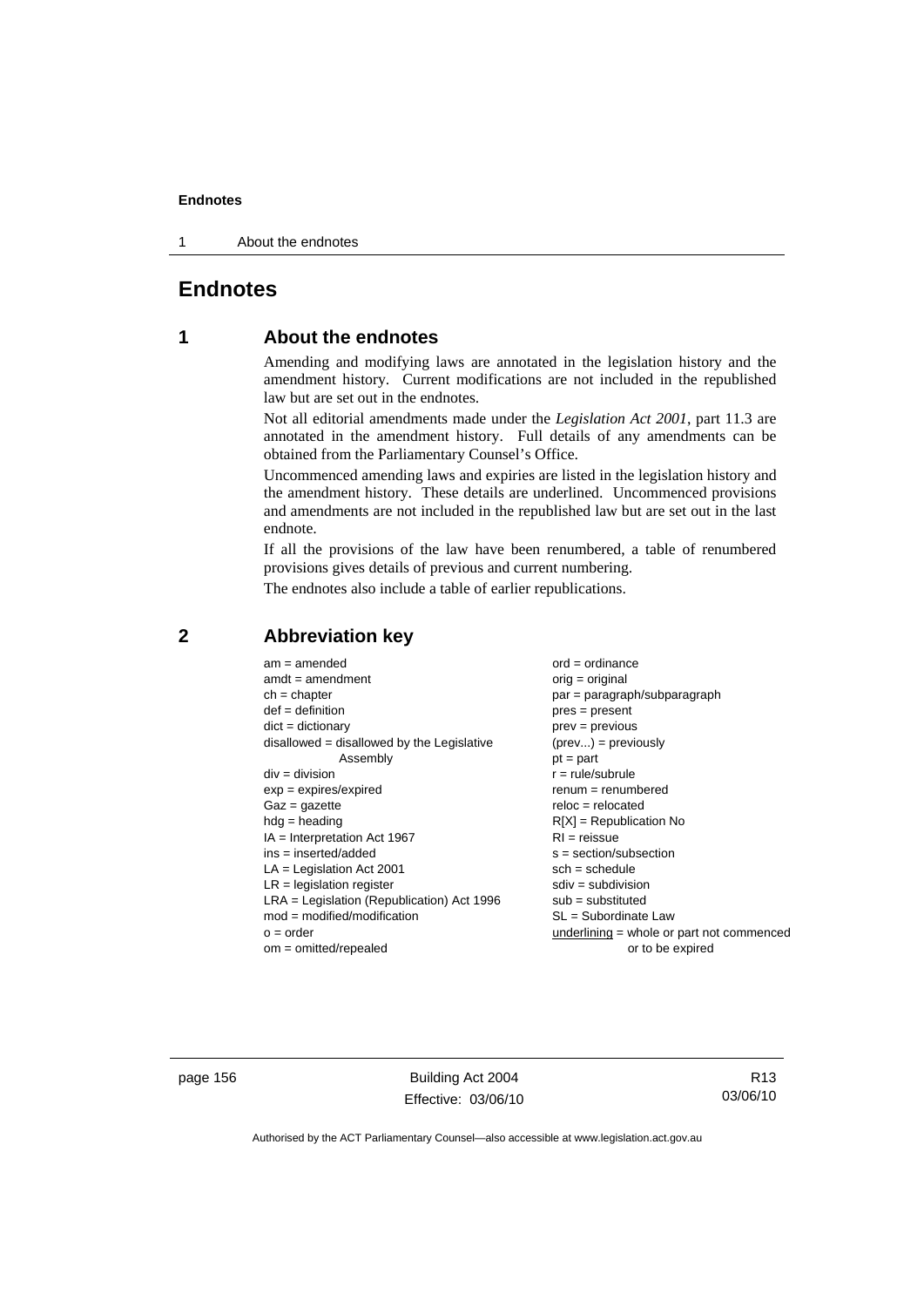# Endnotes

## 1 About the endnotes

Amending and modifying laws are annotated in the legislation history and the amendment history. Current modifications are not included in the republished law but are set out in the endnotes.

Not all editorial amendments made under the *Legislation Act 2001*, part 11.3 are annotated in the amendment history. Full details of any amendments can be obtained from the Parliamentary Counsel's Office.

Uncommenced amending laws and expiries are listed in the legislation history and the amendment history. These details are underlined. Uncommenced provisions and amendments are not included in the republished law but are set out in the last endnote.

If all the provisions of the law have been renumbered, a table of renumbered provisions gives details of previous and current numbering.

The endnotes also include a table of earlier republications.

## 2 Abbreviation key

am = amended
amdt = amendment
ch = chapter
def = definition
dict = dictionary
disallowed = disallowed by the Legislative Assembly
div = division
exp = expires/expired
Gaz = gazette
hdg = heading
IA = Interpretation Act 1967
ins = inserted/added
LA = Legislation Act 2001
LR = legislation register
LRA = Legislation (Republication) Act 1996
mod = modified/modification
o = order
om = omitted/repealed
ord = ordinance
orig = original
par = paragraph/subparagraph
pres = present
prev = previous
(prev...) = previously
pt = part
r = rule/subrule
renum = renumbered
reloc = relocated
R[X] = Republication No
RI = reissue
s = section/subsection
sch = schedule
sdiv = subdivision
sub = substituted
SL = Subordinate Law
underlining = whole or part not commenced or to be expired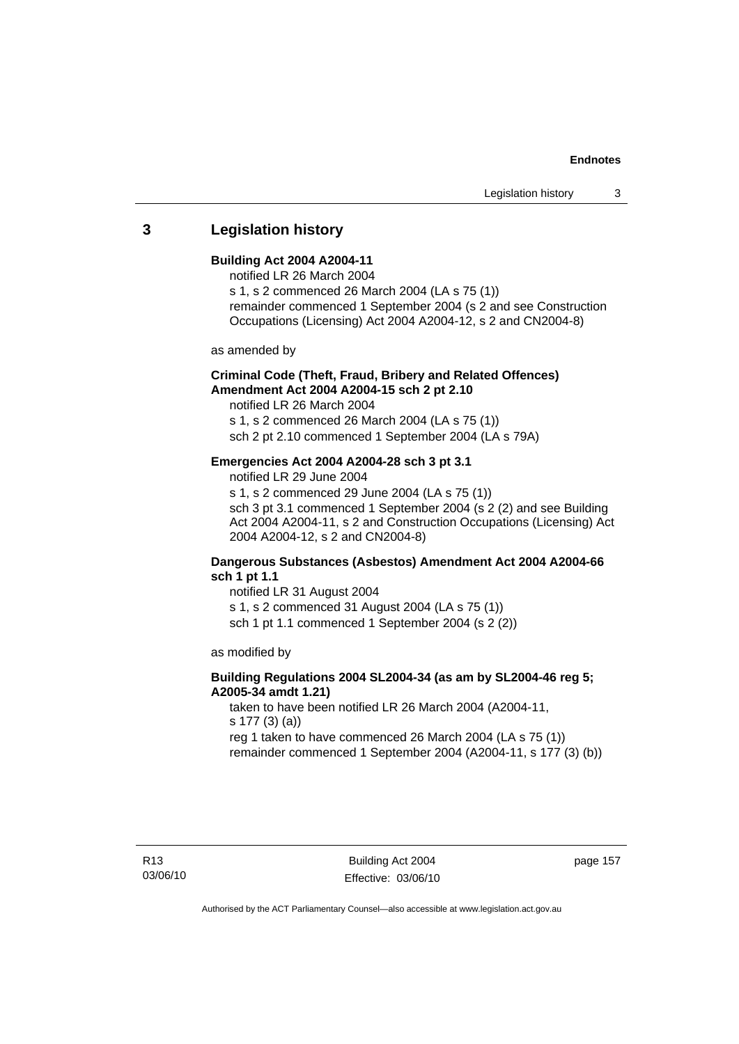## 3 Legislation history

**Building Act 2004 A2004-11**

notified LR 26 March 2004

s 1, s 2 commenced 26 March 2004 (LA s 75 (1))

remainder commenced 1 September 2004 (s 2 and see Construction Occupations (Licensing) Act 2004 A2004-12, s 2 and CN2004-8)

as amended by

**Criminal Code (Theft, Fraud, Bribery and Related Offences) Amendment Act 2004 A2004-15 sch 2 pt 2.10**

notified LR 26 March 2004

s 1, s 2 commenced 26 March 2004 (LA s 75 (1))

sch 2 pt 2.10 commenced 1 September 2004 (LA s 79A)

**Emergencies Act 2004 A2004-28 sch 3 pt 3.1**

notified LR 29 June 2004

s 1, s 2 commenced 29 June 2004 (LA s 75 (1))

sch 3 pt 3.1 commenced 1 September 2004 (s 2 (2) and see Building Act 2004 A2004-11, s 2 and Construction Occupations (Licensing) Act 2004 A2004-12, s 2 and CN2004-8)

**Dangerous Substances (Asbestos) Amendment Act 2004 A2004-66 sch 1 pt 1.1**

notified LR 31 August 2004

s 1, s 2 commenced 31 August 2004 (LA s 75 (1))

sch 1 pt 1.1 commenced 1 September 2004 (s 2 (2))

as modified by

**Building Regulations 2004 SL2004-34 (as am by SL2004-46 reg 5; A2005-34 amdt 1.21)**

taken to have been notified LR 26 March 2004 (A2004-11, s 177 (3) (a))

reg 1 taken to have commenced 26 March 2004 (LA s 75 (1))

remainder commenced 1 September 2004 (A2004-11, s 177 (3) (b))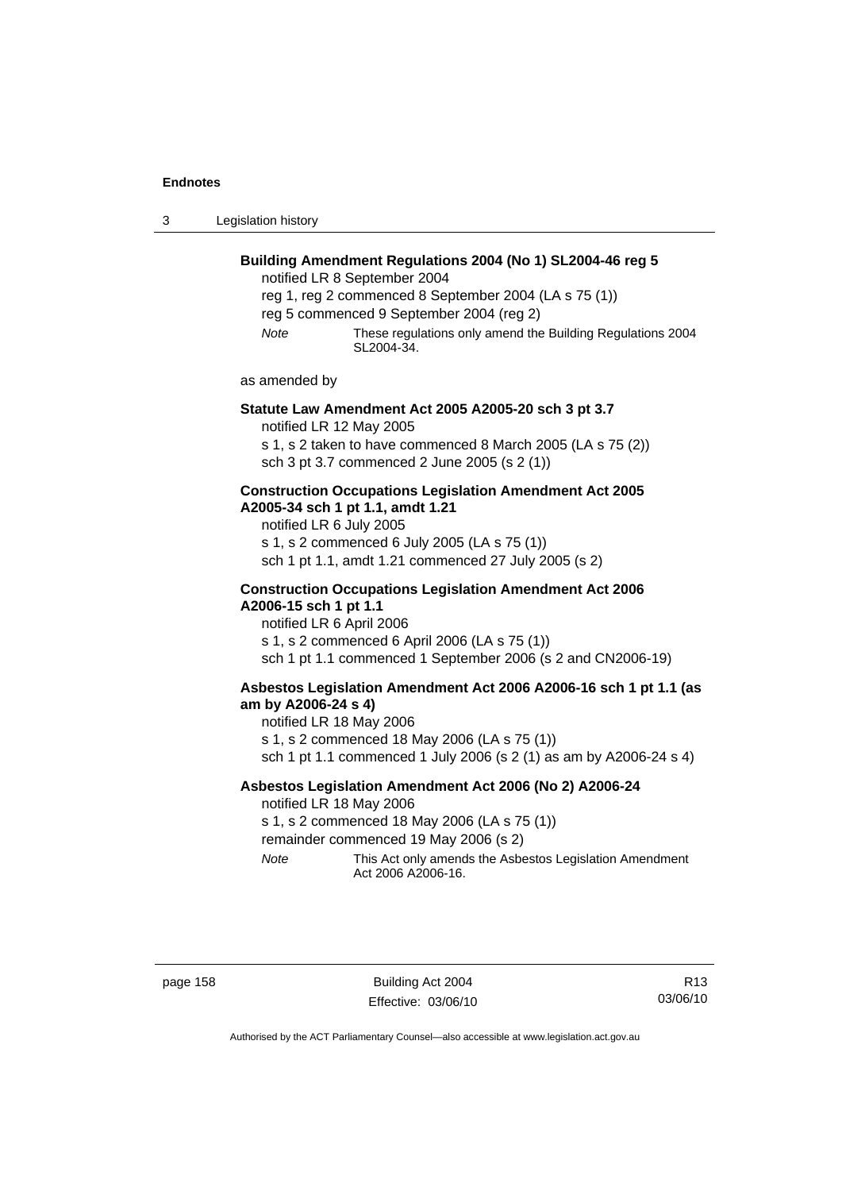**Building Amendment Regulations 2004 (No 1) SL2004-46 reg 5**

notified LR 8 September 2004

reg 1, reg 2 commenced 8 September 2004 (LA s 75 (1))

reg 5 commenced 9 September 2004 (reg 2)

*Note* These regulations only amend the Building Regulations 2004 SL2004-34.

as amended by

**Statute Law Amendment Act 2005 A2005-20 sch 3 pt 3.7**

notified LR 12 May 2005

s 1, s 2 taken to have commenced 8 March 2005 (LA s 75 (2))

sch 3 pt 3.7 commenced 2 June 2005 (s 2 (1))

**Construction Occupations Legislation Amendment Act 2005 A2005-34 sch 1 pt 1.1, amdt 1.21**

notified LR 6 July 2005

s 1, s 2 commenced 6 July 2005 (LA s 75 (1))

sch 1 pt 1.1, amdt 1.21 commenced 27 July 2005 (s 2)

**Construction Occupations Legislation Amendment Act 2006 A2006-15 sch 1 pt 1.1**

notified LR 6 April 2006

s 1, s 2 commenced 6 April 2006 (LA s 75 (1))

sch 1 pt 1.1 commenced 1 September 2006 (s 2 and CN2006-19)

**Asbestos Legislation Amendment Act 2006 A2006-16 sch 1 pt 1.1 (as am by A2006-24 s 4)**

notified LR 18 May 2006

s 1, s 2 commenced 18 May 2006 (LA s 75 (1))

sch 1 pt 1.1 commenced 1 July 2006 (s 2 (1) as am by A2006-24 s 4)

**Asbestos Legislation Amendment Act 2006 (No 2) A2006-24**

notified LR 18 May 2006

s 1, s 2 commenced 18 May 2006 (LA s 75 (1))

remainder commenced 19 May 2006 (s 2)

*Note* This Act only amends the Asbestos Legislation Amendment Act 2006 A2006-16.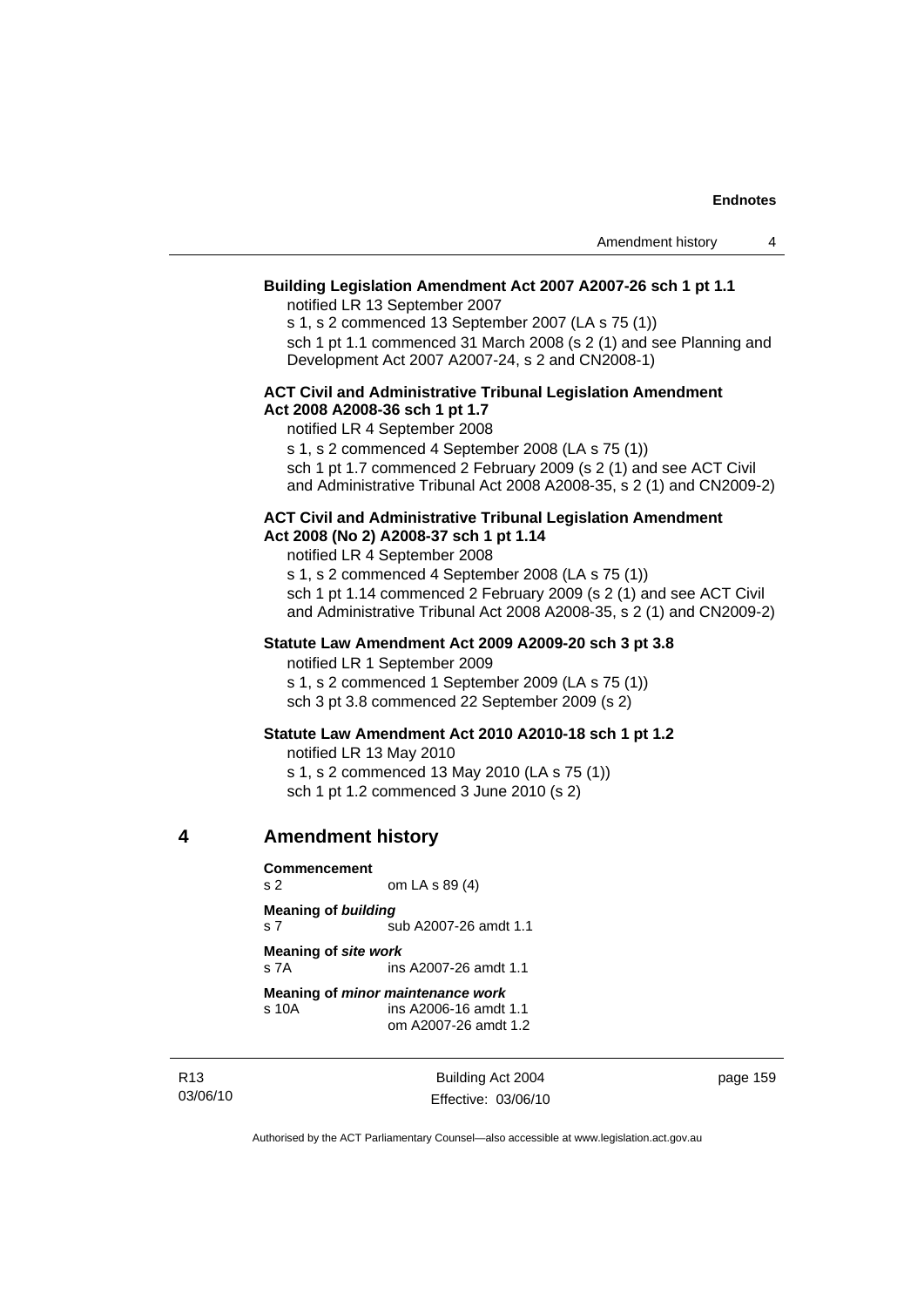**Building Legislation Amendment Act 2007 A2007-26 sch 1 pt 1.1**

notified LR 13 September 2007

s 1, s 2 commenced 13 September 2007 (LA s 75 (1))

sch 1 pt 1.1 commenced 31 March 2008 (s 2 (1) and see Planning and Development Act 2007 A2007-24, s 2 and CN2008-1)

**ACT Civil and Administrative Tribunal Legislation Amendment Act 2008 A2008-36 sch 1 pt 1.7**

notified LR 4 September 2008

s 1, s 2 commenced 4 September 2008 (LA s 75 (1))

sch 1 pt 1.7 commenced 2 February 2009 (s 2 (1) and see ACT Civil and Administrative Tribunal Act 2008 A2008-35, s 2 (1) and CN2009-2)

**ACT Civil and Administrative Tribunal Legislation Amendment Act 2008 (No 2) A2008-37 sch 1 pt 1.14**

notified LR 4 September 2008

s 1, s 2 commenced 4 September 2008 (LA s 75 (1))

sch 1 pt 1.14 commenced 2 February 2009 (s 2 (1) and see ACT Civil and Administrative Tribunal Act 2008 A2008-35, s 2 (1) and CN2009-2)

**Statute Law Amendment Act 2009 A2009-20 sch 3 pt 3.8**

notified LR 1 September 2009

s 1, s 2 commenced 1 September 2009 (LA s 75 (1))

sch 3 pt 3.8 commenced 22 September 2009 (s 2)

**Statute Law Amendment Act 2010 A2010-18 sch 1 pt 1.2**

notified LR 13 May 2010

s 1, s 2 commenced 13 May 2010 (LA s 75 (1))

sch 1 pt 1.2 commenced 3 June 2010 (s 2)

## 4 Amendment history

**Commencement**
s 2 — om LA s 89 (4)

**Meaning of *building***
s 7 — sub A2007-26 amdt 1.1

**Meaning of *site work***
s 7A — ins A2007-26 amdt 1.1

**Meaning of *minor maintenance work***
s 10A — ins A2006-16 amdt 1.1
om A2007-26 amdt 1.2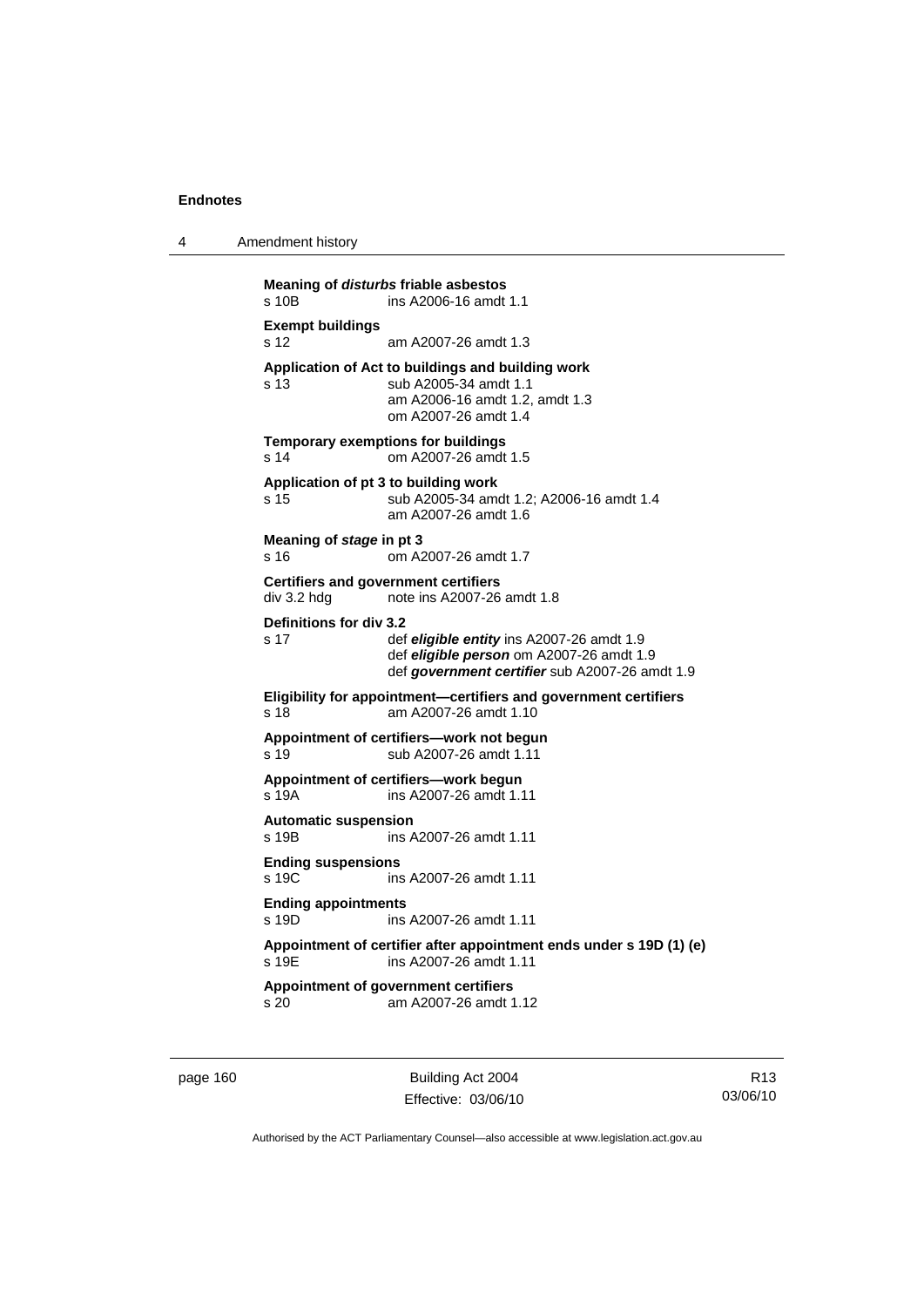**Meaning of *disturbs* friable asbestos**
s 10B ins A2006-16 amdt 1.1

**Exempt buildings**
s 12 am A2007-26 amdt 1.3

**Application of Act to buildings and building work**
s 13 sub A2005-34 amdt 1.1
am A2006-16 amdt 1.2, amdt 1.3
om A2007-26 amdt 1.4

**Temporary exemptions for buildings**
s 14 om A2007-26 amdt 1.5

**Application of pt 3 to building work**
s 15 sub A2005-34 amdt 1.2; A2006-16 amdt 1.4
am A2007-26 amdt 1.6

**Meaning of *stage* in pt 3**
s 16 om A2007-26 amdt 1.7

**Certifiers and government certifiers**
div 3.2 hdg note ins A2007-26 amdt 1.8

**Definitions for div 3.2**
s 17 def ***eligible entity*** ins A2007-26 amdt 1.9
def ***eligible person*** om A2007-26 amdt 1.9
def ***government certifier*** sub A2007-26 amdt 1.9

**Eligibility for appointment—certifiers and government certifiers**
s 18 am A2007-26 amdt 1.10

**Appointment of certifiers—work not begun**
s 19 sub A2007-26 amdt 1.11

**Appointment of certifiers—work begun**
s 19A ins A2007-26 amdt 1.11

**Automatic suspension**
s 19B ins A2007-26 amdt 1.11

**Ending suspensions**
s 19C ins A2007-26 amdt 1.11

**Ending appointments**
s 19D ins A2007-26 amdt 1.11

**Appointment of certifier after appointment ends under s 19D (1) (e)**
s 19E ins A2007-26 amdt 1.11

**Appointment of government certifiers**
s 20 am A2007-26 amdt 1.12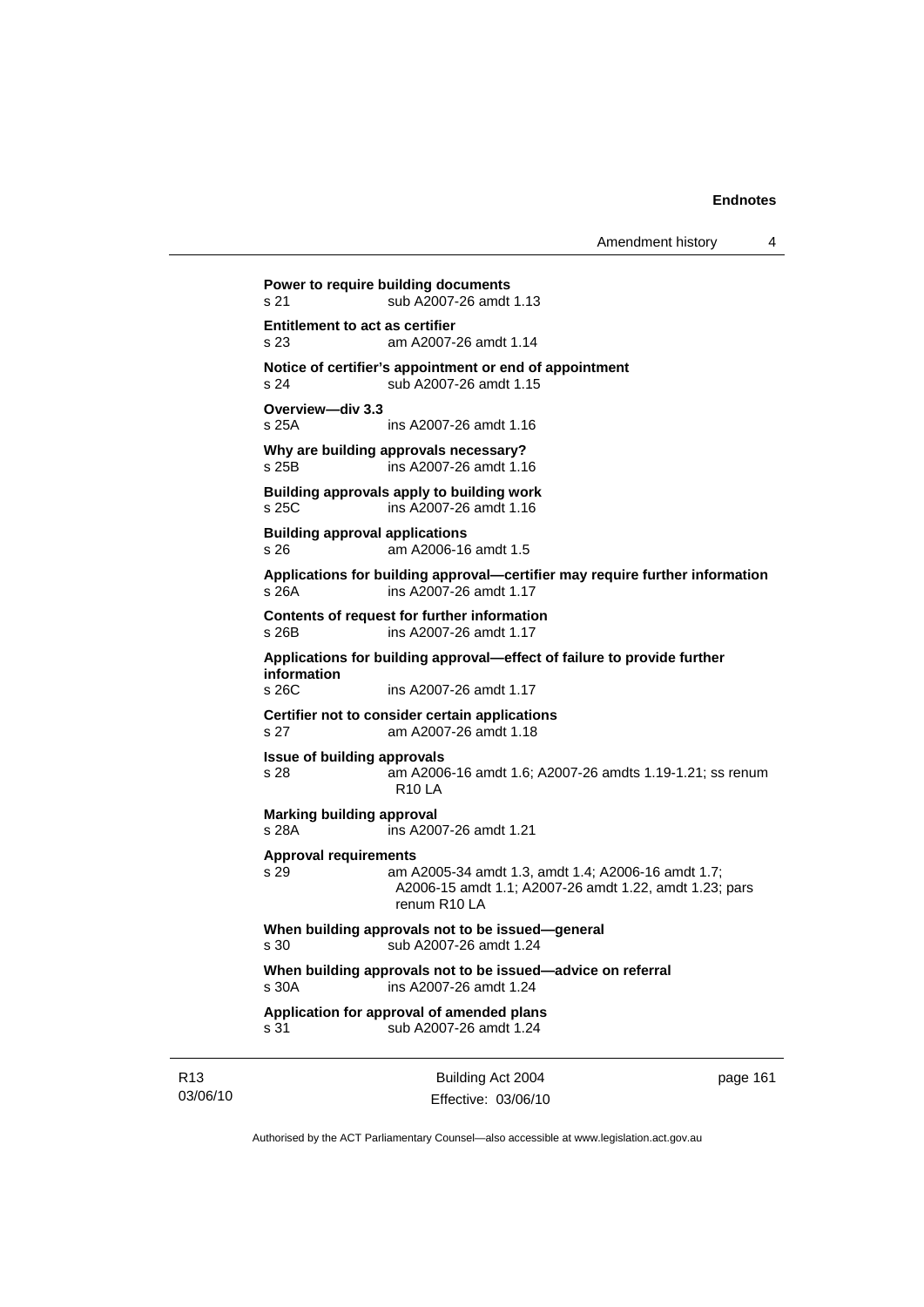**Power to require building documents**
s 21 sub A2007-26 amdt 1.13

**Entitlement to act as certifier**
s 23 am A2007-26 amdt 1.14

**Notice of certifier's appointment or end of appointment**
s 24 sub A2007-26 amdt 1.15

**Overview—div 3.3**
s 25A ins A2007-26 amdt 1.16

**Why are building approvals necessary?**
s 25B ins A2007-26 amdt 1.16

**Building approvals apply to building work**
s 25C ins A2007-26 amdt 1.16

**Building approval applications**
s 26 am A2006-16 amdt 1.5

**Applications for building approval—certifier may require further information**
s 26A ins A2007-26 amdt 1.17

**Contents of request for further information**
s 26B ins A2007-26 amdt 1.17

**Applications for building approval—effect of failure to provide further information**
s 26C ins A2007-26 amdt 1.17

**Certifier not to consider certain applications**
s 27 am A2007-26 amdt 1.18

**Issue of building approvals**
s 28 am A2006-16 amdt 1.6; A2007-26 amdts 1.19-1.21; ss renum R10 LA

**Marking building approval**
s 28A ins A2007-26 amdt 1.21

**Approval requirements**
s 29 am A2005-34 amdt 1.3, amdt 1.4; A2006-16 amdt 1.7; A2006-15 amdt 1.1; A2007-26 amdt 1.22, amdt 1.23; pars renum R10 LA

**When building approvals not to be issued—general**
s 30 sub A2007-26 amdt 1.24

**When building approvals not to be issued—advice on referral**
s 30A ins A2007-26 amdt 1.24

**Application for approval of amended plans**
s 31 sub A2007-26 amdt 1.24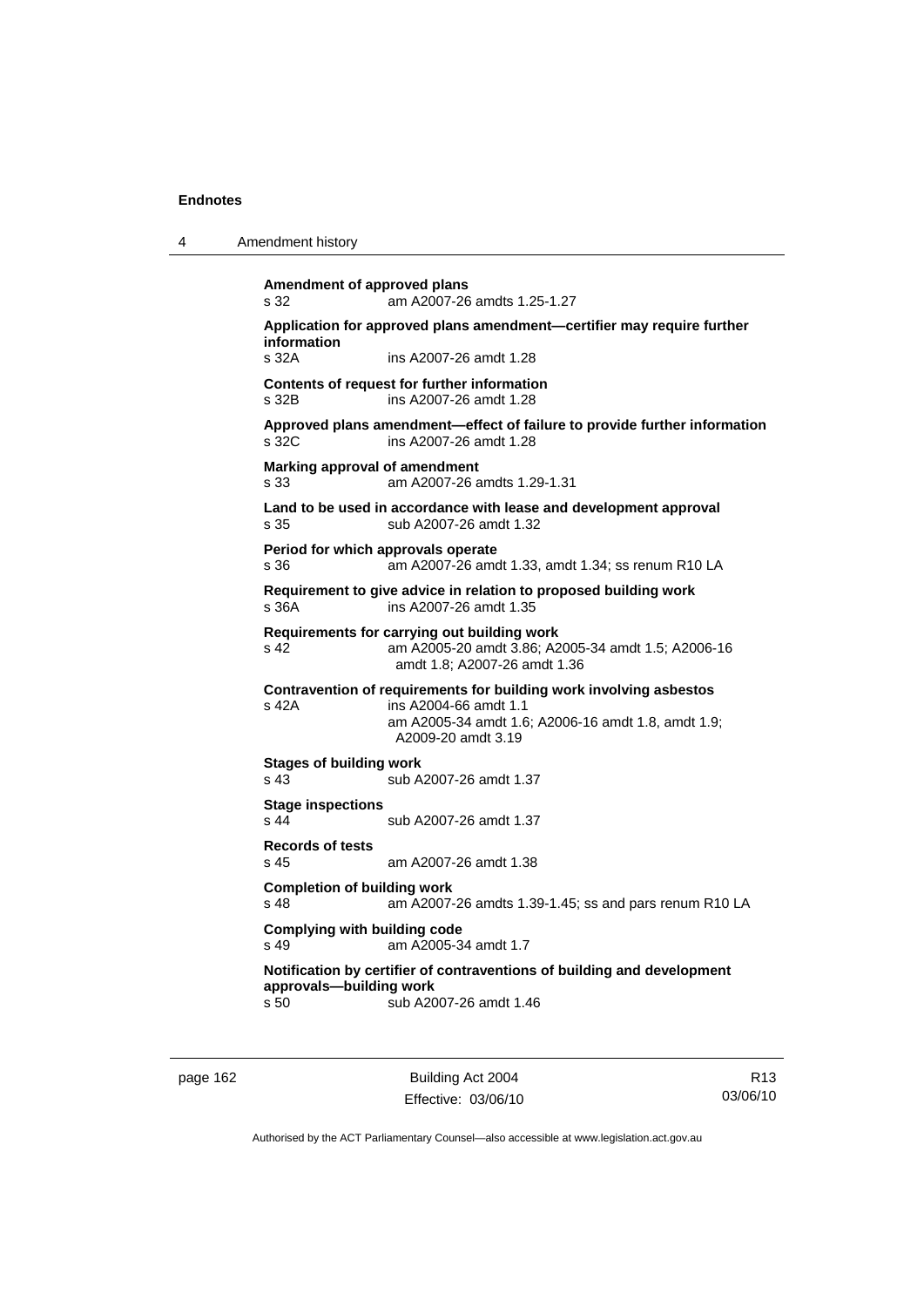**Amendment of approved plans**
s 32 am A2007-26 amdts 1.25-1.27

**Application for approved plans amendment—certifier may require further information**
s 32A ins A2007-26 amdt 1.28

**Contents of request for further information**
s 32B ins A2007-26 amdt 1.28

**Approved plans amendment—effect of failure to provide further information**
s 32C ins A2007-26 amdt 1.28

**Marking approval of amendment**
s 33 am A2007-26 amdts 1.29-1.31

**Land to be used in accordance with lease and development approval**
s 35 sub A2007-26 amdt 1.32

**Period for which approvals operate**
s 36 am A2007-26 amdt 1.33, amdt 1.34; ss renum R10 LA

**Requirement to give advice in relation to proposed building work**
s 36A ins A2007-26 amdt 1.35

**Requirements for carrying out building work**
s 42 am A2005-20 amdt 3.86; A2005-34 amdt 1.5; A2006-16 amdt 1.8; A2007-26 amdt 1.36

**Contravention of requirements for building work involving asbestos**
s 42A ins A2004-66 amdt 1.1
am A2005-34 amdt 1.6; A2006-16 amdt 1.8, amdt 1.9; A2009-20 amdt 3.19

**Stages of building work**
s 43 sub A2007-26 amdt 1.37

**Stage inspections**
s 44 sub A2007-26 amdt 1.37

**Records of tests**
s 45 am A2007-26 amdt 1.38

**Completion of building work**
s 48 am A2007-26 amdts 1.39-1.45; ss and pars renum R10 LA

**Complying with building code**
s 49 am A2005-34 amdt 1.7

**Notification by certifier of contraventions of building and development approvals—building work**
s 50 sub A2007-26 amdt 1.46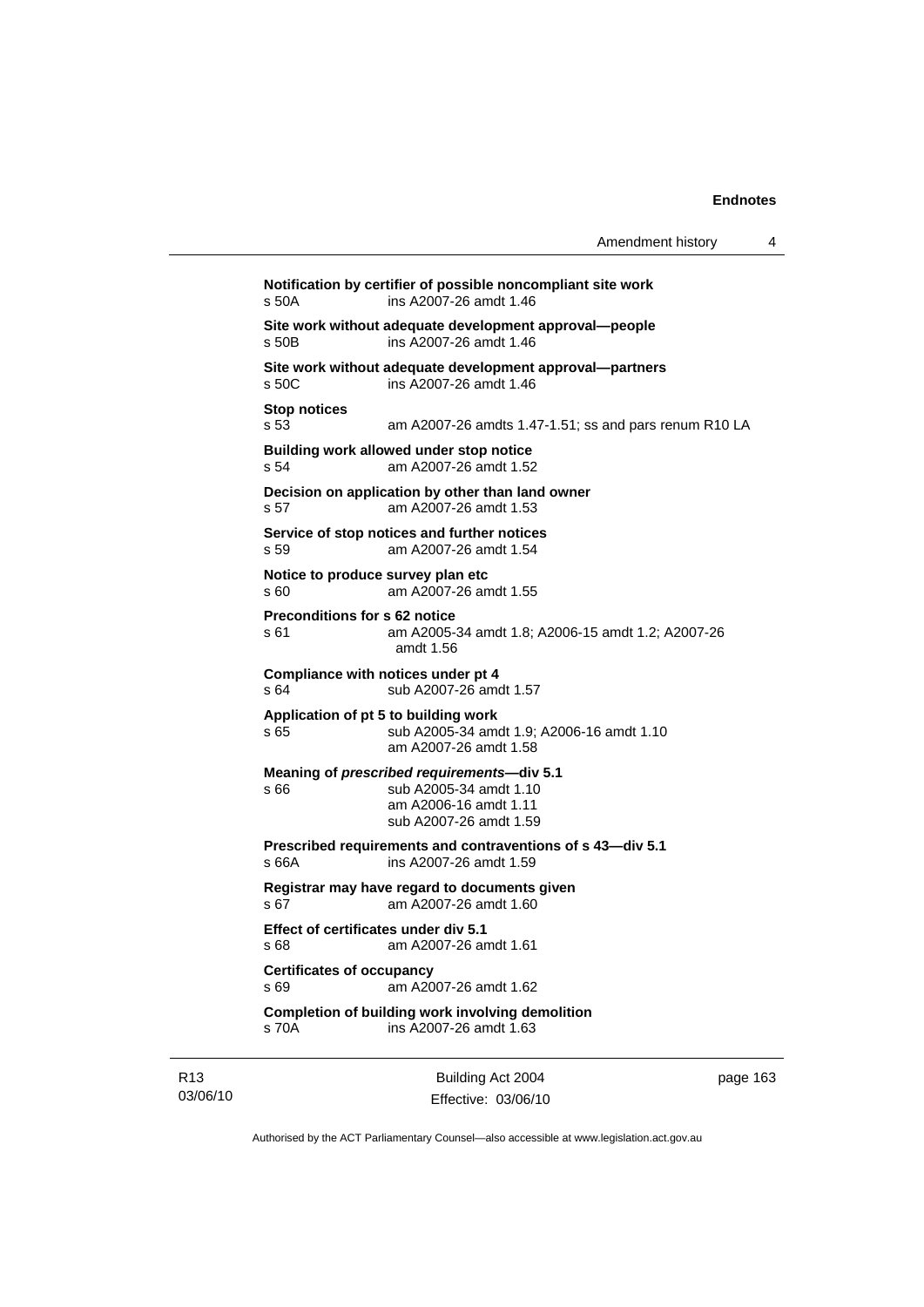**Notification by certifier of possible noncompliant site work**
s 50A ins A2007-26 amdt 1.46

**Site work without adequate development approval—people**
s 50B ins A2007-26 amdt 1.46

**Site work without adequate development approval—partners**
s 50C ins A2007-26 amdt 1.46

**Stop notices**
s 53 am A2007-26 amdts 1.47-1.51; ss and pars renum R10 LA

**Building work allowed under stop notice**
s 54 am A2007-26 amdt 1.52

**Decision on application by other than land owner**
s 57 am A2007-26 amdt 1.53

**Service of stop notices and further notices**
s 59 am A2007-26 amdt 1.54

**Notice to produce survey plan etc**
s 60 am A2007-26 amdt 1.55

**Preconditions for s 62 notice**
s 61 am A2005-34 amdt 1.8; A2006-15 amdt 1.2; A2007-26 amdt 1.56

**Compliance with notices under pt 4**
s 64 sub A2007-26 amdt 1.57

**Application of pt 5 to building work**
s 65 sub A2005-34 amdt 1.9; A2006-16 amdt 1.10
am A2007-26 amdt 1.58

**Meaning of *prescribed requirements*—div 5.1**
s 66 sub A2005-34 amdt 1.10
am A2006-16 amdt 1.11
sub A2007-26 amdt 1.59

**Prescribed requirements and contraventions of s 43—div 5.1**
s 66A ins A2007-26 amdt 1.59

**Registrar may have regard to documents given**
s 67 am A2007-26 amdt 1.60

**Effect of certificates under div 5.1**
s 68 am A2007-26 amdt 1.61

**Certificates of occupancy**
s 69 am A2007-26 amdt 1.62

**Completion of building work involving demolition**
s 70A ins A2007-26 amdt 1.63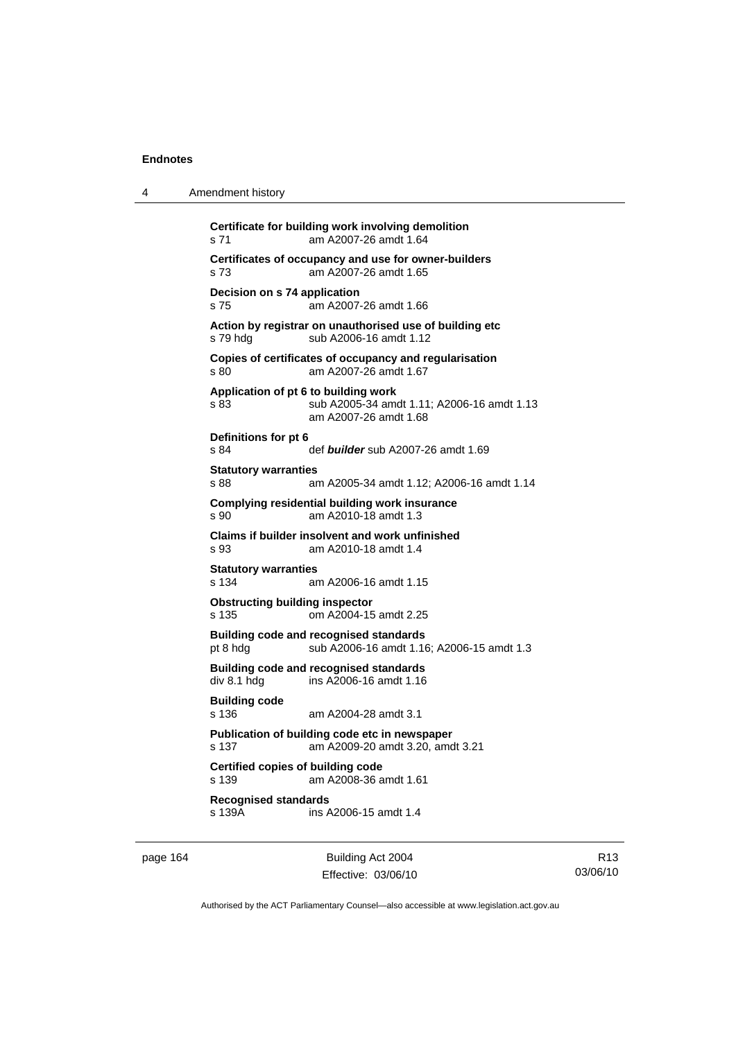**Certificate for building work involving demolition**
s 71 am A2007-26 amdt 1.64

**Certificates of occupancy and use for owner-builders**
s 73 am A2007-26 amdt 1.65

**Decision on s 74 application**
s 75 am A2007-26 amdt 1.66

**Action by registrar on unauthorised use of building etc**
s 79 hdg sub A2006-16 amdt 1.12

**Copies of certificates of occupancy and regularisation**
s 80 am A2007-26 amdt 1.67

**Application of pt 6 to building work**
s 83 sub A2005-34 amdt 1.11; A2006-16 amdt 1.13
am A2007-26 amdt 1.68

**Definitions for pt 6**
s 84 def ***builder*** sub A2007-26 amdt 1.69

**Statutory warranties**
s 88 am A2005-34 amdt 1.12; A2006-16 amdt 1.14

**Complying residential building work insurance**
s 90 am A2010-18 amdt 1.3

**Claims if builder insolvent and work unfinished**
s 93 am A2010-18 amdt 1.4

**Statutory warranties**
s 134 am A2006-16 amdt 1.15

**Obstructing building inspector**
s 135 om A2004-15 amdt 2.25

**Building code and recognised standards**
pt 8 hdg sub A2006-16 amdt 1.16; A2006-15 amdt 1.3

**Building code and recognised standards**
div 8.1 hdg ins A2006-16 amdt 1.16

**Building code**
s 136 am A2004-28 amdt 3.1

**Publication of building code etc in newspaper**
s 137 am A2009-20 amdt 3.20, amdt 3.21

**Certified copies of building code**
s 139 am A2008-36 amdt 1.61

**Recognised standards**
s 139A ins A2006-15 amdt 1.4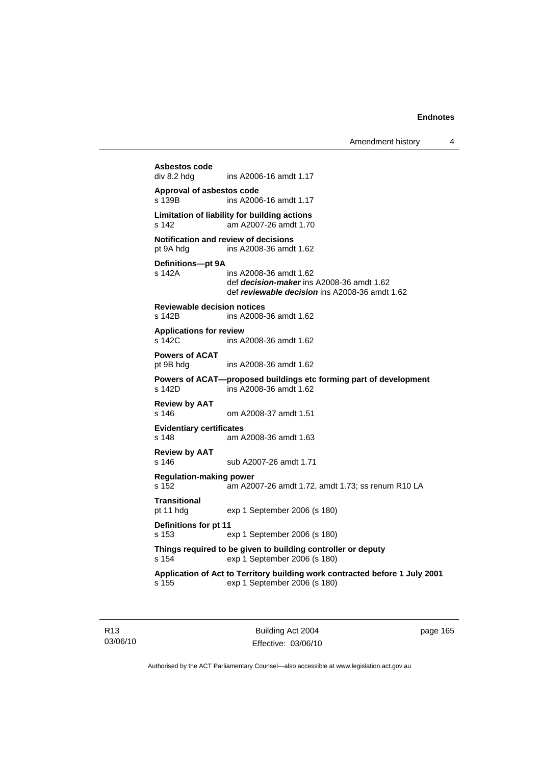**Asbestos code**
div 8.2 hdg ins A2006-16 amdt 1.17

**Approval of asbestos code**
s 139B ins A2006-16 amdt 1.17

**Limitation of liability for building actions**
s 142 am A2007-26 amdt 1.70

**Notification and review of decisions**
pt 9A hdg ins A2008-36 amdt 1.62

**Definitions—pt 9A**
s 142A ins A2008-36 amdt 1.62
def ***decision-maker*** ins A2008-36 amdt 1.62
def ***reviewable decision*** ins A2008-36 amdt 1.62

**Reviewable decision notices**
s 142B ins A2008-36 amdt 1.62

**Applications for review**
s 142C ins A2008-36 amdt 1.62

**Powers of ACAT**
pt 9B hdg ins A2008-36 amdt 1.62

**Powers of ACAT—proposed buildings etc forming part of development**
s 142D ins A2008-36 amdt 1.62

**Review by AAT**
s 146 om A2008-37 amdt 1.51

**Evidentiary certificates**
s 148 am A2008-36 amdt 1.63

**Review by AAT**
s 146 sub A2007-26 amdt 1.71

**Regulation-making power**
s 152 am A2007-26 amdt 1.72, amdt 1.73; ss renum R10 LA

**Transitional**
pt 11 hdg exp 1 September 2006 (s 180)

**Definitions for pt 11**
s 153 exp 1 September 2006 (s 180)

**Things required to be given to building controller or deputy**
s 154 exp 1 September 2006 (s 180)

**Application of Act to Territory building work contracted before 1 July 2001**
s 155 exp 1 September 2006 (s 180)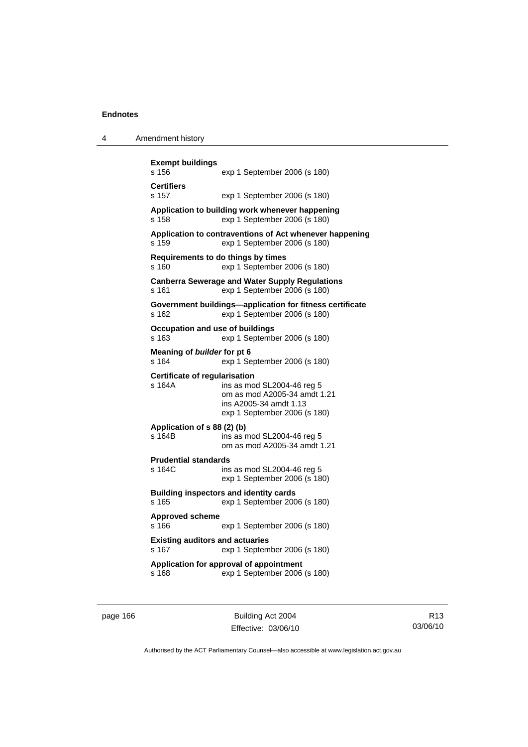**Exempt buildings**
s 156 exp 1 September 2006 (s 180)

**Certifiers**
s 157 exp 1 September 2006 (s 180)

**Application to building work whenever happening**
s 158 exp 1 September 2006 (s 180)

**Application to contraventions of Act whenever happening**
s 159 exp 1 September 2006 (s 180)

**Requirements to do things by times**
s 160 exp 1 September 2006 (s 180)

**Canberra Sewerage and Water Supply Regulations**
s 161 exp 1 September 2006 (s 180)

**Government buildings—application for fitness certificate**
s 162 exp 1 September 2006 (s 180)

**Occupation and use of buildings**
s 163 exp 1 September 2006 (s 180)

**Meaning of *builder* for pt 6**
s 164 exp 1 September 2006 (s 180)

**Certificate of regularisation**
s 164A ins as mod SL2004-46 reg 5
om as mod A2005-34 amdt 1.21
ins A2005-34 amdt 1.13
exp 1 September 2006 (s 180)

**Application of s 88 (2) (b)**
s 164B ins as mod SL2004-46 reg 5
om as mod A2005-34 amdt 1.21

**Prudential standards**
s 164C ins as mod SL2004-46 reg 5
exp 1 September 2006 (s 180)

**Building inspectors and identity cards**
s 165 exp 1 September 2006 (s 180)

**Approved scheme**
s 166 exp 1 September 2006 (s 180)

**Existing auditors and actuaries**
s 167 exp 1 September 2006 (s 180)

**Application for approval of appointment**
s 168 exp 1 September 2006 (s 180)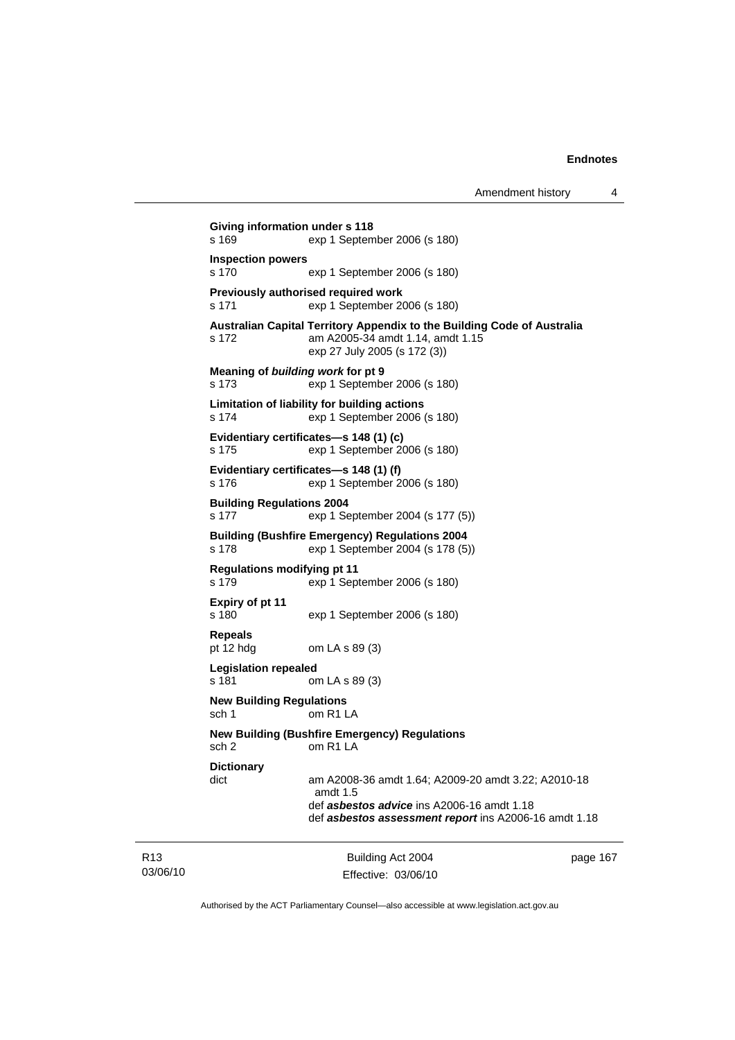**Giving information under s 118**
s 169 exp 1 September 2006 (s 180)

**Inspection powers**
s 170 exp 1 September 2006 (s 180)

**Previously authorised required work**
s 171 exp 1 September 2006 (s 180)

**Australian Capital Territory Appendix to the Building Code of Australia**
s 172 am A2005-34 amdt 1.14, amdt 1.15
exp 27 July 2005 (s 172 (3))

**Meaning of *building work* for pt 9**
s 173 exp 1 September 2006 (s 180)

**Limitation of liability for building actions**
s 174 exp 1 September 2006 (s 180)

**Evidentiary certificates—s 148 (1) (c)**
s 175 exp 1 September 2006 (s 180)

**Evidentiary certificates—s 148 (1) (f)**
s 176 exp 1 September 2006 (s 180)

**Building Regulations 2004**
s 177 exp 1 September 2004 (s 177 (5))

**Building (Bushfire Emergency) Regulations 2004**
s 178 exp 1 September 2004 (s 178 (5))

**Regulations modifying pt 11**
s 179 exp 1 September 2006 (s 180)

**Expiry of pt 11**
s 180 exp 1 September 2006 (s 180)

**Repeals**
pt 12 hdg om LA s 89 (3)

**Legislation repealed**
s 181 om LA s 89 (3)

**New Building Regulations**
sch 1 om R1 LA

**New Building (Bushfire Emergency) Regulations**
sch 2 om R1 LA

**Dictionary**
dict am A2008-36 amdt 1.64; A2009-20 amdt 3.22; A2010-18 amdt 1.5
def ***asbestos advice*** ins A2006-16 amdt 1.18
def ***asbestos assessment report*** ins A2006-16 amdt 1.18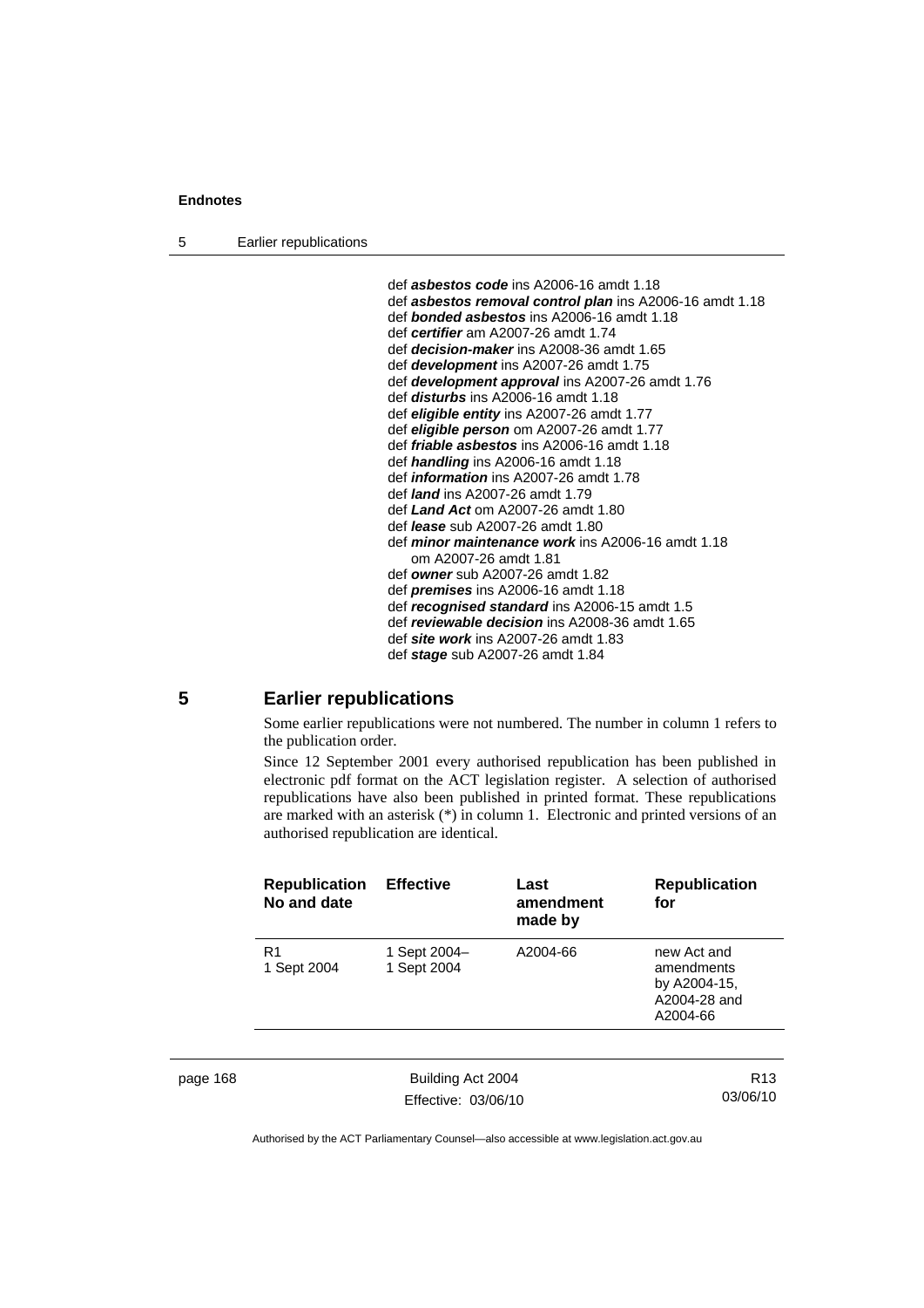def ***asbestos code*** ins A2006-16 amdt 1.18
def ***asbestos removal control plan*** ins A2006-16 amdt 1.18
def ***bonded asbestos*** ins A2006-16 amdt 1.18
def ***certifier*** am A2007-26 amdt 1.74
def ***decision-maker*** ins A2008-36 amdt 1.65
def ***development*** ins A2007-26 amdt 1.75
def ***development approval*** ins A2007-26 amdt 1.76
def ***disturbs*** ins A2006-16 amdt 1.18
def ***eligible entity*** ins A2007-26 amdt 1.77
def ***eligible person*** om A2007-26 amdt 1.77
def ***friable asbestos*** ins A2006-16 amdt 1.18
def ***handling*** ins A2006-16 amdt 1.18
def ***information*** ins A2007-26 amdt 1.78
def ***land*** ins A2007-26 amdt 1.79
def ***Land Act*** om A2007-26 amdt 1.80
def ***lease*** sub A2007-26 amdt 1.80
def ***minor maintenance work*** ins A2006-16 amdt 1.18
om A2007-26 amdt 1.81
def ***owner*** sub A2007-26 amdt 1.82
def ***premises*** ins A2006-16 amdt 1.18
def ***recognised standard*** ins A2006-15 amdt 1.5
def ***reviewable decision*** ins A2008-36 amdt 1.65
def ***site work*** ins A2007-26 amdt 1.83
def ***stage*** sub A2007-26 amdt 1.84

## 5 Earlier republications

Some earlier republications were not numbered. The number in column 1 refers to the publication order.

Since 12 September 2001 every authorised republication has been published in electronic pdf format on the ACT legislation register. A selection of authorised republications have also been published in printed format. These republications are marked with an asterisk (*) in column 1. Electronic and printed versions of an authorised republication are identical.

| Republication No and date | Effective | Last amendment made by | Republication for |
|---|---|---|---|
| R1 1 Sept 2004 | 1 Sept 2004– 1 Sept 2004 | A2004-66 | new Act and amendments by A2004-15, A2004-28 and A2004-66 |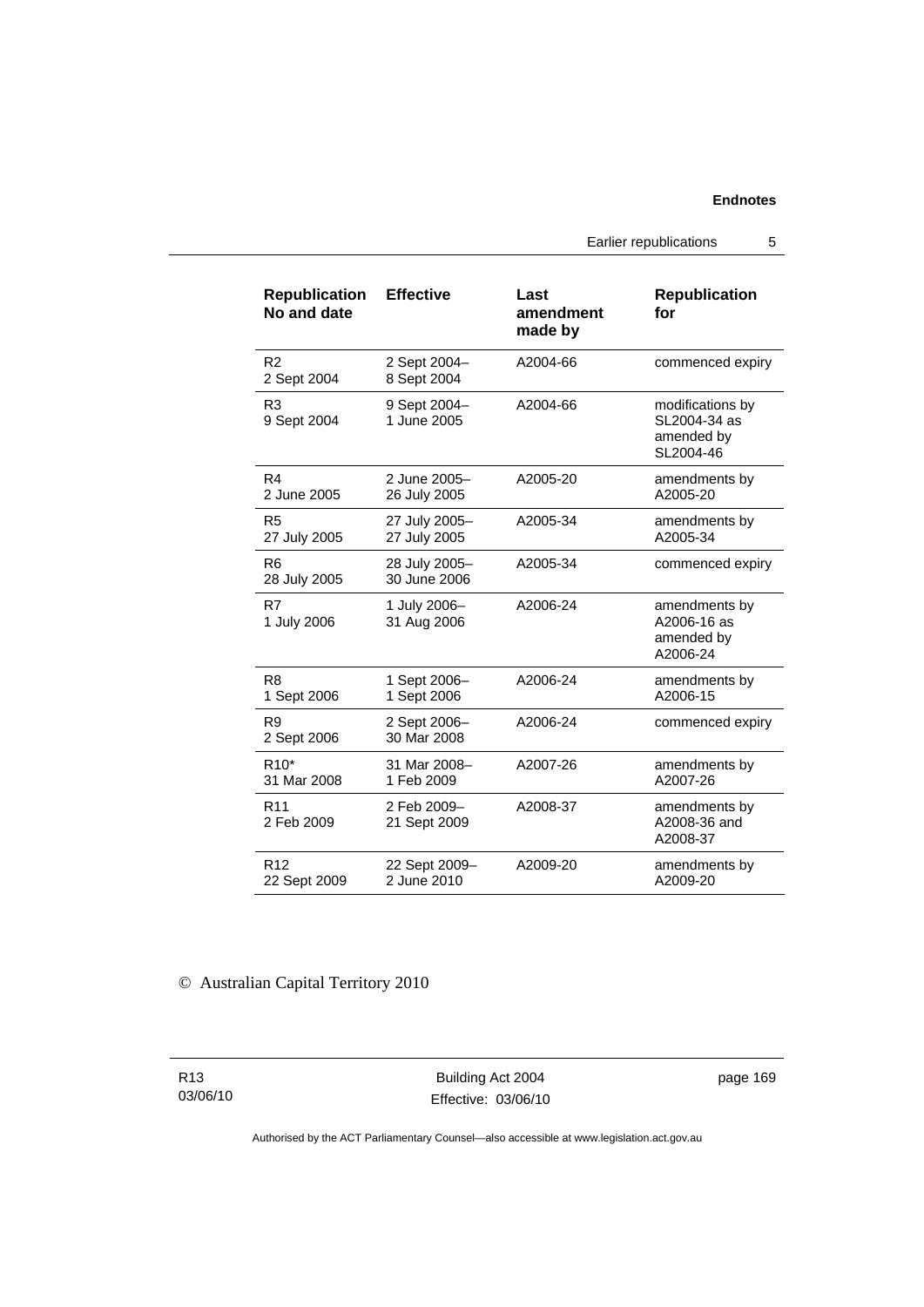| Republication No and date | Effective | Last amendment made by | Republication for |
|---|---|---|---|
| R2 2 Sept 2004 | 2 Sept 2004– 8 Sept 2004 | A2004-66 | commenced expiry |
| R3 9 Sept 2004 | 9 Sept 2004– 1 June 2005 | A2004-66 | modifications by SL2004-34 as amended by SL2004-46 |
| R4 2 June 2005 | 2 June 2005– 26 July 2005 | A2005-20 | amendments by A2005-20 |
| R5 27 July 2005 | 27 July 2005– 27 July 2005 | A2005-34 | amendments by A2005-34 |
| R6 28 July 2005 | 28 July 2005– 30 June 2006 | A2005-34 | commenced expiry |
| R7 1 July 2006 | 1 July 2006– 31 Aug 2006 | A2006-24 | amendments by A2006-16 as amended by A2006-24 |
| R8 1 Sept 2006 | 1 Sept 2006– 1 Sept 2006 | A2006-24 | amendments by A2006-15 |
| R9 2 Sept 2006 | 2 Sept 2006– 30 Mar 2008 | A2006-24 | commenced expiry |
| R10* 31 Mar 2008 | 31 Mar 2008– 1 Feb 2009 | A2007-26 | amendments by A2007-26 |
| R11 2 Feb 2009 | 2 Feb 2009– 21 Sept 2009 | A2008-37 | amendments by A2008-36 and A2008-37 |
| R12 22 Sept 2009 | 22 Sept 2009– 2 June 2010 | A2009-20 | amendments by A2009-20 |

© Australian Capital Territory 2010